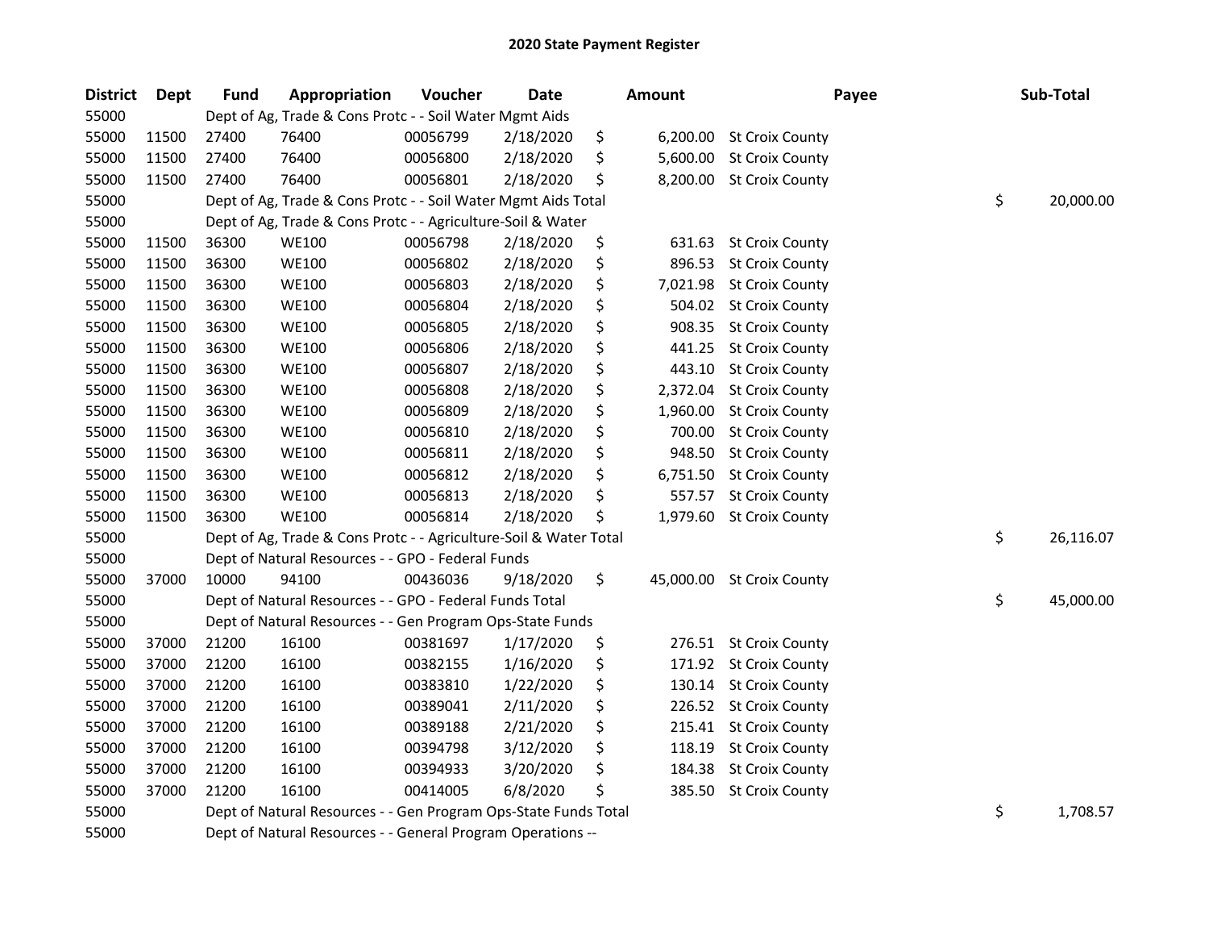# 2020 State Payment Register

| District | Dept | Fund | Appropriation | Voucher | Date | Amount | Payee | Sub-Total |
|---|---|---|---|---|---|---|---|---|
| 55000 | | Dept of Ag, Trade & Cons Protc - - Soil Water Mgmt Aids | | | | | | |
| 55000 | 11500 | 27400 | 76400 | 00056799 | 2/18/2020 | $ 6,200.00 | St Croix County | |
| 55000 | 11500 | 27400 | 76400 | 00056800 | 2/18/2020 | $ 5,600.00 | St Croix County | |
| 55000 | 11500 | 27400 | 76400 | 00056801 | 2/18/2020 | $ 8,200.00 | St Croix County | |
| 55000 | | Dept of Ag, Trade & Cons Protc - - Soil Water Mgmt Aids Total | | | | | | $ 20,000.00 |
| 55000 | | Dept of Ag, Trade & Cons Protc - - Agriculture-Soil & Water | | | | | | |
| 55000 | 11500 | 36300 | WE100 | 00056798 | 2/18/2020 | $ 631.63 | St Croix County | |
| 55000 | 11500 | 36300 | WE100 | 00056802 | 2/18/2020 | $ 896.53 | St Croix County | |
| 55000 | 11500 | 36300 | WE100 | 00056803 | 2/18/2020 | $ 7,021.98 | St Croix County | |
| 55000 | 11500 | 36300 | WE100 | 00056804 | 2/18/2020 | $ 504.02 | St Croix County | |
| 55000 | 11500 | 36300 | WE100 | 00056805 | 2/18/2020 | $ 908.35 | St Croix County | |
| 55000 | 11500 | 36300 | WE100 | 00056806 | 2/18/2020 | $ 441.25 | St Croix County | |
| 55000 | 11500 | 36300 | WE100 | 00056807 | 2/18/2020 | $ 443.10 | St Croix County | |
| 55000 | 11500 | 36300 | WE100 | 00056808 | 2/18/2020 | $ 2,372.04 | St Croix County | |
| 55000 | 11500 | 36300 | WE100 | 00056809 | 2/18/2020 | $ 1,960.00 | St Croix County | |
| 55000 | 11500 | 36300 | WE100 | 00056810 | 2/18/2020 | $ 700.00 | St Croix County | |
| 55000 | 11500 | 36300 | WE100 | 00056811 | 2/18/2020 | $ 948.50 | St Croix County | |
| 55000 | 11500 | 36300 | WE100 | 00056812 | 2/18/2020 | $ 6,751.50 | St Croix County | |
| 55000 | 11500 | 36300 | WE100 | 00056813 | 2/18/2020 | $ 557.57 | St Croix County | |
| 55000 | 11500 | 36300 | WE100 | 00056814 | 2/18/2020 | $ 1,979.60 | St Croix County | |
| 55000 | | Dept of Ag, Trade & Cons Protc - - Agriculture-Soil & Water Total | | | | | | $ 26,116.07 |
| 55000 | | Dept of Natural Resources - - GPO - Federal Funds | | | | | | |
| 55000 | 37000 | 10000 | 94100 | 00436036 | 9/18/2020 | $ 45,000.00 | St Croix County | |
| 55000 | | Dept of Natural Resources - - GPO - Federal Funds Total | | | | | | $ 45,000.00 |
| 55000 | | Dept of Natural Resources - - Gen Program Ops-State Funds | | | | | | |
| 55000 | 37000 | 21200 | 16100 | 00381697 | 1/17/2020 | $ 276.51 | St Croix County | |
| 55000 | 37000 | 21200 | 16100 | 00382155 | 1/16/2020 | $ 171.92 | St Croix County | |
| 55000 | 37000 | 21200 | 16100 | 00383810 | 1/22/2020 | $ 130.14 | St Croix County | |
| 55000 | 37000 | 21200 | 16100 | 00389041 | 2/11/2020 | $ 226.52 | St Croix County | |
| 55000 | 37000 | 21200 | 16100 | 00389188 | 2/21/2020 | $ 215.41 | St Croix County | |
| 55000 | 37000 | 21200 | 16100 | 00394798 | 3/12/2020 | $ 118.19 | St Croix County | |
| 55000 | 37000 | 21200 | 16100 | 00394933 | 3/20/2020 | $ 184.38 | St Croix County | |
| 55000 | 37000 | 21200 | 16100 | 00414005 | 6/8/2020 | $ 385.50 | St Croix County | |
| 55000 | | Dept of Natural Resources - - Gen Program Ops-State Funds Total | | | | | | $ 1,708.57 |
| 55000 | | Dept of Natural Resources - - General Program Operations -- | | | | | | |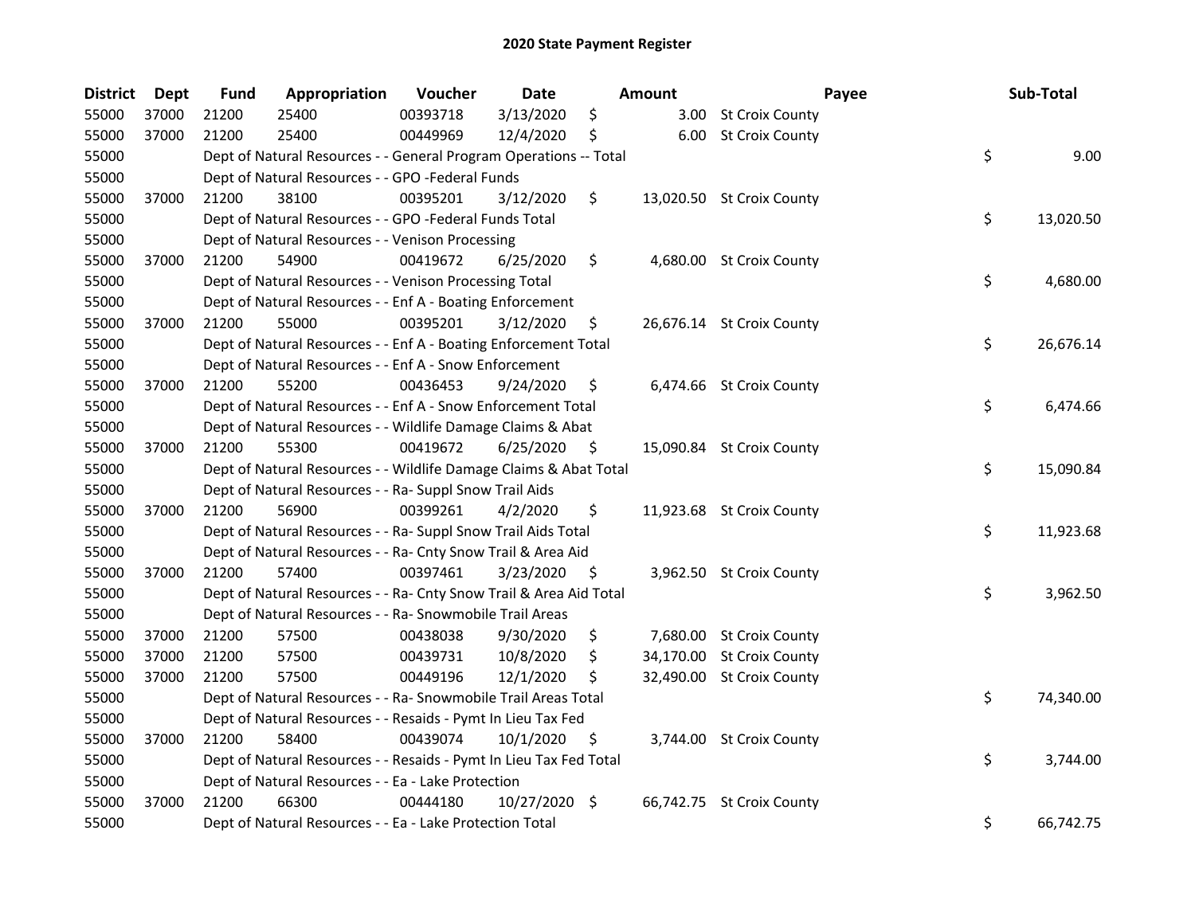## 2020 State Payment Register

| District | Dept | Fund | Appropriation | Voucher | Date | Amount | Payee | Sub-Total |
|---|---|---|---|---|---|---|---|---|
| 55000 | 37000 | 21200 | 25400 | 00393718 | 3/13/2020 | $ 3.00 | St Croix County | |
| 55000 | 37000 | 21200 | 25400 | 00449969 | 12/4/2020 | $ 6.00 | St Croix County | |
| 55000 | | Dept of Natural Resources - - General Program Operations -- Total | | | | | | $ 9.00 |
| 55000 | | Dept of Natural Resources - - GPO -Federal Funds | | | | | | |
| 55000 | 37000 | 21200 | 38100 | 00395201 | 3/12/2020 | $ 13,020.50 | St Croix County | |
| 55000 | | Dept of Natural Resources - - GPO -Federal Funds Total | | | | | | $ 13,020.50 |
| 55000 | | Dept of Natural Resources - - Venison Processing | | | | | | |
| 55000 | 37000 | 21200 | 54900 | 00419672 | 6/25/2020 | $ 4,680.00 | St Croix County | |
| 55000 | | Dept of Natural Resources - - Venison Processing Total | | | | | | $ 4,680.00 |
| 55000 | | Dept of Natural Resources - - Enf A - Boating Enforcement | | | | | | |
| 55000 | 37000 | 21200 | 55000 | 00395201 | 3/12/2020 | $ 26,676.14 | St Croix County | |
| 55000 | | Dept of Natural Resources - - Enf A - Boating Enforcement Total | | | | | | $ 26,676.14 |
| 55000 | | Dept of Natural Resources - - Enf A - Snow Enforcement | | | | | | |
| 55000 | 37000 | 21200 | 55200 | 00436453 | 9/24/2020 | $ 6,474.66 | St Croix County | |
| 55000 | | Dept of Natural Resources - - Enf A - Snow Enforcement Total | | | | | | $ 6,474.66 |
| 55000 | | Dept of Natural Resources - - Wildlife Damage Claims & Abat | | | | | | |
| 55000 | 37000 | 21200 | 55300 | 00419672 | 6/25/2020 | $ 15,090.84 | St Croix County | |
| 55000 | | Dept of Natural Resources - - Wildlife Damage Claims & Abat Total | | | | | | $ 15,090.84 |
| 55000 | | Dept of Natural Resources - - Ra- Suppl Snow Trail Aids | | | | | | |
| 55000 | 37000 | 21200 | 56900 | 00399261 | 4/2/2020 | $ 11,923.68 | St Croix County | |
| 55000 | | Dept of Natural Resources - - Ra- Suppl Snow Trail Aids Total | | | | | | $ 11,923.68 |
| 55000 | | Dept of Natural Resources - - Ra- Cnty Snow Trail & Area Aid | | | | | | |
| 55000 | 37000 | 21200 | 57400 | 00397461 | 3/23/2020 | $ 3,962.50 | St Croix County | |
| 55000 | | Dept of Natural Resources - - Ra- Cnty Snow Trail & Area Aid Total | | | | | | $ 3,962.50 |
| 55000 | | Dept of Natural Resources - - Ra- Snowmobile Trail Areas | | | | | | |
| 55000 | 37000 | 21200 | 57500 | 00438038 | 9/30/2020 | $ 7,680.00 | St Croix County | |
| 55000 | 37000 | 21200 | 57500 | 00439731 | 10/8/2020 | $ 34,170.00 | St Croix County | |
| 55000 | 37000 | 21200 | 57500 | 00449196 | 12/1/2020 | $ 32,490.00 | St Croix County | |
| 55000 | | Dept of Natural Resources - - Ra- Snowmobile Trail Areas Total | | | | | | $ 74,340.00 |
| 55000 | | Dept of Natural Resources - - Resaids - Pymt In Lieu Tax Fed | | | | | | |
| 55000 | 37000 | 21200 | 58400 | 00439074 | 10/1/2020 | $ 3,744.00 | St Croix County | |
| 55000 | | Dept of Natural Resources - - Resaids - Pymt In Lieu Tax Fed Total | | | | | | $ 3,744.00 |
| 55000 | | Dept of Natural Resources - - Ea - Lake Protection | | | | | | |
| 55000 | 37000 | 21200 | 66300 | 00444180 | 10/27/2020 | $ 66,742.75 | St Croix County | |
| 55000 | | Dept of Natural Resources - - Ea - Lake Protection Total | | | | | | $ 66,742.75 |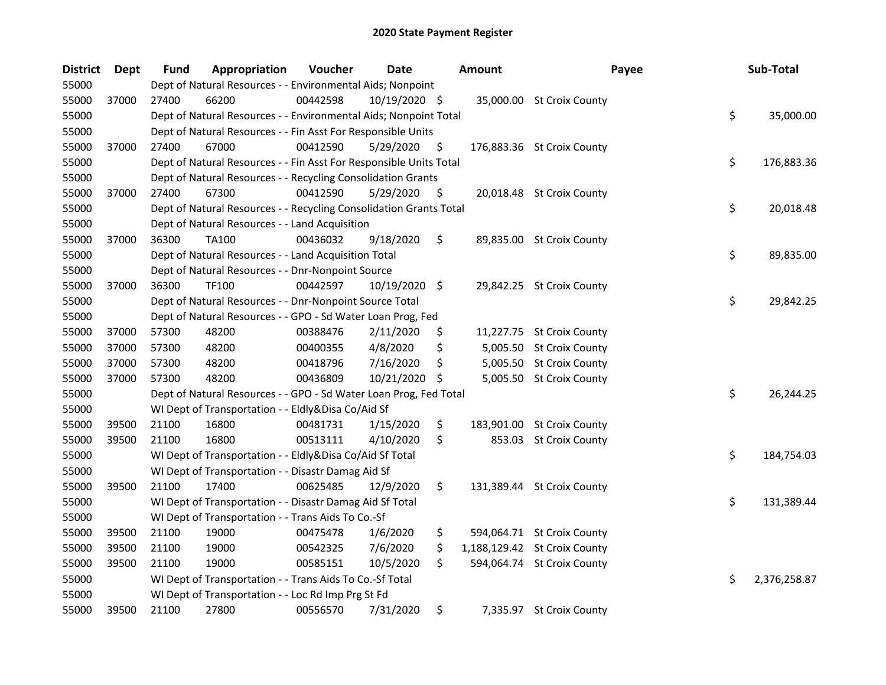# 2020 State Payment Register

| District | Dept | Fund | Appropriation | Voucher | Date | Amount | Payee | Sub-Total |
|---|---|---|---|---|---|---|---|---|
| 55000 | | Dept of Natural Resources - - Environmental Aids; Nonpoint | | | | | | |
| 55000 | 37000 | 27400 | 66200 | 00442598 | 10/19/2020 | $ 35,000.00 | St Croix County | |
| 55000 | | Dept of Natural Resources - - Environmental Aids; Nonpoint Total | | | | | | $ 35,000.00 |
| 55000 | | Dept of Natural Resources - - Fin Asst For Responsible Units | | | | | | |
| 55000 | 37000 | 27400 | 67000 | 00412590 | 5/29/2020 | $ 176,883.36 | St Croix County | |
| 55000 | | Dept of Natural Resources - - Fin Asst For Responsible Units Total | | | | | | $ 176,883.36 |
| 55000 | | Dept of Natural Resources - - Recycling Consolidation Grants | | | | | | |
| 55000 | 37000 | 27400 | 67300 | 00412590 | 5/29/2020 | $ 20,018.48 | St Croix County | |
| 55000 | | Dept of Natural Resources - - Recycling Consolidation Grants Total | | | | | | $ 20,018.48 |
| 55000 | | Dept of Natural Resources - - Land Acquisition | | | | | | |
| 55000 | 37000 | 36300 | TA100 | 00436032 | 9/18/2020 | $ 89,835.00 | St Croix County | |
| 55000 | | Dept of Natural Resources - - Land Acquisition Total | | | | | | $ 89,835.00 |
| 55000 | | Dept of Natural Resources - - Dnr-Nonpoint Source | | | | | | |
| 55000 | 37000 | 36300 | TF100 | 00442597 | 10/19/2020 | $ 29,842.25 | St Croix County | |
| 55000 | | Dept of Natural Resources - - Dnr-Nonpoint Source Total | | | | | | $ 29,842.25 |
| 55000 | | Dept of Natural Resources - - GPO - Sd Water Loan Prog, Fed | | | | | | |
| 55000 | 37000 | 57300 | 48200 | 00388476 | 2/11/2020 | $ 11,227.75 | St Croix County | |
| 55000 | 37000 | 57300 | 48200 | 00400355 | 4/8/2020 | $ 5,005.50 | St Croix County | |
| 55000 | 37000 | 57300 | 48200 | 00418796 | 7/16/2020 | $ 5,005.50 | St Croix County | |
| 55000 | 37000 | 57300 | 48200 | 00436809 | 10/21/2020 | $ 5,005.50 | St Croix County | |
| 55000 | | Dept of Natural Resources - - GPO - Sd Water Loan Prog, Fed Total | | | | | | $ 26,244.25 |
| 55000 | | WI Dept of Transportation - - Eldly&Disa Co/Aid Sf | | | | | | |
| 55000 | 39500 | 21100 | 16800 | 00481731 | 1/15/2020 | $ 183,901.00 | St Croix County | |
| 55000 | 39500 | 21100 | 16800 | 00513111 | 4/10/2020 | $ 853.03 | St Croix County | |
| 55000 | | WI Dept of Transportation - - Eldly&Disa Co/Aid Sf Total | | | | | | $ 184,754.03 |
| 55000 | | WI Dept of Transportation - - Disastr Damag Aid Sf | | | | | | |
| 55000 | 39500 | 21100 | 17400 | 00625485 | 12/9/2020 | $ 131,389.44 | St Croix County | |
| 55000 | | WI Dept of Transportation - - Disastr Damag Aid Sf Total | | | | | | $ 131,389.44 |
| 55000 | | WI Dept of Transportation - - Trans Aids To Co.-Sf | | | | | | |
| 55000 | 39500 | 21100 | 19000 | 00475478 | 1/6/2020 | $ 594,064.71 | St Croix County | |
| 55000 | 39500 | 21100 | 19000 | 00542325 | 7/6/2020 | $ 1,188,129.42 | St Croix County | |
| 55000 | 39500 | 21100 | 19000 | 00585151 | 10/5/2020 | $ 594,064.74 | St Croix County | |
| 55000 | | WI Dept of Transportation - - Trans Aids To Co.-Sf Total | | | | | | $ 2,376,258.87 |
| 55000 | | WI Dept of Transportation - - Loc Rd Imp Prg St Fd | | | | | | |
| 55000 | 39500 | 21100 | 27800 | 00556570 | 7/31/2020 | $ 7,335.97 | St Croix County | |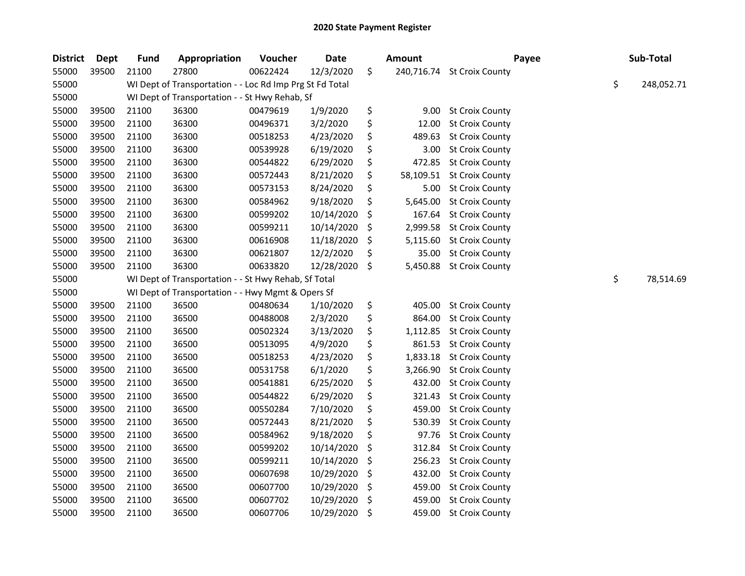# 2020 State Payment Register

| District | Dept | Fund | Appropriation | Voucher | Date | Amount | Payee | Sub-Total |
|---|---|---|---|---|---|---|---|---|
| 55000 | 39500 | 21100 | 27800 | 00622424 | 12/3/2020 | $ 240,716.74 | St Croix County | |
| 55000 | | WI Dept of Transportation - - Loc Rd Imp Prg St Fd Total | | | | | | $ 248,052.71 |
| 55000 | | WI Dept of Transportation - - St Hwy Rehab, Sf | | | | | | |
| 55000 | 39500 | 21100 | 36300 | 00479619 | 1/9/2020 | $ 9.00 | St Croix County | |
| 55000 | 39500 | 21100 | 36300 | 00496371 | 3/2/2020 | $ 12.00 | St Croix County | |
| 55000 | 39500 | 21100 | 36300 | 00518253 | 4/23/2020 | $ 489.63 | St Croix County | |
| 55000 | 39500 | 21100 | 36300 | 00539928 | 6/19/2020 | $ 3.00 | St Croix County | |
| 55000 | 39500 | 21100 | 36300 | 00544822 | 6/29/2020 | $ 472.85 | St Croix County | |
| 55000 | 39500 | 21100 | 36300 | 00572443 | 8/21/2020 | $ 58,109.51 | St Croix County | |
| 55000 | 39500 | 21100 | 36300 | 00573153 | 8/24/2020 | $ 5.00 | St Croix County | |
| 55000 | 39500 | 21100 | 36300 | 00584962 | 9/18/2020 | $ 5,645.00 | St Croix County | |
| 55000 | 39500 | 21100 | 36300 | 00599202 | 10/14/2020 | $ 167.64 | St Croix County | |
| 55000 | 39500 | 21100 | 36300 | 00599211 | 10/14/2020 | $ 2,999.58 | St Croix County | |
| 55000 | 39500 | 21100 | 36300 | 00616908 | 11/18/2020 | $ 5,115.60 | St Croix County | |
| 55000 | 39500 | 21100 | 36300 | 00621807 | 12/2/2020 | $ 35.00 | St Croix County | |
| 55000 | 39500 | 21100 | 36300 | 00633820 | 12/28/2020 | $ 5,450.88 | St Croix County | |
| 55000 | | WI Dept of Transportation - - St Hwy Rehab, Sf Total | | | | | | $ 78,514.69 |
| 55000 | | WI Dept of Transportation - - Hwy Mgmt & Opers Sf | | | | | | |
| 55000 | 39500 | 21100 | 36500 | 00480634 | 1/10/2020 | $ 405.00 | St Croix County | |
| 55000 | 39500 | 21100 | 36500 | 00488008 | 2/3/2020 | $ 864.00 | St Croix County | |
| 55000 | 39500 | 21100 | 36500 | 00502324 | 3/13/2020 | $ 1,112.85 | St Croix County | |
| 55000 | 39500 | 21100 | 36500 | 00513095 | 4/9/2020 | $ 861.53 | St Croix County | |
| 55000 | 39500 | 21100 | 36500 | 00518253 | 4/23/2020 | $ 1,833.18 | St Croix County | |
| 55000 | 39500 | 21100 | 36500 | 00531758 | 6/1/2020 | $ 3,266.90 | St Croix County | |
| 55000 | 39500 | 21100 | 36500 | 00541881 | 6/25/2020 | $ 432.00 | St Croix County | |
| 55000 | 39500 | 21100 | 36500 | 00544822 | 6/29/2020 | $ 321.43 | St Croix County | |
| 55000 | 39500 | 21100 | 36500 | 00550284 | 7/10/2020 | $ 459.00 | St Croix County | |
| 55000 | 39500 | 21100 | 36500 | 00572443 | 8/21/2020 | $ 530.39 | St Croix County | |
| 55000 | 39500 | 21100 | 36500 | 00584962 | 9/18/2020 | $ 97.76 | St Croix County | |
| 55000 | 39500 | 21100 | 36500 | 00599202 | 10/14/2020 | $ 312.84 | St Croix County | |
| 55000 | 39500 | 21100 | 36500 | 00599211 | 10/14/2020 | $ 256.23 | St Croix County | |
| 55000 | 39500 | 21100 | 36500 | 00607698 | 10/29/2020 | $ 432.00 | St Croix County | |
| 55000 | 39500 | 21100 | 36500 | 00607700 | 10/29/2020 | $ 459.00 | St Croix County | |
| 55000 | 39500 | 21100 | 36500 | 00607702 | 10/29/2020 | $ 459.00 | St Croix County | |
| 55000 | 39500 | 21100 | 36500 | 00607706 | 10/29/2020 | $ 459.00 | St Croix County | |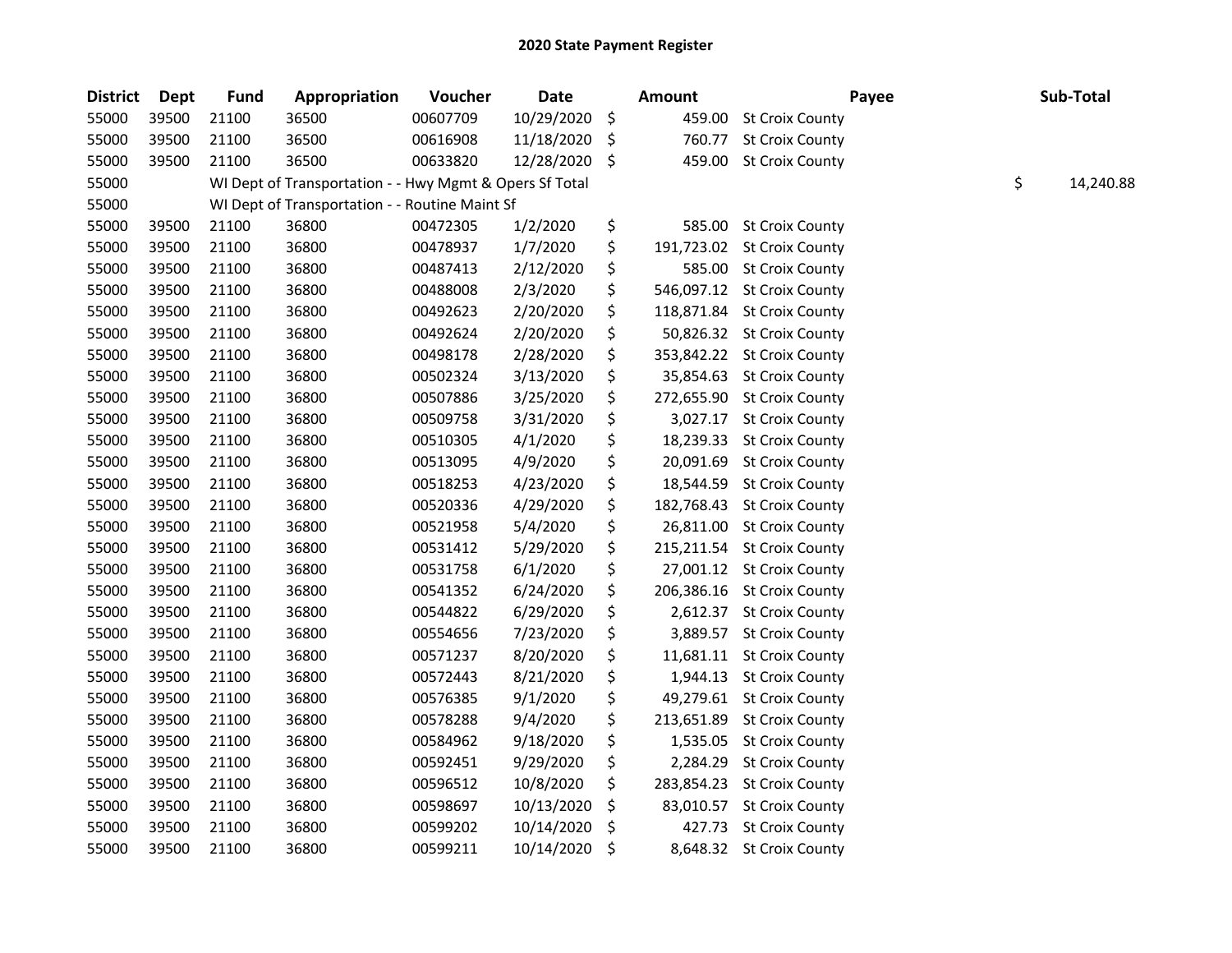## 2020 State Payment Register

| District | Dept | Fund | Appropriation | Voucher | Date | Amount | Payee | Sub-Total |
|---|---|---|---|---|---|---|---|---|
| 55000 | 39500 | 21100 | 36500 | 00607709 | 10/29/2020 | $ 459.00 | St Croix County | |
| 55000 | 39500 | 21100 | 36500 | 00616908 | 11/18/2020 | $ 760.77 | St Croix County | |
| 55000 | 39500 | 21100 | 36500 | 00633820 | 12/28/2020 | $ 459.00 | St Croix County | |
| 55000 | | WI Dept of Transportation - - Hwy Mgmt & Opers Sf Total | | | | | | $ 14,240.88 |
| 55000 | | WI Dept of Transportation - - Routine Maint Sf | | | | | | |
| 55000 | 39500 | 21100 | 36800 | 00472305 | 1/2/2020 | $ 585.00 | St Croix County | |
| 55000 | 39500 | 21100 | 36800 | 00478937 | 1/7/2020 | $ 191,723.02 | St Croix County | |
| 55000 | 39500 | 21100 | 36800 | 00487413 | 2/12/2020 | $ 585.00 | St Croix County | |
| 55000 | 39500 | 21100 | 36800 | 00488008 | 2/3/2020 | $ 546,097.12 | St Croix County | |
| 55000 | 39500 | 21100 | 36800 | 00492623 | 2/20/2020 | $ 118,871.84 | St Croix County | |
| 55000 | 39500 | 21100 | 36800 | 00492624 | 2/20/2020 | $ 50,826.32 | St Croix County | |
| 55000 | 39500 | 21100 | 36800 | 00498178 | 2/28/2020 | $ 353,842.22 | St Croix County | |
| 55000 | 39500 | 21100 | 36800 | 00502324 | 3/13/2020 | $ 35,854.63 | St Croix County | |
| 55000 | 39500 | 21100 | 36800 | 00507886 | 3/25/2020 | $ 272,655.90 | St Croix County | |
| 55000 | 39500 | 21100 | 36800 | 00509758 | 3/31/2020 | $ 3,027.17 | St Croix County | |
| 55000 | 39500 | 21100 | 36800 | 00510305 | 4/1/2020 | $ 18,239.33 | St Croix County | |
| 55000 | 39500 | 21100 | 36800 | 00513095 | 4/9/2020 | $ 20,091.69 | St Croix County | |
| 55000 | 39500 | 21100 | 36800 | 00518253 | 4/23/2020 | $ 18,544.59 | St Croix County | |
| 55000 | 39500 | 21100 | 36800 | 00520336 | 4/29/2020 | $ 182,768.43 | St Croix County | |
| 55000 | 39500 | 21100 | 36800 | 00521958 | 5/4/2020 | $ 26,811.00 | St Croix County | |
| 55000 | 39500 | 21100 | 36800 | 00531412 | 5/29/2020 | $ 215,211.54 | St Croix County | |
| 55000 | 39500 | 21100 | 36800 | 00531758 | 6/1/2020 | $ 27,001.12 | St Croix County | |
| 55000 | 39500 | 21100 | 36800 | 00541352 | 6/24/2020 | $ 206,386.16 | St Croix County | |
| 55000 | 39500 | 21100 | 36800 | 00544822 | 6/29/2020 | $ 2,612.37 | St Croix County | |
| 55000 | 39500 | 21100 | 36800 | 00554656 | 7/23/2020 | $ 3,889.57 | St Croix County | |
| 55000 | 39500 | 21100 | 36800 | 00571237 | 8/20/2020 | $ 11,681.11 | St Croix County | |
| 55000 | 39500 | 21100 | 36800 | 00572443 | 8/21/2020 | $ 1,944.13 | St Croix County | |
| 55000 | 39500 | 21100 | 36800 | 00576385 | 9/1/2020 | $ 49,279.61 | St Croix County | |
| 55000 | 39500 | 21100 | 36800 | 00578288 | 9/4/2020 | $ 213,651.89 | St Croix County | |
| 55000 | 39500 | 21100 | 36800 | 00584962 | 9/18/2020 | $ 1,535.05 | St Croix County | |
| 55000 | 39500 | 21100 | 36800 | 00592451 | 9/29/2020 | $ 2,284.29 | St Croix County | |
| 55000 | 39500 | 21100 | 36800 | 00596512 | 10/8/2020 | $ 283,854.23 | St Croix County | |
| 55000 | 39500 | 21100 | 36800 | 00598697 | 10/13/2020 | $ 83,010.57 | St Croix County | |
| 55000 | 39500 | 21100 | 36800 | 00599202 | 10/14/2020 | $ 427.73 | St Croix County | |
| 55000 | 39500 | 21100 | 36800 | 00599211 | 10/14/2020 | $ 8,648.32 | St Croix County | |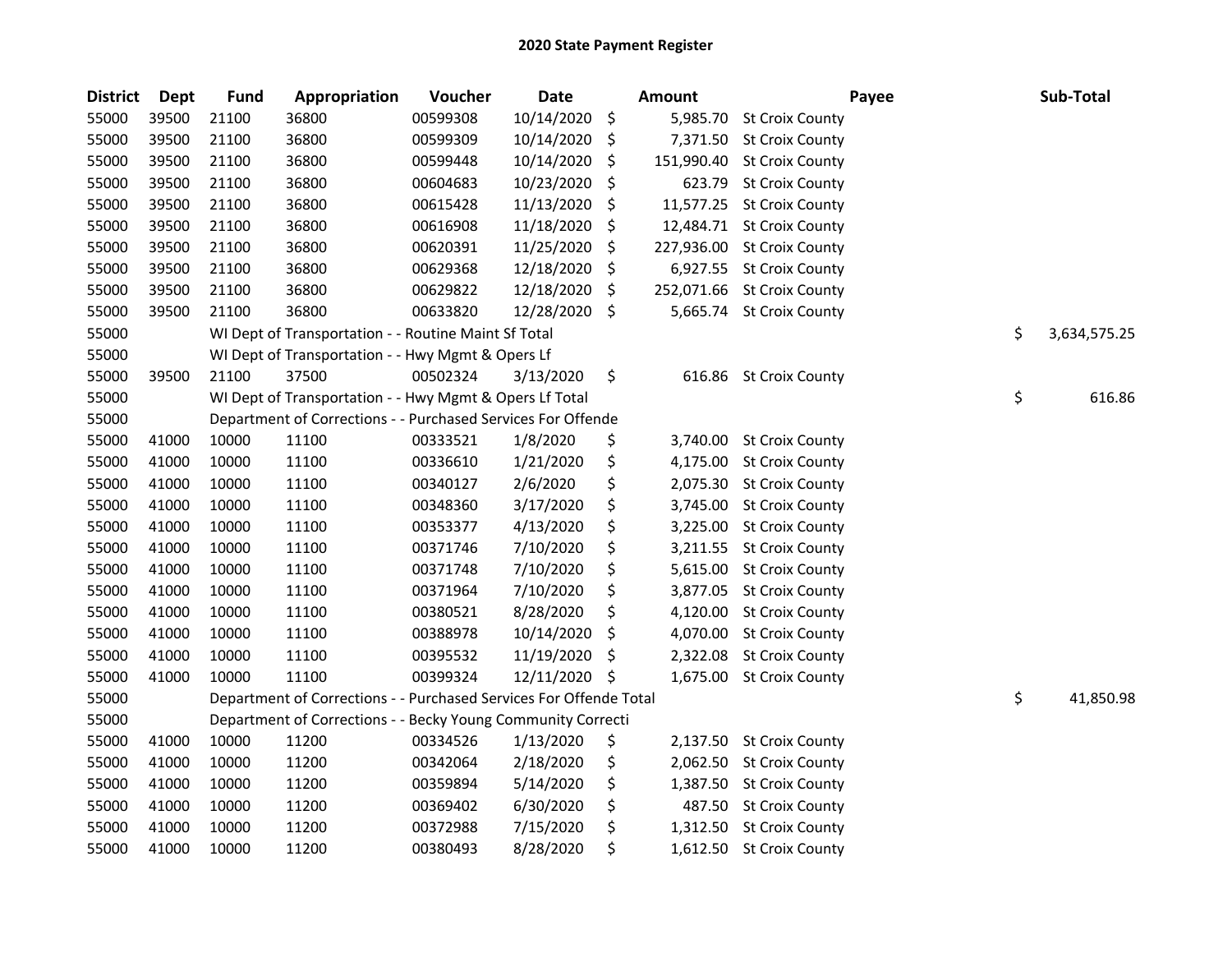# 2020 State Payment Register

| District | Dept | Fund | Appropriation | Voucher | Date | Amount | Payee | Sub-Total |
|---|---|---|---|---|---|---|---|---|
| 55000 | 39500 | 21100 | 36800 | 00599308 | 10/14/2020 | $ 5,985.70 | St Croix County | |
| 55000 | 39500 | 21100 | 36800 | 00599309 | 10/14/2020 | $ 7,371.50 | St Croix County | |
| 55000 | 39500 | 21100 | 36800 | 00599448 | 10/14/2020 | $ 151,990.40 | St Croix County | |
| 55000 | 39500 | 21100 | 36800 | 00604683 | 10/23/2020 | $ 623.79 | St Croix County | |
| 55000 | 39500 | 21100 | 36800 | 00615428 | 11/13/2020 | $ 11,577.25 | St Croix County | |
| 55000 | 39500 | 21100 | 36800 | 00616908 | 11/18/2020 | $ 12,484.71 | St Croix County | |
| 55000 | 39500 | 21100 | 36800 | 00620391 | 11/25/2020 | $ 227,936.00 | St Croix County | |
| 55000 | 39500 | 21100 | 36800 | 00629368 | 12/18/2020 | $ 6,927.55 | St Croix County | |
| 55000 | 39500 | 21100 | 36800 | 00629822 | 12/18/2020 | $ 252,071.66 | St Croix County | |
| 55000 | 39500 | 21100 | 36800 | 00633820 | 12/28/2020 | $ 5,665.74 | St Croix County | |
| 55000 | | WI Dept of Transportation - - Routine Maint Sf Total | | | | | | $ 3,634,575.25 |
| 55000 | | WI Dept of Transportation - - Hwy Mgmt & Opers Lf | | | | | | |
| 55000 | 39500 | 21100 | 37500 | 00502324 | 3/13/2020 | $ 616.86 | St Croix County | |
| 55000 | | WI Dept of Transportation - - Hwy Mgmt & Opers Lf Total | | | | | | $ 616.86 |
| 55000 | | Department of Corrections - - Purchased Services For Offende | | | | | | |
| 55000 | 41000 | 10000 | 11100 | 00333521 | 1/8/2020 | $ 3,740.00 | St Croix County | |
| 55000 | 41000 | 10000 | 11100 | 00336610 | 1/21/2020 | $ 4,175.00 | St Croix County | |
| 55000 | 41000 | 10000 | 11100 | 00340127 | 2/6/2020 | $ 2,075.30 | St Croix County | |
| 55000 | 41000 | 10000 | 11100 | 00348360 | 3/17/2020 | $ 3,745.00 | St Croix County | |
| 55000 | 41000 | 10000 | 11100 | 00353377 | 4/13/2020 | $ 3,225.00 | St Croix County | |
| 55000 | 41000 | 10000 | 11100 | 00371746 | 7/10/2020 | $ 3,211.55 | St Croix County | |
| 55000 | 41000 | 10000 | 11100 | 00371748 | 7/10/2020 | $ 5,615.00 | St Croix County | |
| 55000 | 41000 | 10000 | 11100 | 00371964 | 7/10/2020 | $ 3,877.05 | St Croix County | |
| 55000 | 41000 | 10000 | 11100 | 00380521 | 8/28/2020 | $ 4,120.00 | St Croix County | |
| 55000 | 41000 | 10000 | 11100 | 00388978 | 10/14/2020 | $ 4,070.00 | St Croix County | |
| 55000 | 41000 | 10000 | 11100 | 00395532 | 11/19/2020 | $ 2,322.08 | St Croix County | |
| 55000 | 41000 | 10000 | 11100 | 00399324 | 12/11/2020 | $ 1,675.00 | St Croix County | |
| 55000 | | Department of Corrections - - Purchased Services For Offende Total | | | | | | $ 41,850.98 |
| 55000 | | Department of Corrections - - Becky Young Community Correcti | | | | | | |
| 55000 | 41000 | 10000 | 11200 | 00334526 | 1/13/2020 | $ 2,137.50 | St Croix County | |
| 55000 | 41000 | 10000 | 11200 | 00342064 | 2/18/2020 | $ 2,062.50 | St Croix County | |
| 55000 | 41000 | 10000 | 11200 | 00359894 | 5/14/2020 | $ 1,387.50 | St Croix County | |
| 55000 | 41000 | 10000 | 11200 | 00369402 | 6/30/2020 | $ 487.50 | St Croix County | |
| 55000 | 41000 | 10000 | 11200 | 00372988 | 7/15/2020 | $ 1,312.50 | St Croix County | |
| 55000 | 41000 | 10000 | 11200 | 00380493 | 8/28/2020 | $ 1,612.50 | St Croix County | |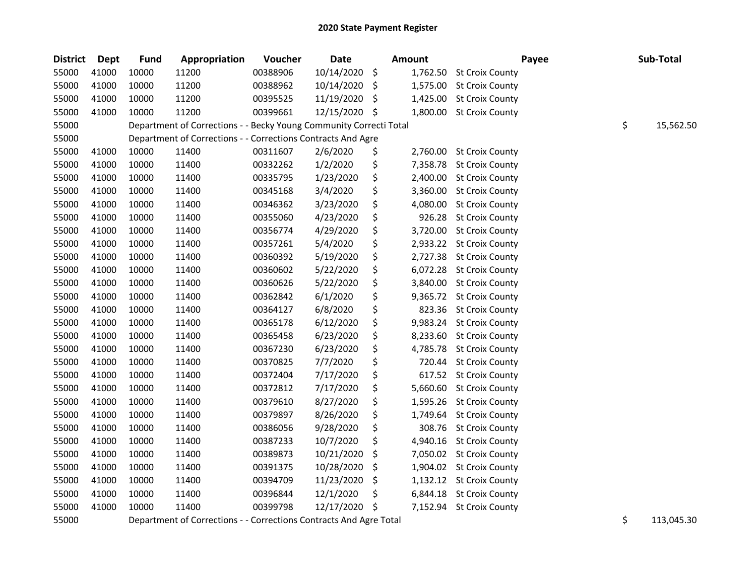## 2020 State Payment Register

| District | Dept | Fund | Appropriation | Voucher | Date | Amount | Payee | Sub-Total |
|---|---|---|---|---|---|---|---|---|
| 55000 | 41000 | 10000 | 11200 | 00388906 | 10/14/2020 | $ 1,762.50 | St Croix County | |
| 55000 | 41000 | 10000 | 11200 | 00388962 | 10/14/2020 | $ 1,575.00 | St Croix County | |
| 55000 | 41000 | 10000 | 11200 | 00395525 | 11/19/2020 | $ 1,425.00 | St Croix County | |
| 55000 | 41000 | 10000 | 11200 | 00399661 | 12/15/2020 | $ 1,800.00 | St Croix County | |
| 55000 | | Department of Corrections - - Becky Young Community Correcti Total | | | | | | $ 15,562.50 |
| 55000 | | Department of Corrections - - Corrections Contracts And Agre | | | | | | |
| 55000 | 41000 | 10000 | 11400 | 00311607 | 2/6/2020 | $ 2,760.00 | St Croix County | |
| 55000 | 41000 | 10000 | 11400 | 00332262 | 1/2/2020 | $ 7,358.78 | St Croix County | |
| 55000 | 41000 | 10000 | 11400 | 00335795 | 1/23/2020 | $ 2,400.00 | St Croix County | |
| 55000 | 41000 | 10000 | 11400 | 00345168 | 3/4/2020 | $ 3,360.00 | St Croix County | |
| 55000 | 41000 | 10000 | 11400 | 00346362 | 3/23/2020 | $ 4,080.00 | St Croix County | |
| 55000 | 41000 | 10000 | 11400 | 00355060 | 4/23/2020 | $ 926.28 | St Croix County | |
| 55000 | 41000 | 10000 | 11400 | 00356774 | 4/29/2020 | $ 3,720.00 | St Croix County | |
| 55000 | 41000 | 10000 | 11400 | 00357261 | 5/4/2020 | $ 2,933.22 | St Croix County | |
| 55000 | 41000 | 10000 | 11400 | 00360392 | 5/19/2020 | $ 2,727.38 | St Croix County | |
| 55000 | 41000 | 10000 | 11400 | 00360602 | 5/22/2020 | $ 6,072.28 | St Croix County | |
| 55000 | 41000 | 10000 | 11400 | 00360626 | 5/22/2020 | $ 3,840.00 | St Croix County | |
| 55000 | 41000 | 10000 | 11400 | 00362842 | 6/1/2020 | $ 9,365.72 | St Croix County | |
| 55000 | 41000 | 10000 | 11400 | 00364127 | 6/8/2020 | $ 823.36 | St Croix County | |
| 55000 | 41000 | 10000 | 11400 | 00365178 | 6/12/2020 | $ 9,983.24 | St Croix County | |
| 55000 | 41000 | 10000 | 11400 | 00365458 | 6/23/2020 | $ 8,233.60 | St Croix County | |
| 55000 | 41000 | 10000 | 11400 | 00367230 | 6/23/2020 | $ 4,785.78 | St Croix County | |
| 55000 | 41000 | 10000 | 11400 | 00370825 | 7/7/2020 | $ 720.44 | St Croix County | |
| 55000 | 41000 | 10000 | 11400 | 00372404 | 7/17/2020 | $ 617.52 | St Croix County | |
| 55000 | 41000 | 10000 | 11400 | 00372812 | 7/17/2020 | $ 5,660.60 | St Croix County | |
| 55000 | 41000 | 10000 | 11400 | 00379610 | 8/27/2020 | $ 1,595.26 | St Croix County | |
| 55000 | 41000 | 10000 | 11400 | 00379897 | 8/26/2020 | $ 1,749.64 | St Croix County | |
| 55000 | 41000 | 10000 | 11400 | 00386056 | 9/28/2020 | $ 308.76 | St Croix County | |
| 55000 | 41000 | 10000 | 11400 | 00387233 | 10/7/2020 | $ 4,940.16 | St Croix County | |
| 55000 | 41000 | 10000 | 11400 | 00389873 | 10/21/2020 | $ 7,050.02 | St Croix County | |
| 55000 | 41000 | 10000 | 11400 | 00391375 | 10/28/2020 | $ 1,904.02 | St Croix County | |
| 55000 | 41000 | 10000 | 11400 | 00394709 | 11/23/2020 | $ 1,132.12 | St Croix County | |
| 55000 | 41000 | 10000 | 11400 | 00396844 | 12/1/2020 | $ 6,844.18 | St Croix County | |
| 55000 | 41000 | 10000 | 11400 | 00399798 | 12/17/2020 | $ 7,152.94 | St Croix County | |
| 55000 | | Department of Corrections - - Corrections Contracts And Agre Total | | | | | | $ 113,045.30 |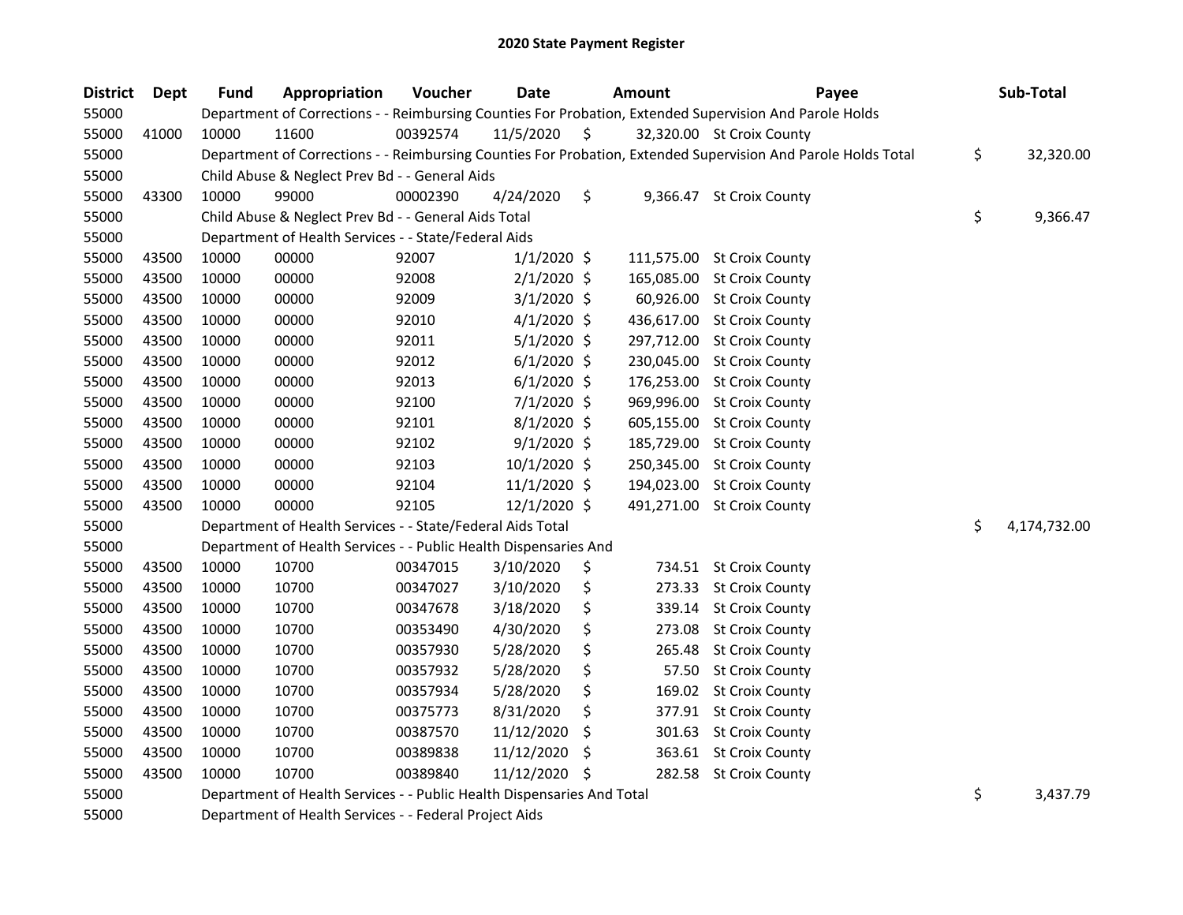# 2020 State Payment Register

| District | Dept | Fund | Appropriation | Voucher | Date | Amount | Payee | Sub-Total |
|---|---|---|---|---|---|---|---|---|
| 55000 | | Department of Corrections - - Reimbursing Counties For Probation, Extended Supervision And Parole Holds | | | | | | |
| 55000 | 41000 | 10000 | 11600 | 00392574 | 11/5/2020 | $ 32,320.00 | St Croix County | |
| 55000 | | Department of Corrections - - Reimbursing Counties For Probation, Extended Supervision And Parole Holds Total | | | | | | $ 32,320.00 |
| 55000 | | Child Abuse & Neglect Prev Bd - - General Aids | | | | | | |
| 55000 | 43300 | 10000 | 99000 | 00002390 | 4/24/2020 | $ 9,366.47 | St Croix County | |
| 55000 | | Child Abuse & Neglect Prev Bd - - General Aids Total | | | | | | $ 9,366.47 |
| 55000 | | Department of Health Services - - State/Federal Aids | | | | | | |
| 55000 | 43500 | 10000 | 00000 | 92007 | 1/1/2020 | $ 111,575.00 | St Croix County | |
| 55000 | 43500 | 10000 | 00000 | 92008 | 2/1/2020 | $ 165,085.00 | St Croix County | |
| 55000 | 43500 | 10000 | 00000 | 92009 | 3/1/2020 | $ 60,926.00 | St Croix County | |
| 55000 | 43500 | 10000 | 00000 | 92010 | 4/1/2020 | $ 436,617.00 | St Croix County | |
| 55000 | 43500 | 10000 | 00000 | 92011 | 5/1/2020 | $ 297,712.00 | St Croix County | |
| 55000 | 43500 | 10000 | 00000 | 92012 | 6/1/2020 | $ 230,045.00 | St Croix County | |
| 55000 | 43500 | 10000 | 00000 | 92013 | 6/1/2020 | $ 176,253.00 | St Croix County | |
| 55000 | 43500 | 10000 | 00000 | 92100 | 7/1/2020 | $ 969,996.00 | St Croix County | |
| 55000 | 43500 | 10000 | 00000 | 92101 | 8/1/2020 | $ 605,155.00 | St Croix County | |
| 55000 | 43500 | 10000 | 00000 | 92102 | 9/1/2020 | $ 185,729.00 | St Croix County | |
| 55000 | 43500 | 10000 | 00000 | 92103 | 10/1/2020 | $ 250,345.00 | St Croix County | |
| 55000 | 43500 | 10000 | 00000 | 92104 | 11/1/2020 | $ 194,023.00 | St Croix County | |
| 55000 | 43500 | 10000 | 00000 | 92105 | 12/1/2020 | $ 491,271.00 | St Croix County | |
| 55000 | | Department of Health Services - - State/Federal Aids Total | | | | | | $ 4,174,732.00 |
| 55000 | | Department of Health Services - - Public Health Dispensaries And | | | | | | |
| 55000 | 43500 | 10000 | 10700 | 00347015 | 3/10/2020 | $ 734.51 | St Croix County | |
| 55000 | 43500 | 10000 | 10700 | 00347027 | 3/10/2020 | $ 273.33 | St Croix County | |
| 55000 | 43500 | 10000 | 10700 | 00347678 | 3/18/2020 | $ 339.14 | St Croix County | |
| 55000 | 43500 | 10000 | 10700 | 00353490 | 4/30/2020 | $ 273.08 | St Croix County | |
| 55000 | 43500 | 10000 | 10700 | 00357930 | 5/28/2020 | $ 265.48 | St Croix County | |
| 55000 | 43500 | 10000 | 10700 | 00357932 | 5/28/2020 | $ 57.50 | St Croix County | |
| 55000 | 43500 | 10000 | 10700 | 00357934 | 5/28/2020 | $ 169.02 | St Croix County | |
| 55000 | 43500 | 10000 | 10700 | 00375773 | 8/31/2020 | $ 377.91 | St Croix County | |
| 55000 | 43500 | 10000 | 10700 | 00387570 | 11/12/2020 | $ 301.63 | St Croix County | |
| 55000 | 43500 | 10000 | 10700 | 00389838 | 11/12/2020 | $ 363.61 | St Croix County | |
| 55000 | 43500 | 10000 | 10700 | 00389840 | 11/12/2020 | $ 282.58 | St Croix County | |
| 55000 | | Department of Health Services - - Public Health Dispensaries And Total | | | | | | $ 3,437.79 |
| 55000 | | Department of Health Services - - Federal Project Aids | | | | | | |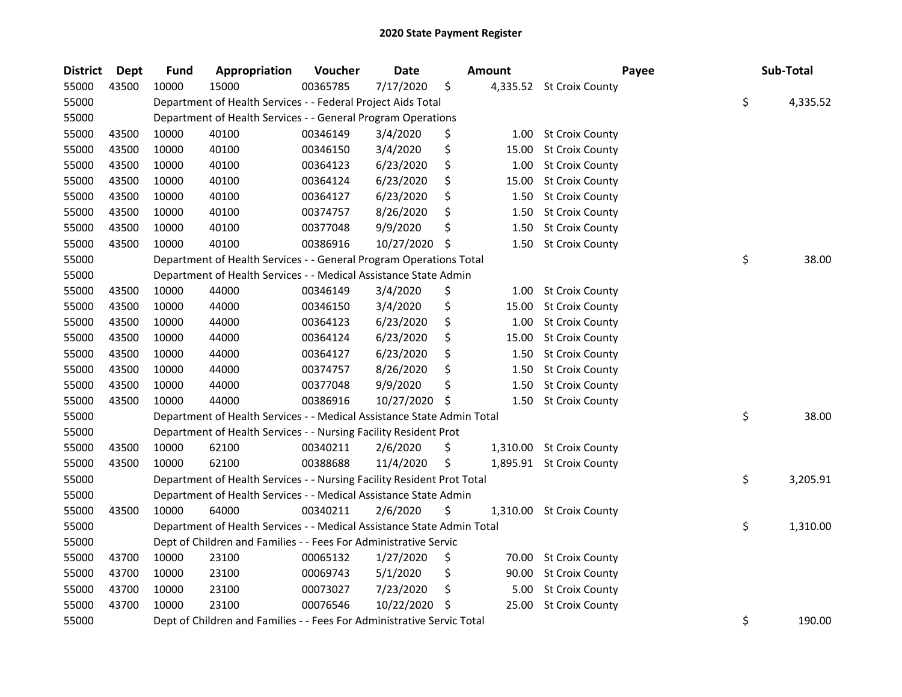## 2020 State Payment Register

| District | Dept | Fund | Appropriation | Voucher | Date | Amount | Payee | Sub-Total |
|---|---|---|---|---|---|---|---|---|
| 55000 | 43500 | 10000 | 15000 | 00365785 | 7/17/2020 | $ 4,335.52 | St Croix County | |
| 55000 | | Department of Health Services - - Federal Project Aids Total | | | | | | $ 4,335.52 |
| 55000 | | Department of Health Services - - General Program Operations | | | | | | |
| 55000 | 43500 | 10000 | 40100 | 00346149 | 3/4/2020 | $ 1.00 | St Croix County | |
| 55000 | 43500 | 10000 | 40100 | 00346150 | 3/4/2020 | $ 15.00 | St Croix County | |
| 55000 | 43500 | 10000 | 40100 | 00364123 | 6/23/2020 | $ 1.00 | St Croix County | |
| 55000 | 43500 | 10000 | 40100 | 00364124 | 6/23/2020 | $ 15.00 | St Croix County | |
| 55000 | 43500 | 10000 | 40100 | 00364127 | 6/23/2020 | $ 1.50 | St Croix County | |
| 55000 | 43500 | 10000 | 40100 | 00374757 | 8/26/2020 | $ 1.50 | St Croix County | |
| 55000 | 43500 | 10000 | 40100 | 00377048 | 9/9/2020 | $ 1.50 | St Croix County | |
| 55000 | 43500 | 10000 | 40100 | 00386916 | 10/27/2020 | $ 1.50 | St Croix County | |
| 55000 | | Department of Health Services - - General Program Operations Total | | | | | | $ 38.00 |
| 55000 | | Department of Health Services - - Medical Assistance State Admin | | | | | | |
| 55000 | 43500 | 10000 | 44000 | 00346149 | 3/4/2020 | $ 1.00 | St Croix County | |
| 55000 | 43500 | 10000 | 44000 | 00346150 | 3/4/2020 | $ 15.00 | St Croix County | |
| 55000 | 43500 | 10000 | 44000 | 00364123 | 6/23/2020 | $ 1.00 | St Croix County | |
| 55000 | 43500 | 10000 | 44000 | 00364124 | 6/23/2020 | $ 15.00 | St Croix County | |
| 55000 | 43500 | 10000 | 44000 | 00364127 | 6/23/2020 | $ 1.50 | St Croix County | |
| 55000 | 43500 | 10000 | 44000 | 00374757 | 8/26/2020 | $ 1.50 | St Croix County | |
| 55000 | 43500 | 10000 | 44000 | 00377048 | 9/9/2020 | $ 1.50 | St Croix County | |
| 55000 | 43500 | 10000 | 44000 | 00386916 | 10/27/2020 | $ 1.50 | St Croix County | |
| 55000 | | Department of Health Services - - Medical Assistance State Admin Total | | | | | | $ 38.00 |
| 55000 | | Department of Health Services - - Nursing Facility Resident Prot | | | | | | |
| 55000 | 43500 | 10000 | 62100 | 00340211 | 2/6/2020 | $ 1,310.00 | St Croix County | |
| 55000 | 43500 | 10000 | 62100 | 00388688 | 11/4/2020 | $ 1,895.91 | St Croix County | |
| 55000 | | Department of Health Services - - Nursing Facility Resident Prot Total | | | | | | $ 3,205.91 |
| 55000 | | Department of Health Services - - Medical Assistance State Admin | | | | | | |
| 55000 | 43500 | 10000 | 64000 | 00340211 | 2/6/2020 | $ 1,310.00 | St Croix County | |
| 55000 | | Department of Health Services - - Medical Assistance State Admin Total | | | | | | $ 1,310.00 |
| 55000 | | Dept of Children and Families - - Fees For Administrative Servic | | | | | | |
| 55000 | 43700 | 10000 | 23100 | 00065132 | 1/27/2020 | $ 70.00 | St Croix County | |
| 55000 | 43700 | 10000 | 23100 | 00069743 | 5/1/2020 | $ 90.00 | St Croix County | |
| 55000 | 43700 | 10000 | 23100 | 00073027 | 7/23/2020 | $ 5.00 | St Croix County | |
| 55000 | 43700 | 10000 | 23100 | 00076546 | 10/22/2020 | $ 25.00 | St Croix County | |
| 55000 | | Dept of Children and Families - - Fees For Administrative Servic Total | | | | | | $ 190.00 |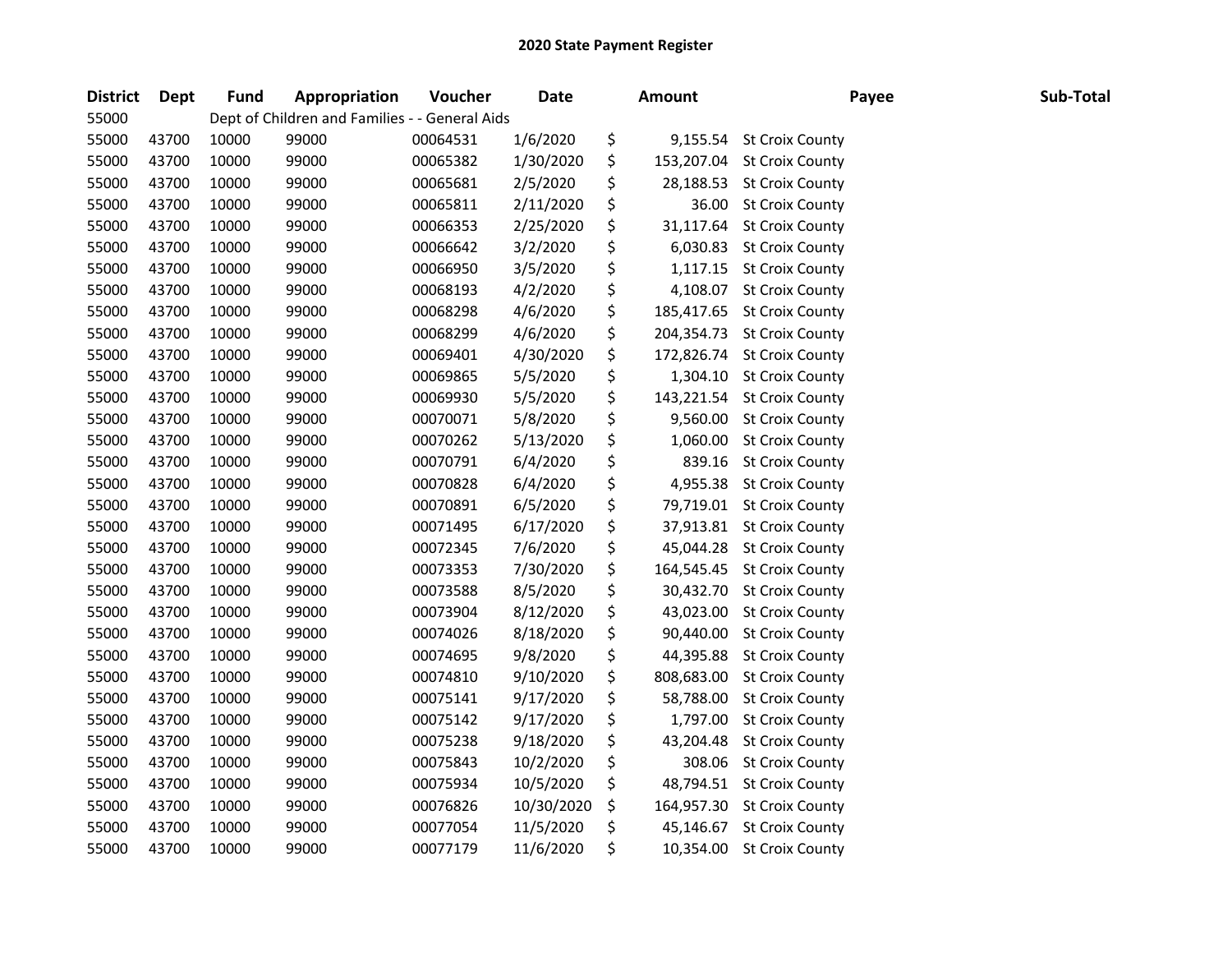## 2020 State Payment Register

| District | Dept | Fund | Appropriation | Voucher | Date | Amount | Payee | Sub-Total |
|---|---|---|---|---|---|---|---|---|
| 55000 | | Dept of Children and Families - - General Aids | | | | | | |
| 55000 | 43700 | 10000 | 99000 | 00064531 | 1/6/2020 | $ 9,155.54 | St Croix County | |
| 55000 | 43700 | 10000 | 99000 | 00065382 | 1/30/2020 | $ 153,207.04 | St Croix County | |
| 55000 | 43700 | 10000 | 99000 | 00065681 | 2/5/2020 | $ 28,188.53 | St Croix County | |
| 55000 | 43700 | 10000 | 99000 | 00065811 | 2/11/2020 | $ 36.00 | St Croix County | |
| 55000 | 43700 | 10000 | 99000 | 00066353 | 2/25/2020 | $ 31,117.64 | St Croix County | |
| 55000 | 43700 | 10000 | 99000 | 00066642 | 3/2/2020 | $ 6,030.83 | St Croix County | |
| 55000 | 43700 | 10000 | 99000 | 00066950 | 3/5/2020 | $ 1,117.15 | St Croix County | |
| 55000 | 43700 | 10000 | 99000 | 00068193 | 4/2/2020 | $ 4,108.07 | St Croix County | |
| 55000 | 43700 | 10000 | 99000 | 00068298 | 4/6/2020 | $ 185,417.65 | St Croix County | |
| 55000 | 43700 | 10000 | 99000 | 00068299 | 4/6/2020 | $ 204,354.73 | St Croix County | |
| 55000 | 43700 | 10000 | 99000 | 00069401 | 4/30/2020 | $ 172,826.74 | St Croix County | |
| 55000 | 43700 | 10000 | 99000 | 00069865 | 5/5/2020 | $ 1,304.10 | St Croix County | |
| 55000 | 43700 | 10000 | 99000 | 00069930 | 5/5/2020 | $ 143,221.54 | St Croix County | |
| 55000 | 43700 | 10000 | 99000 | 00070071 | 5/8/2020 | $ 9,560.00 | St Croix County | |
| 55000 | 43700 | 10000 | 99000 | 00070262 | 5/13/2020 | $ 1,060.00 | St Croix County | |
| 55000 | 43700 | 10000 | 99000 | 00070791 | 6/4/2020 | $ 839.16 | St Croix County | |
| 55000 | 43700 | 10000 | 99000 | 00070828 | 6/4/2020 | $ 4,955.38 | St Croix County | |
| 55000 | 43700 | 10000 | 99000 | 00070891 | 6/5/2020 | $ 79,719.01 | St Croix County | |
| 55000 | 43700 | 10000 | 99000 | 00071495 | 6/17/2020 | $ 37,913.81 | St Croix County | |
| 55000 | 43700 | 10000 | 99000 | 00072345 | 7/6/2020 | $ 45,044.28 | St Croix County | |
| 55000 | 43700 | 10000 | 99000 | 00073353 | 7/30/2020 | $ 164,545.45 | St Croix County | |
| 55000 | 43700 | 10000 | 99000 | 00073588 | 8/5/2020 | $ 30,432.70 | St Croix County | |
| 55000 | 43700 | 10000 | 99000 | 00073904 | 8/12/2020 | $ 43,023.00 | St Croix County | |
| 55000 | 43700 | 10000 | 99000 | 00074026 | 8/18/2020 | $ 90,440.00 | St Croix County | |
| 55000 | 43700 | 10000 | 99000 | 00074695 | 9/8/2020 | $ 44,395.88 | St Croix County | |
| 55000 | 43700 | 10000 | 99000 | 00074810 | 9/10/2020 | $ 808,683.00 | St Croix County | |
| 55000 | 43700 | 10000 | 99000 | 00075141 | 9/17/2020 | $ 58,788.00 | St Croix County | |
| 55000 | 43700 | 10000 | 99000 | 00075142 | 9/17/2020 | $ 1,797.00 | St Croix County | |
| 55000 | 43700 | 10000 | 99000 | 00075238 | 9/18/2020 | $ 43,204.48 | St Croix County | |
| 55000 | 43700 | 10000 | 99000 | 00075843 | 10/2/2020 | $ 308.06 | St Croix County | |
| 55000 | 43700 | 10000 | 99000 | 00075934 | 10/5/2020 | $ 48,794.51 | St Croix County | |
| 55000 | 43700 | 10000 | 99000 | 00076826 | 10/30/2020 | $ 164,957.30 | St Croix County | |
| 55000 | 43700 | 10000 | 99000 | 00077054 | 11/5/2020 | $ 45,146.67 | St Croix County | |
| 55000 | 43700 | 10000 | 99000 | 00077179 | 11/6/2020 | $ 10,354.00 | St Croix County | |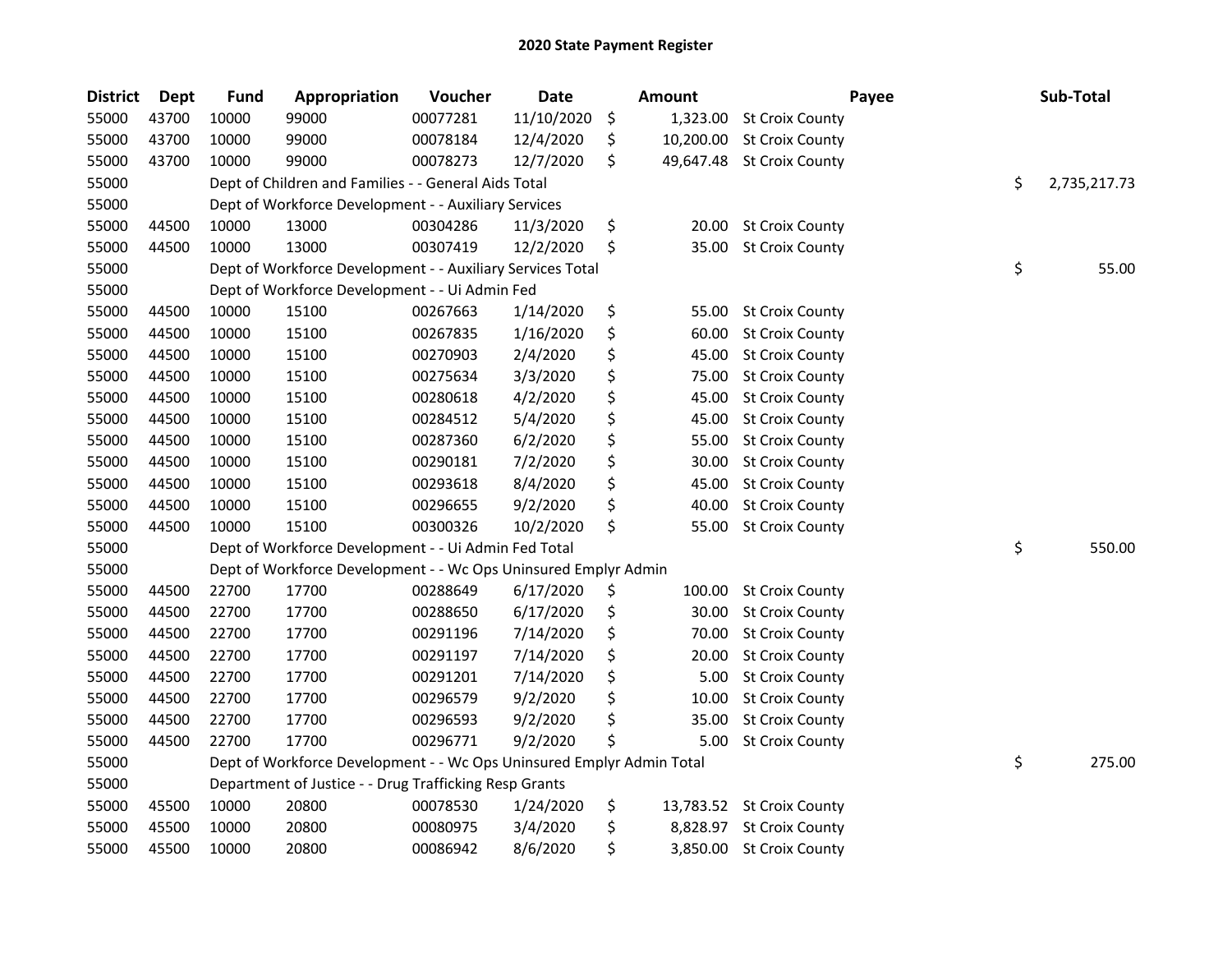# 2020 State Payment Register

| District | Dept | Fund | Appropriation | Voucher | Date | Amount | Payee | Sub-Total |
|---|---|---|---|---|---|---|---|---|
| 55000 | 43700 | 10000 | 99000 | 00077281 | 11/10/2020 | $ 1,323.00 | St Croix County | |
| 55000 | 43700 | 10000 | 99000 | 00078184 | 12/4/2020 | $ 10,200.00 | St Croix County | |
| 55000 | 43700 | 10000 | 99000 | 00078273 | 12/7/2020 | $ 49,647.48 | St Croix County | |
| 55000 | | Dept of Children and Families - - General Aids Total | | | | | | $ 2,735,217.73 |
| 55000 | | Dept of Workforce Development - - Auxiliary Services | | | | | | |
| 55000 | 44500 | 10000 | 13000 | 00304286 | 11/3/2020 | $ 20.00 | St Croix County | |
| 55000 | 44500 | 10000 | 13000 | 00307419 | 12/2/2020 | $ 35.00 | St Croix County | |
| 55000 | | Dept of Workforce Development - - Auxiliary Services Total | | | | | | $ 55.00 |
| 55000 | | Dept of Workforce Development - - Ui Admin Fed | | | | | | |
| 55000 | 44500 | 10000 | 15100 | 00267663 | 1/14/2020 | $ 55.00 | St Croix County | |
| 55000 | 44500 | 10000 | 15100 | 00267835 | 1/16/2020 | $ 60.00 | St Croix County | |
| 55000 | 44500 | 10000 | 15100 | 00270903 | 2/4/2020 | $ 45.00 | St Croix County | |
| 55000 | 44500 | 10000 | 15100 | 00275634 | 3/3/2020 | $ 75.00 | St Croix County | |
| 55000 | 44500 | 10000 | 15100 | 00280618 | 4/2/2020 | $ 45.00 | St Croix County | |
| 55000 | 44500 | 10000 | 15100 | 00284512 | 5/4/2020 | $ 45.00 | St Croix County | |
| 55000 | 44500 | 10000 | 15100 | 00287360 | 6/2/2020 | $ 55.00 | St Croix County | |
| 55000 | 44500 | 10000 | 15100 | 00290181 | 7/2/2020 | $ 30.00 | St Croix County | |
| 55000 | 44500 | 10000 | 15100 | 00293618 | 8/4/2020 | $ 45.00 | St Croix County | |
| 55000 | 44500 | 10000 | 15100 | 00296655 | 9/2/2020 | $ 40.00 | St Croix County | |
| 55000 | 44500 | 10000 | 15100 | 00300326 | 10/2/2020 | $ 55.00 | St Croix County | |
| 55000 | | Dept of Workforce Development - - Ui Admin Fed Total | | | | | | $ 550.00 |
| 55000 | | Dept of Workforce Development - - Wc Ops Uninsured Emplyr Admin | | | | | | |
| 55000 | 44500 | 22700 | 17700 | 00288649 | 6/17/2020 | $ 100.00 | St Croix County | |
| 55000 | 44500 | 22700 | 17700 | 00288650 | 6/17/2020 | $ 30.00 | St Croix County | |
| 55000 | 44500 | 22700 | 17700 | 00291196 | 7/14/2020 | $ 70.00 | St Croix County | |
| 55000 | 44500 | 22700 | 17700 | 00291197 | 7/14/2020 | $ 20.00 | St Croix County | |
| 55000 | 44500 | 22700 | 17700 | 00291201 | 7/14/2020 | $ 5.00 | St Croix County | |
| 55000 | 44500 | 22700 | 17700 | 00296579 | 9/2/2020 | $ 10.00 | St Croix County | |
| 55000 | 44500 | 22700 | 17700 | 00296593 | 9/2/2020 | $ 35.00 | St Croix County | |
| 55000 | 44500 | 22700 | 17700 | 00296771 | 9/2/2020 | $ 5.00 | St Croix County | |
| 55000 | | Dept of Workforce Development - - Wc Ops Uninsured Emplyr Admin Total | | | | | | $ 275.00 |
| 55000 | | Department of Justice - - Drug Trafficking Resp Grants | | | | | | |
| 55000 | 45500 | 10000 | 20800 | 00078530 | 1/24/2020 | $ 13,783.52 | St Croix County | |
| 55000 | 45500 | 10000 | 20800 | 00080975 | 3/4/2020 | $ 8,828.97 | St Croix County | |
| 55000 | 45500 | 10000 | 20800 | 00086942 | 8/6/2020 | $ 3,850.00 | St Croix County | |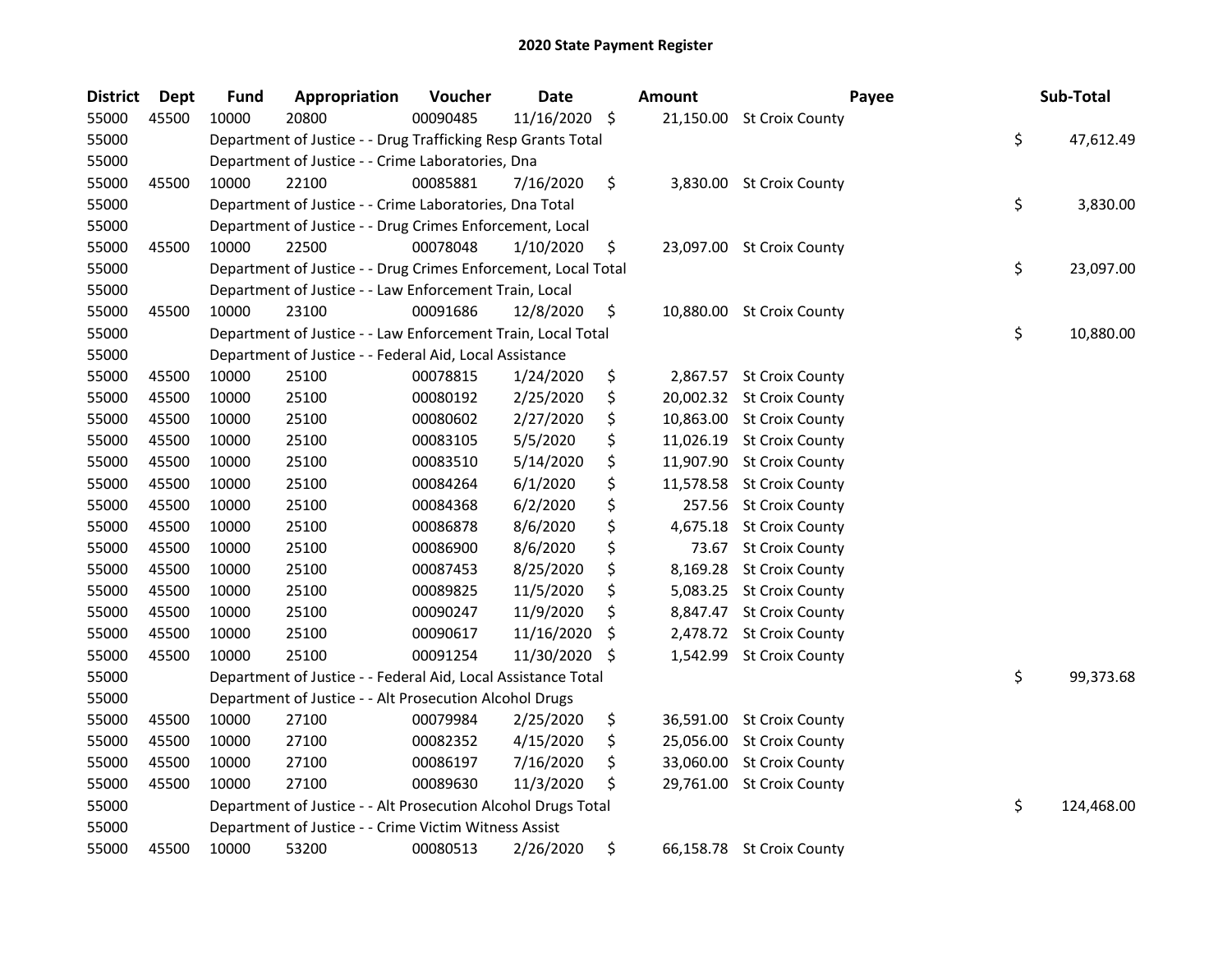## 2020 State Payment Register

| District | Dept | Fund | Appropriation | Voucher | Date | Amount | Payee | Sub-Total |
|---|---|---|---|---|---|---|---|---|
| 55000 | 45500 | 10000 | 20800 | 00090485 | 11/16/2020 | $ 21,150.00 | St Croix County | |
| 55000 | | Department of Justice - - Drug Trafficking Resp Grants Total | | | | | | $ 47,612.49 |
| 55000 | | Department of Justice - - Crime Laboratories, Dna | | | | | | |
| 55000 | 45500 | 10000 | 22100 | 00085881 | 7/16/2020 | $ 3,830.00 | St Croix County | |
| 55000 | | Department of Justice - - Crime Laboratories, Dna Total | | | | | | $ 3,830.00 |
| 55000 | | Department of Justice - - Drug Crimes Enforcement, Local | | | | | | |
| 55000 | 45500 | 10000 | 22500 | 00078048 | 1/10/2020 | $ 23,097.00 | St Croix County | |
| 55000 | | Department of Justice - - Drug Crimes Enforcement, Local Total | | | | | | $ 23,097.00 |
| 55000 | | Department of Justice - - Law Enforcement Train, Local | | | | | | |
| 55000 | 45500 | 10000 | 23100 | 00091686 | 12/8/2020 | $ 10,880.00 | St Croix County | |
| 55000 | | Department of Justice - - Law Enforcement Train, Local Total | | | | | | $ 10,880.00 |
| 55000 | | Department of Justice - - Federal Aid, Local Assistance | | | | | | |
| 55000 | 45500 | 10000 | 25100 | 00078815 | 1/24/2020 | $ 2,867.57 | St Croix County | |
| 55000 | 45500 | 10000 | 25100 | 00080192 | 2/25/2020 | $ 20,002.32 | St Croix County | |
| 55000 | 45500 | 10000 | 25100 | 00080602 | 2/27/2020 | $ 10,863.00 | St Croix County | |
| 55000 | 45500 | 10000 | 25100 | 00083105 | 5/5/2020 | $ 11,026.19 | St Croix County | |
| 55000 | 45500 | 10000 | 25100 | 00083510 | 5/14/2020 | $ 11,907.90 | St Croix County | |
| 55000 | 45500 | 10000 | 25100 | 00084264 | 6/1/2020 | $ 11,578.58 | St Croix County | |
| 55000 | 45500 | 10000 | 25100 | 00084368 | 6/2/2020 | $ 257.56 | St Croix County | |
| 55000 | 45500 | 10000 | 25100 | 00086878 | 8/6/2020 | $ 4,675.18 | St Croix County | |
| 55000 | 45500 | 10000 | 25100 | 00086900 | 8/6/2020 | $ 73.67 | St Croix County | |
| 55000 | 45500 | 10000 | 25100 | 00087453 | 8/25/2020 | $ 8,169.28 | St Croix County | |
| 55000 | 45500 | 10000 | 25100 | 00089825 | 11/5/2020 | $ 5,083.25 | St Croix County | |
| 55000 | 45500 | 10000 | 25100 | 00090247 | 11/9/2020 | $ 8,847.47 | St Croix County | |
| 55000 | 45500 | 10000 | 25100 | 00090617 | 11/16/2020 | $ 2,478.72 | St Croix County | |
| 55000 | 45500 | 10000 | 25100 | 00091254 | 11/30/2020 | $ 1,542.99 | St Croix County | |
| 55000 | | Department of Justice - - Federal Aid, Local Assistance Total | | | | | | $ 99,373.68 |
| 55000 | | Department of Justice - - Alt Prosecution Alcohol Drugs | | | | | | |
| 55000 | 45500 | 10000 | 27100 | 00079984 | 2/25/2020 | $ 36,591.00 | St Croix County | |
| 55000 | 45500 | 10000 | 27100 | 00082352 | 4/15/2020 | $ 25,056.00 | St Croix County | |
| 55000 | 45500 | 10000 | 27100 | 00086197 | 7/16/2020 | $ 33,060.00 | St Croix County | |
| 55000 | 45500 | 10000 | 27100 | 00089630 | 11/3/2020 | $ 29,761.00 | St Croix County | |
| 55000 | | Department of Justice - - Alt Prosecution Alcohol Drugs Total | | | | | | $ 124,468.00 |
| 55000 | | Department of Justice - - Crime Victim Witness Assist | | | | | | |
| 55000 | 45500 | 10000 | 53200 | 00080513 | 2/26/2020 | $ 66,158.78 | St Croix County | |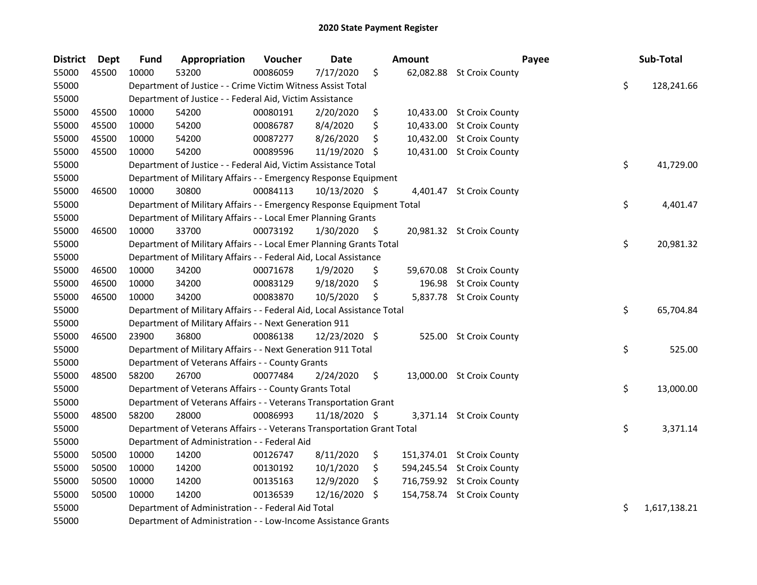## 2020 State Payment Register

| District | Dept | Fund | Appropriation | Voucher | Date | Amount | Payee | Sub-Total |
|---|---|---|---|---|---|---|---|---|
| 55000 | 45500 | 10000 | 53200 | 00086059 | 7/17/2020 | $ 62,082.88 | St Croix County | |
| 55000 | | Department of Justice - - Crime Victim Witness Assist Total | | | | | | $ 128,241.66 |
| 55000 | | Department of Justice - - Federal Aid, Victim Assistance | | | | | | |
| 55000 | 45500 | 10000 | 54200 | 00080191 | 2/20/2020 | $ 10,433.00 | St Croix County | |
| 55000 | 45500 | 10000 | 54200 | 00086787 | 8/4/2020 | $ 10,433.00 | St Croix County | |
| 55000 | 45500 | 10000 | 54200 | 00087277 | 8/26/2020 | $ 10,432.00 | St Croix County | |
| 55000 | 45500 | 10000 | 54200 | 00089596 | 11/19/2020 | $ 10,431.00 | St Croix County | |
| 55000 | | Department of Justice - - Federal Aid, Victim Assistance Total | | | | | | $ 41,729.00 |
| 55000 | | Department of Military Affairs - - Emergency Response Equipment | | | | | | |
| 55000 | 46500 | 10000 | 30800 | 00084113 | 10/13/2020 | $ 4,401.47 | St Croix County | |
| 55000 | | Department of Military Affairs - - Emergency Response Equipment Total | | | | | | $ 4,401.47 |
| 55000 | | Department of Military Affairs - - Local Emer Planning Grants | | | | | | |
| 55000 | 46500 | 10000 | 33700 | 00073192 | 1/30/2020 | $ 20,981.32 | St Croix County | |
| 55000 | | Department of Military Affairs - - Local Emer Planning Grants Total | | | | | | $ 20,981.32 |
| 55000 | | Department of Military Affairs - - Federal Aid, Local Assistance | | | | | | |
| 55000 | 46500 | 10000 | 34200 | 00071678 | 1/9/2020 | $ 59,670.08 | St Croix County | |
| 55000 | 46500 | 10000 | 34200 | 00083129 | 9/18/2020 | $ 196.98 | St Croix County | |
| 55000 | 46500 | 10000 | 34200 | 00083870 | 10/5/2020 | $ 5,837.78 | St Croix County | |
| 55000 | | Department of Military Affairs - - Federal Aid, Local Assistance Total | | | | | | $ 65,704.84 |
| 55000 | | Department of Military Affairs - - Next Generation 911 | | | | | | |
| 55000 | 46500 | 23900 | 36800 | 00086138 | 12/23/2020 | $ 525.00 | St Croix County | |
| 55000 | | Department of Military Affairs - - Next Generation 911 Total | | | | | | $ 525.00 |
| 55000 | | Department of Veterans Affairs - - County Grants | | | | | | |
| 55000 | 48500 | 58200 | 26700 | 00077484 | 2/24/2020 | $ 13,000.00 | St Croix County | |
| 55000 | | Department of Veterans Affairs - - County Grants Total | | | | | | $ 13,000.00 |
| 55000 | | Department of Veterans Affairs - - Veterans Transportation Grant | | | | | | |
| 55000 | 48500 | 58200 | 28000 | 00086993 | 11/18/2020 | $ 3,371.14 | St Croix County | |
| 55000 | | Department of Veterans Affairs - - Veterans Transportation Grant Total | | | | | | $ 3,371.14 |
| 55000 | | Department of Administration - - Federal Aid | | | | | | |
| 55000 | 50500 | 10000 | 14200 | 00126747 | 8/11/2020 | $ 151,374.01 | St Croix County | |
| 55000 | 50500 | 10000 | 14200 | 00130192 | 10/1/2020 | $ 594,245.54 | St Croix County | |
| 55000 | 50500 | 10000 | 14200 | 00135163 | 12/9/2020 | $ 716,759.92 | St Croix County | |
| 55000 | 50500 | 10000 | 14200 | 00136539 | 12/16/2020 | $ 154,758.74 | St Croix County | |
| 55000 | | Department of Administration - - Federal Aid Total | | | | | | $ 1,617,138.21 |
| 55000 | | Department of Administration - - Low-Income Assistance Grants | | | | | | |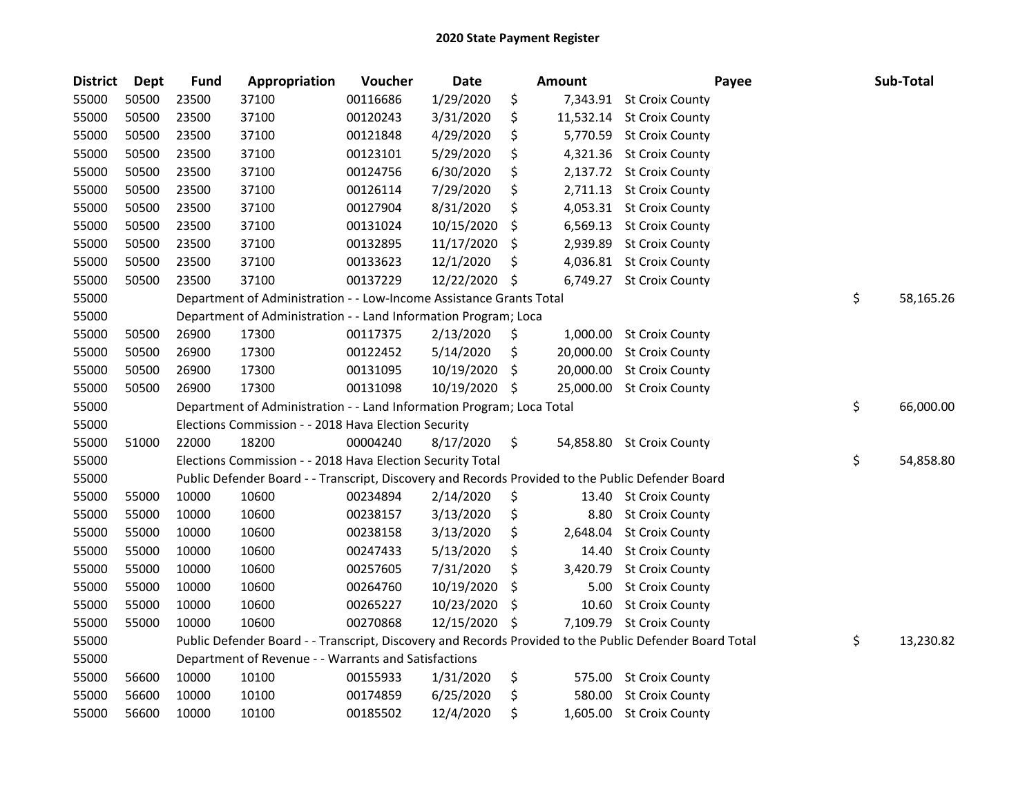## 2020 State Payment Register

| District | Dept | Fund | Appropriation | Voucher | Date | Amount | Payee | Sub-Total |
|---|---|---|---|---|---|---|---|---|
| 55000 | 50500 | 23500 | 37100 | 00116686 | 1/29/2020 | $ 7,343.91 | St Croix County | |
| 55000 | 50500 | 23500 | 37100 | 00120243 | 3/31/2020 | $ 11,532.14 | St Croix County | |
| 55000 | 50500 | 23500 | 37100 | 00121848 | 4/29/2020 | $ 5,770.59 | St Croix County | |
| 55000 | 50500 | 23500 | 37100 | 00123101 | 5/29/2020 | $ 4,321.36 | St Croix County | |
| 55000 | 50500 | 23500 | 37100 | 00124756 | 6/30/2020 | $ 2,137.72 | St Croix County | |
| 55000 | 50500 | 23500 | 37100 | 00126114 | 7/29/2020 | $ 2,711.13 | St Croix County | |
| 55000 | 50500 | 23500 | 37100 | 00127904 | 8/31/2020 | $ 4,053.31 | St Croix County | |
| 55000 | 50500 | 23500 | 37100 | 00131024 | 10/15/2020 | $ 6,569.13 | St Croix County | |
| 55000 | 50500 | 23500 | 37100 | 00132895 | 11/17/2020 | $ 2,939.89 | St Croix County | |
| 55000 | 50500 | 23500 | 37100 | 00133623 | 12/1/2020 | $ 4,036.81 | St Croix County | |
| 55000 | 50500 | 23500 | 37100 | 00137229 | 12/22/2020 | $ 6,749.27 | St Croix County | |
| 55000 | | Department of Administration - - Low-Income Assistance Grants Total | | | | | | $ 58,165.26 |
| 55000 | | Department of Administration - - Land Information Program; Loca | | | | | | |
| 55000 | 50500 | 26900 | 17300 | 00117375 | 2/13/2020 | $ 1,000.00 | St Croix County | |
| 55000 | 50500 | 26900 | 17300 | 00122452 | 5/14/2020 | $ 20,000.00 | St Croix County | |
| 55000 | 50500 | 26900 | 17300 | 00131095 | 10/19/2020 | $ 20,000.00 | St Croix County | |
| 55000 | 50500 | 26900 | 17300 | 00131098 | 10/19/2020 | $ 25,000.00 | St Croix County | |
| 55000 | | Department of Administration - - Land Information Program; Loca Total | | | | | | $ 66,000.00 |
| 55000 | | Elections Commission - - 2018 Hava Election Security | | | | | | |
| 55000 | 51000 | 22000 | 18200 | 00004240 | 8/17/2020 | $ 54,858.80 | St Croix County | |
| 55000 | | Elections Commission - - 2018 Hava Election Security Total | | | | | | $ 54,858.80 |
| 55000 | | Public Defender Board - - Transcript, Discovery and Records Provided to the Public Defender Board | | | | | | |
| 55000 | 55000 | 10000 | 10600 | 00234894 | 2/14/2020 | $ 13.40 | St Croix County | |
| 55000 | 55000 | 10000 | 10600 | 00238157 | 3/13/2020 | $ 8.80 | St Croix County | |
| 55000 | 55000 | 10000 | 10600 | 00238158 | 3/13/2020 | $ 2,648.04 | St Croix County | |
| 55000 | 55000 | 10000 | 10600 | 00247433 | 5/13/2020 | $ 14.40 | St Croix County | |
| 55000 | 55000 | 10000 | 10600 | 00257605 | 7/31/2020 | $ 3,420.79 | St Croix County | |
| 55000 | 55000 | 10000 | 10600 | 00264760 | 10/19/2020 | $ 5.00 | St Croix County | |
| 55000 | 55000 | 10000 | 10600 | 00265227 | 10/23/2020 | $ 10.60 | St Croix County | |
| 55000 | 55000 | 10000 | 10600 | 00270868 | 12/15/2020 | $ 7,109.79 | St Croix County | |
| 55000 | | Public Defender Board - - Transcript, Discovery and Records Provided to the Public Defender Board Total | | | | | | $ 13,230.82 |
| 55000 | | Department of Revenue - - Warrants and Satisfactions | | | | | | |
| 55000 | 56600 | 10000 | 10100 | 00155933 | 1/31/2020 | $ 575.00 | St Croix County | |
| 55000 | 56600 | 10000 | 10100 | 00174859 | 6/25/2020 | $ 580.00 | St Croix County | |
| 55000 | 56600 | 10000 | 10100 | 00185502 | 12/4/2020 | $ 1,605.00 | St Croix County | |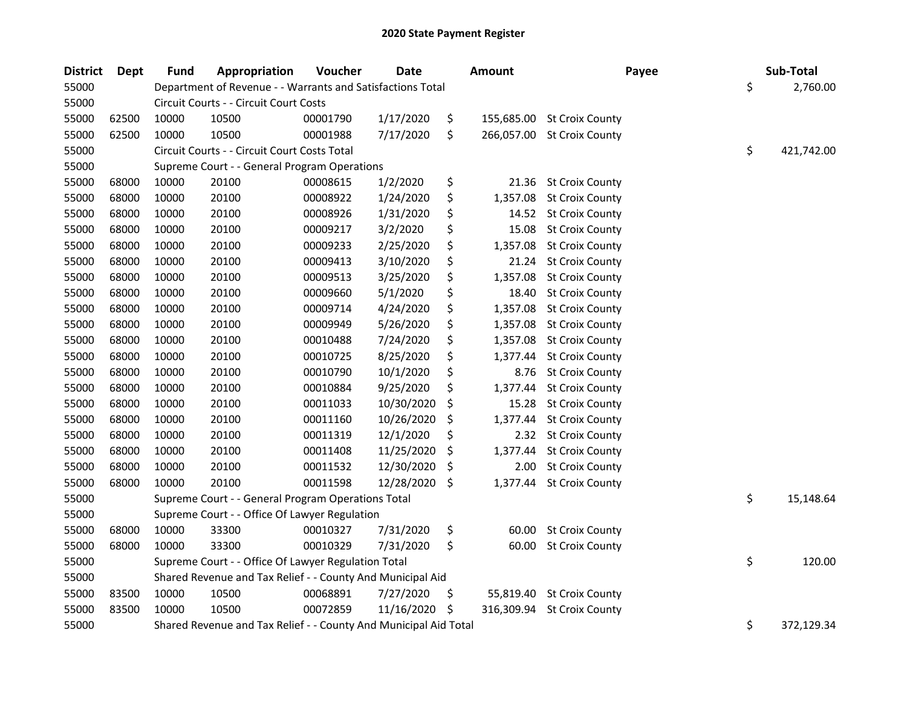# 2020 State Payment Register

| District | Dept | Fund | Appropriation | Voucher | Date | Amount | Payee | Sub-Total |
|---|---|---|---|---|---|---|---|---|
| 55000 | | Department of Revenue - - Warrants and Satisfactions Total | | | | | | $ 2,760.00 |
| 55000 | | Circuit Courts - - Circuit Court Costs | | | | | | |
| 55000 | 62500 | 10000 | 10500 | 00001790 | 1/17/2020 | $ 155,685.00 | St Croix County | |
| 55000 | 62500 | 10000 | 10500 | 00001988 | 7/17/2020 | $ 266,057.00 | St Croix County | |
| 55000 | | Circuit Courts - - Circuit Court Costs Total | | | | | | $ 421,742.00 |
| 55000 | | Supreme Court - - General Program Operations | | | | | | |
| 55000 | 68000 | 10000 | 20100 | 00008615 | 1/2/2020 | $ 21.36 | St Croix County | |
| 55000 | 68000 | 10000 | 20100 | 00008922 | 1/24/2020 | $ 1,357.08 | St Croix County | |
| 55000 | 68000 | 10000 | 20100 | 00008926 | 1/31/2020 | $ 14.52 | St Croix County | |
| 55000 | 68000 | 10000 | 20100 | 00009217 | 3/2/2020 | $ 15.08 | St Croix County | |
| 55000 | 68000 | 10000 | 20100 | 00009233 | 2/25/2020 | $ 1,357.08 | St Croix County | |
| 55000 | 68000 | 10000 | 20100 | 00009413 | 3/10/2020 | $ 21.24 | St Croix County | |
| 55000 | 68000 | 10000 | 20100 | 00009513 | 3/25/2020 | $ 1,357.08 | St Croix County | |
| 55000 | 68000 | 10000 | 20100 | 00009660 | 5/1/2020 | $ 18.40 | St Croix County | |
| 55000 | 68000 | 10000 | 20100 | 00009714 | 4/24/2020 | $ 1,357.08 | St Croix County | |
| 55000 | 68000 | 10000 | 20100 | 00009949 | 5/26/2020 | $ 1,357.08 | St Croix County | |
| 55000 | 68000 | 10000 | 20100 | 00010488 | 7/24/2020 | $ 1,357.08 | St Croix County | |
| 55000 | 68000 | 10000 | 20100 | 00010725 | 8/25/2020 | $ 1,377.44 | St Croix County | |
| 55000 | 68000 | 10000 | 20100 | 00010790 | 10/1/2020 | $ 8.76 | St Croix County | |
| 55000 | 68000 | 10000 | 20100 | 00010884 | 9/25/2020 | $ 1,377.44 | St Croix County | |
| 55000 | 68000 | 10000 | 20100 | 00011033 | 10/30/2020 | $ 15.28 | St Croix County | |
| 55000 | 68000 | 10000 | 20100 | 00011160 | 10/26/2020 | $ 1,377.44 | St Croix County | |
| 55000 | 68000 | 10000 | 20100 | 00011319 | 12/1/2020 | $ 2.32 | St Croix County | |
| 55000 | 68000 | 10000 | 20100 | 00011408 | 11/25/2020 | $ 1,377.44 | St Croix County | |
| 55000 | 68000 | 10000 | 20100 | 00011532 | 12/30/2020 | $ 2.00 | St Croix County | |
| 55000 | 68000 | 10000 | 20100 | 00011598 | 12/28/2020 | $ 1,377.44 | St Croix County | |
| 55000 | | Supreme Court - - General Program Operations Total | | | | | | $ 15,148.64 |
| 55000 | | Supreme Court - - Office Of Lawyer Regulation | | | | | | |
| 55000 | 68000 | 10000 | 33300 | 00010327 | 7/31/2020 | $ 60.00 | St Croix County | |
| 55000 | 68000 | 10000 | 33300 | 00010329 | 7/31/2020 | $ 60.00 | St Croix County | |
| 55000 | | Supreme Court - - Office Of Lawyer Regulation Total | | | | | | $ 120.00 |
| 55000 | | Shared Revenue and Tax Relief - - County And Municipal Aid | | | | | | |
| 55000 | 83500 | 10000 | 10500 | 00068891 | 7/27/2020 | $ 55,819.40 | St Croix County | |
| 55000 | 83500 | 10000 | 10500 | 00072859 | 11/16/2020 | $ 316,309.94 | St Croix County | |
| 55000 | | Shared Revenue and Tax Relief - - County And Municipal Aid Total | | | | | | $ 372,129.34 |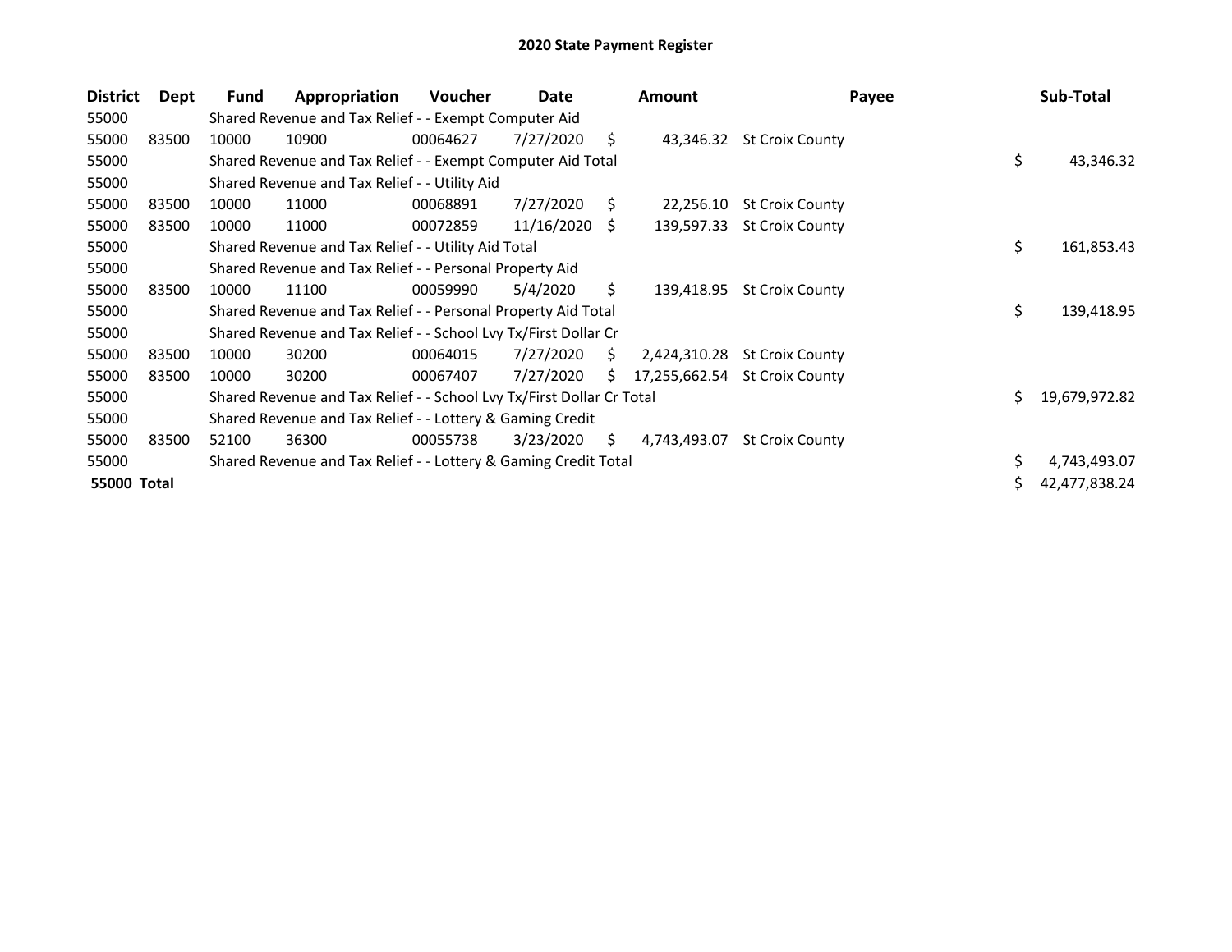# 2020 State Payment Register

| District | Dept | Fund | Appropriation | Voucher | Date | Amount | Payee | Sub-Total |
|---|---|---|---|---|---|---|---|---|
| 55000 | | Shared Revenue and Tax Relief - - Exempt Computer Aid | | | | | | |
| 55000 | 83500 | 10000 | 10900 | 00064627 | 7/27/2020 | $ 43,346.32 | St Croix County | |
| 55000 | | Shared Revenue and Tax Relief - - Exempt Computer Aid Total | | | | | | $ 43,346.32 |
| 55000 | | Shared Revenue and Tax Relief - - Utility Aid | | | | | | |
| 55000 | 83500 | 10000 | 11000 | 00068891 | 7/27/2020 | $ 22,256.10 | St Croix County | |
| 55000 | 83500 | 10000 | 11000 | 00072859 | 11/16/2020 | $ 139,597.33 | St Croix County | |
| 55000 | | Shared Revenue and Tax Relief - - Utility Aid Total | | | | | | $ 161,853.43 |
| 55000 | | Shared Revenue and Tax Relief - - Personal Property Aid | | | | | | |
| 55000 | 83500 | 10000 | 11100 | 00059990 | 5/4/2020 | $ 139,418.95 | St Croix County | |
| 55000 | | Shared Revenue and Tax Relief - - Personal Property Aid Total | | | | | | $ 139,418.95 |
| 55000 | | Shared Revenue and Tax Relief - - School Lvy Tx/First Dollar Cr | | | | | | |
| 55000 | 83500 | 10000 | 30200 | 00064015 | 7/27/2020 | $ 2,424,310.28 | St Croix County | |
| 55000 | 83500 | 10000 | 30200 | 00067407 | 7/27/2020 | $ 17,255,662.54 | St Croix County | |
| 55000 | | Shared Revenue and Tax Relief - - School Lvy Tx/First Dollar Cr Total | | | | | | $ 19,679,972.82 |
| 55000 | | Shared Revenue and Tax Relief - - Lottery & Gaming Credit | | | | | | |
| 55000 | 83500 | 52100 | 36300 | 00055738 | 3/23/2020 | $ 4,743,493.07 | St Croix County | |
| 55000 | | Shared Revenue and Tax Relief - - Lottery & Gaming Credit Total | | | | | | $ 4,743,493.07 |
| **55000 Total** | | | | | | | | $ 42,477,838.24 |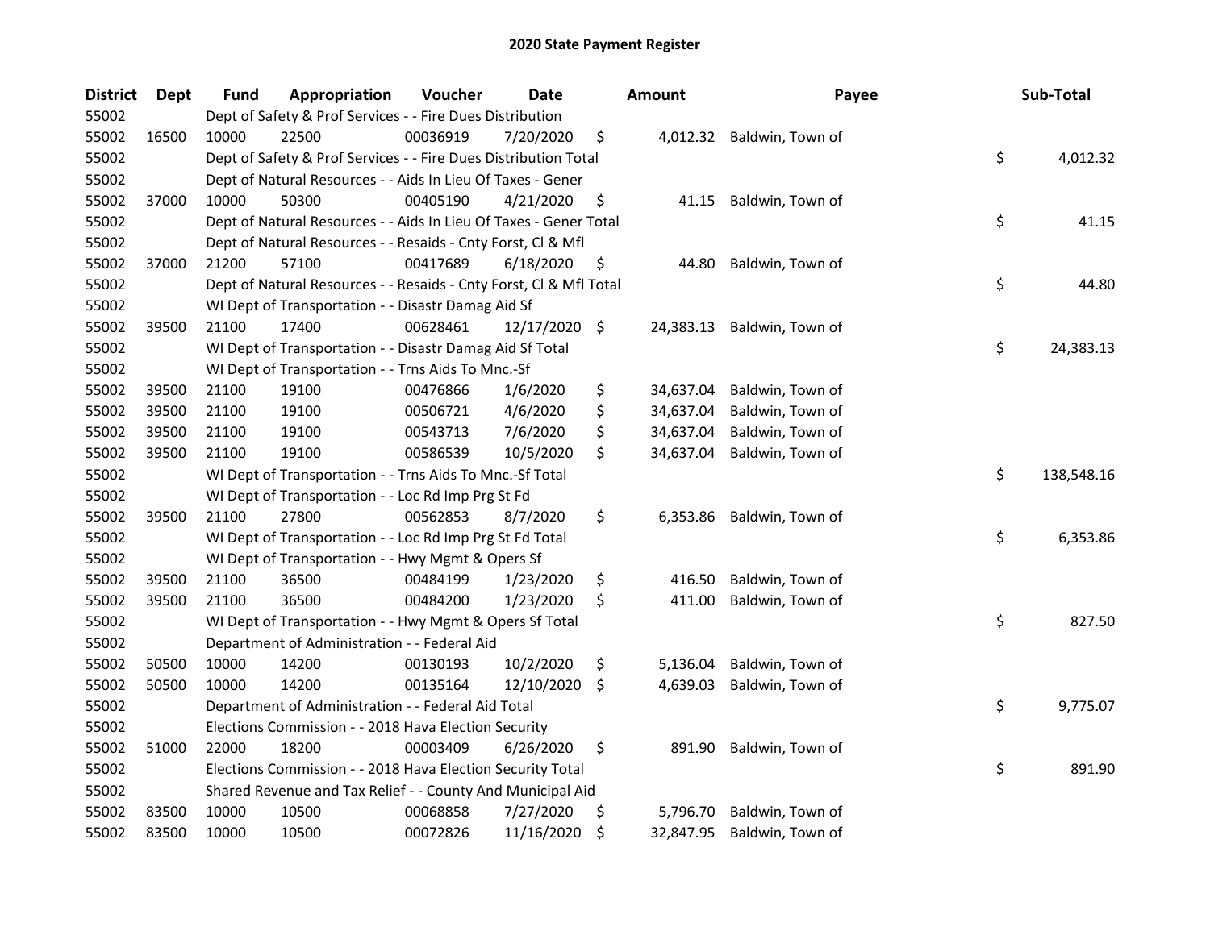# 2020 State Payment Register

| District | Dept | Fund | Appropriation | Voucher | Date | Amount | Payee | Sub-Total |
|---|---|---|---|---|---|---|---|---|
| 55002 | | Dept of Safety & Prof Services - - Fire Dues Distribution | | | | | | |
| 55002 | 16500 | 10000 | 22500 | 00036919 | 7/20/2020 | $ 4,012.32 | Baldwin, Town of | |
| 55002 | | Dept of Safety & Prof Services - - Fire Dues Distribution Total | | | | | | $ 4,012.32 |
| 55002 | | Dept of Natural Resources - - Aids In Lieu Of Taxes - Gener | | | | | | |
| 55002 | 37000 | 10000 | 50300 | 00405190 | 4/21/2020 | $ 41.15 | Baldwin, Town of | |
| 55002 | | Dept of Natural Resources - - Aids In Lieu Of Taxes - Gener Total | | | | | | $ 41.15 |
| 55002 | | Dept of Natural Resources - - Resaids - Cnty Forst, Cl & Mfl | | | | | | |
| 55002 | 37000 | 21200 | 57100 | 00417689 | 6/18/2020 | $ 44.80 | Baldwin, Town of | |
| 55002 | | Dept of Natural Resources - - Resaids - Cnty Forst, Cl & Mfl Total | | | | | | $ 44.80 |
| 55002 | | WI Dept of Transportation - - Disastr Damag Aid Sf | | | | | | |
| 55002 | 39500 | 21100 | 17400 | 00628461 | 12/17/2020 | $ 24,383.13 | Baldwin, Town of | |
| 55002 | | WI Dept of Transportation - - Disastr Damag Aid Sf Total | | | | | | $ 24,383.13 |
| 55002 | | WI Dept of Transportation - - Trns Aids To Mnc.-Sf | | | | | | |
| 55002 | 39500 | 21100 | 19100 | 00476866 | 1/6/2020 | $ 34,637.04 | Baldwin, Town of | |
| 55002 | 39500 | 21100 | 19100 | 00506721 | 4/6/2020 | $ 34,637.04 | Baldwin, Town of | |
| 55002 | 39500 | 21100 | 19100 | 00543713 | 7/6/2020 | $ 34,637.04 | Baldwin, Town of | |
| 55002 | 39500 | 21100 | 19100 | 00586539 | 10/5/2020 | $ 34,637.04 | Baldwin, Town of | |
| 55002 | | WI Dept of Transportation - - Trns Aids To Mnc.-Sf Total | | | | | | $ 138,548.16 |
| 55002 | | WI Dept of Transportation - - Loc Rd Imp Prg St Fd | | | | | | |
| 55002 | 39500 | 21100 | 27800 | 00562853 | 8/7/2020 | $ 6,353.86 | Baldwin, Town of | |
| 55002 | | WI Dept of Transportation - - Loc Rd Imp Prg St Fd Total | | | | | | $ 6,353.86 |
| 55002 | | WI Dept of Transportation - - Hwy Mgmt & Opers Sf | | | | | | |
| 55002 | 39500 | 21100 | 36500 | 00484199 | 1/23/2020 | $ 416.50 | Baldwin, Town of | |
| 55002 | 39500 | 21100 | 36500 | 00484200 | 1/23/2020 | $ 411.00 | Baldwin, Town of | |
| 55002 | | WI Dept of Transportation - - Hwy Mgmt & Opers Sf Total | | | | | | $ 827.50 |
| 55002 | | Department of Administration - - Federal Aid | | | | | | |
| 55002 | 50500 | 10000 | 14200 | 00130193 | 10/2/2020 | $ 5,136.04 | Baldwin, Town of | |
| 55002 | 50500 | 10000 | 14200 | 00135164 | 12/10/2020 | $ 4,639.03 | Baldwin, Town of | |
| 55002 | | Department of Administration - - Federal Aid Total | | | | | | $ 9,775.07 |
| 55002 | | Elections Commission - - 2018 Hava Election Security | | | | | | |
| 55002 | 51000 | 22000 | 18200 | 00003409 | 6/26/2020 | $ 891.90 | Baldwin, Town of | |
| 55002 | | Elections Commission - - 2018 Hava Election Security Total | | | | | | $ 891.90 |
| 55002 | | Shared Revenue and Tax Relief - - County And Municipal Aid | | | | | | |
| 55002 | 83500 | 10000 | 10500 | 00068858 | 7/27/2020 | $ 5,796.70 | Baldwin, Town of | |
| 55002 | 83500 | 10000 | 10500 | 00072826 | 11/16/2020 | $ 32,847.95 | Baldwin, Town of | |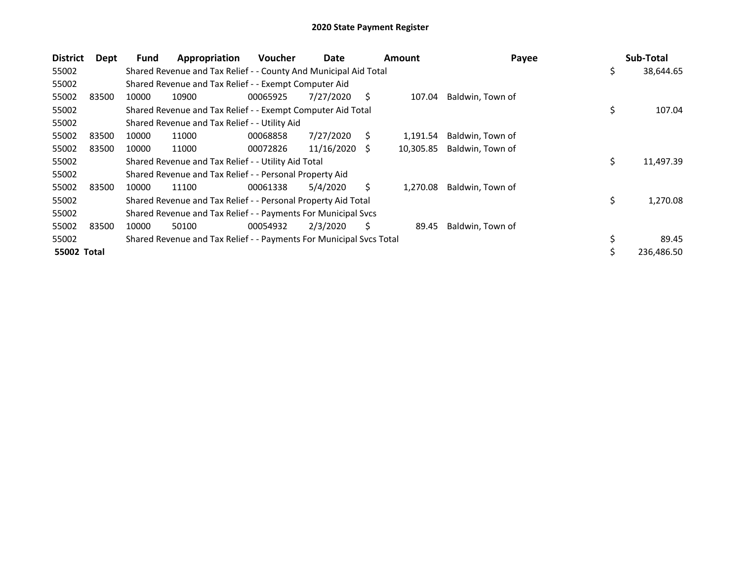# 2020 State Payment Register

| District | Dept | Fund | Appropriation | Voucher | Date | Amount | Payee | Sub-Total |
|---|---|---|---|---|---|---|---|---|
| 55002 | | Shared Revenue and Tax Relief - - County And Municipal Aid Total | | | | | | $ 38,644.65 |
| 55002 | | Shared Revenue and Tax Relief - - Exempt Computer Aid | | | | | | |
| 55002 | 83500 | 10000 | 10900 | 00065925 | 7/27/2020 | $ 107.04 | Baldwin, Town of | |
| 55002 | | Shared Revenue and Tax Relief - - Exempt Computer Aid Total | | | | | | $ 107.04 |
| 55002 | | Shared Revenue and Tax Relief - - Utility Aid | | | | | | |
| 55002 | 83500 | 10000 | 11000 | 00068858 | 7/27/2020 | $ 1,191.54 | Baldwin, Town of | |
| 55002 | 83500 | 10000 | 11000 | 00072826 | 11/16/2020 | $ 10,305.85 | Baldwin, Town of | |
| 55002 | | Shared Revenue and Tax Relief - - Utility Aid Total | | | | | | $ 11,497.39 |
| 55002 | | Shared Revenue and Tax Relief - - Personal Property Aid | | | | | | |
| 55002 | 83500 | 10000 | 11100 | 00061338 | 5/4/2020 | $ 1,270.08 | Baldwin, Town of | |
| 55002 | | Shared Revenue and Tax Relief - - Personal Property Aid Total | | | | | | $ 1,270.08 |
| 55002 | | Shared Revenue and Tax Relief - - Payments For Municipal Svcs | | | | | | |
| 55002 | 83500 | 10000 | 50100 | 00054932 | 2/3/2020 | $ 89.45 | Baldwin, Town of | |
| 55002 | | Shared Revenue and Tax Relief - - Payments For Municipal Svcs Total | | | | | | $ 89.45 |
| **55002 Total** | | | | | | | | $ 236,486.50 |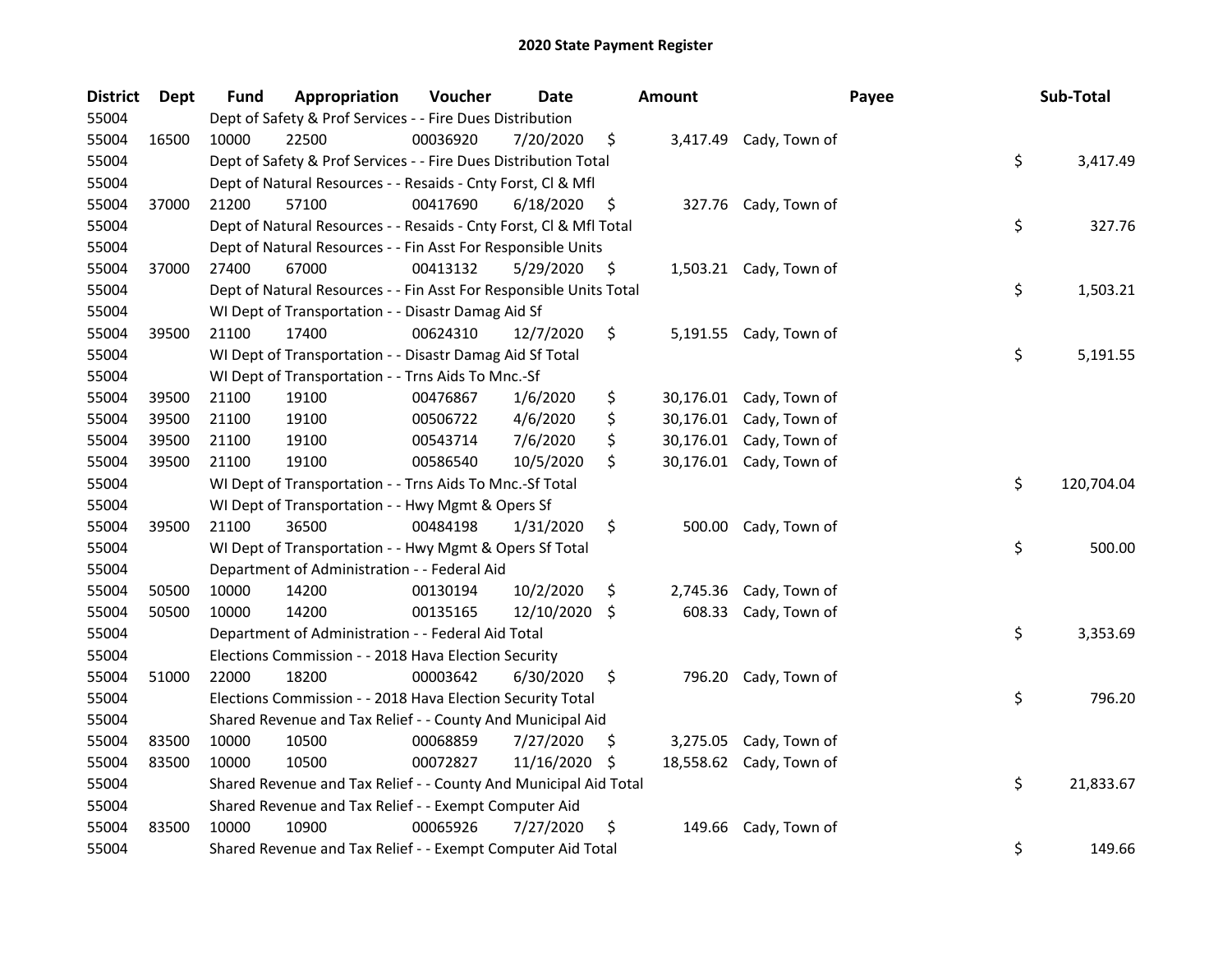## 2020 State Payment Register

| District | Dept | Fund | Appropriation | Voucher | Date | Amount | Payee | Sub-Total |
|---|---|---|---|---|---|---|---|---|
| 55004 | | Dept of Safety & Prof Services - - Fire Dues Distribution | | | | | | |
| 55004 | 16500 | 10000 | 22500 | 00036920 | 7/20/2020 | $ 3,417.49 | Cady, Town of | |
| 55004 | | Dept of Safety & Prof Services - - Fire Dues Distribution Total | | | | | | $ 3,417.49 |
| 55004 | | Dept of Natural Resources - - Resaids - Cnty Forst, Cl & Mfl | | | | | | |
| 55004 | 37000 | 21200 | 57100 | 00417690 | 6/18/2020 | $ 327.76 | Cady, Town of | |
| 55004 | | Dept of Natural Resources - - Resaids - Cnty Forst, Cl & Mfl Total | | | | | | $ 327.76 |
| 55004 | | Dept of Natural Resources - - Fin Asst For Responsible Units | | | | | | |
| 55004 | 37000 | 27400 | 67000 | 00413132 | 5/29/2020 | $ 1,503.21 | Cady, Town of | |
| 55004 | | Dept of Natural Resources - - Fin Asst For Responsible Units Total | | | | | | $ 1,503.21 |
| 55004 | | WI Dept of Transportation - - Disastr Damag Aid Sf | | | | | | |
| 55004 | 39500 | 21100 | 17400 | 00624310 | 12/7/2020 | $ 5,191.55 | Cady, Town of | |
| 55004 | | WI Dept of Transportation - - Disastr Damag Aid Sf Total | | | | | | $ 5,191.55 |
| 55004 | | WI Dept of Transportation - - Trns Aids To Mnc.-Sf | | | | | | |
| 55004 | 39500 | 21100 | 19100 | 00476867 | 1/6/2020 | $ 30,176.01 | Cady, Town of | |
| 55004 | 39500 | 21100 | 19100 | 00506722 | 4/6/2020 | $ 30,176.01 | Cady, Town of | |
| 55004 | 39500 | 21100 | 19100 | 00543714 | 7/6/2020 | $ 30,176.01 | Cady, Town of | |
| 55004 | 39500 | 21100 | 19100 | 00586540 | 10/5/2020 | $ 30,176.01 | Cady, Town of | |
| 55004 | | WI Dept of Transportation - - Trns Aids To Mnc.-Sf Total | | | | | | $ 120,704.04 |
| 55004 | | WI Dept of Transportation - - Hwy Mgmt & Opers Sf | | | | | | |
| 55004 | 39500 | 21100 | 36500 | 00484198 | 1/31/2020 | $ 500.00 | Cady, Town of | |
| 55004 | | WI Dept of Transportation - - Hwy Mgmt & Opers Sf Total | | | | | | $ 500.00 |
| 55004 | | Department of Administration - - Federal Aid | | | | | | |
| 55004 | 50500 | 10000 | 14200 | 00130194 | 10/2/2020 | $ 2,745.36 | Cady, Town of | |
| 55004 | 50500 | 10000 | 14200 | 00135165 | 12/10/2020 | $ 608.33 | Cady, Town of | |
| 55004 | | Department of Administration - - Federal Aid Total | | | | | | $ 3,353.69 |
| 55004 | | Elections Commission - - 2018 Hava Election Security | | | | | | |
| 55004 | 51000 | 22000 | 18200 | 00003642 | 6/30/2020 | $ 796.20 | Cady, Town of | |
| 55004 | | Elections Commission - - 2018 Hava Election Security Total | | | | | | $ 796.20 |
| 55004 | | Shared Revenue and Tax Relief - - County And Municipal Aid | | | | | | |
| 55004 | 83500 | 10000 | 10500 | 00068859 | 7/27/2020 | $ 3,275.05 | Cady, Town of | |
| 55004 | 83500 | 10000 | 10500 | 00072827 | 11/16/2020 | $ 18,558.62 | Cady, Town of | |
| 55004 | | Shared Revenue and Tax Relief - - County And Municipal Aid Total | | | | | | $ 21,833.67 |
| 55004 | | Shared Revenue and Tax Relief - - Exempt Computer Aid | | | | | | |
| 55004 | 83500 | 10000 | 10900 | 00065926 | 7/27/2020 | $ 149.66 | Cady, Town of | |
| 55004 | | Shared Revenue and Tax Relief - - Exempt Computer Aid Total | | | | | | $ 149.66 |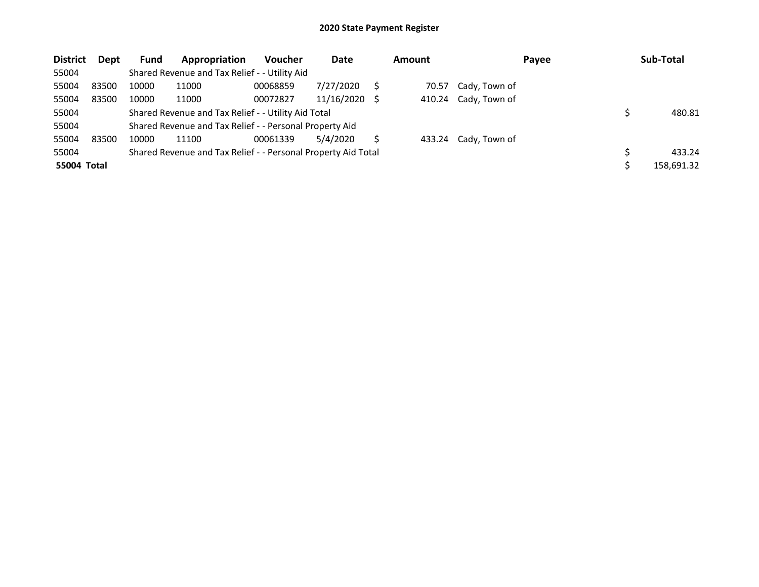# 2020 State Payment Register

| District | Dept | Fund | Appropriation | Voucher | Date | Amount | Payee | Sub-Total |
|---|---|---|---|---|---|---|---|---|
| 55004 | | Shared Revenue and Tax Relief - - Utility Aid | | | | | | |
| 55004 | 83500 | 10000 | 11000 | 00068859 | 7/27/2020 | $ 70.57 | Cady, Town of | |
| 55004 | 83500 | 10000 | 11000 | 00072827 | 11/16/2020 | $ 410.24 | Cady, Town of | |
| 55004 | | Shared Revenue and Tax Relief - - Utility Aid Total | | | | | | $ 480.81 |
| 55004 | | Shared Revenue and Tax Relief - - Personal Property Aid | | | | | | |
| 55004 | 83500 | 10000 | 11100 | 00061339 | 5/4/2020 | $ 433.24 | Cady, Town of | |
| 55004 | | Shared Revenue and Tax Relief - - Personal Property Aid Total | | | | | | $ 433.24 |
| **55004 Total** | | | | | | | | $ 158,691.32 |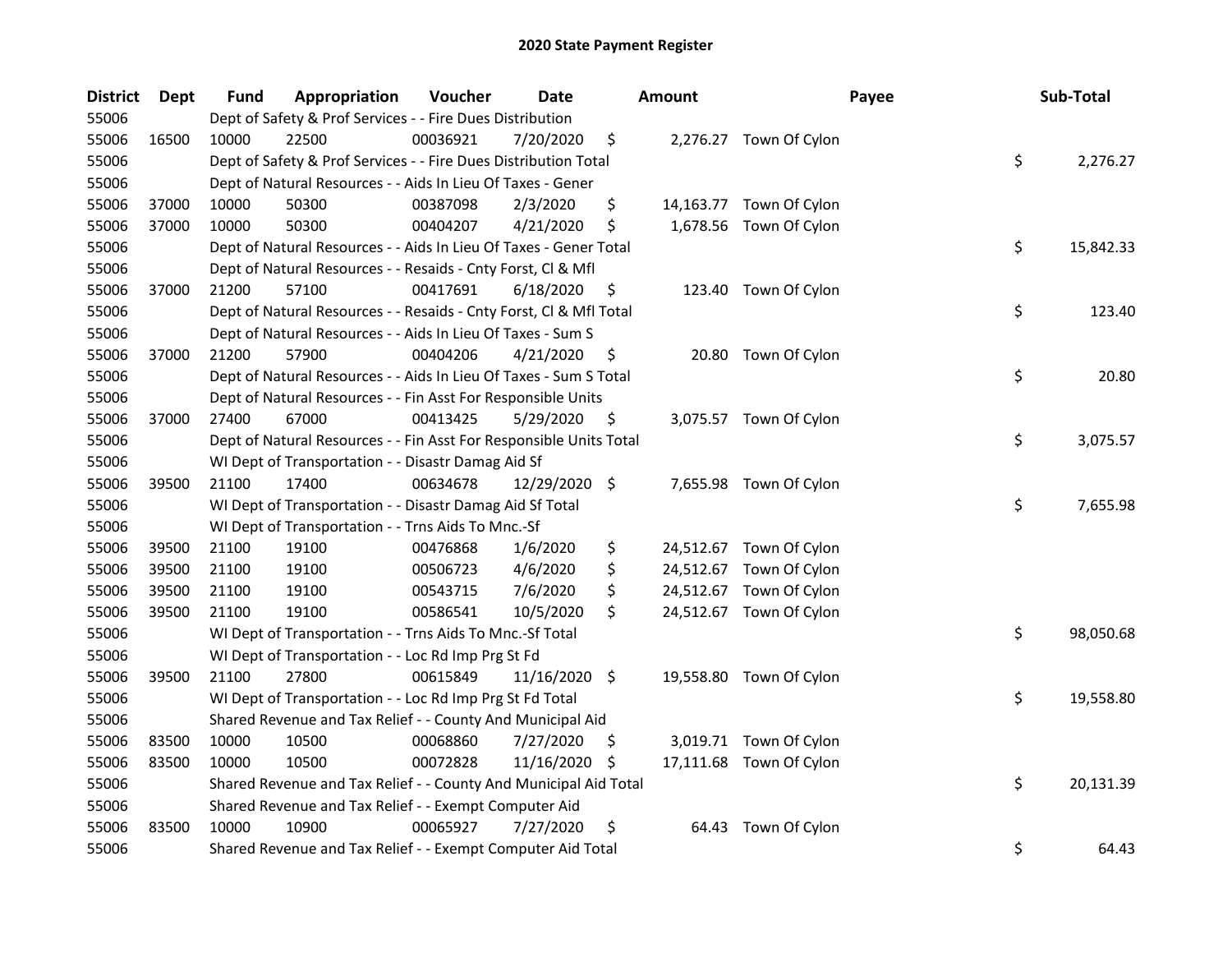# 2020 State Payment Register

| District | Dept | Fund | Appropriation | Voucher | Date | Amount | Payee | Sub-Total |
|---|---|---|---|---|---|---|---|---|
| 55006 | | Dept of Safety & Prof Services - - Fire Dues Distribution | | | | | | |
| 55006 | 16500 | 10000 | 22500 | 00036921 | 7/20/2020 | $ 2,276.27 | Town Of Cylon | |
| 55006 | | Dept of Safety & Prof Services - - Fire Dues Distribution Total | | | | | | $ 2,276.27 |
| 55006 | | Dept of Natural Resources - - Aids In Lieu Of Taxes - Gener | | | | | | |
| 55006 | 37000 | 10000 | 50300 | 00387098 | 2/3/2020 | $ 14,163.77 | Town Of Cylon | |
| 55006 | 37000 | 10000 | 50300 | 00404207 | 4/21/2020 | $ 1,678.56 | Town Of Cylon | |
| 55006 | | Dept of Natural Resources - - Aids In Lieu Of Taxes - Gener Total | | | | | | $ 15,842.33 |
| 55006 | | Dept of Natural Resources - - Resaids - Cnty Forst, Cl & Mfl | | | | | | |
| 55006 | 37000 | 21200 | 57100 | 00417691 | 6/18/2020 | $ 123.40 | Town Of Cylon | |
| 55006 | | Dept of Natural Resources - - Resaids - Cnty Forst, Cl & Mfl Total | | | | | | $ 123.40 |
| 55006 | | Dept of Natural Resources - - Aids In Lieu Of Taxes - Sum S | | | | | | |
| 55006 | 37000 | 21200 | 57900 | 00404206 | 4/21/2020 | $ 20.80 | Town Of Cylon | |
| 55006 | | Dept of Natural Resources - - Aids In Lieu Of Taxes - Sum S Total | | | | | | $ 20.80 |
| 55006 | | Dept of Natural Resources - - Fin Asst For Responsible Units | | | | | | |
| 55006 | 37000 | 27400 | 67000 | 00413425 | 5/29/2020 | $ 3,075.57 | Town Of Cylon | |
| 55006 | | Dept of Natural Resources - - Fin Asst For Responsible Units Total | | | | | | $ 3,075.57 |
| 55006 | | WI Dept of Transportation - - Disastr Damag Aid Sf | | | | | | |
| 55006 | 39500 | 21100 | 17400 | 00634678 | 12/29/2020 | $ 7,655.98 | Town Of Cylon | |
| 55006 | | WI Dept of Transportation - - Disastr Damag Aid Sf Total | | | | | | $ 7,655.98 |
| 55006 | | WI Dept of Transportation - - Trns Aids To Mnc.-Sf | | | | | | |
| 55006 | 39500 | 21100 | 19100 | 00476868 | 1/6/2020 | $ 24,512.67 | Town Of Cylon | |
| 55006 | 39500 | 21100 | 19100 | 00506723 | 4/6/2020 | $ 24,512.67 | Town Of Cylon | |
| 55006 | 39500 | 21100 | 19100 | 00543715 | 7/6/2020 | $ 24,512.67 | Town Of Cylon | |
| 55006 | 39500 | 21100 | 19100 | 00586541 | 10/5/2020 | $ 24,512.67 | Town Of Cylon | |
| 55006 | | WI Dept of Transportation - - Trns Aids To Mnc.-Sf Total | | | | | | $ 98,050.68 |
| 55006 | | WI Dept of Transportation - - Loc Rd Imp Prg St Fd | | | | | | |
| 55006 | 39500 | 21100 | 27800 | 00615849 | 11/16/2020 | $ 19,558.80 | Town Of Cylon | |
| 55006 | | WI Dept of Transportation - - Loc Rd Imp Prg St Fd Total | | | | | | $ 19,558.80 |
| 55006 | | Shared Revenue and Tax Relief - - County And Municipal Aid | | | | | | |
| 55006 | 83500 | 10000 | 10500 | 00068860 | 7/27/2020 | $ 3,019.71 | Town Of Cylon | |
| 55006 | 83500 | 10000 | 10500 | 00072828 | 11/16/2020 | $ 17,111.68 | Town Of Cylon | |
| 55006 | | Shared Revenue and Tax Relief - - County And Municipal Aid Total | | | | | | $ 20,131.39 |
| 55006 | | Shared Revenue and Tax Relief - - Exempt Computer Aid | | | | | | |
| 55006 | 83500 | 10000 | 10900 | 00065927 | 7/27/2020 | $ 64.43 | Town Of Cylon | |
| 55006 | | Shared Revenue and Tax Relief - - Exempt Computer Aid Total | | | | | | $ 64.43 |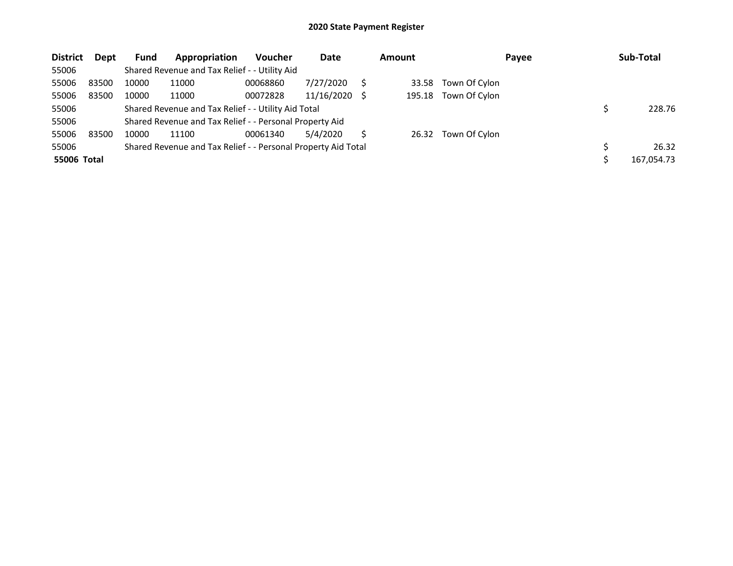## 2020 State Payment Register

| District | Dept | Fund | Appropriation | Voucher | Date | Amount | Payee | Sub-Total |
|---|---|---|---|---|---|---|---|---|
| 55006 | | Shared Revenue and Tax Relief - - Utility Aid | | | | | | |
| 55006 | 83500 | 10000 | 11000 | 00068860 | 7/27/2020 | $ 33.58 | Town Of Cylon | |
| 55006 | 83500 | 10000 | 11000 | 00072828 | 11/16/2020 | $ 195.18 | Town Of Cylon | |
| 55006 | | Shared Revenue and Tax Relief - - Utility Aid Total | | | | | | $ 228.76 |
| 55006 | | Shared Revenue and Tax Relief - - Personal Property Aid | | | | | | |
| 55006 | 83500 | 10000 | 11100 | 00061340 | 5/4/2020 | $ 26.32 | Town Of Cylon | |
| 55006 | | Shared Revenue and Tax Relief - - Personal Property Aid Total | | | | | | $ 26.32 |
| **55006 Total** | | | | | | | | $ 167,054.73 |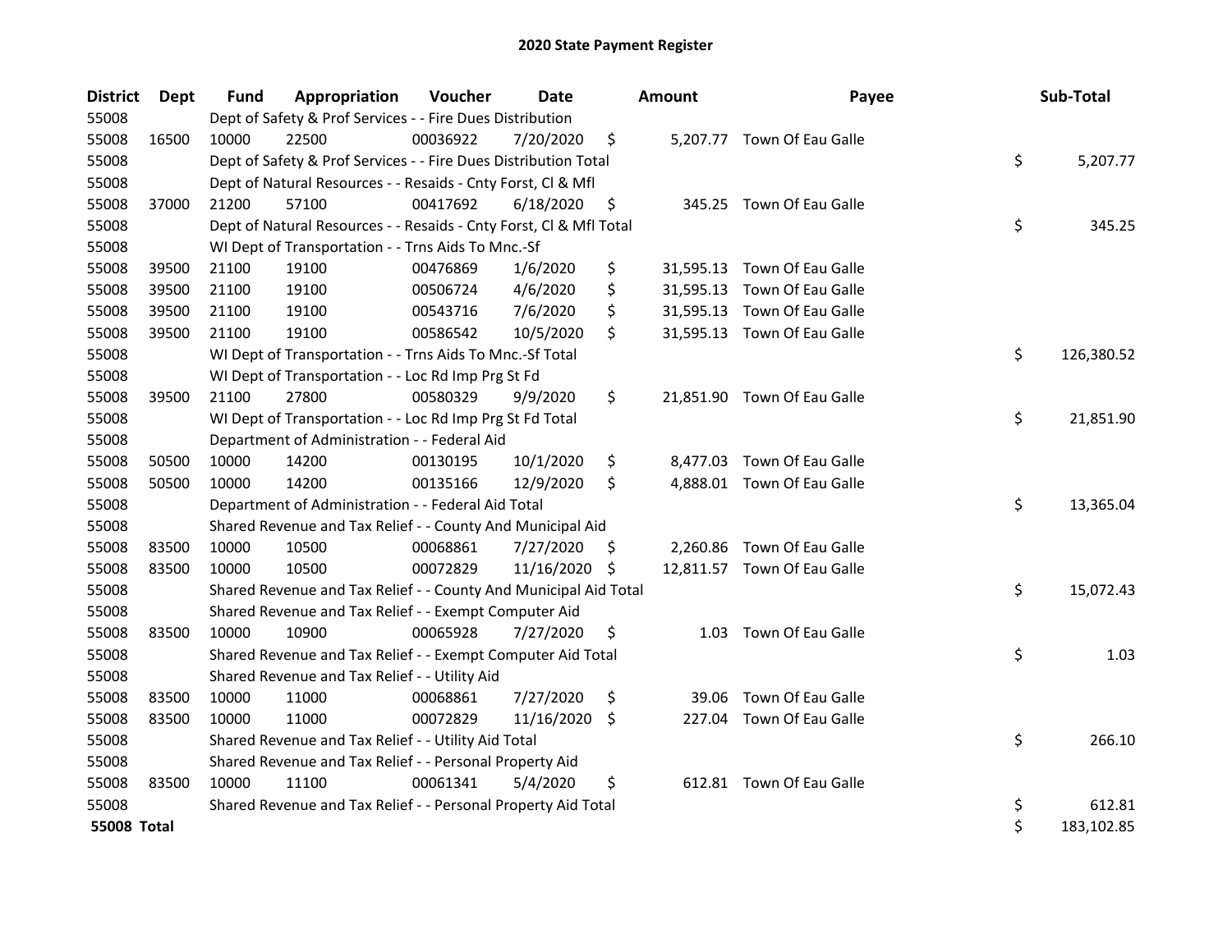## 2020 State Payment Register

| District | Dept | Fund | Appropriation | Voucher | Date | Amount | Payee | Sub-Total |
|---|---|---|---|---|---|---|---|---|
| 55008 | | Dept of Safety & Prof Services - - Fire Dues Distribution | | | | | | |
| 55008 | 16500 | 10000 | 22500 | 00036922 | 7/20/2020 | $ 5,207.77 | Town Of Eau Galle | |
| 55008 | | Dept of Safety & Prof Services - - Fire Dues Distribution Total | | | | | | $ 5,207.77 |
| 55008 | | Dept of Natural Resources - - Resaids - Cnty Forst, Cl & Mfl | | | | | | |
| 55008 | 37000 | 21200 | 57100 | 00417692 | 6/18/2020 | $ 345.25 | Town Of Eau Galle | |
| 55008 | | Dept of Natural Resources - - Resaids - Cnty Forst, Cl & Mfl Total | | | | | | $ 345.25 |
| 55008 | | WI Dept of Transportation - - Trns Aids To Mnc.-Sf | | | | | | |
| 55008 | 39500 | 21100 | 19100 | 00476869 | 1/6/2020 | $ 31,595.13 | Town Of Eau Galle | |
| 55008 | 39500 | 21100 | 19100 | 00506724 | 4/6/2020 | $ 31,595.13 | Town Of Eau Galle | |
| 55008 | 39500 | 21100 | 19100 | 00543716 | 7/6/2020 | $ 31,595.13 | Town Of Eau Galle | |
| 55008 | 39500 | 21100 | 19100 | 00586542 | 10/5/2020 | $ 31,595.13 | Town Of Eau Galle | |
| 55008 | | WI Dept of Transportation - - Trns Aids To Mnc.-Sf Total | | | | | | $ 126,380.52 |
| 55008 | | WI Dept of Transportation - - Loc Rd Imp Prg St Fd | | | | | | |
| 55008 | 39500 | 21100 | 27800 | 00580329 | 9/9/2020 | $ 21,851.90 | Town Of Eau Galle | |
| 55008 | | WI Dept of Transportation - - Loc Rd Imp Prg St Fd Total | | | | | | $ 21,851.90 |
| 55008 | | Department of Administration - - Federal Aid | | | | | | |
| 55008 | 50500 | 10000 | 14200 | 00130195 | 10/1/2020 | $ 8,477.03 | Town Of Eau Galle | |
| 55008 | 50500 | 10000 | 14200 | 00135166 | 12/9/2020 | $ 4,888.01 | Town Of Eau Galle | |
| 55008 | | Department of Administration - - Federal Aid Total | | | | | | $ 13,365.04 |
| 55008 | | Shared Revenue and Tax Relief - - County And Municipal Aid | | | | | | |
| 55008 | 83500 | 10000 | 10500 | 00068861 | 7/27/2020 | $ 2,260.86 | Town Of Eau Galle | |
| 55008 | 83500 | 10000 | 10500 | 00072829 | 11/16/2020 | $ 12,811.57 | Town Of Eau Galle | |
| 55008 | | Shared Revenue and Tax Relief - - County And Municipal Aid Total | | | | | | $ 15,072.43 |
| 55008 | | Shared Revenue and Tax Relief - - Exempt Computer Aid | | | | | | |
| 55008 | 83500 | 10000 | 10900 | 00065928 | 7/27/2020 | $ 1.03 | Town Of Eau Galle | |
| 55008 | | Shared Revenue and Tax Relief - - Exempt Computer Aid Total | | | | | | $ 1.03 |
| 55008 | | Shared Revenue and Tax Relief - - Utility Aid | | | | | | |
| 55008 | 83500 | 10000 | 11000 | 00068861 | 7/27/2020 | $ 39.06 | Town Of Eau Galle | |
| 55008 | 83500 | 10000 | 11000 | 00072829 | 11/16/2020 | $ 227.04 | Town Of Eau Galle | |
| 55008 | | Shared Revenue and Tax Relief - - Utility Aid Total | | | | | | $ 266.10 |
| 55008 | | Shared Revenue and Tax Relief - - Personal Property Aid | | | | | | |
| 55008 | 83500 | 10000 | 11100 | 00061341 | 5/4/2020 | $ 612.81 | Town Of Eau Galle | |
| 55008 | | Shared Revenue and Tax Relief - - Personal Property Aid Total | | | | | | $ 612.81 |
| **55008 Total** | | | | | | | | $ 183,102.85 |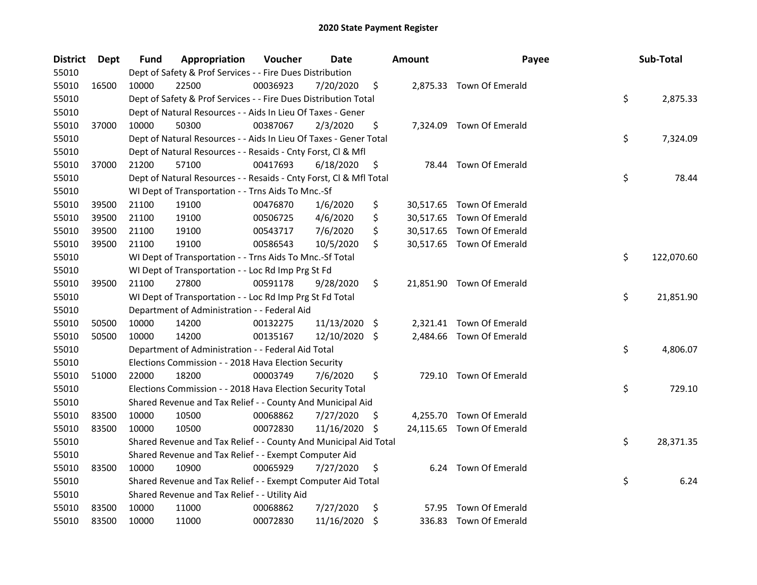## 2020 State Payment Register

| District | Dept | Fund | Appropriation | Voucher | Date | Amount | Payee | Sub-Total |
|---|---|---|---|---|---|---|---|---|
| 55010 | | Dept of Safety & Prof Services - - Fire Dues Distribution | | | | | | |
| 55010 | 16500 | 10000 | 22500 | 00036923 | 7/20/2020 | $ 2,875.33 | Town Of Emerald | |
| 55010 | | Dept of Safety & Prof Services - - Fire Dues Distribution Total | | | | | | $ 2,875.33 |
| 55010 | | Dept of Natural Resources - - Aids In Lieu Of Taxes - Gener | | | | | | |
| 55010 | 37000 | 10000 | 50300 | 00387067 | 2/3/2020 | $ 7,324.09 | Town Of Emerald | |
| 55010 | | Dept of Natural Resources - - Aids In Lieu Of Taxes - Gener Total | | | | | | $ 7,324.09 |
| 55010 | | Dept of Natural Resources - - Resaids - Cnty Forst, Cl & Mfl | | | | | | |
| 55010 | 37000 | 21200 | 57100 | 00417693 | 6/18/2020 | $ 78.44 | Town Of Emerald | |
| 55010 | | Dept of Natural Resources - - Resaids - Cnty Forst, Cl & Mfl Total | | | | | | $ 78.44 |
| 55010 | | WI Dept of Transportation - - Trns Aids To Mnc.-Sf | | | | | | |
| 55010 | 39500 | 21100 | 19100 | 00476870 | 1/6/2020 | $ 30,517.65 | Town Of Emerald | |
| 55010 | 39500 | 21100 | 19100 | 00506725 | 4/6/2020 | $ 30,517.65 | Town Of Emerald | |
| 55010 | 39500 | 21100 | 19100 | 00543717 | 7/6/2020 | $ 30,517.65 | Town Of Emerald | |
| 55010 | 39500 | 21100 | 19100 | 00586543 | 10/5/2020 | $ 30,517.65 | Town Of Emerald | |
| 55010 | | WI Dept of Transportation - - Trns Aids To Mnc.-Sf Total | | | | | | $ 122,070.60 |
| 55010 | | WI Dept of Transportation - - Loc Rd Imp Prg St Fd | | | | | | |
| 55010 | 39500 | 21100 | 27800 | 00591178 | 9/28/2020 | $ 21,851.90 | Town Of Emerald | |
| 55010 | | WI Dept of Transportation - - Loc Rd Imp Prg St Fd Total | | | | | | $ 21,851.90 |
| 55010 | | Department of Administration - - Federal Aid | | | | | | |
| 55010 | 50500 | 10000 | 14200 | 00132275 | 11/13/2020 | $ 2,321.41 | Town Of Emerald | |
| 55010 | 50500 | 10000 | 14200 | 00135167 | 12/10/2020 | $ 2,484.66 | Town Of Emerald | |
| 55010 | | Department of Administration - - Federal Aid Total | | | | | | $ 4,806.07 |
| 55010 | | Elections Commission - - 2018 Hava Election Security | | | | | | |
| 55010 | 51000 | 22000 | 18200 | 00003749 | 7/6/2020 | $ 729.10 | Town Of Emerald | |
| 55010 | | Elections Commission - - 2018 Hava Election Security Total | | | | | | $ 729.10 |
| 55010 | | Shared Revenue and Tax Relief - - County And Municipal Aid | | | | | | |
| 55010 | 83500 | 10000 | 10500 | 00068862 | 7/27/2020 | $ 4,255.70 | Town Of Emerald | |
| 55010 | 83500 | 10000 | 10500 | 00072830 | 11/16/2020 | $ 24,115.65 | Town Of Emerald | |
| 55010 | | Shared Revenue and Tax Relief - - County And Municipal Aid Total | | | | | | $ 28,371.35 |
| 55010 | | Shared Revenue and Tax Relief - - Exempt Computer Aid | | | | | | |
| 55010 | 83500 | 10000 | 10900 | 00065929 | 7/27/2020 | $ 6.24 | Town Of Emerald | |
| 55010 | | Shared Revenue and Tax Relief - - Exempt Computer Aid Total | | | | | | $ 6.24 |
| 55010 | | Shared Revenue and Tax Relief - - Utility Aid | | | | | | |
| 55010 | 83500 | 10000 | 11000 | 00068862 | 7/27/2020 | $ 57.95 | Town Of Emerald | |
| 55010 | 83500 | 10000 | 11000 | 00072830 | 11/16/2020 | $ 336.83 | Town Of Emerald | |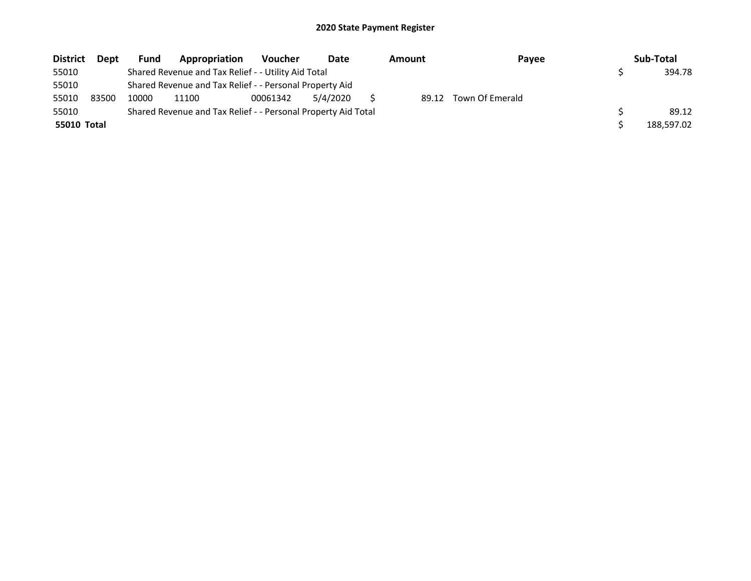# 2020 State Payment Register

| District | Dept | Fund | Appropriation | Voucher | Date | Amount | Payee | Sub-Total |
|---|---|---|---|---|---|---|---|---|
| 55010 | | Shared Revenue and Tax Relief - - Utility Aid Total | | | | | | $ 394.78 |
| 55010 | | Shared Revenue and Tax Relief - - Personal Property Aid | | | | | | |
| 55010 | 83500 | 10000 | 11100 | 00061342 | 5/4/2020 | $ 89.12 | Town Of Emerald | |
| 55010 | | Shared Revenue and Tax Relief - - Personal Property Aid Total | | | | | | $ 89.12 |
| **55010 Total** | | | | | | | | $ 188,597.02 |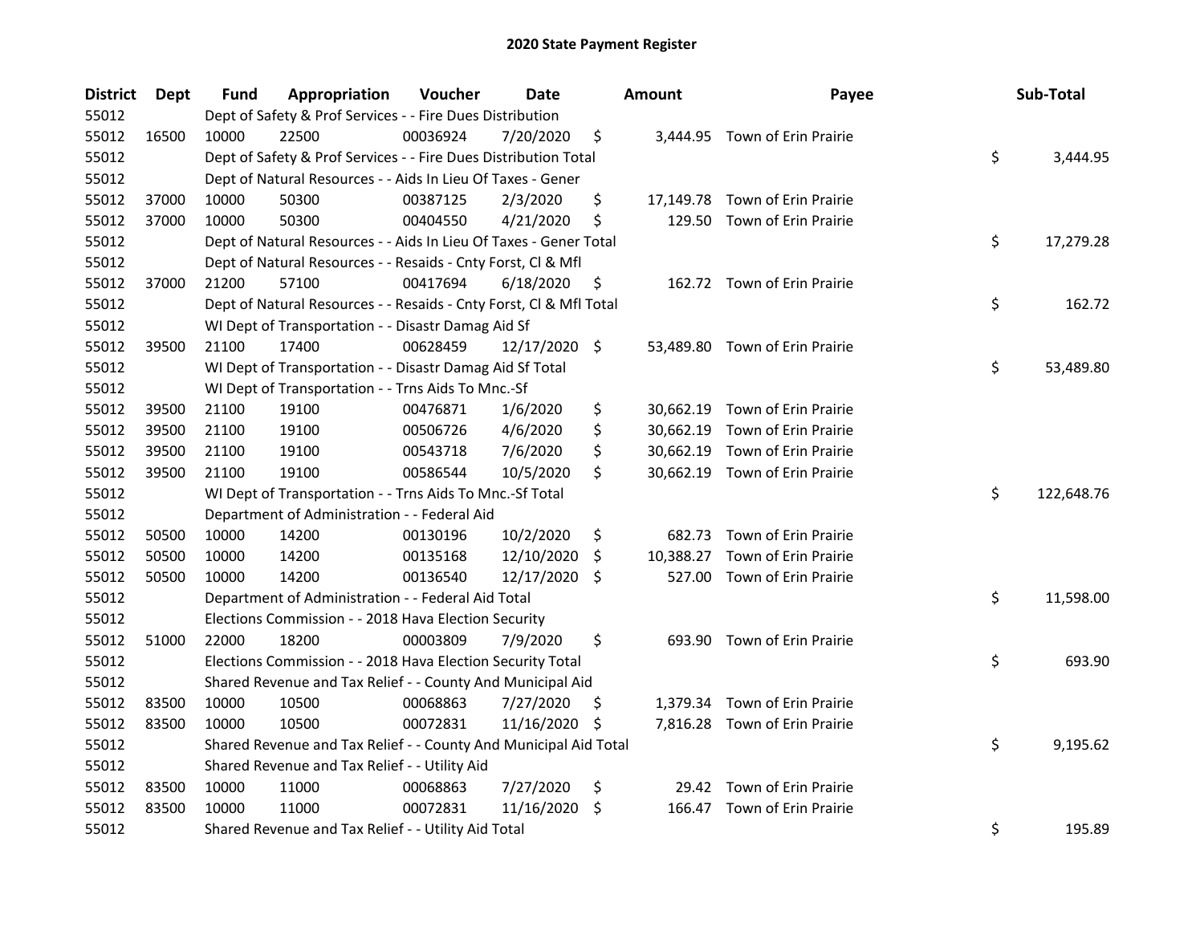# 2020 State Payment Register

| District | Dept | Fund | Appropriation | Voucher | Date | Amount | Payee | Sub-Total |
|---|---|---|---|---|---|---|---|---|
| 55012 | | Dept of Safety & Prof Services - - Fire Dues Distribution | | | | | | |
| 55012 | 16500 | 10000 | 22500 | 00036924 | 7/20/2020 | $ 3,444.95 | Town of Erin Prairie | |
| 55012 | | Dept of Safety & Prof Services - - Fire Dues Distribution Total | | | | | | $ 3,444.95 |
| 55012 | | Dept of Natural Resources - - Aids In Lieu Of Taxes - Gener | | | | | | |
| 55012 | 37000 | 10000 | 50300 | 00387125 | 2/3/2020 | $ 17,149.78 | Town of Erin Prairie | |
| 55012 | 37000 | 10000 | 50300 | 00404550 | 4/21/2020 | $ 129.50 | Town of Erin Prairie | |
| 55012 | | Dept of Natural Resources - - Aids In Lieu Of Taxes - Gener Total | | | | | | $ 17,279.28 |
| 55012 | | Dept of Natural Resources - - Resaids - Cnty Forst, Cl & Mfl | | | | | | |
| 55012 | 37000 | 21200 | 57100 | 00417694 | 6/18/2020 | $ 162.72 | Town of Erin Prairie | |
| 55012 | | Dept of Natural Resources - - Resaids - Cnty Forst, Cl & Mfl Total | | | | | | $ 162.72 |
| 55012 | | WI Dept of Transportation - - Disastr Damag Aid Sf | | | | | | |
| 55012 | 39500 | 21100 | 17400 | 00628459 | 12/17/2020 | $ 53,489.80 | Town of Erin Prairie | |
| 55012 | | WI Dept of Transportation - - Disastr Damag Aid Sf Total | | | | | | $ 53,489.80 |
| 55012 | | WI Dept of Transportation - - Trns Aids To Mnc.-Sf | | | | | | |
| 55012 | 39500 | 21100 | 19100 | 00476871 | 1/6/2020 | $ 30,662.19 | Town of Erin Prairie | |
| 55012 | 39500 | 21100 | 19100 | 00506726 | 4/6/2020 | $ 30,662.19 | Town of Erin Prairie | |
| 55012 | 39500 | 21100 | 19100 | 00543718 | 7/6/2020 | $ 30,662.19 | Town of Erin Prairie | |
| 55012 | 39500 | 21100 | 19100 | 00586544 | 10/5/2020 | $ 30,662.19 | Town of Erin Prairie | |
| 55012 | | WI Dept of Transportation - - Trns Aids To Mnc.-Sf Total | | | | | | $ 122,648.76 |
| 55012 | | Department of Administration - - Federal Aid | | | | | | |
| 55012 | 50500 | 10000 | 14200 | 00130196 | 10/2/2020 | $ 682.73 | Town of Erin Prairie | |
| 55012 | 50500 | 10000 | 14200 | 00135168 | 12/10/2020 | $ 10,388.27 | Town of Erin Prairie | |
| 55012 | 50500 | 10000 | 14200 | 00136540 | 12/17/2020 | $ 527.00 | Town of Erin Prairie | |
| 55012 | | Department of Administration - - Federal Aid Total | | | | | | $ 11,598.00 |
| 55012 | | Elections Commission - - 2018 Hava Election Security | | | | | | |
| 55012 | 51000 | 22000 | 18200 | 00003809 | 7/9/2020 | $ 693.90 | Town of Erin Prairie | |
| 55012 | | Elections Commission - - 2018 Hava Election Security Total | | | | | | $ 693.90 |
| 55012 | | Shared Revenue and Tax Relief - - County And Municipal Aid | | | | | | |
| 55012 | 83500 | 10000 | 10500 | 00068863 | 7/27/2020 | $ 1,379.34 | Town of Erin Prairie | |
| 55012 | 83500 | 10000 | 10500 | 00072831 | 11/16/2020 | $ 7,816.28 | Town of Erin Prairie | |
| 55012 | | Shared Revenue and Tax Relief - - County And Municipal Aid Total | | | | | | $ 9,195.62 |
| 55012 | | Shared Revenue and Tax Relief - - Utility Aid | | | | | | |
| 55012 | 83500 | 10000 | 11000 | 00068863 | 7/27/2020 | $ 29.42 | Town of Erin Prairie | |
| 55012 | 83500 | 10000 | 11000 | 00072831 | 11/16/2020 | $ 166.47 | Town of Erin Prairie | |
| 55012 | | Shared Revenue and Tax Relief - - Utility Aid Total | | | | | | $ 195.89 |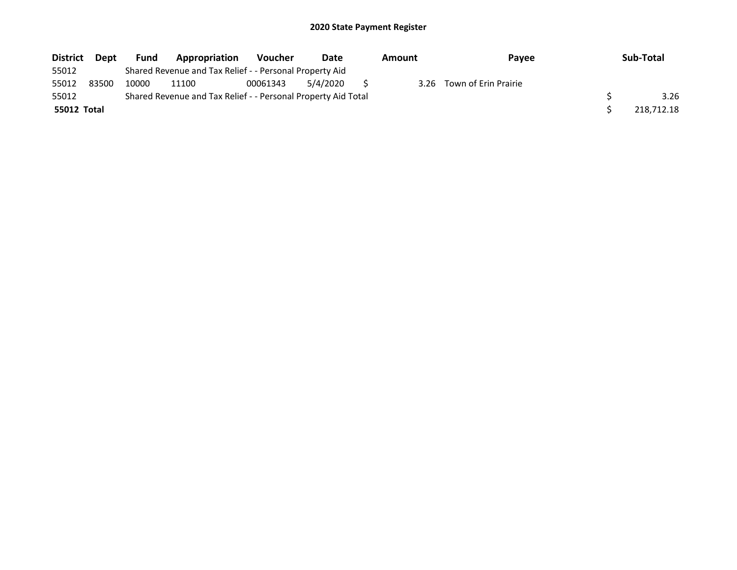# 2020 State Payment Register

| District | Dept | Fund | Appropriation | Voucher | Date | Amount | Payee | Sub-Total |
|---|---|---|---|---|---|---|---|---|
| 55012 | | Shared Revenue and Tax Relief - - Personal Property Aid | | | | | | |
| 55012 | 83500 | 10000 | 11100 | 00061343 | 5/4/2020 | $ 3.26 | Town of Erin Prairie | |
| 55012 | | Shared Revenue and Tax Relief - - Personal Property Aid Total | | | | | | $ 3.26 |
| **55012 Total** | | | | | | | | $ 218,712.18 |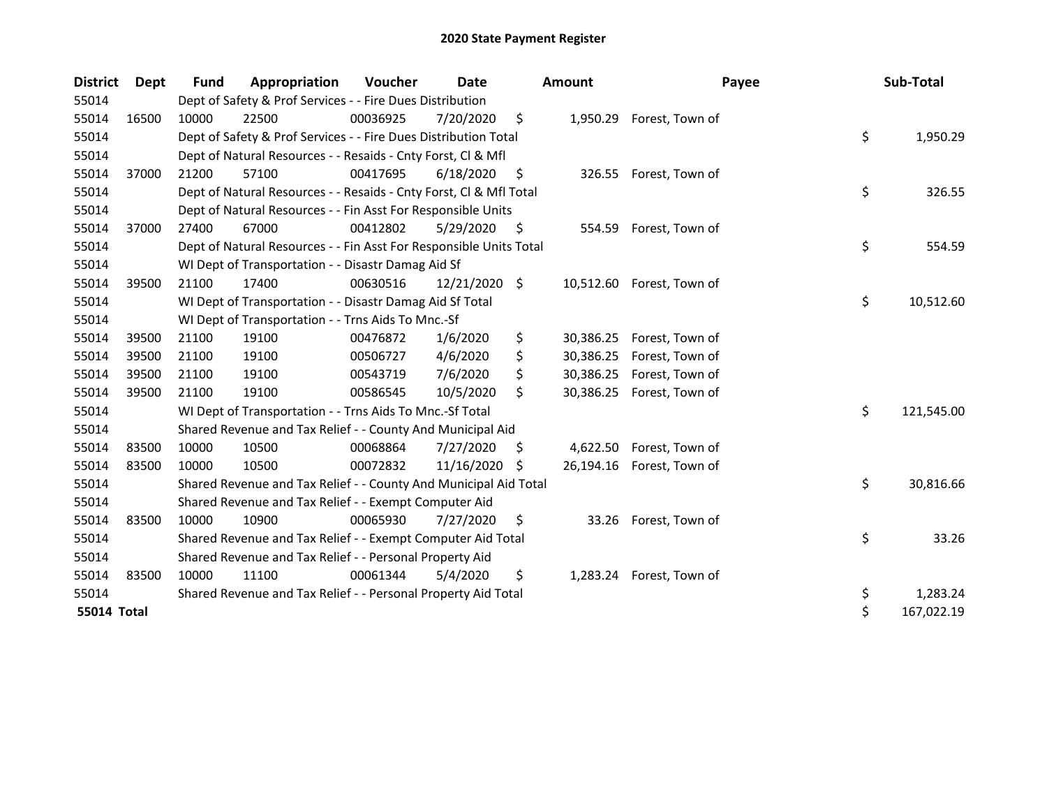# 2020 State Payment Register

| District | Dept | Fund | Appropriation | Voucher | Date | Amount | Payee | Sub-Total |
|---|---|---|---|---|---|---|---|---|
| 55014 | | Dept of Safety & Prof Services - - Fire Dues Distribution | | | | | | |
| 55014 | 16500 | 10000 | 22500 | 00036925 | 7/20/2020 | $ 1,950.29 | Forest, Town of | |
| 55014 | | Dept of Safety & Prof Services - - Fire Dues Distribution Total | | | | | | $ 1,950.29 |
| 55014 | | Dept of Natural Resources - - Resaids - Cnty Forst, Cl & Mfl | | | | | | |
| 55014 | 37000 | 21200 | 57100 | 00417695 | 6/18/2020 | $ 326.55 | Forest, Town of | |
| 55014 | | Dept of Natural Resources - - Resaids - Cnty Forst, Cl & Mfl Total | | | | | | $ 326.55 |
| 55014 | | Dept of Natural Resources - - Fin Asst For Responsible Units | | | | | | |
| 55014 | 37000 | 27400 | 67000 | 00412802 | 5/29/2020 | $ 554.59 | Forest, Town of | |
| 55014 | | Dept of Natural Resources - - Fin Asst For Responsible Units Total | | | | | | $ 554.59 |
| 55014 | | WI Dept of Transportation - - Disastr Damag Aid Sf | | | | | | |
| 55014 | 39500 | 21100 | 17400 | 00630516 | 12/21/2020 | $ 10,512.60 | Forest, Town of | |
| 55014 | | WI Dept of Transportation - - Disastr Damag Aid Sf Total | | | | | | $ 10,512.60 |
| 55014 | | WI Dept of Transportation - - Trns Aids To Mnc.-Sf | | | | | | |
| 55014 | 39500 | 21100 | 19100 | 00476872 | 1/6/2020 | $ 30,386.25 | Forest, Town of | |
| 55014 | 39500 | 21100 | 19100 | 00506727 | 4/6/2020 | $ 30,386.25 | Forest, Town of | |
| 55014 | 39500 | 21100 | 19100 | 00543719 | 7/6/2020 | $ 30,386.25 | Forest, Town of | |
| 55014 | 39500 | 21100 | 19100 | 00586545 | 10/5/2020 | $ 30,386.25 | Forest, Town of | |
| 55014 | | WI Dept of Transportation - - Trns Aids To Mnc.-Sf Total | | | | | | $ 121,545.00 |
| 55014 | | Shared Revenue and Tax Relief - - County And Municipal Aid | | | | | | |
| 55014 | 83500 | 10000 | 10500 | 00068864 | 7/27/2020 | $ 4,622.50 | Forest, Town of | |
| 55014 | 83500 | 10000 | 10500 | 00072832 | 11/16/2020 | $ 26,194.16 | Forest, Town of | |
| 55014 | | Shared Revenue and Tax Relief - - County And Municipal Aid Total | | | | | | $ 30,816.66 |
| 55014 | | Shared Revenue and Tax Relief - - Exempt Computer Aid | | | | | | |
| 55014 | 83500 | 10000 | 10900 | 00065930 | 7/27/2020 | $ 33.26 | Forest, Town of | |
| 55014 | | Shared Revenue and Tax Relief - - Exempt Computer Aid Total | | | | | | $ 33.26 |
| 55014 | | Shared Revenue and Tax Relief - - Personal Property Aid | | | | | | |
| 55014 | 83500 | 10000 | 11100 | 00061344 | 5/4/2020 | $ 1,283.24 | Forest, Town of | |
| 55014 | | Shared Revenue and Tax Relief - - Personal Property Aid Total | | | | | | $ 1,283.24 |
| **55014 Total** | | | | | | | | $ 167,022.19 |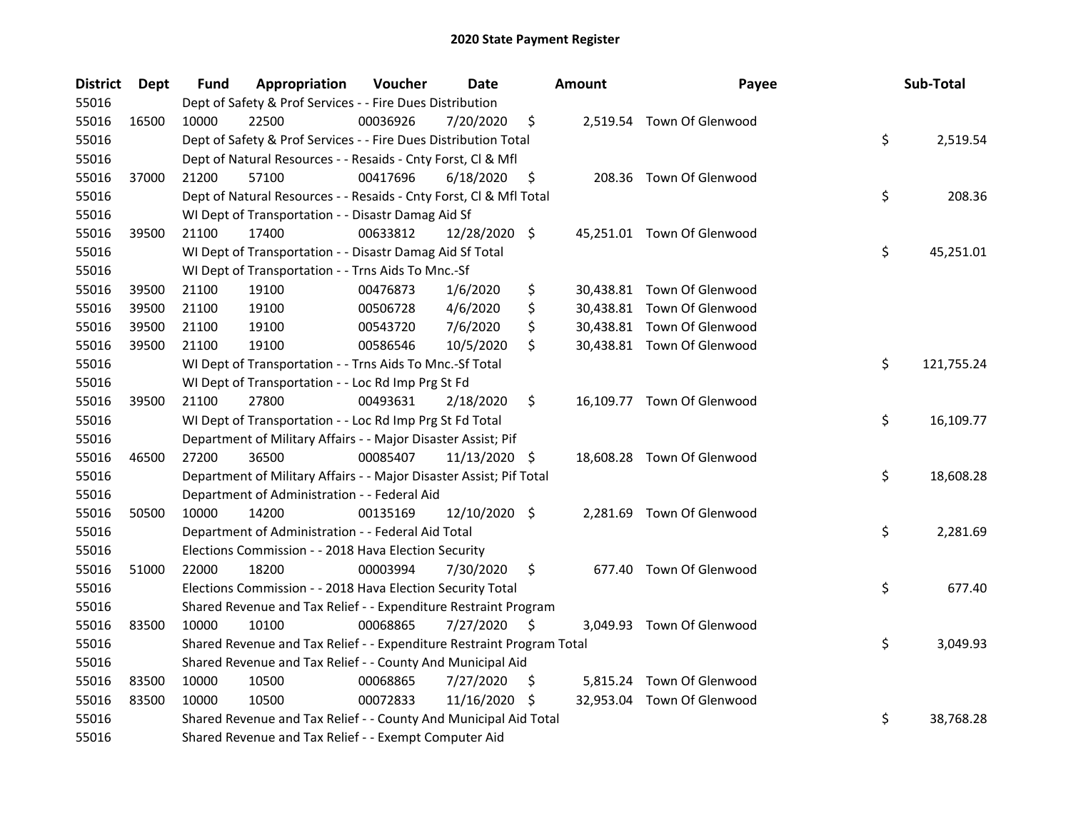## 2020 State Payment Register

| District | Dept | Fund | Appropriation | Voucher | Date | Amount | Payee | Sub-Total |
|---|---|---|---|---|---|---|---|---|
| 55016 | | Dept of Safety & Prof Services - - Fire Dues Distribution | | | | | | |
| 55016 | 16500 | 10000 | 22500 | 00036926 | 7/20/2020 | $ 2,519.54 | Town Of Glenwood | |
| 55016 | | Dept of Safety & Prof Services - - Fire Dues Distribution Total | | | | | | $ 2,519.54 |
| 55016 | | Dept of Natural Resources - - Resaids - Cnty Forst, Cl & Mfl | | | | | | |
| 55016 | 37000 | 21200 | 57100 | 00417696 | 6/18/2020 | $ 208.36 | Town Of Glenwood | |
| 55016 | | Dept of Natural Resources - - Resaids - Cnty Forst, Cl & Mfl Total | | | | | | $ 208.36 |
| 55016 | | WI Dept of Transportation - - Disastr Damag Aid Sf | | | | | | |
| 55016 | 39500 | 21100 | 17400 | 00633812 | 12/28/2020 | $ 45,251.01 | Town Of Glenwood | |
| 55016 | | WI Dept of Transportation - - Disastr Damag Aid Sf Total | | | | | | $ 45,251.01 |
| 55016 | | WI Dept of Transportation - - Trns Aids To Mnc.-Sf | | | | | | |
| 55016 | 39500 | 21100 | 19100 | 00476873 | 1/6/2020 | $ 30,438.81 | Town Of Glenwood | |
| 55016 | 39500 | 21100 | 19100 | 00506728 | 4/6/2020 | $ 30,438.81 | Town Of Glenwood | |
| 55016 | 39500 | 21100 | 19100 | 00543720 | 7/6/2020 | $ 30,438.81 | Town Of Glenwood | |
| 55016 | 39500 | 21100 | 19100 | 00586546 | 10/5/2020 | $ 30,438.81 | Town Of Glenwood | |
| 55016 | | WI Dept of Transportation - - Trns Aids To Mnc.-Sf Total | | | | | | $ 121,755.24 |
| 55016 | | WI Dept of Transportation - - Loc Rd Imp Prg St Fd | | | | | | |
| 55016 | 39500 | 21100 | 27800 | 00493631 | 2/18/2020 | $ 16,109.77 | Town Of Glenwood | |
| 55016 | | WI Dept of Transportation - - Loc Rd Imp Prg St Fd Total | | | | | | $ 16,109.77 |
| 55016 | | Department of Military Affairs - - Major Disaster Assist; Pif | | | | | | |
| 55016 | 46500 | 27200 | 36500 | 00085407 | 11/13/2020 | $ 18,608.28 | Town Of Glenwood | |
| 55016 | | Department of Military Affairs - - Major Disaster Assist; Pif Total | | | | | | $ 18,608.28 |
| 55016 | | Department of Administration - - Federal Aid | | | | | | |
| 55016 | 50500 | 10000 | 14200 | 00135169 | 12/10/2020 | $ 2,281.69 | Town Of Glenwood | |
| 55016 | | Department of Administration - - Federal Aid Total | | | | | | $ 2,281.69 |
| 55016 | | Elections Commission - - 2018 Hava Election Security | | | | | | |
| 55016 | 51000 | 22000 | 18200 | 00003994 | 7/30/2020 | $ 677.40 | Town Of Glenwood | |
| 55016 | | Elections Commission - - 2018 Hava Election Security Total | | | | | | $ 677.40 |
| 55016 | | Shared Revenue and Tax Relief - - Expenditure Restraint Program | | | | | | |
| 55016 | 83500 | 10000 | 10100 | 00068865 | 7/27/2020 | $ 3,049.93 | Town Of Glenwood | |
| 55016 | | Shared Revenue and Tax Relief - - Expenditure Restraint Program Total | | | | | | $ 3,049.93 |
| 55016 | | Shared Revenue and Tax Relief - - County And Municipal Aid | | | | | | |
| 55016 | 83500 | 10000 | 10500 | 00068865 | 7/27/2020 | $ 5,815.24 | Town Of Glenwood | |
| 55016 | 83500 | 10000 | 10500 | 00072833 | 11/16/2020 | $ 32,953.04 | Town Of Glenwood | |
| 55016 | | Shared Revenue and Tax Relief - - County And Municipal Aid Total | | | | | | $ 38,768.28 |
| 55016 | | Shared Revenue and Tax Relief - - Exempt Computer Aid | | | | | | |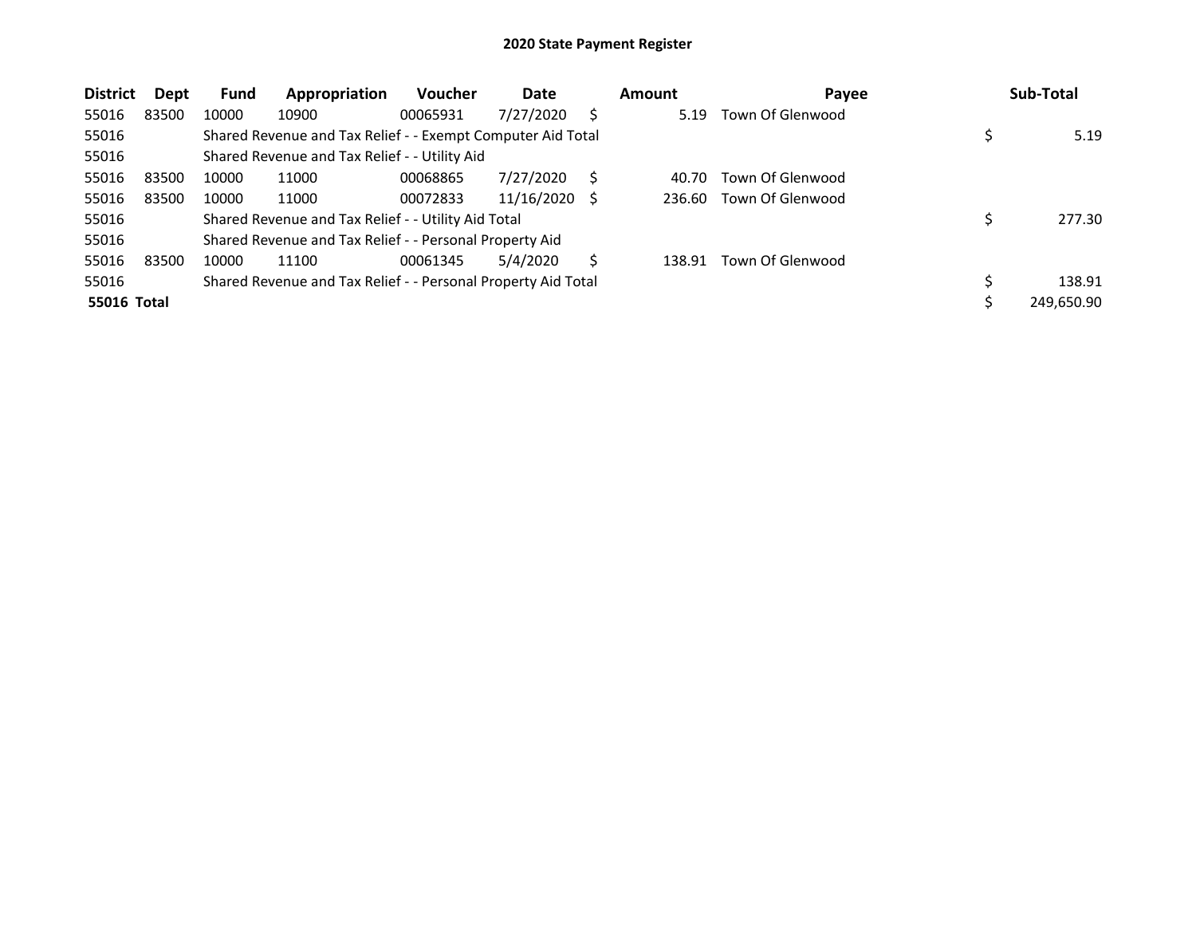## 2020 State Payment Register

| District | Dept | Fund | Appropriation | Voucher | Date | Amount | Payee | Sub-Total |
|---|---|---|---|---|---|---|---|---|
| 55016 | 83500 | 10000 | 10900 | 00065931 | 7/27/2020 | $ 5.19 | Town Of Glenwood | |
| 55016 | | Shared Revenue and Tax Relief - - Exempt Computer Aid Total | | | | | | $ 5.19 |
| 55016 | | Shared Revenue and Tax Relief - - Utility Aid | | | | | | |
| 55016 | 83500 | 10000 | 11000 | 00068865 | 7/27/2020 | $ 40.70 | Town Of Glenwood | |
| 55016 | 83500 | 10000 | 11000 | 00072833 | 11/16/2020 | $ 236.60 | Town Of Glenwood | |
| 55016 | | Shared Revenue and Tax Relief - - Utility Aid Total | | | | | | $ 277.30 |
| 55016 | | Shared Revenue and Tax Relief - - Personal Property Aid | | | | | | |
| 55016 | 83500 | 10000 | 11100 | 00061345 | 5/4/2020 | $ 138.91 | Town Of Glenwood | |
| 55016 | | Shared Revenue and Tax Relief - - Personal Property Aid Total | | | | | | $ 138.91 |
| **55016 Total** | | | | | | | | $ 249,650.90 |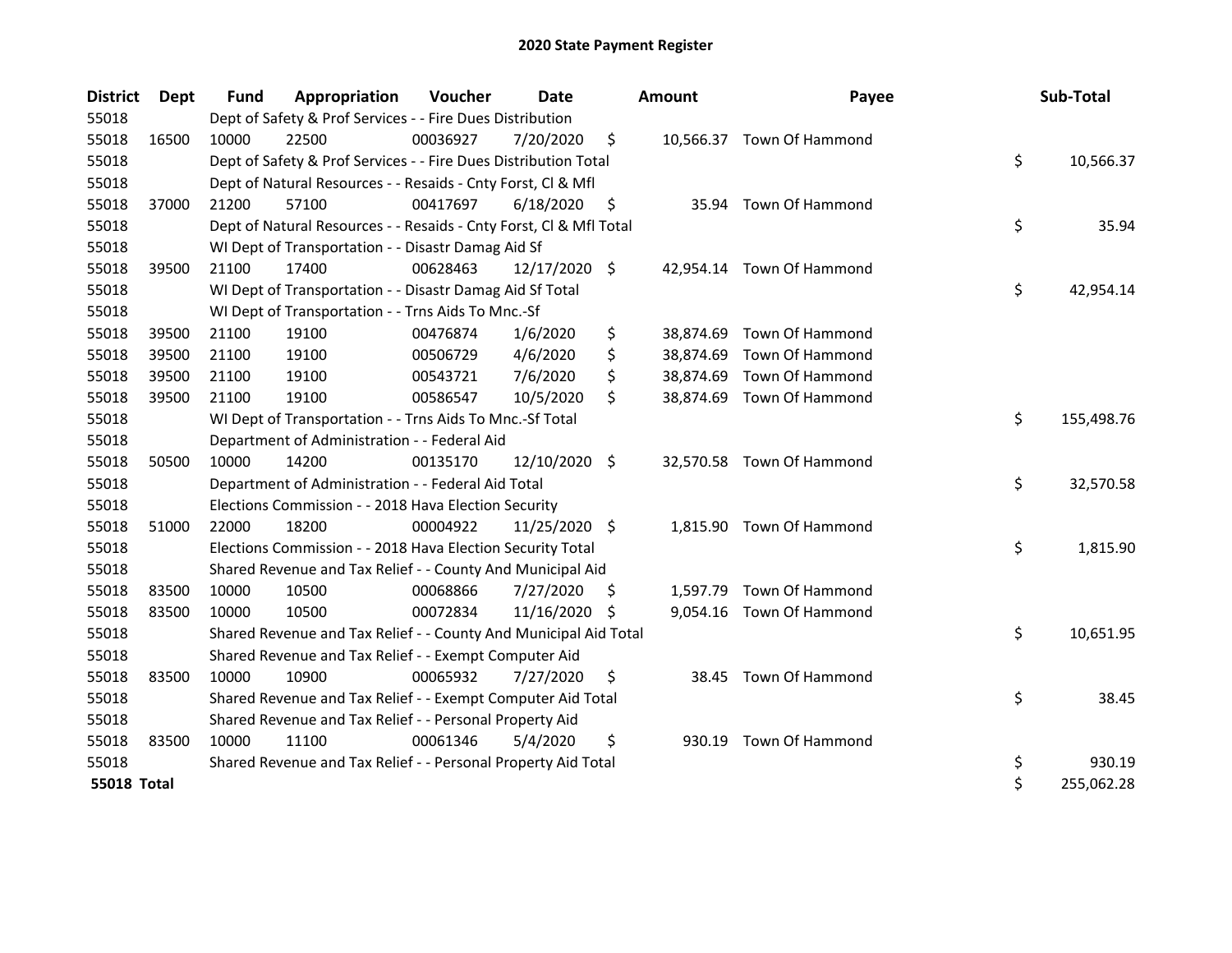# 2020 State Payment Register

| District | Dept | Fund | Appropriation | Voucher | Date | Amount | Payee | Sub-Total |
|---|---|---|---|---|---|---|---|---|
| 55018 | | Dept of Safety & Prof Services - - Fire Dues Distribution | | | | | | |
| 55018 | 16500 | 10000 | 22500 | 00036927 | 7/20/2020 | $ 10,566.37 | Town Of Hammond | |
| 55018 | | Dept of Safety & Prof Services - - Fire Dues Distribution Total | | | | | | $ 10,566.37 |
| 55018 | | Dept of Natural Resources - - Resaids - Cnty Forst, Cl & Mfl | | | | | | |
| 55018 | 37000 | 21200 | 57100 | 00417697 | 6/18/2020 | $ 35.94 | Town Of Hammond | |
| 55018 | | Dept of Natural Resources - - Resaids - Cnty Forst, Cl & Mfl Total | | | | | | $ 35.94 |
| 55018 | | WI Dept of Transportation - - Disastr Damag Aid Sf | | | | | | |
| 55018 | 39500 | 21100 | 17400 | 00628463 | 12/17/2020 | $ 42,954.14 | Town Of Hammond | |
| 55018 | | WI Dept of Transportation - - Disastr Damag Aid Sf Total | | | | | | $ 42,954.14 |
| 55018 | | WI Dept of Transportation - - Trns Aids To Mnc.-Sf | | | | | | |
| 55018 | 39500 | 21100 | 19100 | 00476874 | 1/6/2020 | $ 38,874.69 | Town Of Hammond | |
| 55018 | 39500 | 21100 | 19100 | 00506729 | 4/6/2020 | $ 38,874.69 | Town Of Hammond | |
| 55018 | 39500 | 21100 | 19100 | 00543721 | 7/6/2020 | $ 38,874.69 | Town Of Hammond | |
| 55018 | 39500 | 21100 | 19100 | 00586547 | 10/5/2020 | $ 38,874.69 | Town Of Hammond | |
| 55018 | | WI Dept of Transportation - - Trns Aids To Mnc.-Sf Total | | | | | | $ 155,498.76 |
| 55018 | | Department of Administration - - Federal Aid | | | | | | |
| 55018 | 50500 | 10000 | 14200 | 00135170 | 12/10/2020 | $ 32,570.58 | Town Of Hammond | |
| 55018 | | Department of Administration - - Federal Aid Total | | | | | | $ 32,570.58 |
| 55018 | | Elections Commission - - 2018 Hava Election Security | | | | | | |
| 55018 | 51000 | 22000 | 18200 | 00004922 | 11/25/2020 | $ 1,815.90 | Town Of Hammond | |
| 55018 | | Elections Commission - - 2018 Hava Election Security Total | | | | | | $ 1,815.90 |
| 55018 | | Shared Revenue and Tax Relief - - County And Municipal Aid | | | | | | |
| 55018 | 83500 | 10000 | 10500 | 00068866 | 7/27/2020 | $ 1,597.79 | Town Of Hammond | |
| 55018 | 83500 | 10000 | 10500 | 00072834 | 11/16/2020 | $ 9,054.16 | Town Of Hammond | |
| 55018 | | Shared Revenue and Tax Relief - - County And Municipal Aid Total | | | | | | $ 10,651.95 |
| 55018 | | Shared Revenue and Tax Relief - - Exempt Computer Aid | | | | | | |
| 55018 | 83500 | 10000 | 10900 | 00065932 | 7/27/2020 | $ 38.45 | Town Of Hammond | |
| 55018 | | Shared Revenue and Tax Relief - - Exempt Computer Aid Total | | | | | | $ 38.45 |
| 55018 | | Shared Revenue and Tax Relief - - Personal Property Aid | | | | | | |
| 55018 | 83500 | 10000 | 11100 | 00061346 | 5/4/2020 | $ 930.19 | Town Of Hammond | |
| 55018 | | Shared Revenue and Tax Relief - - Personal Property Aid Total | | | | | | $ 930.19 |
| **55018 Total** | | | | | | | | $ 255,062.28 |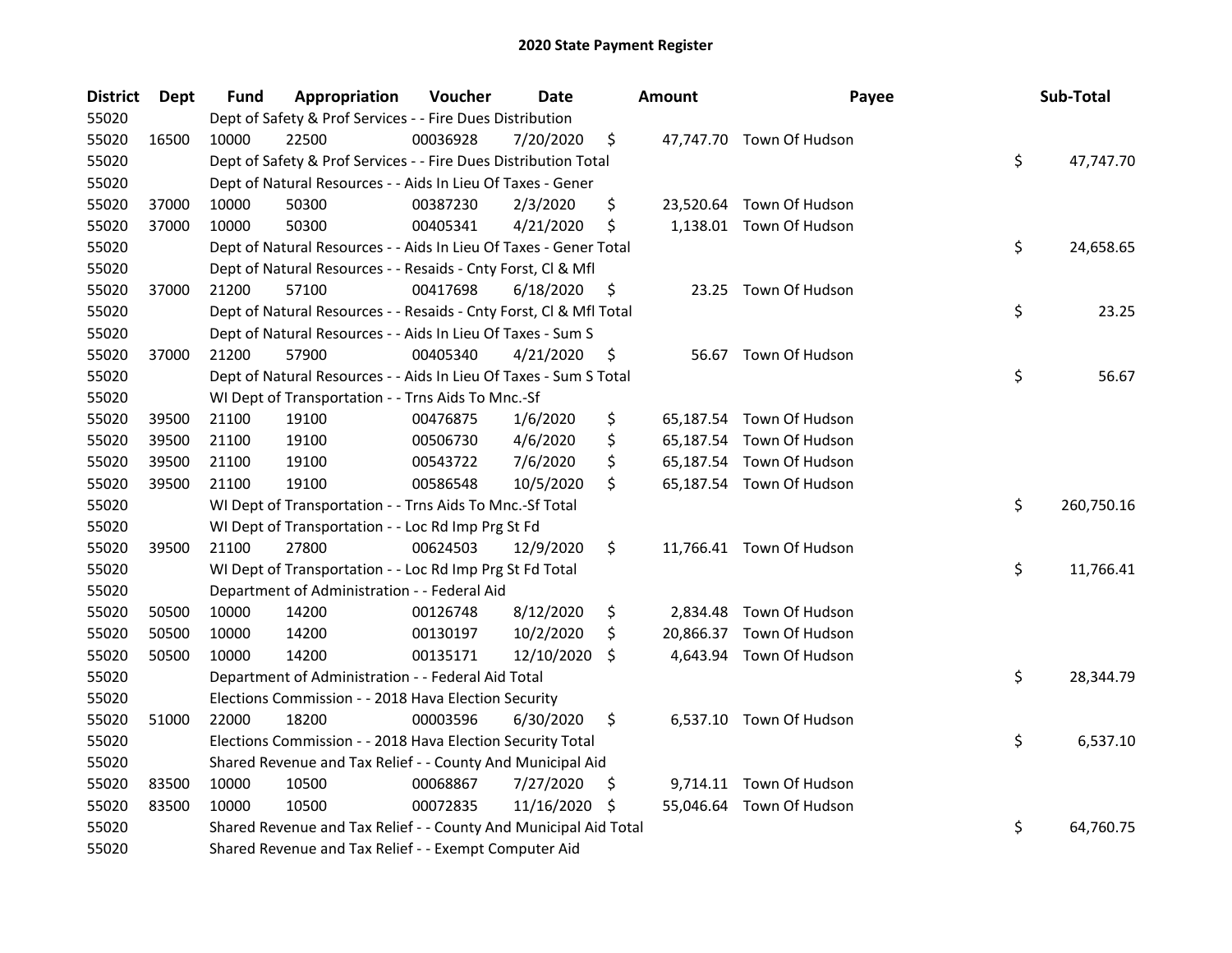# 2020 State Payment Register

| District | Dept | Fund | Appropriation | Voucher | Date | Amount | Payee | Sub-Total |
|---|---|---|---|---|---|---|---|---|
| 55020 | | Dept of Safety & Prof Services - - Fire Dues Distribution | | | | | | |
| 55020 | 16500 | 10000 | 22500 | 00036928 | 7/20/2020 | $ 47,747.70 | Town Of Hudson | |
| 55020 | | Dept of Safety & Prof Services - - Fire Dues Distribution Total | | | | | | $ 47,747.70 |
| 55020 | | Dept of Natural Resources - - Aids In Lieu Of Taxes - Gener | | | | | | |
| 55020 | 37000 | 10000 | 50300 | 00387230 | 2/3/2020 | $ 23,520.64 | Town Of Hudson | |
| 55020 | 37000 | 10000 | 50300 | 00405341 | 4/21/2020 | $ 1,138.01 | Town Of Hudson | |
| 55020 | | Dept of Natural Resources - - Aids In Lieu Of Taxes - Gener Total | | | | | | $ 24,658.65 |
| 55020 | | Dept of Natural Resources - - Resaids - Cnty Forst, Cl & Mfl | | | | | | |
| 55020 | 37000 | 21200 | 57100 | 00417698 | 6/18/2020 | $ 23.25 | Town Of Hudson | |
| 55020 | | Dept of Natural Resources - - Resaids - Cnty Forst, Cl & Mfl Total | | | | | | $ 23.25 |
| 55020 | | Dept of Natural Resources - - Aids In Lieu Of Taxes - Sum S | | | | | | |
| 55020 | 37000 | 21200 | 57900 | 00405340 | 4/21/2020 | $ 56.67 | Town Of Hudson | |
| 55020 | | Dept of Natural Resources - - Aids In Lieu Of Taxes - Sum S Total | | | | | | $ 56.67 |
| 55020 | | WI Dept of Transportation - - Trns Aids To Mnc.-Sf | | | | | | |
| 55020 | 39500 | 21100 | 19100 | 00476875 | 1/6/2020 | $ 65,187.54 | Town Of Hudson | |
| 55020 | 39500 | 21100 | 19100 | 00506730 | 4/6/2020 | $ 65,187.54 | Town Of Hudson | |
| 55020 | 39500 | 21100 | 19100 | 00543722 | 7/6/2020 | $ 65,187.54 | Town Of Hudson | |
| 55020 | 39500 | 21100 | 19100 | 00586548 | 10/5/2020 | $ 65,187.54 | Town Of Hudson | |
| 55020 | | WI Dept of Transportation - - Trns Aids To Mnc.-Sf Total | | | | | | $ 260,750.16 |
| 55020 | | WI Dept of Transportation - - Loc Rd Imp Prg St Fd | | | | | | |
| 55020 | 39500 | 21100 | 27800 | 00624503 | 12/9/2020 | $ 11,766.41 | Town Of Hudson | |
| 55020 | | WI Dept of Transportation - - Loc Rd Imp Prg St Fd Total | | | | | | $ 11,766.41 |
| 55020 | | Department of Administration - - Federal Aid | | | | | | |
| 55020 | 50500 | 10000 | 14200 | 00126748 | 8/12/2020 | $ 2,834.48 | Town Of Hudson | |
| 55020 | 50500 | 10000 | 14200 | 00130197 | 10/2/2020 | $ 20,866.37 | Town Of Hudson | |
| 55020 | 50500 | 10000 | 14200 | 00135171 | 12/10/2020 | $ 4,643.94 | Town Of Hudson | |
| 55020 | | Department of Administration - - Federal Aid Total | | | | | | $ 28,344.79 |
| 55020 | | Elections Commission - - 2018 Hava Election Security | | | | | | |
| 55020 | 51000 | 22000 | 18200 | 00003596 | 6/30/2020 | $ 6,537.10 | Town Of Hudson | |
| 55020 | | Elections Commission - - 2018 Hava Election Security Total | | | | | | $ 6,537.10 |
| 55020 | | Shared Revenue and Tax Relief - - County And Municipal Aid | | | | | | |
| 55020 | 83500 | 10000 | 10500 | 00068867 | 7/27/2020 | $ 9,714.11 | Town Of Hudson | |
| 55020 | 83500 | 10000 | 10500 | 00072835 | 11/16/2020 | $ 55,046.64 | Town Of Hudson | |
| 55020 | | Shared Revenue and Tax Relief - - County And Municipal Aid Total | | | | | | $ 64,760.75 |
| 55020 | | Shared Revenue and Tax Relief - - Exempt Computer Aid | | | | | | |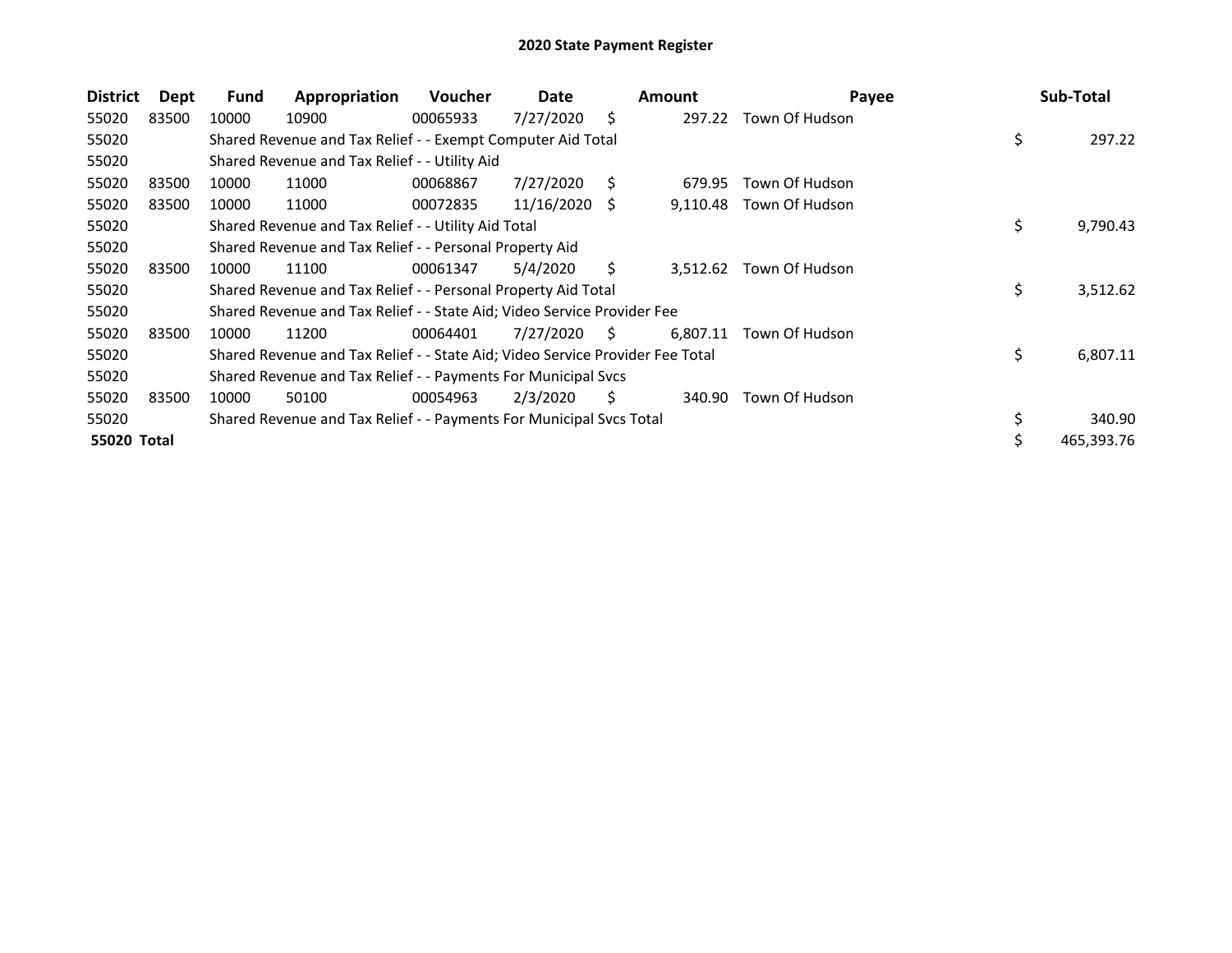## 2020 State Payment Register

| District | Dept | Fund | Appropriation | Voucher | Date | Amount | Payee | Sub-Total |
|---|---|---|---|---|---|---|---|---|
| 55020 | 83500 | 10000 | 10900 | 00065933 | 7/27/2020 | $ 297.22 | Town Of Hudson | |
| 55020 | | Shared Revenue and Tax Relief - - Exempt Computer Aid Total | | | | | | $ 297.22 |
| 55020 | | Shared Revenue and Tax Relief - - Utility Aid | | | | | | |
| 55020 | 83500 | 10000 | 11000 | 00068867 | 7/27/2020 | $ 679.95 | Town Of Hudson | |
| 55020 | 83500 | 10000 | 11000 | 00072835 | 11/16/2020 | $ 9,110.48 | Town Of Hudson | |
| 55020 | | Shared Revenue and Tax Relief - - Utility Aid Total | | | | | | $ 9,790.43 |
| 55020 | | Shared Revenue and Tax Relief - - Personal Property Aid | | | | | | |
| 55020 | 83500 | 10000 | 11100 | 00061347 | 5/4/2020 | $ 3,512.62 | Town Of Hudson | |
| 55020 | | Shared Revenue and Tax Relief - - Personal Property Aid Total | | | | | | $ 3,512.62 |
| 55020 | | Shared Revenue and Tax Relief - - State Aid; Video Service Provider Fee | | | | | | |
| 55020 | 83500 | 10000 | 11200 | 00064401 | 7/27/2020 | $ 6,807.11 | Town Of Hudson | |
| 55020 | | Shared Revenue and Tax Relief - - State Aid; Video Service Provider Fee Total | | | | | | $ 6,807.11 |
| 55020 | | Shared Revenue and Tax Relief - - Payments For Municipal Svcs | | | | | | |
| 55020 | 83500 | 10000 | 50100 | 00054963 | 2/3/2020 | $ 340.90 | Town Of Hudson | |
| 55020 | | Shared Revenue and Tax Relief - - Payments For Municipal Svcs Total | | | | | | $ 340.90 |
| **55020 Total** | | | | | | | | $ 465,393.76 |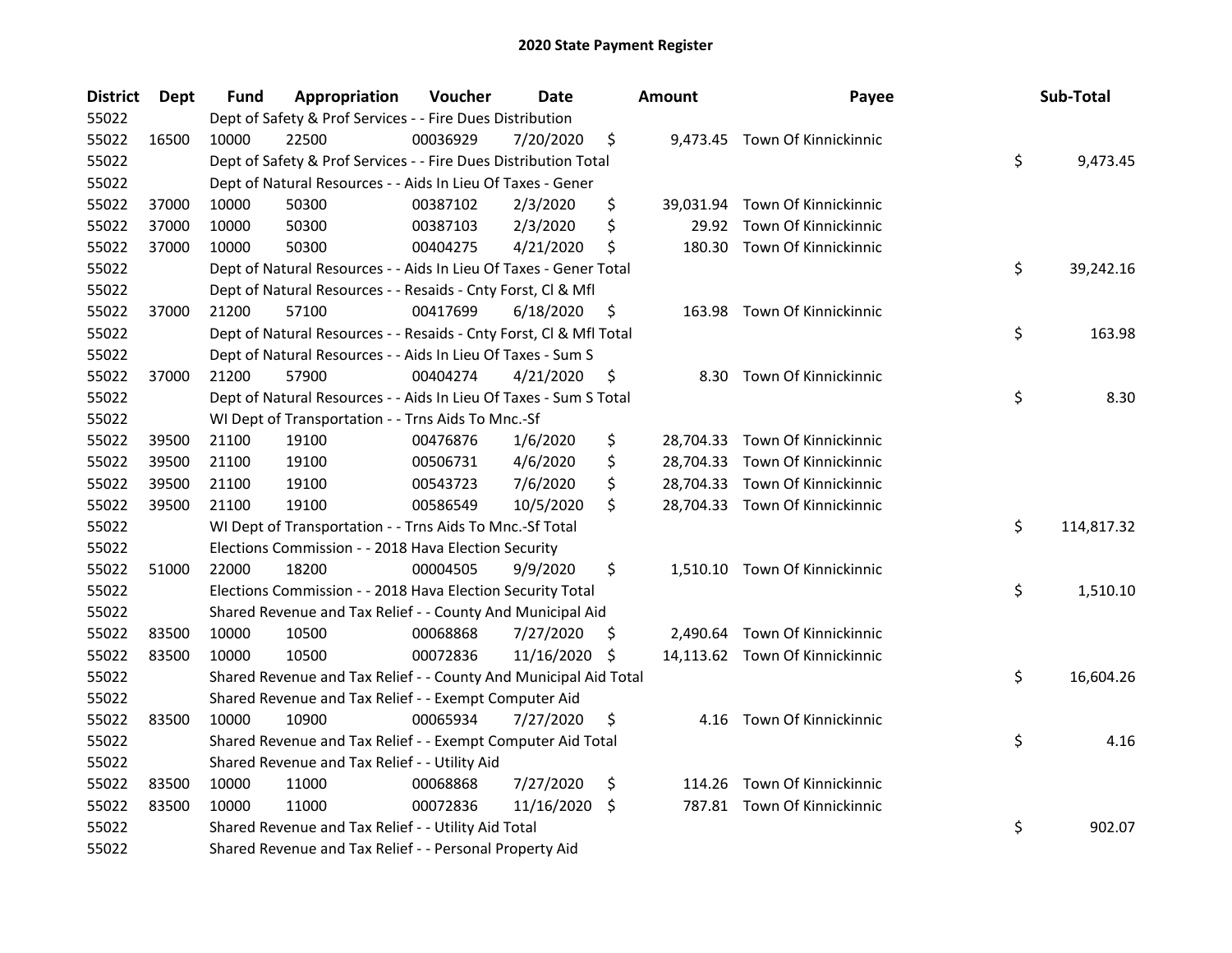## 2020 State Payment Register

| District | Dept | Fund | Appropriation | Voucher | Date | Amount | Payee | Sub-Total |
|---|---|---|---|---|---|---|---|---|
| 55022 | | Dept of Safety & Prof Services - - Fire Dues Distribution | | | | | | |
| 55022 | 16500 | 10000 | 22500 | 00036929 | 7/20/2020 | $ 9,473.45 | Town Of Kinnickinnic | |
| 55022 | | Dept of Safety & Prof Services - - Fire Dues Distribution Total | | | | | | $ 9,473.45 |
| 55022 | | Dept of Natural Resources - - Aids In Lieu Of Taxes - Gener | | | | | | |
| 55022 | 37000 | 10000 | 50300 | 00387102 | 2/3/2020 | $ 39,031.94 | Town Of Kinnickinnic | |
| 55022 | 37000 | 10000 | 50300 | 00387103 | 2/3/2020 | $ 29.92 | Town Of Kinnickinnic | |
| 55022 | 37000 | 10000 | 50300 | 00404275 | 4/21/2020 | $ 180.30 | Town Of Kinnickinnic | |
| 55022 | | Dept of Natural Resources - - Aids In Lieu Of Taxes - Gener Total | | | | | | $ 39,242.16 |
| 55022 | | Dept of Natural Resources - - Resaids - Cnty Forst, Cl & Mfl | | | | | | |
| 55022 | 37000 | 21200 | 57100 | 00417699 | 6/18/2020 | $ 163.98 | Town Of Kinnickinnic | |
| 55022 | | Dept of Natural Resources - - Resaids - Cnty Forst, Cl & Mfl Total | | | | | | $ 163.98 |
| 55022 | | Dept of Natural Resources - - Aids In Lieu Of Taxes - Sum S | | | | | | |
| 55022 | 37000 | 21200 | 57900 | 00404274 | 4/21/2020 | $ 8.30 | Town Of Kinnickinnic | |
| 55022 | | Dept of Natural Resources - - Aids In Lieu Of Taxes - Sum S Total | | | | | | $ 8.30 |
| 55022 | | WI Dept of Transportation - - Trns Aids To Mnc.-Sf | | | | | | |
| 55022 | 39500 | 21100 | 19100 | 00476876 | 1/6/2020 | $ 28,704.33 | Town Of Kinnickinnic | |
| 55022 | 39500 | 21100 | 19100 | 00506731 | 4/6/2020 | $ 28,704.33 | Town Of Kinnickinnic | |
| 55022 | 39500 | 21100 | 19100 | 00543723 | 7/6/2020 | $ 28,704.33 | Town Of Kinnickinnic | |
| 55022 | 39500 | 21100 | 19100 | 00586549 | 10/5/2020 | $ 28,704.33 | Town Of Kinnickinnic | |
| 55022 | | WI Dept of Transportation - - Trns Aids To Mnc.-Sf Total | | | | | | $ 114,817.32 |
| 55022 | | Elections Commission - - 2018 Hava Election Security | | | | | | |
| 55022 | 51000 | 22000 | 18200 | 00004505 | 9/9/2020 | $ 1,510.10 | Town Of Kinnickinnic | |
| 55022 | | Elections Commission - - 2018 Hava Election Security Total | | | | | | $ 1,510.10 |
| 55022 | | Shared Revenue and Tax Relief - - County And Municipal Aid | | | | | | |
| 55022 | 83500 | 10000 | 10500 | 00068868 | 7/27/2020 | $ 2,490.64 | Town Of Kinnickinnic | |
| 55022 | 83500 | 10000 | 10500 | 00072836 | 11/16/2020 | $ 14,113.62 | Town Of Kinnickinnic | |
| 55022 | | Shared Revenue and Tax Relief - - County And Municipal Aid Total | | | | | | $ 16,604.26 |
| 55022 | | Shared Revenue and Tax Relief - - Exempt Computer Aid | | | | | | |
| 55022 | 83500 | 10000 | 10900 | 00065934 | 7/27/2020 | $ 4.16 | Town Of Kinnickinnic | |
| 55022 | | Shared Revenue and Tax Relief - - Exempt Computer Aid Total | | | | | | $ 4.16 |
| 55022 | | Shared Revenue and Tax Relief - - Utility Aid | | | | | | |
| 55022 | 83500 | 10000 | 11000 | 00068868 | 7/27/2020 | $ 114.26 | Town Of Kinnickinnic | |
| 55022 | 83500 | 10000 | 11000 | 00072836 | 11/16/2020 | $ 787.81 | Town Of Kinnickinnic | |
| 55022 | | Shared Revenue and Tax Relief - - Utility Aid Total | | | | | | $ 902.07 |
| 55022 | | Shared Revenue and Tax Relief - - Personal Property Aid | | | | | | |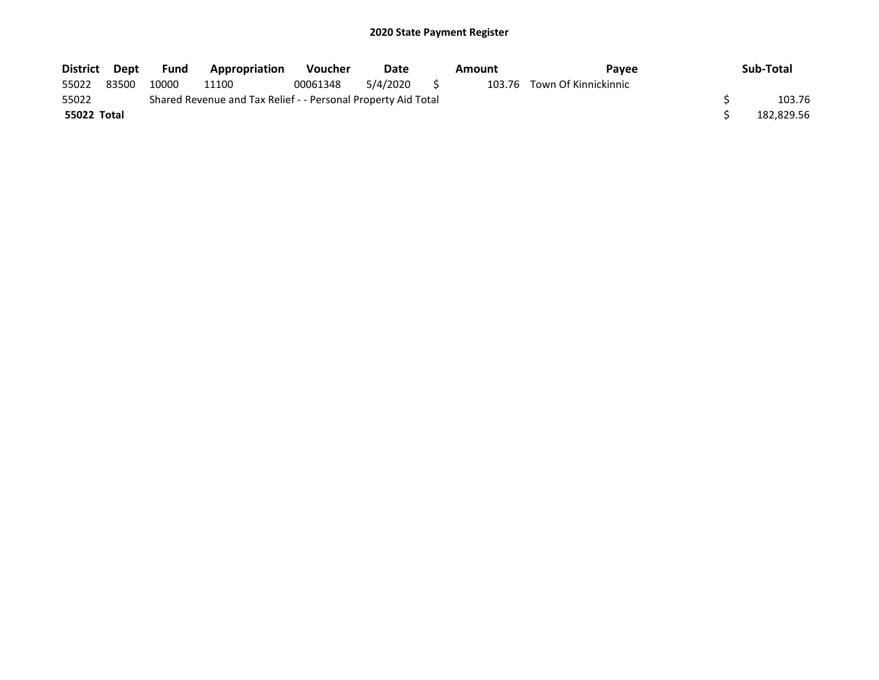# 2020 State Payment Register

| District | Dept | Fund | Appropriation | Voucher | Date | Amount | Payee | Sub-Total |
|---|---|---|---|---|---|---|---|---|
| 55022 | 83500 | 10000 | 11100 | 00061348 | 5/4/2020 | $ 103.76 | Town Of Kinnickinnic | |
| 55022 | | Shared Revenue and Tax Relief - - Personal Property Aid Total | | | | | | $ 103.76 |
| **55022 Total** | | | | | | | | $ 182,829.56 |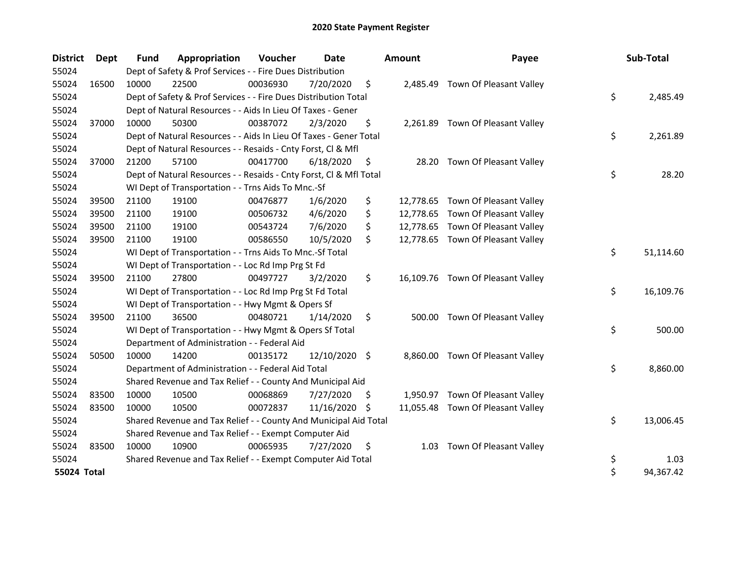# 2020 State Payment Register

| District | Dept | Fund | Appropriation | Voucher | Date | Amount | Payee | Sub-Total |
|---|---|---|---|---|---|---|---|---|
| 55024 | | Dept of Safety & Prof Services - - Fire Dues Distribution | | | | | | |
| 55024 | 16500 | 10000 | 22500 | 00036930 | 7/20/2020 | $ 2,485.49 | Town Of Pleasant Valley | |
| 55024 | | Dept of Safety & Prof Services - - Fire Dues Distribution Total | | | | | | $ 2,485.49 |
| 55024 | | Dept of Natural Resources - - Aids In Lieu Of Taxes - Gener | | | | | | |
| 55024 | 37000 | 10000 | 50300 | 00387072 | 2/3/2020 | $ 2,261.89 | Town Of Pleasant Valley | |
| 55024 | | Dept of Natural Resources - - Aids In Lieu Of Taxes - Gener Total | | | | | | $ 2,261.89 |
| 55024 | | Dept of Natural Resources - - Resaids - Cnty Forst, Cl & Mfl | | | | | | |
| 55024 | 37000 | 21200 | 57100 | 00417700 | 6/18/2020 | $ 28.20 | Town Of Pleasant Valley | |
| 55024 | | Dept of Natural Resources - - Resaids - Cnty Forst, Cl & Mfl Total | | | | | | $ 28.20 |
| 55024 | | WI Dept of Transportation - - Trns Aids To Mnc.-Sf | | | | | | |
| 55024 | 39500 | 21100 | 19100 | 00476877 | 1/6/2020 | $ 12,778.65 | Town Of Pleasant Valley | |
| 55024 | 39500 | 21100 | 19100 | 00506732 | 4/6/2020 | $ 12,778.65 | Town Of Pleasant Valley | |
| 55024 | 39500 | 21100 | 19100 | 00543724 | 7/6/2020 | $ 12,778.65 | Town Of Pleasant Valley | |
| 55024 | 39500 | 21100 | 19100 | 00586550 | 10/5/2020 | $ 12,778.65 | Town Of Pleasant Valley | |
| 55024 | | WI Dept of Transportation - - Trns Aids To Mnc.-Sf Total | | | | | | $ 51,114.60 |
| 55024 | | WI Dept of Transportation - - Loc Rd Imp Prg St Fd | | | | | | |
| 55024 | 39500 | 21100 | 27800 | 00497727 | 3/2/2020 | $ 16,109.76 | Town Of Pleasant Valley | |
| 55024 | | WI Dept of Transportation - - Loc Rd Imp Prg St Fd Total | | | | | | $ 16,109.76 |
| 55024 | | WI Dept of Transportation - - Hwy Mgmt & Opers Sf | | | | | | |
| 55024 | 39500 | 21100 | 36500 | 00480721 | 1/14/2020 | $ 500.00 | Town Of Pleasant Valley | |
| 55024 | | WI Dept of Transportation - - Hwy Mgmt & Opers Sf Total | | | | | | $ 500.00 |
| 55024 | | Department of Administration - - Federal Aid | | | | | | |
| 55024 | 50500 | 10000 | 14200 | 00135172 | 12/10/2020 | $ 8,860.00 | Town Of Pleasant Valley | |
| 55024 | | Department of Administration - - Federal Aid Total | | | | | | $ 8,860.00 |
| 55024 | | Shared Revenue and Tax Relief - - County And Municipal Aid | | | | | | |
| 55024 | 83500 | 10000 | 10500 | 00068869 | 7/27/2020 | $ 1,950.97 | Town Of Pleasant Valley | |
| 55024 | 83500 | 10000 | 10500 | 00072837 | 11/16/2020 | $ 11,055.48 | Town Of Pleasant Valley | |
| 55024 | | Shared Revenue and Tax Relief - - County And Municipal Aid Total | | | | | | $ 13,006.45 |
| 55024 | | Shared Revenue and Tax Relief - - Exempt Computer Aid | | | | | | |
| 55024 | 83500 | 10000 | 10900 | 00065935 | 7/27/2020 | $ 1.03 | Town Of Pleasant Valley | |
| 55024 | | Shared Revenue and Tax Relief - - Exempt Computer Aid Total | | | | | | $ 1.03 |
| **55024 Total** | | | | | | | | $ 94,367.42 |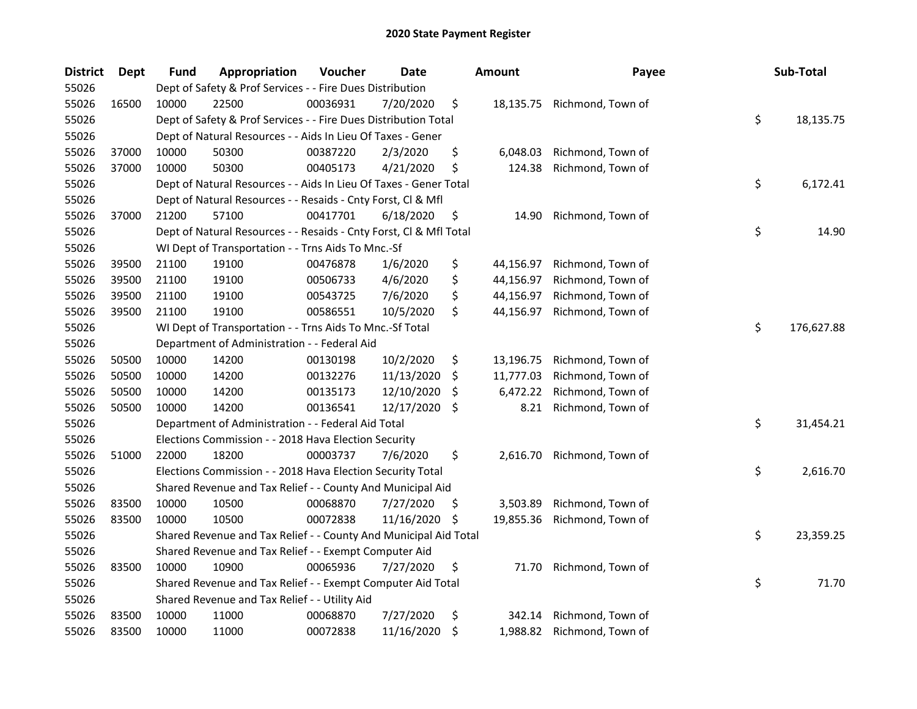## 2020 State Payment Register

| District | Dept | Fund | Appropriation | Voucher | Date | Amount | Payee | Sub-Total |
|---|---|---|---|---|---|---|---|---|
| 55026 | | Dept of Safety & Prof Services - - Fire Dues Distribution | | | | | | |
| 55026 | 16500 | 10000 | 22500 | 00036931 | 7/20/2020 | $ 18,135.75 | Richmond, Town of | |
| 55026 | | Dept of Safety & Prof Services - - Fire Dues Distribution Total | | | | | | $ 18,135.75 |
| 55026 | | Dept of Natural Resources - - Aids In Lieu Of Taxes - Gener | | | | | | |
| 55026 | 37000 | 10000 | 50300 | 00387220 | 2/3/2020 | $ 6,048.03 | Richmond, Town of | |
| 55026 | 37000 | 10000 | 50300 | 00405173 | 4/21/2020 | $ 124.38 | Richmond, Town of | |
| 55026 | | Dept of Natural Resources - - Aids In Lieu Of Taxes - Gener Total | | | | | | $ 6,172.41 |
| 55026 | | Dept of Natural Resources - - Resaids - Cnty Forst, Cl & Mfl | | | | | | |
| 55026 | 37000 | 21200 | 57100 | 00417701 | 6/18/2020 | $ 14.90 | Richmond, Town of | |
| 55026 | | Dept of Natural Resources - - Resaids - Cnty Forst, Cl & Mfl Total | | | | | | $ 14.90 |
| 55026 | | WI Dept of Transportation - - Trns Aids To Mnc.-Sf | | | | | | |
| 55026 | 39500 | 21100 | 19100 | 00476878 | 1/6/2020 | $ 44,156.97 | Richmond, Town of | |
| 55026 | 39500 | 21100 | 19100 | 00506733 | 4/6/2020 | $ 44,156.97 | Richmond, Town of | |
| 55026 | 39500 | 21100 | 19100 | 00543725 | 7/6/2020 | $ 44,156.97 | Richmond, Town of | |
| 55026 | 39500 | 21100 | 19100 | 00586551 | 10/5/2020 | $ 44,156.97 | Richmond, Town of | |
| 55026 | | WI Dept of Transportation - - Trns Aids To Mnc.-Sf Total | | | | | | $ 176,627.88 |
| 55026 | | Department of Administration - - Federal Aid | | | | | | |
| 55026 | 50500 | 10000 | 14200 | 00130198 | 10/2/2020 | $ 13,196.75 | Richmond, Town of | |
| 55026 | 50500 | 10000 | 14200 | 00132276 | 11/13/2020 | $ 11,777.03 | Richmond, Town of | |
| 55026 | 50500 | 10000 | 14200 | 00135173 | 12/10/2020 | $ 6,472.22 | Richmond, Town of | |
| 55026 | 50500 | 10000 | 14200 | 00136541 | 12/17/2020 | $ 8.21 | Richmond, Town of | |
| 55026 | | Department of Administration - - Federal Aid Total | | | | | | $ 31,454.21 |
| 55026 | | Elections Commission - - 2018 Hava Election Security | | | | | | |
| 55026 | 51000 | 22000 | 18200 | 00003737 | 7/6/2020 | $ 2,616.70 | Richmond, Town of | |
| 55026 | | Elections Commission - - 2018 Hava Election Security Total | | | | | | $ 2,616.70 |
| 55026 | | Shared Revenue and Tax Relief - - County And Municipal Aid | | | | | | |
| 55026 | 83500 | 10000 | 10500 | 00068870 | 7/27/2020 | $ 3,503.89 | Richmond, Town of | |
| 55026 | 83500 | 10000 | 10500 | 00072838 | 11/16/2020 | $ 19,855.36 | Richmond, Town of | |
| 55026 | | Shared Revenue and Tax Relief - - County And Municipal Aid Total | | | | | | $ 23,359.25 |
| 55026 | | Shared Revenue and Tax Relief - - Exempt Computer Aid | | | | | | |
| 55026 | 83500 | 10000 | 10900 | 00065936 | 7/27/2020 | $ 71.70 | Richmond, Town of | |
| 55026 | | Shared Revenue and Tax Relief - - Exempt Computer Aid Total | | | | | | $ 71.70 |
| 55026 | | Shared Revenue and Tax Relief - - Utility Aid | | | | | | |
| 55026 | 83500 | 10000 | 11000 | 00068870 | 7/27/2020 | $ 342.14 | Richmond, Town of | |
| 55026 | 83500 | 10000 | 11000 | 00072838 | 11/16/2020 | $ 1,988.82 | Richmond, Town of | |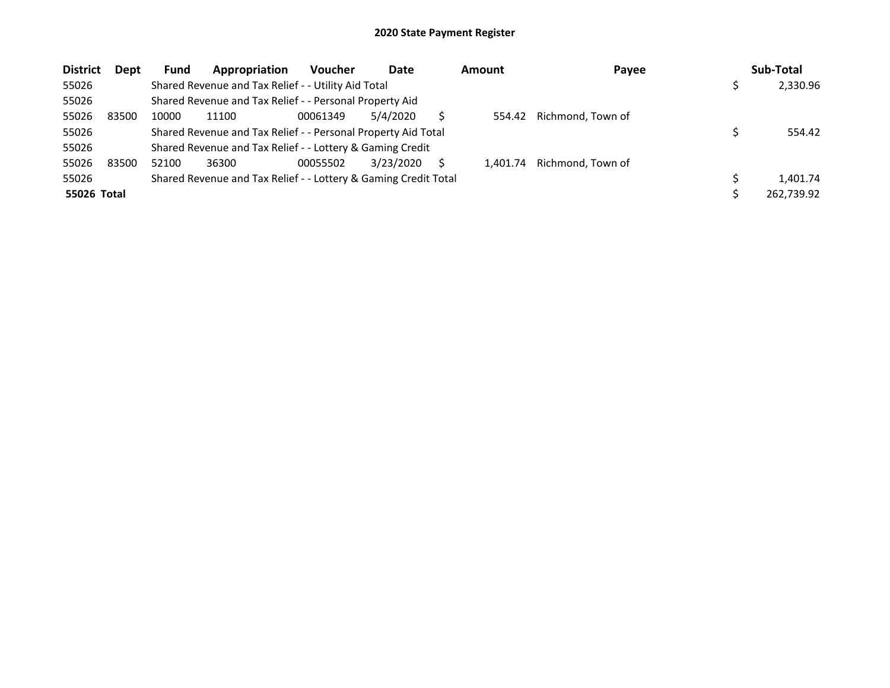## 2020 State Payment Register

| District | Dept | Fund | Appropriation | Voucher | Date | Amount | Payee | Sub-Total |
|---|---|---|---|---|---|---|---|---|
| 55026 | | Shared Revenue and Tax Relief - - Utility Aid Total | | | | | | $ 2,330.96 |
| 55026 | | Shared Revenue and Tax Relief - - Personal Property Aid | | | | | | |
| 55026 | 83500 | 10000 | 11100 | 00061349 | 5/4/2020 | $ 554.42 | Richmond, Town of | |
| 55026 | | Shared Revenue and Tax Relief - - Personal Property Aid Total | | | | | | $ 554.42 |
| 55026 | | Shared Revenue and Tax Relief - - Lottery & Gaming Credit | | | | | | |
| 55026 | 83500 | 52100 | 36300 | 00055502 | 3/23/2020 | $ 1,401.74 | Richmond, Town of | |
| 55026 | | Shared Revenue and Tax Relief - - Lottery & Gaming Credit Total | | | | | | $ 1,401.74 |
| **55026 Total** | | | | | | | | $ 262,739.92 |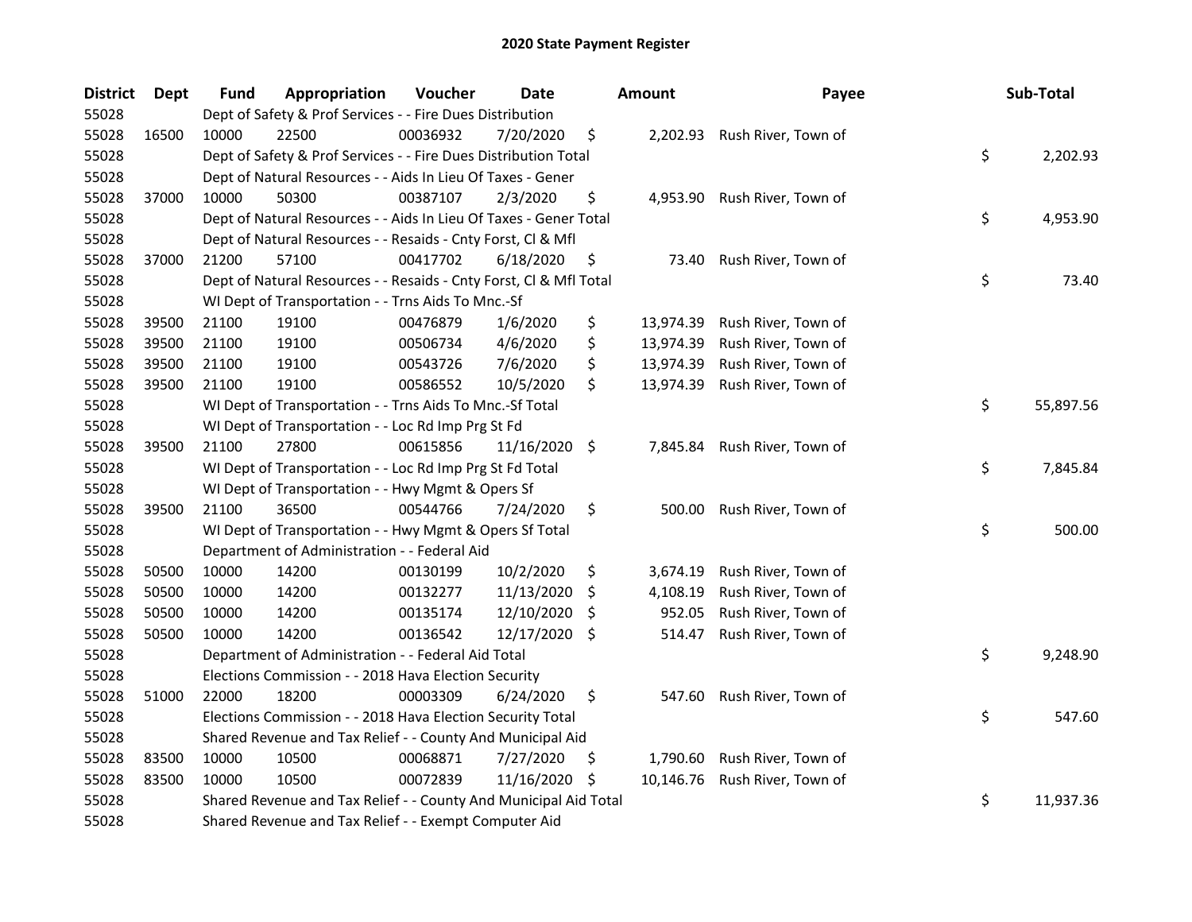# 2020 State Payment Register

| District | Dept | Fund | Appropriation | Voucher | Date | Amount | Payee | Sub-Total |
|---|---|---|---|---|---|---|---|---|
| 55028 | | Dept of Safety & Prof Services - - Fire Dues Distribution | | | | | | |
| 55028 | 16500 | 10000 | 22500 | 00036932 | 7/20/2020 | $ 2,202.93 | Rush River, Town of | |
| 55028 | | Dept of Safety & Prof Services - - Fire Dues Distribution Total | | | | | | $ 2,202.93 |
| 55028 | | Dept of Natural Resources - - Aids In Lieu Of Taxes - Gener | | | | | | |
| 55028 | 37000 | 10000 | 50300 | 00387107 | 2/3/2020 | $ 4,953.90 | Rush River, Town of | |
| 55028 | | Dept of Natural Resources - - Aids In Lieu Of Taxes - Gener Total | | | | | | $ 4,953.90 |
| 55028 | | Dept of Natural Resources - - Resaids - Cnty Forst, Cl & Mfl | | | | | | |
| 55028 | 37000 | 21200 | 57100 | 00417702 | 6/18/2020 | $ 73.40 | Rush River, Town of | |
| 55028 | | Dept of Natural Resources - - Resaids - Cnty Forst, Cl & Mfl Total | | | | | | $ 73.40 |
| 55028 | | WI Dept of Transportation - - Trns Aids To Mnc.-Sf | | | | | | |
| 55028 | 39500 | 21100 | 19100 | 00476879 | 1/6/2020 | $ 13,974.39 | Rush River, Town of | |
| 55028 | 39500 | 21100 | 19100 | 00506734 | 4/6/2020 | $ 13,974.39 | Rush River, Town of | |
| 55028 | 39500 | 21100 | 19100 | 00543726 | 7/6/2020 | $ 13,974.39 | Rush River, Town of | |
| 55028 | 39500 | 21100 | 19100 | 00586552 | 10/5/2020 | $ 13,974.39 | Rush River, Town of | |
| 55028 | | WI Dept of Transportation - - Trns Aids To Mnc.-Sf Total | | | | | | $ 55,897.56 |
| 55028 | | WI Dept of Transportation - - Loc Rd Imp Prg St Fd | | | | | | |
| 55028 | 39500 | 21100 | 27800 | 00615856 | 11/16/2020 | $ 7,845.84 | Rush River, Town of | |
| 55028 | | WI Dept of Transportation - - Loc Rd Imp Prg St Fd Total | | | | | | $ 7,845.84 |
| 55028 | | WI Dept of Transportation - - Hwy Mgmt & Opers Sf | | | | | | |
| 55028 | 39500 | 21100 | 36500 | 00544766 | 7/24/2020 | $ 500.00 | Rush River, Town of | |
| 55028 | | WI Dept of Transportation - - Hwy Mgmt & Opers Sf Total | | | | | | $ 500.00 |
| 55028 | | Department of Administration - - Federal Aid | | | | | | |
| 55028 | 50500 | 10000 | 14200 | 00130199 | 10/2/2020 | $ 3,674.19 | Rush River, Town of | |
| 55028 | 50500 | 10000 | 14200 | 00132277 | 11/13/2020 | $ 4,108.19 | Rush River, Town of | |
| 55028 | 50500 | 10000 | 14200 | 00135174 | 12/10/2020 | $ 952.05 | Rush River, Town of | |
| 55028 | 50500 | 10000 | 14200 | 00136542 | 12/17/2020 | $ 514.47 | Rush River, Town of | |
| 55028 | | Department of Administration - - Federal Aid Total | | | | | | $ 9,248.90 |
| 55028 | | Elections Commission - - 2018 Hava Election Security | | | | | | |
| 55028 | 51000 | 22000 | 18200 | 00003309 | 6/24/2020 | $ 547.60 | Rush River, Town of | |
| 55028 | | Elections Commission - - 2018 Hava Election Security Total | | | | | | $ 547.60 |
| 55028 | | Shared Revenue and Tax Relief - - County And Municipal Aid | | | | | | |
| 55028 | 83500 | 10000 | 10500 | 00068871 | 7/27/2020 | $ 1,790.60 | Rush River, Town of | |
| 55028 | 83500 | 10000 | 10500 | 00072839 | 11/16/2020 | $ 10,146.76 | Rush River, Town of | |
| 55028 | | Shared Revenue and Tax Relief - - County And Municipal Aid Total | | | | | | $ 11,937.36 |
| 55028 | | Shared Revenue and Tax Relief - - Exempt Computer Aid | | | | | | |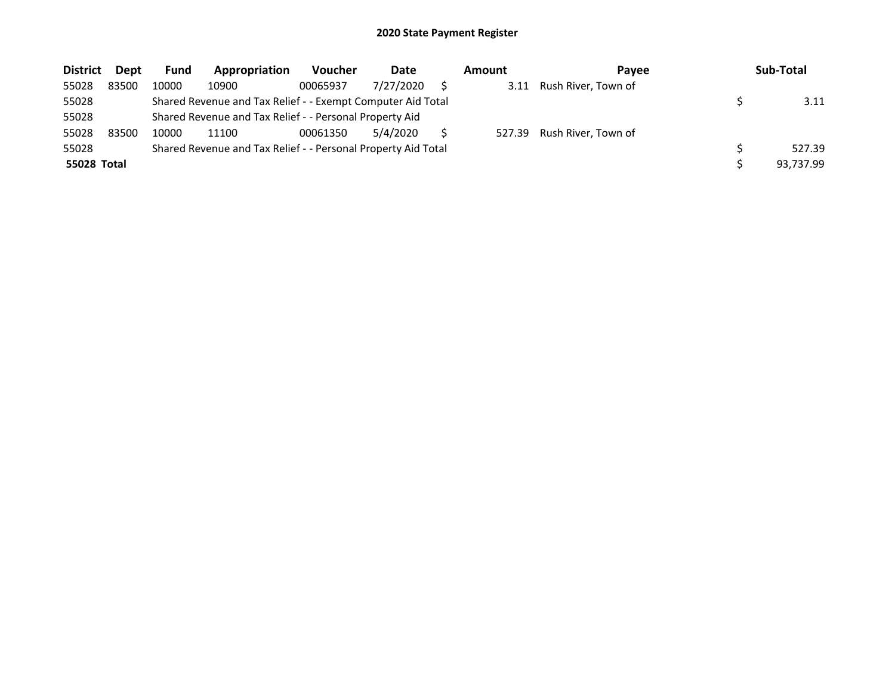# 2020 State Payment Register

| District | Dept | Fund | Appropriation | Voucher | Date | Amount | Payee | Sub-Total |
|---|---|---|---|---|---|---|---|---|
| 55028 | 83500 | 10000 | 10900 | 00065937 | 7/27/2020 | $ 3.11 | Rush River, Town of | |
| 55028 | | Shared Revenue and Tax Relief - - Exempt Computer Aid Total | | | | | | $ 3.11 |
| 55028 | | Shared Revenue and Tax Relief - - Personal Property Aid | | | | | | |
| 55028 | 83500 | 10000 | 11100 | 00061350 | 5/4/2020 | $ 527.39 | Rush River, Town of | |
| 55028 | | Shared Revenue and Tax Relief - - Personal Property Aid Total | | | | | | $ 527.39 |
| **55028 Total** | | | | | | | | $ 93,737.99 |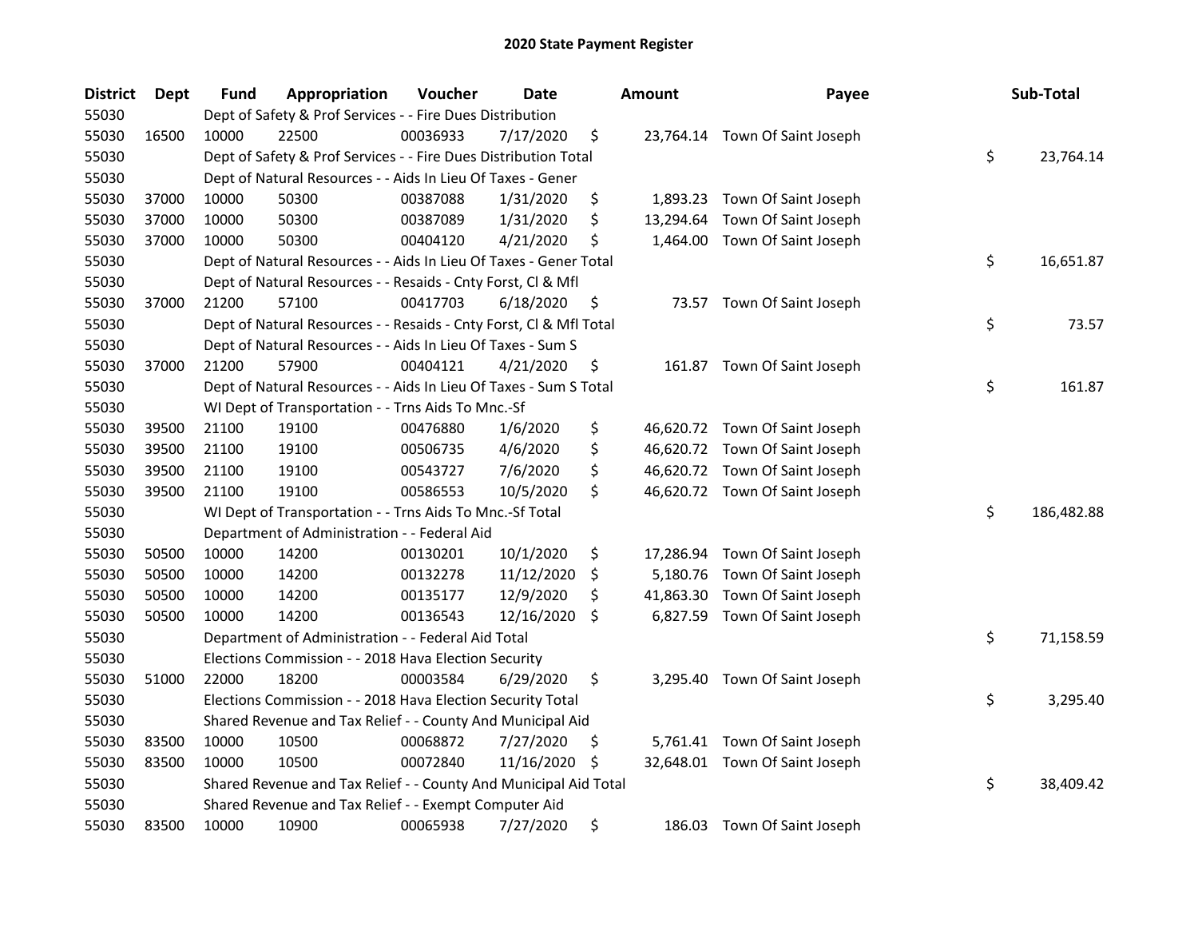# 2020 State Payment Register

| District | Dept | Fund | Appropriation | Voucher | Date | Amount | Payee | Sub-Total |
|---|---|---|---|---|---|---|---|---|
| 55030 | | Dept of Safety & Prof Services - - Fire Dues Distribution | | | | | | |
| 55030 | 16500 | 10000 | 22500 | 00036933 | 7/17/2020 | $ 23,764.14 | Town Of Saint Joseph | |
| 55030 | | Dept of Safety & Prof Services - - Fire Dues Distribution Total | | | | | | $ 23,764.14 |
| 55030 | | Dept of Natural Resources - - Aids In Lieu Of Taxes - Gener | | | | | | |
| 55030 | 37000 | 10000 | 50300 | 00387088 | 1/31/2020 | $ 1,893.23 | Town Of Saint Joseph | |
| 55030 | 37000 | 10000 | 50300 | 00387089 | 1/31/2020 | $ 13,294.64 | Town Of Saint Joseph | |
| 55030 | 37000 | 10000 | 50300 | 00404120 | 4/21/2020 | $ 1,464.00 | Town Of Saint Joseph | |
| 55030 | | Dept of Natural Resources - - Aids In Lieu Of Taxes - Gener Total | | | | | | $ 16,651.87 |
| 55030 | | Dept of Natural Resources - - Resaids - Cnty Forst, Cl & Mfl | | | | | | |
| 55030 | 37000 | 21200 | 57100 | 00417703 | 6/18/2020 | $ 73.57 | Town Of Saint Joseph | |
| 55030 | | Dept of Natural Resources - - Resaids - Cnty Forst, Cl & Mfl Total | | | | | | $ 73.57 |
| 55030 | | Dept of Natural Resources - - Aids In Lieu Of Taxes - Sum S | | | | | | |
| 55030 | 37000 | 21200 | 57900 | 00404121 | 4/21/2020 | $ 161.87 | Town Of Saint Joseph | |
| 55030 | | Dept of Natural Resources - - Aids In Lieu Of Taxes - Sum S Total | | | | | | $ 161.87 |
| 55030 | | WI Dept of Transportation - - Trns Aids To Mnc.-Sf | | | | | | |
| 55030 | 39500 | 21100 | 19100 | 00476880 | 1/6/2020 | $ 46,620.72 | Town Of Saint Joseph | |
| 55030 | 39500 | 21100 | 19100 | 00506735 | 4/6/2020 | $ 46,620.72 | Town Of Saint Joseph | |
| 55030 | 39500 | 21100 | 19100 | 00543727 | 7/6/2020 | $ 46,620.72 | Town Of Saint Joseph | |
| 55030 | 39500 | 21100 | 19100 | 00586553 | 10/5/2020 | $ 46,620.72 | Town Of Saint Joseph | |
| 55030 | | WI Dept of Transportation - - Trns Aids To Mnc.-Sf Total | | | | | | $ 186,482.88 |
| 55030 | | Department of Administration - - Federal Aid | | | | | | |
| 55030 | 50500 | 10000 | 14200 | 00130201 | 10/1/2020 | $ 17,286.94 | Town Of Saint Joseph | |
| 55030 | 50500 | 10000 | 14200 | 00132278 | 11/12/2020 | $ 5,180.76 | Town Of Saint Joseph | |
| 55030 | 50500 | 10000 | 14200 | 00135177 | 12/9/2020 | $ 41,863.30 | Town Of Saint Joseph | |
| 55030 | 50500 | 10000 | 14200 | 00136543 | 12/16/2020 | $ 6,827.59 | Town Of Saint Joseph | |
| 55030 | | Department of Administration - - Federal Aid Total | | | | | | $ 71,158.59 |
| 55030 | | Elections Commission - - 2018 Hava Election Security | | | | | | |
| 55030 | 51000 | 22000 | 18200 | 00003584 | 6/29/2020 | $ 3,295.40 | Town Of Saint Joseph | |
| 55030 | | Elections Commission - - 2018 Hava Election Security Total | | | | | | $ 3,295.40 |
| 55030 | | Shared Revenue and Tax Relief - - County And Municipal Aid | | | | | | |
| 55030 | 83500 | 10000 | 10500 | 00068872 | 7/27/2020 | $ 5,761.41 | Town Of Saint Joseph | |
| 55030 | 83500 | 10000 | 10500 | 00072840 | 11/16/2020 | $ 32,648.01 | Town Of Saint Joseph | |
| 55030 | | Shared Revenue and Tax Relief - - County And Municipal Aid Total | | | | | | $ 38,409.42 |
| 55030 | | Shared Revenue and Tax Relief - - Exempt Computer Aid | | | | | | |
| 55030 | 83500 | 10000 | 10900 | 00065938 | 7/27/2020 | $ 186.03 | Town Of Saint Joseph | |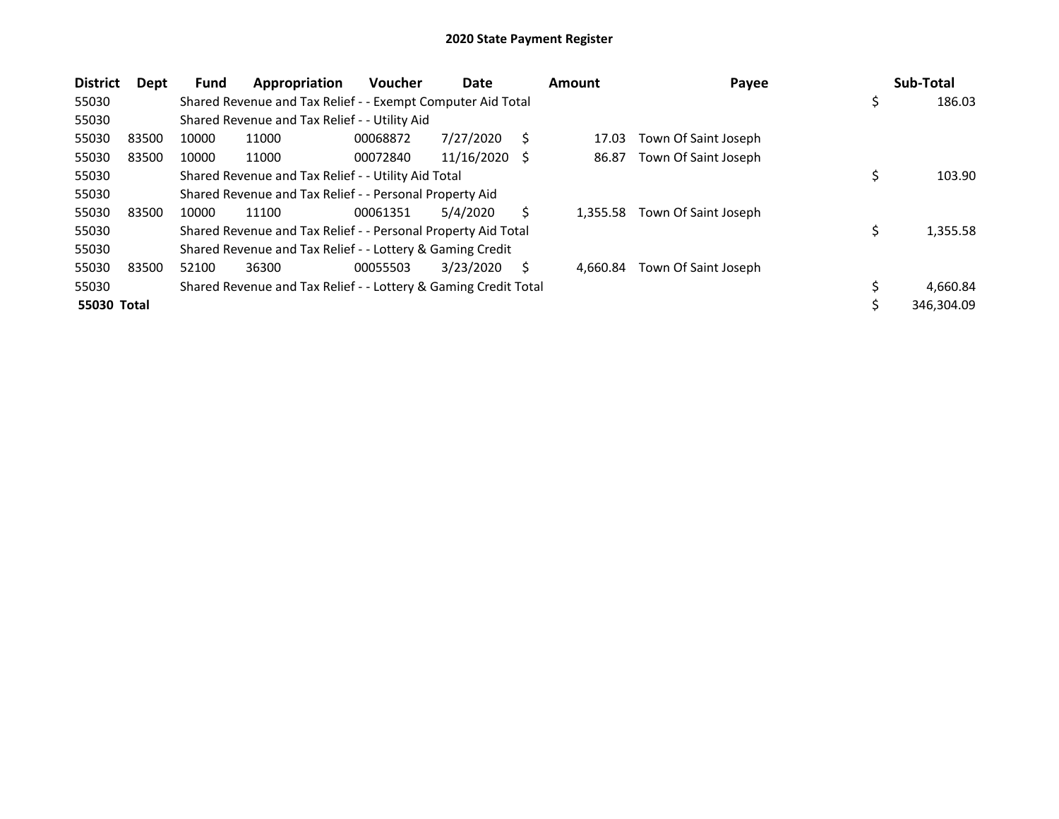# 2020 State Payment Register

| District | Dept | Fund | Appropriation | Voucher | Date | Amount | Payee | Sub-Total |
|---|---|---|---|---|---|---|---|---|
| 55030 | | Shared Revenue and Tax Relief - - Exempt Computer Aid Total | | | | | | $ 186.03 |
| 55030 | | Shared Revenue and Tax Relief - - Utility Aid | | | | | | |
| 55030 | 83500 | 10000 | 11000 | 00068872 | 7/27/2020 | $ 17.03 | Town Of Saint Joseph | |
| 55030 | 83500 | 10000 | 11000 | 00072840 | 11/16/2020 | $ 86.87 | Town Of Saint Joseph | |
| 55030 | | Shared Revenue and Tax Relief - - Utility Aid Total | | | | | | $ 103.90 |
| 55030 | | Shared Revenue and Tax Relief - - Personal Property Aid | | | | | | |
| 55030 | 83500 | 10000 | 11100 | 00061351 | 5/4/2020 | $ 1,355.58 | Town Of Saint Joseph | |
| 55030 | | Shared Revenue and Tax Relief - - Personal Property Aid Total | | | | | | $ 1,355.58 |
| 55030 | | Shared Revenue and Tax Relief - - Lottery & Gaming Credit | | | | | | |
| 55030 | 83500 | 52100 | 36300 | 00055503 | 3/23/2020 | $ 4,660.84 | Town Of Saint Joseph | |
| 55030 | | Shared Revenue and Tax Relief - - Lottery & Gaming Credit Total | | | | | | $ 4,660.84 |
| **55030 Total** | | | | | | | | $ 346,304.09 |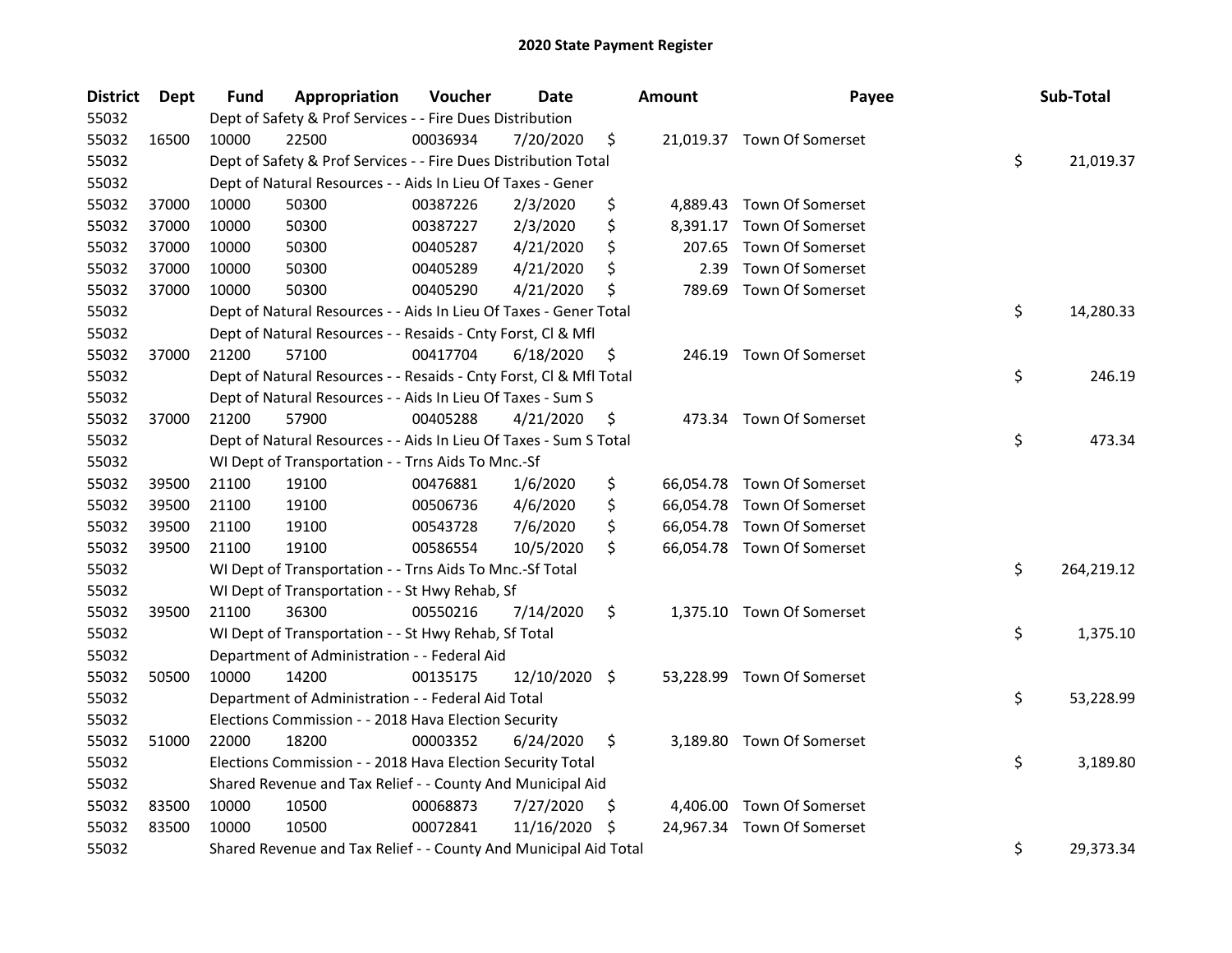# 2020 State Payment Register

| District | Dept | Fund | Appropriation | Voucher | Date | Amount | Payee | Sub-Total |
|---|---|---|---|---|---|---|---|---|
| 55032 | | Dept of Safety & Prof Services - - Fire Dues Distribution | | | | | | |
| 55032 | 16500 | 10000 | 22500 | 00036934 | 7/20/2020 | $ 21,019.37 | Town Of Somerset | |
| 55032 | | Dept of Safety & Prof Services - - Fire Dues Distribution Total | | | | | | $ 21,019.37 |
| 55032 | | Dept of Natural Resources - - Aids In Lieu Of Taxes - Gener | | | | | | |
| 55032 | 37000 | 10000 | 50300 | 00387226 | 2/3/2020 | $ 4,889.43 | Town Of Somerset | |
| 55032 | 37000 | 10000 | 50300 | 00387227 | 2/3/2020 | $ 8,391.17 | Town Of Somerset | |
| 55032 | 37000 | 10000 | 50300 | 00405287 | 4/21/2020 | $ 207.65 | Town Of Somerset | |
| 55032 | 37000 | 10000 | 50300 | 00405289 | 4/21/2020 | $ 2.39 | Town Of Somerset | |
| 55032 | 37000 | 10000 | 50300 | 00405290 | 4/21/2020 | $ 789.69 | Town Of Somerset | |
| 55032 | | Dept of Natural Resources - - Aids In Lieu Of Taxes - Gener Total | | | | | | $ 14,280.33 |
| 55032 | | Dept of Natural Resources - - Resaids - Cnty Forst, Cl & Mfl | | | | | | |
| 55032 | 37000 | 21200 | 57100 | 00417704 | 6/18/2020 | $ 246.19 | Town Of Somerset | |
| 55032 | | Dept of Natural Resources - - Resaids - Cnty Forst, Cl & Mfl Total | | | | | | $ 246.19 |
| 55032 | | Dept of Natural Resources - - Aids In Lieu Of Taxes - Sum S | | | | | | |
| 55032 | 37000 | 21200 | 57900 | 00405288 | 4/21/2020 | $ 473.34 | Town Of Somerset | |
| 55032 | | Dept of Natural Resources - - Aids In Lieu Of Taxes - Sum S Total | | | | | | $ 473.34 |
| 55032 | | WI Dept of Transportation - - Trns Aids To Mnc.-Sf | | | | | | |
| 55032 | 39500 | 21100 | 19100 | 00476881 | 1/6/2020 | $ 66,054.78 | Town Of Somerset | |
| 55032 | 39500 | 21100 | 19100 | 00506736 | 4/6/2020 | $ 66,054.78 | Town Of Somerset | |
| 55032 | 39500 | 21100 | 19100 | 00543728 | 7/6/2020 | $ 66,054.78 | Town Of Somerset | |
| 55032 | 39500 | 21100 | 19100 | 00586554 | 10/5/2020 | $ 66,054.78 | Town Of Somerset | |
| 55032 | | WI Dept of Transportation - - Trns Aids To Mnc.-Sf Total | | | | | | $ 264,219.12 |
| 55032 | | WI Dept of Transportation - - St Hwy Rehab, Sf | | | | | | |
| 55032 | 39500 | 21100 | 36300 | 00550216 | 7/14/2020 | $ 1,375.10 | Town Of Somerset | |
| 55032 | | WI Dept of Transportation - - St Hwy Rehab, Sf Total | | | | | | $ 1,375.10 |
| 55032 | | Department of Administration - - Federal Aid | | | | | | |
| 55032 | 50500 | 10000 | 14200 | 00135175 | 12/10/2020 | $ 53,228.99 | Town Of Somerset | |
| 55032 | | Department of Administration - - Federal Aid Total | | | | | | $ 53,228.99 |
| 55032 | | Elections Commission - - 2018 Hava Election Security | | | | | | |
| 55032 | 51000 | 22000 | 18200 | 00003352 | 6/24/2020 | $ 3,189.80 | Town Of Somerset | |
| 55032 | | Elections Commission - - 2018 Hava Election Security Total | | | | | | $ 3,189.80 |
| 55032 | | Shared Revenue and Tax Relief - - County And Municipal Aid | | | | | | |
| 55032 | 83500 | 10000 | 10500 | 00068873 | 7/27/2020 | $ 4,406.00 | Town Of Somerset | |
| 55032 | 83500 | 10000 | 10500 | 00072841 | 11/16/2020 | $ 24,967.34 | Town Of Somerset | |
| 55032 | | Shared Revenue and Tax Relief - - County And Municipal Aid Total | | | | | | $ 29,373.34 |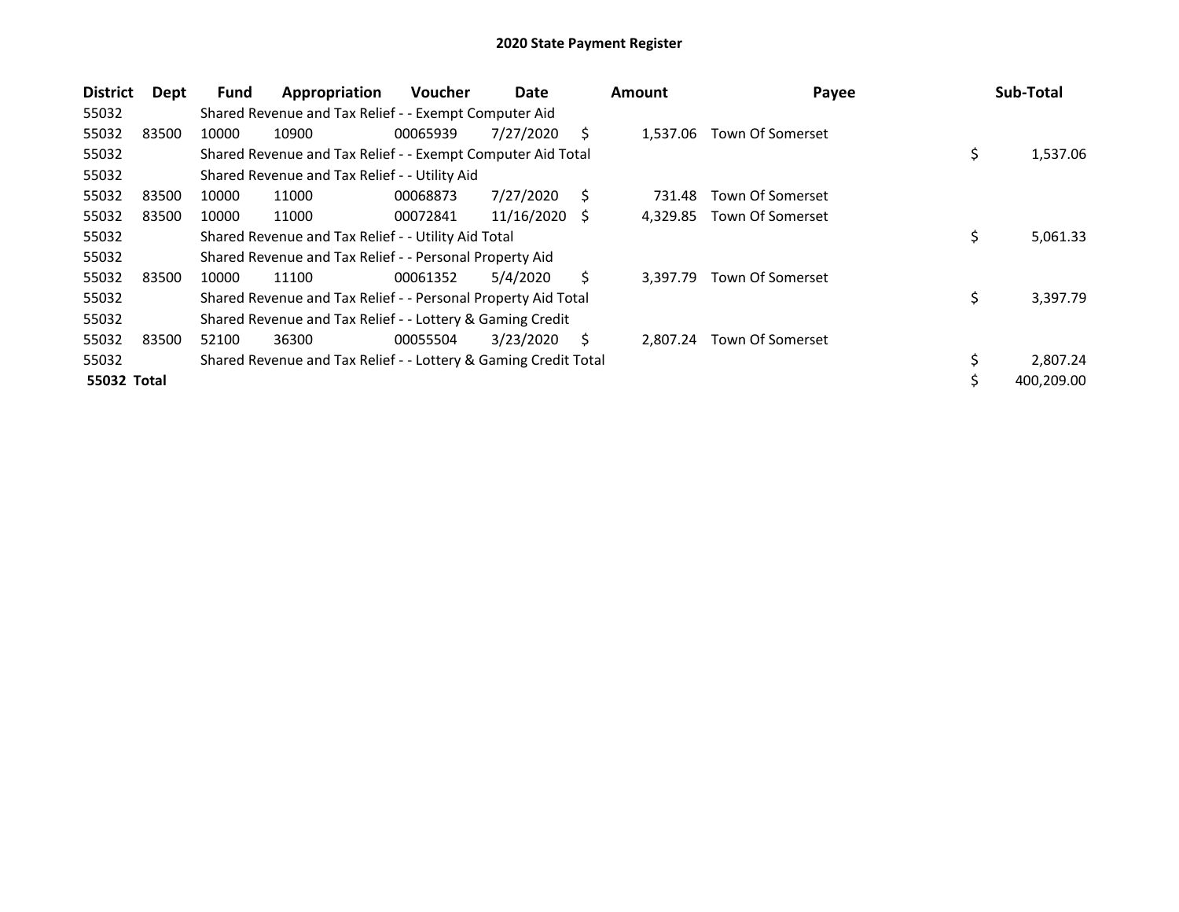## 2020 State Payment Register

| District | Dept | Fund | Appropriation | Voucher | Date | Amount | Payee | Sub-Total |
|---|---|---|---|---|---|---|---|---|
| 55032 | | Shared Revenue and Tax Relief - - Exempt Computer Aid | | | | | | |
| 55032 | 83500 | 10000 | 10900 | 00065939 | 7/27/2020 | $ 1,537.06 | Town Of Somerset | |
| 55032 | | Shared Revenue and Tax Relief - - Exempt Computer Aid Total | | | | | | $ 1,537.06 |
| 55032 | | Shared Revenue and Tax Relief - - Utility Aid | | | | | | |
| 55032 | 83500 | 10000 | 11000 | 00068873 | 7/27/2020 | $ 731.48 | Town Of Somerset | |
| 55032 | 83500 | 10000 | 11000 | 00072841 | 11/16/2020 | $ 4,329.85 | Town Of Somerset | |
| 55032 | | Shared Revenue and Tax Relief - - Utility Aid Total | | | | | | $ 5,061.33 |
| 55032 | | Shared Revenue and Tax Relief - - Personal Property Aid | | | | | | |
| 55032 | 83500 | 10000 | 11100 | 00061352 | 5/4/2020 | $ 3,397.79 | Town Of Somerset | |
| 55032 | | Shared Revenue and Tax Relief - - Personal Property Aid Total | | | | | | $ 3,397.79 |
| 55032 | | Shared Revenue and Tax Relief - - Lottery & Gaming Credit | | | | | | |
| 55032 | 83500 | 52100 | 36300 | 00055504 | 3/23/2020 | $ 2,807.24 | Town Of Somerset | |
| 55032 | | Shared Revenue and Tax Relief - - Lottery & Gaming Credit Total | | | | | | $ 2,807.24 |
| **55032 Total** | | | | | | | | $ 400,209.00 |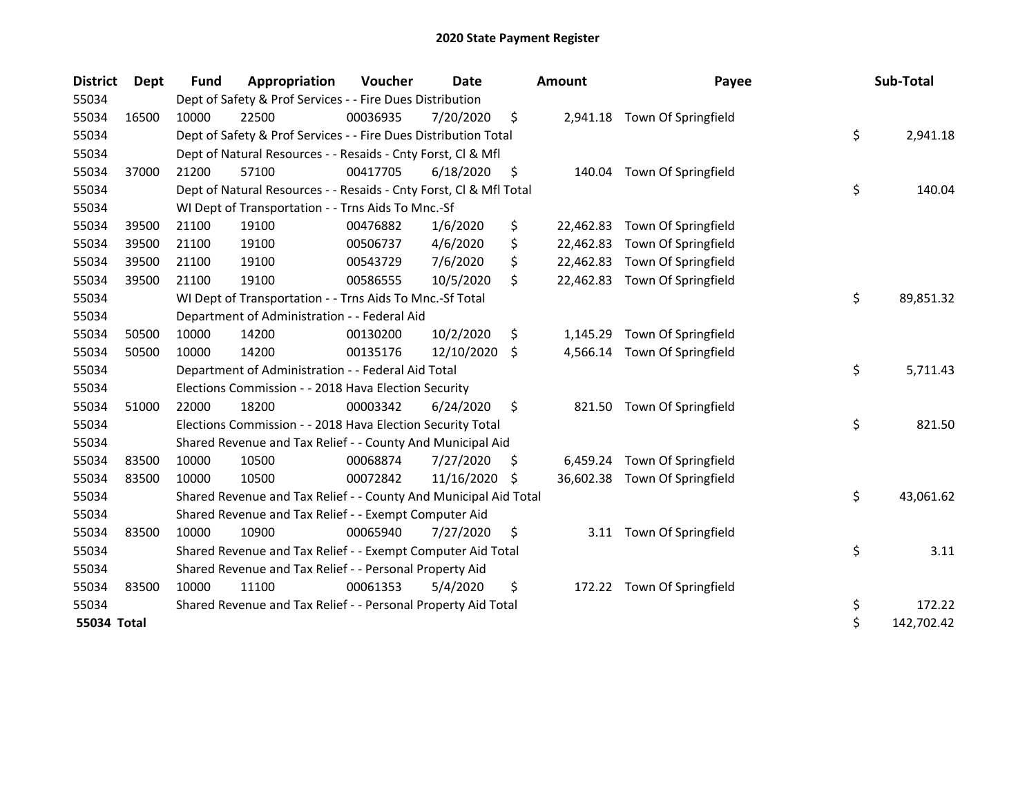# 2020 State Payment Register

| District | Dept | Fund | Appropriation | Voucher | Date | Amount | Payee | Sub-Total |
|---|---|---|---|---|---|---|---|---|
| 55034 | | Dept of Safety & Prof Services - - Fire Dues Distribution | | | | | | |
| 55034 | 16500 | 10000 | 22500 | 00036935 | 7/20/2020 | $ 2,941.18 | Town Of Springfield | |
| 55034 | | Dept of Safety & Prof Services - - Fire Dues Distribution Total | | | | | | $ 2,941.18 |
| 55034 | | Dept of Natural Resources - - Resaids - Cnty Forst, Cl & Mfl | | | | | | |
| 55034 | 37000 | 21200 | 57100 | 00417705 | 6/18/2020 | $ 140.04 | Town Of Springfield | |
| 55034 | | Dept of Natural Resources - - Resaids - Cnty Forst, Cl & Mfl Total | | | | | | $ 140.04 |
| 55034 | | WI Dept of Transportation - - Trns Aids To Mnc.-Sf | | | | | | |
| 55034 | 39500 | 21100 | 19100 | 00476882 | 1/6/2020 | $ 22,462.83 | Town Of Springfield | |
| 55034 | 39500 | 21100 | 19100 | 00506737 | 4/6/2020 | $ 22,462.83 | Town Of Springfield | |
| 55034 | 39500 | 21100 | 19100 | 00543729 | 7/6/2020 | $ 22,462.83 | Town Of Springfield | |
| 55034 | 39500 | 21100 | 19100 | 00586555 | 10/5/2020 | $ 22,462.83 | Town Of Springfield | |
| 55034 | | WI Dept of Transportation - - Trns Aids To Mnc.-Sf Total | | | | | | $ 89,851.32 |
| 55034 | | Department of Administration - - Federal Aid | | | | | | |
| 55034 | 50500 | 10000 | 14200 | 00130200 | 10/2/2020 | $ 1,145.29 | Town Of Springfield | |
| 55034 | 50500 | 10000 | 14200 | 00135176 | 12/10/2020 | $ 4,566.14 | Town Of Springfield | |
| 55034 | | Department of Administration - - Federal Aid Total | | | | | | $ 5,711.43 |
| 55034 | | Elections Commission - - 2018 Hava Election Security | | | | | | |
| 55034 | 51000 | 22000 | 18200 | 00003342 | 6/24/2020 | $ 821.50 | Town Of Springfield | |
| 55034 | | Elections Commission - - 2018 Hava Election Security Total | | | | | | $ 821.50 |
| 55034 | | Shared Revenue and Tax Relief - - County And Municipal Aid | | | | | | |
| 55034 | 83500 | 10000 | 10500 | 00068874 | 7/27/2020 | $ 6,459.24 | Town Of Springfield | |
| 55034 | 83500 | 10000 | 10500 | 00072842 | 11/16/2020 | $ 36,602.38 | Town Of Springfield | |
| 55034 | | Shared Revenue and Tax Relief - - County And Municipal Aid Total | | | | | | $ 43,061.62 |
| 55034 | | Shared Revenue and Tax Relief - - Exempt Computer Aid | | | | | | |
| 55034 | 83500 | 10000 | 10900 | 00065940 | 7/27/2020 | $ 3.11 | Town Of Springfield | |
| 55034 | | Shared Revenue and Tax Relief - - Exempt Computer Aid Total | | | | | | $ 3.11 |
| 55034 | | Shared Revenue and Tax Relief - - Personal Property Aid | | | | | | |
| 55034 | 83500 | 10000 | 11100 | 00061353 | 5/4/2020 | $ 172.22 | Town Of Springfield | |
| 55034 | | Shared Revenue and Tax Relief - - Personal Property Aid Total | | | | | | $ 172.22 |
| **55034 Total** | | | | | | | | $ 142,702.42 |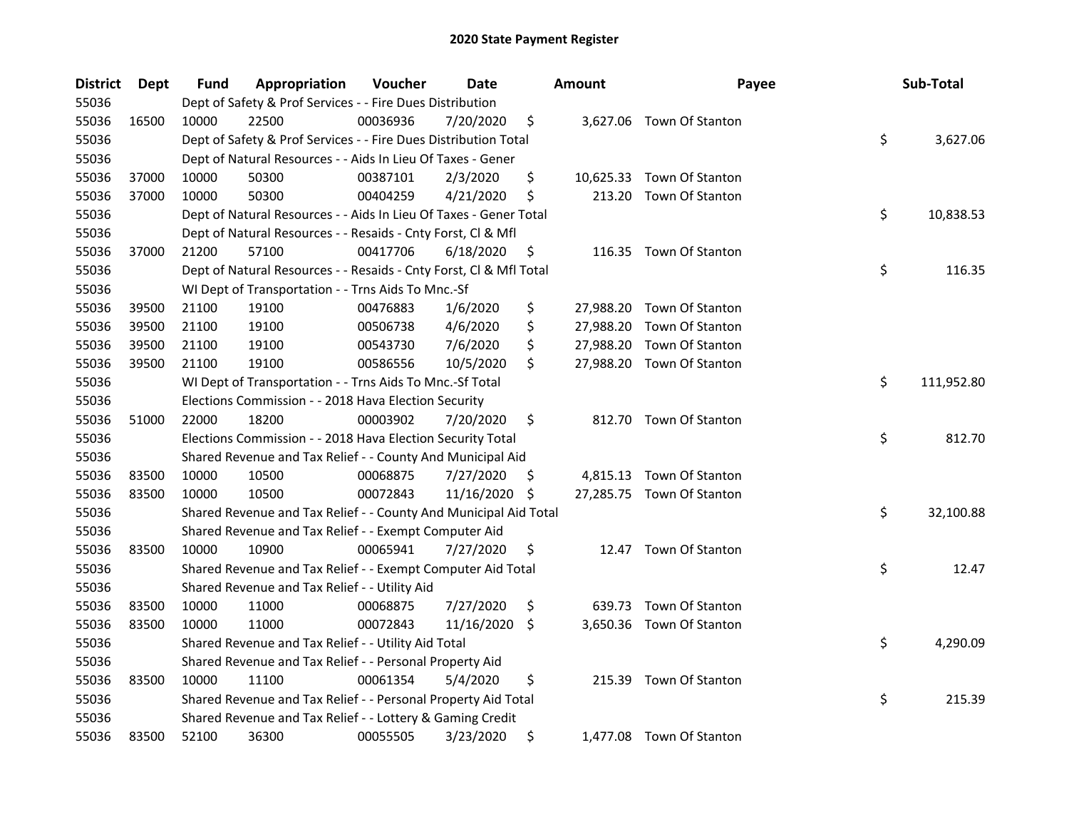# 2020 State Payment Register

| District | Dept | Fund | Appropriation | Voucher | Date | Amount | Payee | Sub-Total |
|---|---|---|---|---|---|---|---|---|
| 55036 | | Dept of Safety & Prof Services - - Fire Dues Distribution | | | | | | |
| 55036 | 16500 | 10000 | 22500 | 00036936 | 7/20/2020 | $ 3,627.06 | Town Of Stanton | |
| 55036 | | Dept of Safety & Prof Services - - Fire Dues Distribution Total | | | | | | $ 3,627.06 |
| 55036 | | Dept of Natural Resources - - Aids In Lieu Of Taxes - Gener | | | | | | |
| 55036 | 37000 | 10000 | 50300 | 00387101 | 2/3/2020 | $ 10,625.33 | Town Of Stanton | |
| 55036 | 37000 | 10000 | 50300 | 00404259 | 4/21/2020 | $ 213.20 | Town Of Stanton | |
| 55036 | | Dept of Natural Resources - - Aids In Lieu Of Taxes - Gener Total | | | | | | $ 10,838.53 |
| 55036 | | Dept of Natural Resources - - Resaids - Cnty Forst, Cl & Mfl | | | | | | |
| 55036 | 37000 | 21200 | 57100 | 00417706 | 6/18/2020 | $ 116.35 | Town Of Stanton | |
| 55036 | | Dept of Natural Resources - - Resaids - Cnty Forst, Cl & Mfl Total | | | | | | $ 116.35 |
| 55036 | | WI Dept of Transportation - - Trns Aids To Mnc.-Sf | | | | | | |
| 55036 | 39500 | 21100 | 19100 | 00476883 | 1/6/2020 | $ 27,988.20 | Town Of Stanton | |
| 55036 | 39500 | 21100 | 19100 | 00506738 | 4/6/2020 | $ 27,988.20 | Town Of Stanton | |
| 55036 | 39500 | 21100 | 19100 | 00543730 | 7/6/2020 | $ 27,988.20 | Town Of Stanton | |
| 55036 | 39500 | 21100 | 19100 | 00586556 | 10/5/2020 | $ 27,988.20 | Town Of Stanton | |
| 55036 | | WI Dept of Transportation - - Trns Aids To Mnc.-Sf Total | | | | | | $ 111,952.80 |
| 55036 | | Elections Commission - - 2018 Hava Election Security | | | | | | |
| 55036 | 51000 | 22000 | 18200 | 00003902 | 7/20/2020 | $ 812.70 | Town Of Stanton | |
| 55036 | | Elections Commission - - 2018 Hava Election Security Total | | | | | | $ 812.70 |
| 55036 | | Shared Revenue and Tax Relief - - County And Municipal Aid | | | | | | |
| 55036 | 83500 | 10000 | 10500 | 00068875 | 7/27/2020 | $ 4,815.13 | Town Of Stanton | |
| 55036 | 83500 | 10000 | 10500 | 00072843 | 11/16/2020 | $ 27,285.75 | Town Of Stanton | |
| 55036 | | Shared Revenue and Tax Relief - - County And Municipal Aid Total | | | | | | $ 32,100.88 |
| 55036 | | Shared Revenue and Tax Relief - - Exempt Computer Aid | | | | | | |
| 55036 | 83500 | 10000 | 10900 | 00065941 | 7/27/2020 | $ 12.47 | Town Of Stanton | |
| 55036 | | Shared Revenue and Tax Relief - - Exempt Computer Aid Total | | | | | | $ 12.47 |
| 55036 | | Shared Revenue and Tax Relief - - Utility Aid | | | | | | |
| 55036 | 83500 | 10000 | 11000 | 00068875 | 7/27/2020 | $ 639.73 | Town Of Stanton | |
| 55036 | 83500 | 10000 | 11000 | 00072843 | 11/16/2020 | $ 3,650.36 | Town Of Stanton | |
| 55036 | | Shared Revenue and Tax Relief - - Utility Aid Total | | | | | | $ 4,290.09 |
| 55036 | | Shared Revenue and Tax Relief - - Personal Property Aid | | | | | | |
| 55036 | 83500 | 10000 | 11100 | 00061354 | 5/4/2020 | $ 215.39 | Town Of Stanton | |
| 55036 | | Shared Revenue and Tax Relief - - Personal Property Aid Total | | | | | | $ 215.39 |
| 55036 | | Shared Revenue and Tax Relief - - Lottery & Gaming Credit | | | | | | |
| 55036 | 83500 | 52100 | 36300 | 00055505 | 3/23/2020 | $ 1,477.08 | Town Of Stanton | |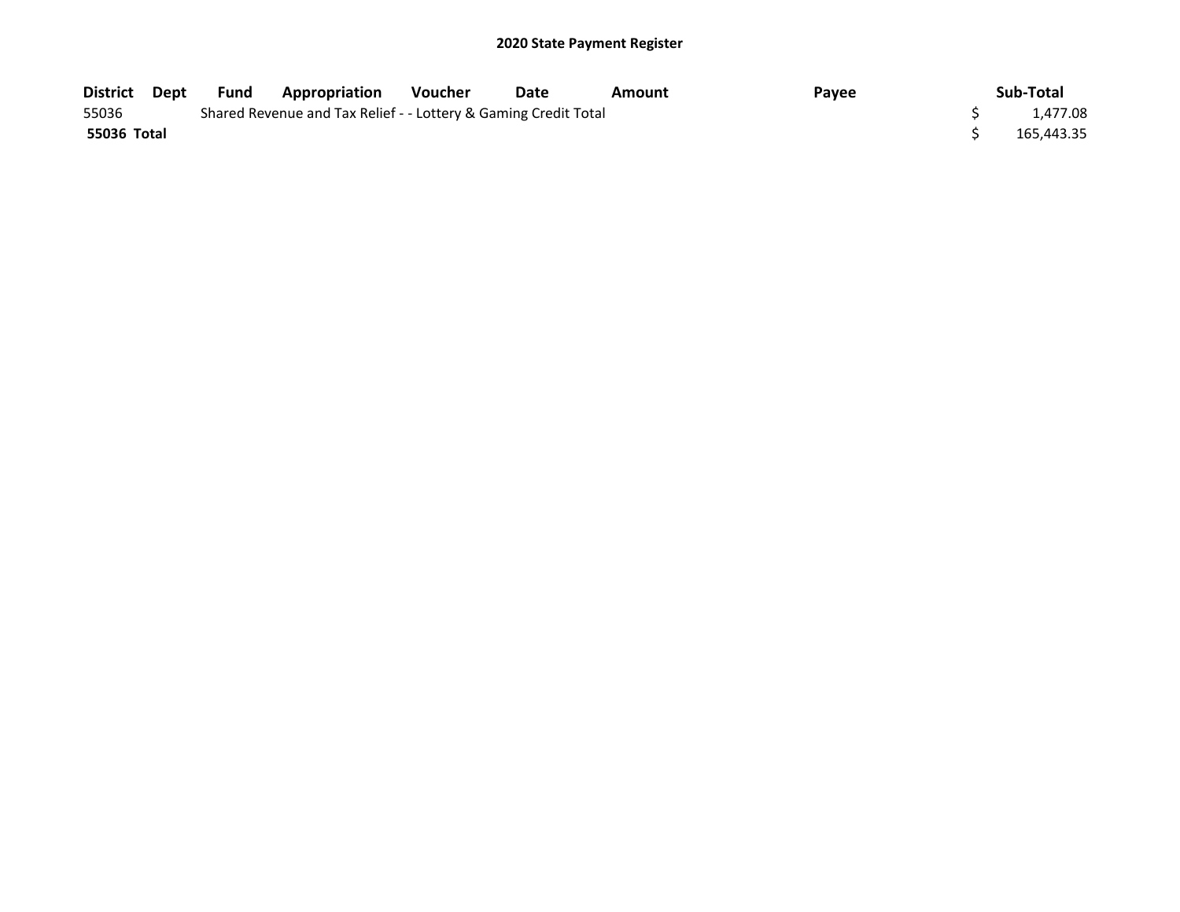## 2020 State Payment Register

| District | Dept | Fund | Appropriation | Voucher | Date | Amount | Payee | Sub-Total |
|---|---|---|---|---|---|---|---|---|
| 55036 | | Shared Revenue and Tax Relief - - Lottery & Gaming Credit Total | | | | | | $ 1,477.08 |
| **55036 Total** | | | | | | | | $ 165,443.35 |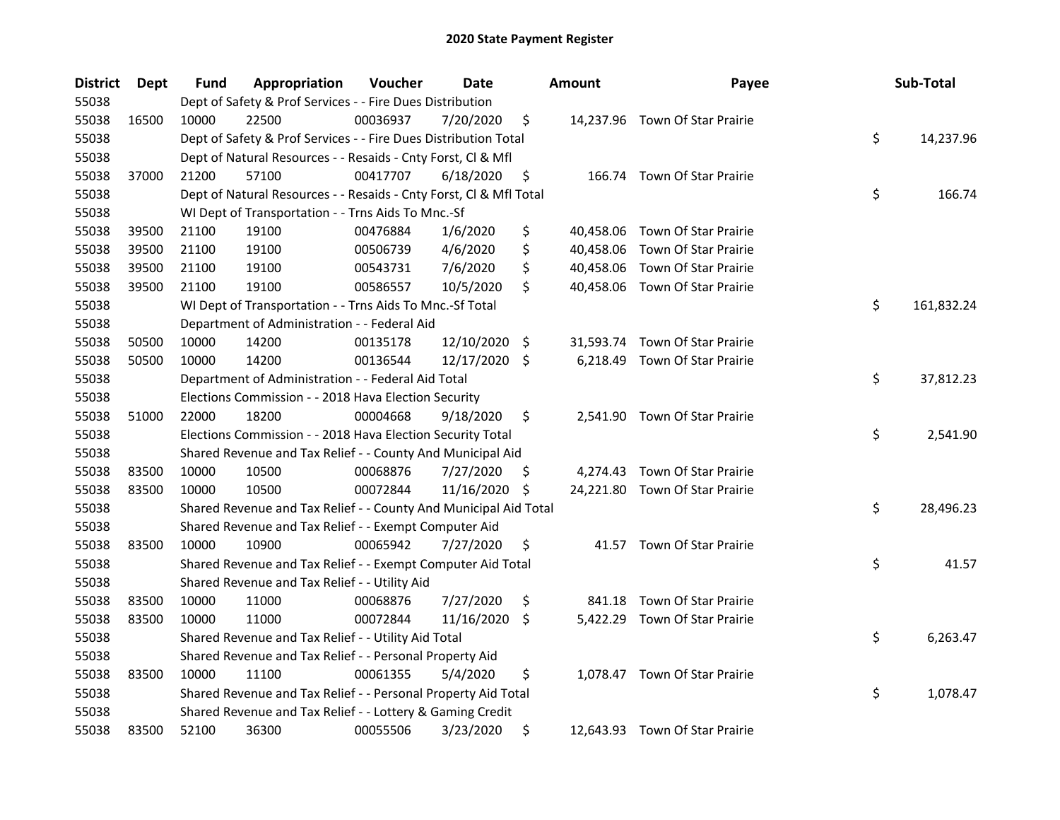# 2020 State Payment Register

| District | Dept | Fund | Appropriation | Voucher | Date | Amount | Payee | Sub-Total |
|---|---|---|---|---|---|---|---|---|
| 55038 | | Dept of Safety & Prof Services - - Fire Dues Distribution | | | | | | |
| 55038 | 16500 | 10000 | 22500 | 00036937 | 7/20/2020 | $ 14,237.96 | Town Of Star Prairie | |
| 55038 | | Dept of Safety & Prof Services - - Fire Dues Distribution Total | | | | | | $ 14,237.96 |
| 55038 | | Dept of Natural Resources - - Resaids - Cnty Forst, Cl & Mfl | | | | | | |
| 55038 | 37000 | 21200 | 57100 | 00417707 | 6/18/2020 | $ 166.74 | Town Of Star Prairie | |
| 55038 | | Dept of Natural Resources - - Resaids - Cnty Forst, Cl & Mfl Total | | | | | | $ 166.74 |
| 55038 | | WI Dept of Transportation - - Trns Aids To Mnc.-Sf | | | | | | |
| 55038 | 39500 | 21100 | 19100 | 00476884 | 1/6/2020 | $ 40,458.06 | Town Of Star Prairie | |
| 55038 | 39500 | 21100 | 19100 | 00506739 | 4/6/2020 | $ 40,458.06 | Town Of Star Prairie | |
| 55038 | 39500 | 21100 | 19100 | 00543731 | 7/6/2020 | $ 40,458.06 | Town Of Star Prairie | |
| 55038 | 39500 | 21100 | 19100 | 00586557 | 10/5/2020 | $ 40,458.06 | Town Of Star Prairie | |
| 55038 | | WI Dept of Transportation - - Trns Aids To Mnc.-Sf Total | | | | | | $ 161,832.24 |
| 55038 | | Department of Administration - - Federal Aid | | | | | | |
| 55038 | 50500 | 10000 | 14200 | 00135178 | 12/10/2020 | $ 31,593.74 | Town Of Star Prairie | |
| 55038 | 50500 | 10000 | 14200 | 00136544 | 12/17/2020 | $ 6,218.49 | Town Of Star Prairie | |
| 55038 | | Department of Administration - - Federal Aid Total | | | | | | $ 37,812.23 |
| 55038 | | Elections Commission - - 2018 Hava Election Security | | | | | | |
| 55038 | 51000 | 22000 | 18200 | 00004668 | 9/18/2020 | $ 2,541.90 | Town Of Star Prairie | |
| 55038 | | Elections Commission - - 2018 Hava Election Security Total | | | | | | $ 2,541.90 |
| 55038 | | Shared Revenue and Tax Relief - - County And Municipal Aid | | | | | | |
| 55038 | 83500 | 10000 | 10500 | 00068876 | 7/27/2020 | $ 4,274.43 | Town Of Star Prairie | |
| 55038 | 83500 | 10000 | 10500 | 00072844 | 11/16/2020 | $ 24,221.80 | Town Of Star Prairie | |
| 55038 | | Shared Revenue and Tax Relief - - County And Municipal Aid Total | | | | | | $ 28,496.23 |
| 55038 | | Shared Revenue and Tax Relief - - Exempt Computer Aid | | | | | | |
| 55038 | 83500 | 10000 | 10900 | 00065942 | 7/27/2020 | $ 41.57 | Town Of Star Prairie | |
| 55038 | | Shared Revenue and Tax Relief - - Exempt Computer Aid Total | | | | | | $ 41.57 |
| 55038 | | Shared Revenue and Tax Relief - - Utility Aid | | | | | | |
| 55038 | 83500 | 10000 | 11000 | 00068876 | 7/27/2020 | $ 841.18 | Town Of Star Prairie | |
| 55038 | 83500 | 10000 | 11000 | 00072844 | 11/16/2020 | $ 5,422.29 | Town Of Star Prairie | |
| 55038 | | Shared Revenue and Tax Relief - - Utility Aid Total | | | | | | $ 6,263.47 |
| 55038 | | Shared Revenue and Tax Relief - - Personal Property Aid | | | | | | |
| 55038 | 83500 | 10000 | 11100 | 00061355 | 5/4/2020 | $ 1,078.47 | Town Of Star Prairie | |
| 55038 | | Shared Revenue and Tax Relief - - Personal Property Aid Total | | | | | | $ 1,078.47 |
| 55038 | | Shared Revenue and Tax Relief - - Lottery & Gaming Credit | | | | | | |
| 55038 | 83500 | 52100 | 36300 | 00055506 | 3/23/2020 | $ 12,643.93 | Town Of Star Prairie | |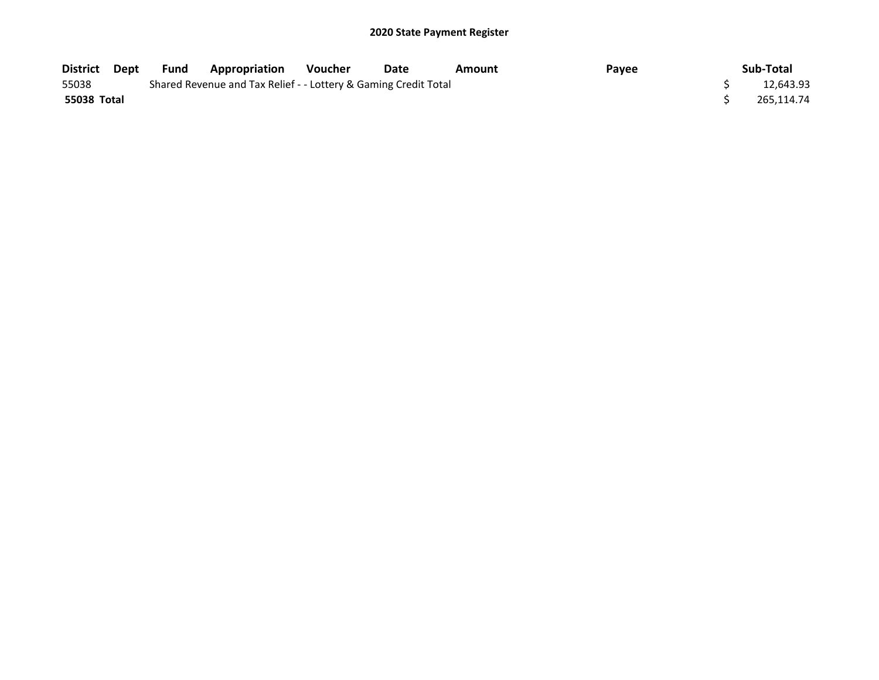## 2020 State Payment Register

| District | Dept | Fund | Appropriation | Voucher | Date | Amount | Payee | Sub-Total |
|---|---|---|---|---|---|---|---|---|
| 55038 | | Shared Revenue and Tax Relief - - Lottery & Gaming Credit Total | | | | | | $ 12,643.93 |
| **55038 Total** | | | | | | | | $ 265,114.74 |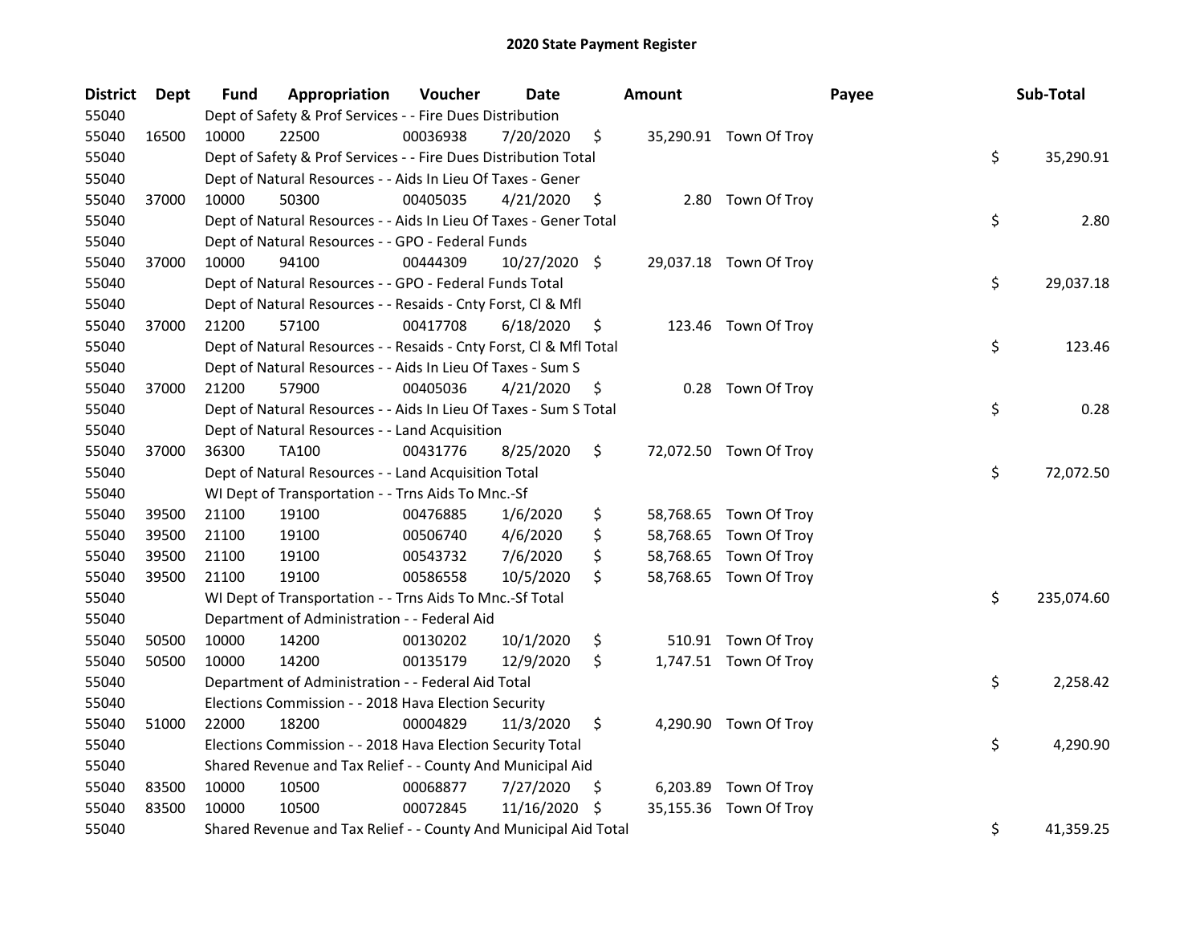# 2020 State Payment Register

| District | Dept | Fund | Appropriation | Voucher | Date | Amount | Payee | Sub-Total |
|---|---|---|---|---|---|---|---|---|
| 55040 | | Dept of Safety & Prof Services - - Fire Dues Distribution | | | | | | |
| 55040 | 16500 | 10000 | 22500 | 00036938 | 7/20/2020 | $ 35,290.91 | Town Of Troy | |
| 55040 | | Dept of Safety & Prof Services - - Fire Dues Distribution Total | | | | | | $ 35,290.91 |
| 55040 | | Dept of Natural Resources - - Aids In Lieu Of Taxes - Gener | | | | | | |
| 55040 | 37000 | 10000 | 50300 | 00405035 | 4/21/2020 | $ 2.80 | Town Of Troy | |
| 55040 | | Dept of Natural Resources - - Aids In Lieu Of Taxes - Gener Total | | | | | | $ 2.80 |
| 55040 | | Dept of Natural Resources - - GPO - Federal Funds | | | | | | |
| 55040 | 37000 | 10000 | 94100 | 00444309 | 10/27/2020 | $ 29,037.18 | Town Of Troy | |
| 55040 | | Dept of Natural Resources - - GPO - Federal Funds Total | | | | | | $ 29,037.18 |
| 55040 | | Dept of Natural Resources - - Resaids - Cnty Forst, Cl & Mfl | | | | | | |
| 55040 | 37000 | 21200 | 57100 | 00417708 | 6/18/2020 | $ 123.46 | Town Of Troy | |
| 55040 | | Dept of Natural Resources - - Resaids - Cnty Forst, Cl & Mfl Total | | | | | | $ 123.46 |
| 55040 | | Dept of Natural Resources - - Aids In Lieu Of Taxes - Sum S | | | | | | |
| 55040 | 37000 | 21200 | 57900 | 00405036 | 4/21/2020 | $ 0.28 | Town Of Troy | |
| 55040 | | Dept of Natural Resources - - Aids In Lieu Of Taxes - Sum S Total | | | | | | $ 0.28 |
| 55040 | | Dept of Natural Resources - - Land Acquisition | | | | | | |
| 55040 | 37000 | 36300 | TA100 | 00431776 | 8/25/2020 | $ 72,072.50 | Town Of Troy | |
| 55040 | | Dept of Natural Resources - - Land Acquisition Total | | | | | | $ 72,072.50 |
| 55040 | | WI Dept of Transportation - - Trns Aids To Mnc.-Sf | | | | | | |
| 55040 | 39500 | 21100 | 19100 | 00476885 | 1/6/2020 | $ 58,768.65 | Town Of Troy | |
| 55040 | 39500 | 21100 | 19100 | 00506740 | 4/6/2020 | $ 58,768.65 | Town Of Troy | |
| 55040 | 39500 | 21100 | 19100 | 00543732 | 7/6/2020 | $ 58,768.65 | Town Of Troy | |
| 55040 | 39500 | 21100 | 19100 | 00586558 | 10/5/2020 | $ 58,768.65 | Town Of Troy | |
| 55040 | | WI Dept of Transportation - - Trns Aids To Mnc.-Sf Total | | | | | | $ 235,074.60 |
| 55040 | | Department of Administration - - Federal Aid | | | | | | |
| 55040 | 50500 | 10000 | 14200 | 00130202 | 10/1/2020 | $ 510.91 | Town Of Troy | |
| 55040 | 50500 | 10000 | 14200 | 00135179 | 12/9/2020 | $ 1,747.51 | Town Of Troy | |
| 55040 | | Department of Administration - - Federal Aid Total | | | | | | $ 2,258.42 |
| 55040 | | Elections Commission - - 2018 Hava Election Security | | | | | | |
| 55040 | 51000 | 22000 | 18200 | 00004829 | 11/3/2020 | $ 4,290.90 | Town Of Troy | |
| 55040 | | Elections Commission - - 2018 Hava Election Security Total | | | | | | $ 4,290.90 |
| 55040 | | Shared Revenue and Tax Relief - - County And Municipal Aid | | | | | | |
| 55040 | 83500 | 10000 | 10500 | 00068877 | 7/27/2020 | $ 6,203.89 | Town Of Troy | |
| 55040 | 83500 | 10000 | 10500 | 00072845 | 11/16/2020 | $ 35,155.36 | Town Of Troy | |
| 55040 | | Shared Revenue and Tax Relief - - County And Municipal Aid Total | | | | | | $ 41,359.25 |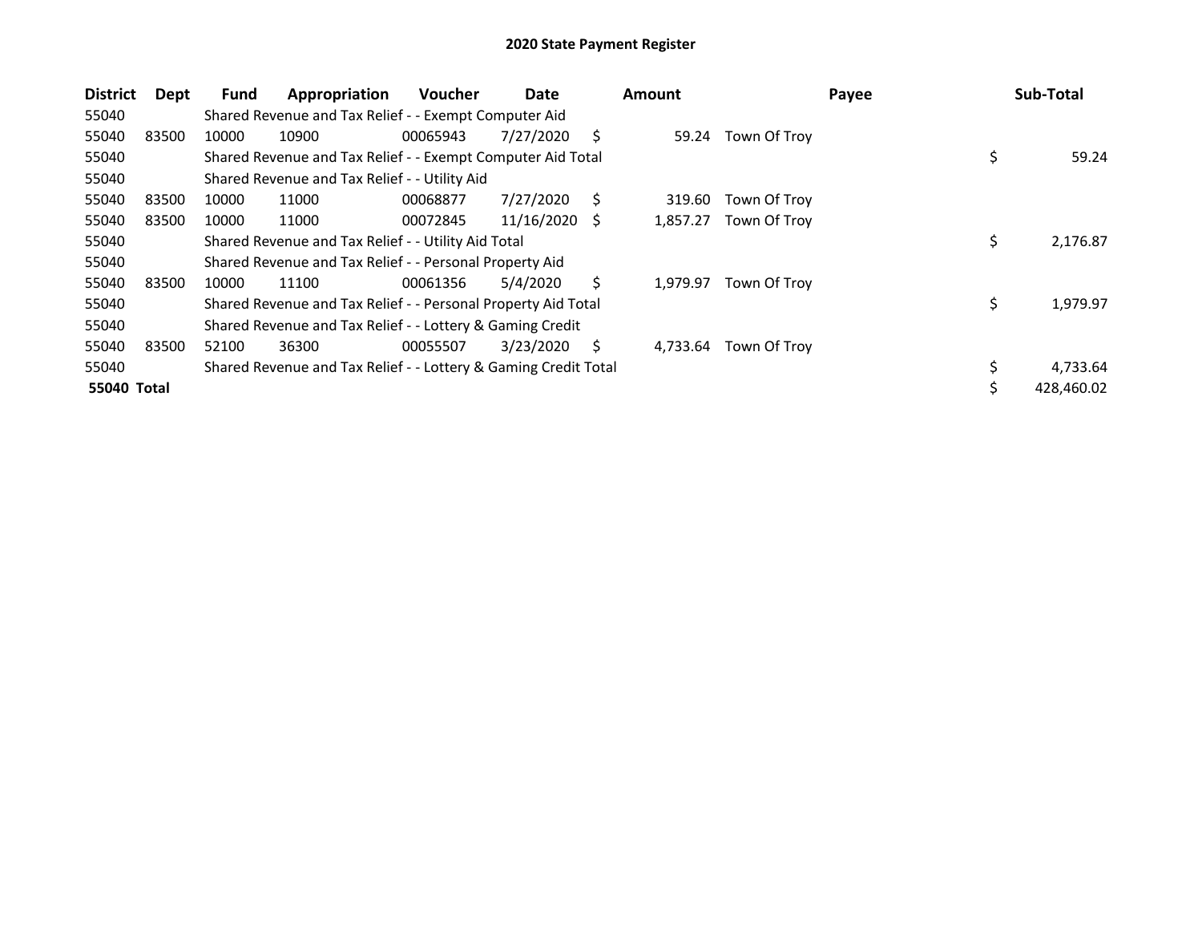# 2020 State Payment Register

| District | Dept | Fund | Appropriation | Voucher | Date | Amount | Payee | Sub-Total |
|---|---|---|---|---|---|---|---|---|
| 55040 | | Shared Revenue and Tax Relief - - Exempt Computer Aid | | | | | | |
| 55040 | 83500 | 10000 | 10900 | 00065943 | 7/27/2020 | $ 59.24 | Town Of Troy | |
| 55040 | | Shared Revenue and Tax Relief - - Exempt Computer Aid Total | | | | | | $ 59.24 |
| 55040 | | Shared Revenue and Tax Relief - - Utility Aid | | | | | | |
| 55040 | 83500 | 10000 | 11000 | 00068877 | 7/27/2020 | $ 319.60 | Town Of Troy | |
| 55040 | 83500 | 10000 | 11000 | 00072845 | 11/16/2020 | $ 1,857.27 | Town Of Troy | |
| 55040 | | Shared Revenue and Tax Relief - - Utility Aid Total | | | | | | $ 2,176.87 |
| 55040 | | Shared Revenue and Tax Relief - - Personal Property Aid | | | | | | |
| 55040 | 83500 | 10000 | 11100 | 00061356 | 5/4/2020 | $ 1,979.97 | Town Of Troy | |
| 55040 | | Shared Revenue and Tax Relief - - Personal Property Aid Total | | | | | | $ 1,979.97 |
| 55040 | | Shared Revenue and Tax Relief - - Lottery & Gaming Credit | | | | | | |
| 55040 | 83500 | 52100 | 36300 | 00055507 | 3/23/2020 | $ 4,733.64 | Town Of Troy | |
| 55040 | | Shared Revenue and Tax Relief - - Lottery & Gaming Credit Total | | | | | | $ 4,733.64 |
| **55040 Total** | | | | | | | | $ 428,460.02 |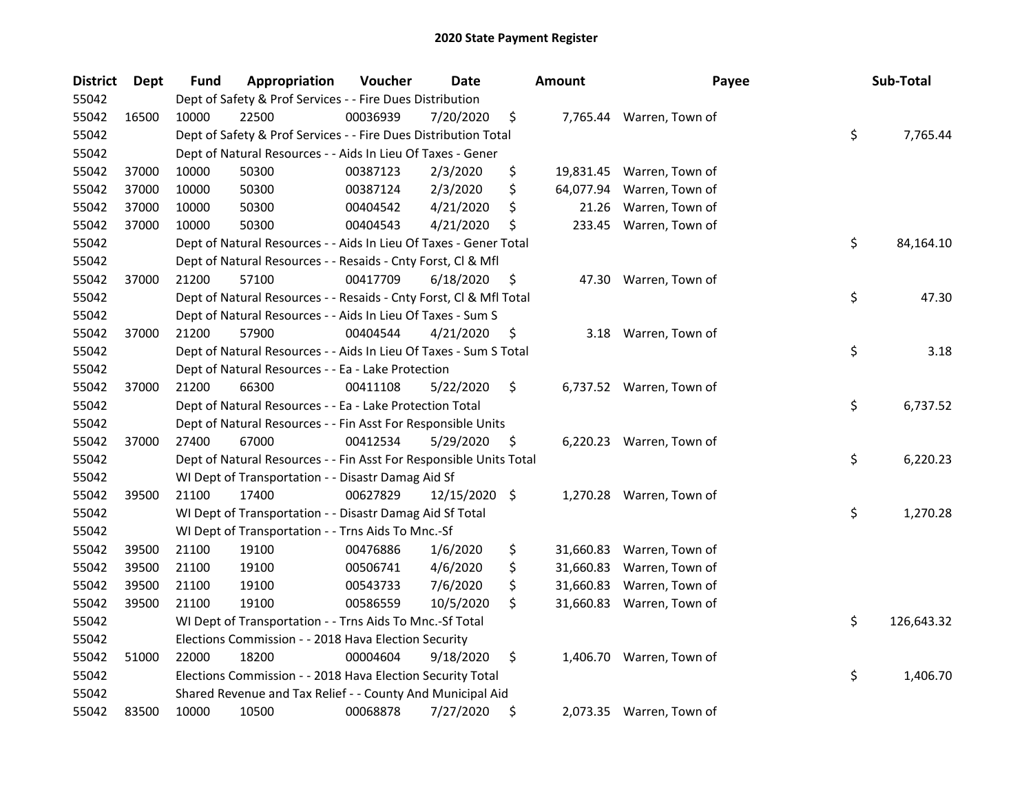## 2020 State Payment Register

| District | Dept | Fund | Appropriation | Voucher | Date | Amount | Payee | Sub-Total |
|---|---|---|---|---|---|---|---|---|
| 55042 | | Dept of Safety & Prof Services - - Fire Dues Distribution | | | | | | |
| 55042 | 16500 | 10000 | 22500 | 00036939 | 7/20/2020 | $ 7,765.44 | Warren, Town of | |
| 55042 | | Dept of Safety & Prof Services - - Fire Dues Distribution Total | | | | | | $ 7,765.44 |
| 55042 | | Dept of Natural Resources - - Aids In Lieu Of Taxes - Gener | | | | | | |
| 55042 | 37000 | 10000 | 50300 | 00387123 | 2/3/2020 | $ 19,831.45 | Warren, Town of | |
| 55042 | 37000 | 10000 | 50300 | 00387124 | 2/3/2020 | $ 64,077.94 | Warren, Town of | |
| 55042 | 37000 | 10000 | 50300 | 00404542 | 4/21/2020 | $ 21.26 | Warren, Town of | |
| 55042 | 37000 | 10000 | 50300 | 00404543 | 4/21/2020 | $ 233.45 | Warren, Town of | |
| 55042 | | Dept of Natural Resources - - Aids In Lieu Of Taxes - Gener Total | | | | | | $ 84,164.10 |
| 55042 | | Dept of Natural Resources - - Resaids - Cnty Forst, Cl & Mfl | | | | | | |
| 55042 | 37000 | 21200 | 57100 | 00417709 | 6/18/2020 | $ 47.30 | Warren, Town of | |
| 55042 | | Dept of Natural Resources - - Resaids - Cnty Forst, Cl & Mfl Total | | | | | | $ 47.30 |
| 55042 | | Dept of Natural Resources - - Aids In Lieu Of Taxes - Sum S | | | | | | |
| 55042 | 37000 | 21200 | 57900 | 00404544 | 4/21/2020 | $ 3.18 | Warren, Town of | |
| 55042 | | Dept of Natural Resources - - Aids In Lieu Of Taxes - Sum S Total | | | | | | $ 3.18 |
| 55042 | | Dept of Natural Resources - - Ea - Lake Protection | | | | | | |
| 55042 | 37000 | 21200 | 66300 | 00411108 | 5/22/2020 | $ 6,737.52 | Warren, Town of | |
| 55042 | | Dept of Natural Resources - - Ea - Lake Protection Total | | | | | | $ 6,737.52 |
| 55042 | | Dept of Natural Resources - - Fin Asst For Responsible Units | | | | | | |
| 55042 | 37000 | 27400 | 67000 | 00412534 | 5/29/2020 | $ 6,220.23 | Warren, Town of | |
| 55042 | | Dept of Natural Resources - - Fin Asst For Responsible Units Total | | | | | | $ 6,220.23 |
| 55042 | | WI Dept of Transportation - - Disastr Damag Aid Sf | | | | | | |
| 55042 | 39500 | 21100 | 17400 | 00627829 | 12/15/2020 | $ 1,270.28 | Warren, Town of | |
| 55042 | | WI Dept of Transportation - - Disastr Damag Aid Sf Total | | | | | | $ 1,270.28 |
| 55042 | | WI Dept of Transportation - - Trns Aids To Mnc.-Sf | | | | | | |
| 55042 | 39500 | 21100 | 19100 | 00476886 | 1/6/2020 | $ 31,660.83 | Warren, Town of | |
| 55042 | 39500 | 21100 | 19100 | 00506741 | 4/6/2020 | $ 31,660.83 | Warren, Town of | |
| 55042 | 39500 | 21100 | 19100 | 00543733 | 7/6/2020 | $ 31,660.83 | Warren, Town of | |
| 55042 | 39500 | 21100 | 19100 | 00586559 | 10/5/2020 | $ 31,660.83 | Warren, Town of | |
| 55042 | | WI Dept of Transportation - - Trns Aids To Mnc.-Sf Total | | | | | | $ 126,643.32 |
| 55042 | | Elections Commission - - 2018 Hava Election Security | | | | | | |
| 55042 | 51000 | 22000 | 18200 | 00004604 | 9/18/2020 | $ 1,406.70 | Warren, Town of | |
| 55042 | | Elections Commission - - 2018 Hava Election Security Total | | | | | | $ 1,406.70 |
| 55042 | | Shared Revenue and Tax Relief - - County And Municipal Aid | | | | | | |
| 55042 | 83500 | 10000 | 10500 | 00068878 | 7/27/2020 | $ 2,073.35 | Warren, Town of | |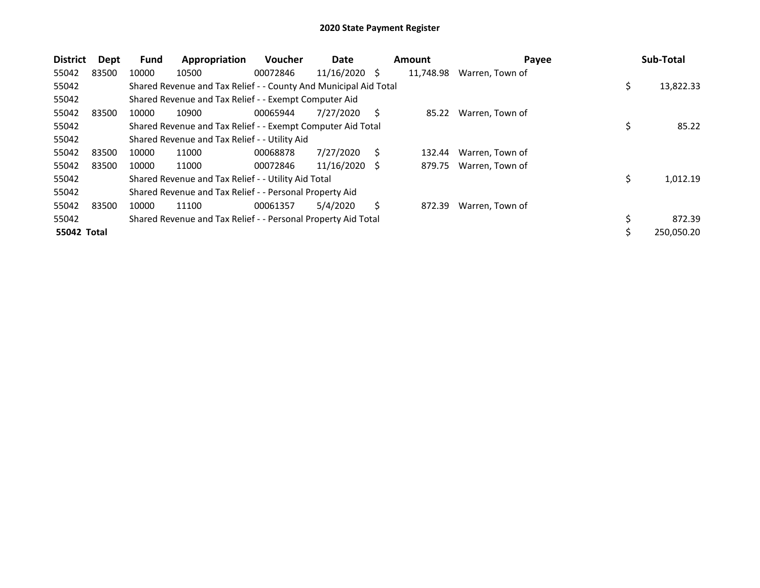# 2020 State Payment Register

| District | Dept | Fund | Appropriation | Voucher | Date | Amount | Payee | Sub-Total |
|---|---|---|---|---|---|---|---|---|
| 55042 | 83500 | 10000 | 10500 | 00072846 | 11/16/2020 | $ 11,748.98 | Warren, Town of | |
| 55042 | | Shared Revenue and Tax Relief - - County And Municipal Aid Total | | | | | | $ 13,822.33 |
| 55042 | | Shared Revenue and Tax Relief - - Exempt Computer Aid | | | | | | |
| 55042 | 83500 | 10000 | 10900 | 00065944 | 7/27/2020 | $ 85.22 | Warren, Town of | |
| 55042 | | Shared Revenue and Tax Relief - - Exempt Computer Aid Total | | | | | | $ 85.22 |
| 55042 | | Shared Revenue and Tax Relief - - Utility Aid | | | | | | |
| 55042 | 83500 | 10000 | 11000 | 00068878 | 7/27/2020 | $ 132.44 | Warren, Town of | |
| 55042 | 83500 | 10000 | 11000 | 00072846 | 11/16/2020 | $ 879.75 | Warren, Town of | |
| 55042 | | Shared Revenue and Tax Relief - - Utility Aid Total | | | | | | $ 1,012.19 |
| 55042 | | Shared Revenue and Tax Relief - - Personal Property Aid | | | | | | |
| 55042 | 83500 | 10000 | 11100 | 00061357 | 5/4/2020 | $ 872.39 | Warren, Town of | |
| 55042 | | Shared Revenue and Tax Relief - - Personal Property Aid Total | | | | | | $ 872.39 |
| **55042 Total** | | | | | | | | $ 250,050.20 |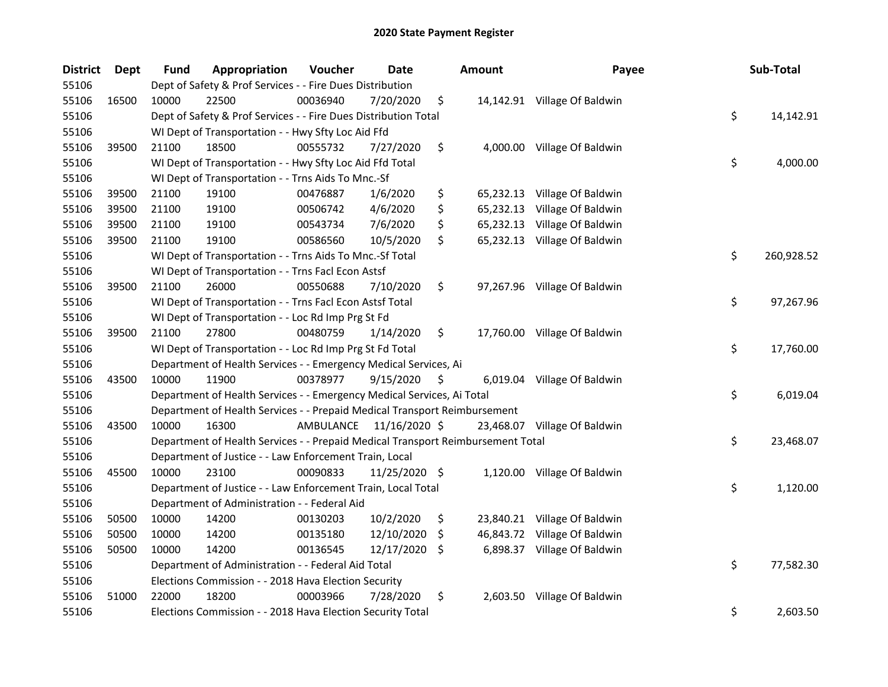# 2020 State Payment Register

| District | Dept | Fund | Appropriation | Voucher | Date | Amount | Payee | Sub-Total |
|---|---|---|---|---|---|---|---|---|
| 55106 | | Dept of Safety & Prof Services - - Fire Dues Distribution | | | | | | |
| 55106 | 16500 | 10000 | 22500 | 00036940 | 7/20/2020 | $ 14,142.91 | Village Of Baldwin | |
| 55106 | | Dept of Safety & Prof Services - - Fire Dues Distribution Total | | | | | | $ 14,142.91 |
| 55106 | | WI Dept of Transportation - - Hwy Sfty Loc Aid Ffd | | | | | | |
| 55106 | 39500 | 21100 | 18500 | 00555732 | 7/27/2020 | $ 4,000.00 | Village Of Baldwin | |
| 55106 | | WI Dept of Transportation - - Hwy Sfty Loc Aid Ffd Total | | | | | | $ 4,000.00 |
| 55106 | | WI Dept of Transportation - - Trns Aids To Mnc.-Sf | | | | | | |
| 55106 | 39500 | 21100 | 19100 | 00476887 | 1/6/2020 | $ 65,232.13 | Village Of Baldwin | |
| 55106 | 39500 | 21100 | 19100 | 00506742 | 4/6/2020 | $ 65,232.13 | Village Of Baldwin | |
| 55106 | 39500 | 21100 | 19100 | 00543734 | 7/6/2020 | $ 65,232.13 | Village Of Baldwin | |
| 55106 | 39500 | 21100 | 19100 | 00586560 | 10/5/2020 | $ 65,232.13 | Village Of Baldwin | |
| 55106 | | WI Dept of Transportation - - Trns Aids To Mnc.-Sf Total | | | | | | $ 260,928.52 |
| 55106 | | WI Dept of Transportation - - Trns Facl Econ Astsf | | | | | | |
| 55106 | 39500 | 21100 | 26000 | 00550688 | 7/10/2020 | $ 97,267.96 | Village Of Baldwin | |
| 55106 | | WI Dept of Transportation - - Trns Facl Econ Astsf Total | | | | | | $ 97,267.96 |
| 55106 | | WI Dept of Transportation - - Loc Rd Imp Prg St Fd | | | | | | |
| 55106 | 39500 | 21100 | 27800 | 00480759 | 1/14/2020 | $ 17,760.00 | Village Of Baldwin | |
| 55106 | | WI Dept of Transportation - - Loc Rd Imp Prg St Fd Total | | | | | | $ 17,760.00 |
| 55106 | | Department of Health Services - - Emergency Medical Services, Ai | | | | | | |
| 55106 | 43500 | 10000 | 11900 | 00378977 | 9/15/2020 | $ 6,019.04 | Village Of Baldwin | |
| 55106 | | Department of Health Services - - Emergency Medical Services, Ai Total | | | | | | $ 6,019.04 |
| 55106 | | Department of Health Services - - Prepaid Medical Transport Reimbursement | | | | | | |
| 55106 | 43500 | 10000 | 16300 | AMBULANCE | 11/16/2020 | $ 23,468.07 | Village Of Baldwin | |
| 55106 | | Department of Health Services - - Prepaid Medical Transport Reimbursement Total | | | | | | $ 23,468.07 |
| 55106 | | Department of Justice - - Law Enforcement Train, Local | | | | | | |
| 55106 | 45500 | 10000 | 23100 | 00090833 | 11/25/2020 | $ 1,120.00 | Village Of Baldwin | |
| 55106 | | Department of Justice - - Law Enforcement Train, Local Total | | | | | | $ 1,120.00 |
| 55106 | | Department of Administration - - Federal Aid | | | | | | |
| 55106 | 50500 | 10000 | 14200 | 00130203 | 10/2/2020 | $ 23,840.21 | Village Of Baldwin | |
| 55106 | 50500 | 10000 | 14200 | 00135180 | 12/10/2020 | $ 46,843.72 | Village Of Baldwin | |
| 55106 | 50500 | 10000 | 14200 | 00136545 | 12/17/2020 | $ 6,898.37 | Village Of Baldwin | |
| 55106 | | Department of Administration - - Federal Aid Total | | | | | | $ 77,582.30 |
| 55106 | | Elections Commission - - 2018 Hava Election Security | | | | | | |
| 55106 | 51000 | 22000 | 18200 | 00003966 | 7/28/2020 | $ 2,603.50 | Village Of Baldwin | |
| 55106 | | Elections Commission - - 2018 Hava Election Security Total | | | | | | $ 2,603.50 |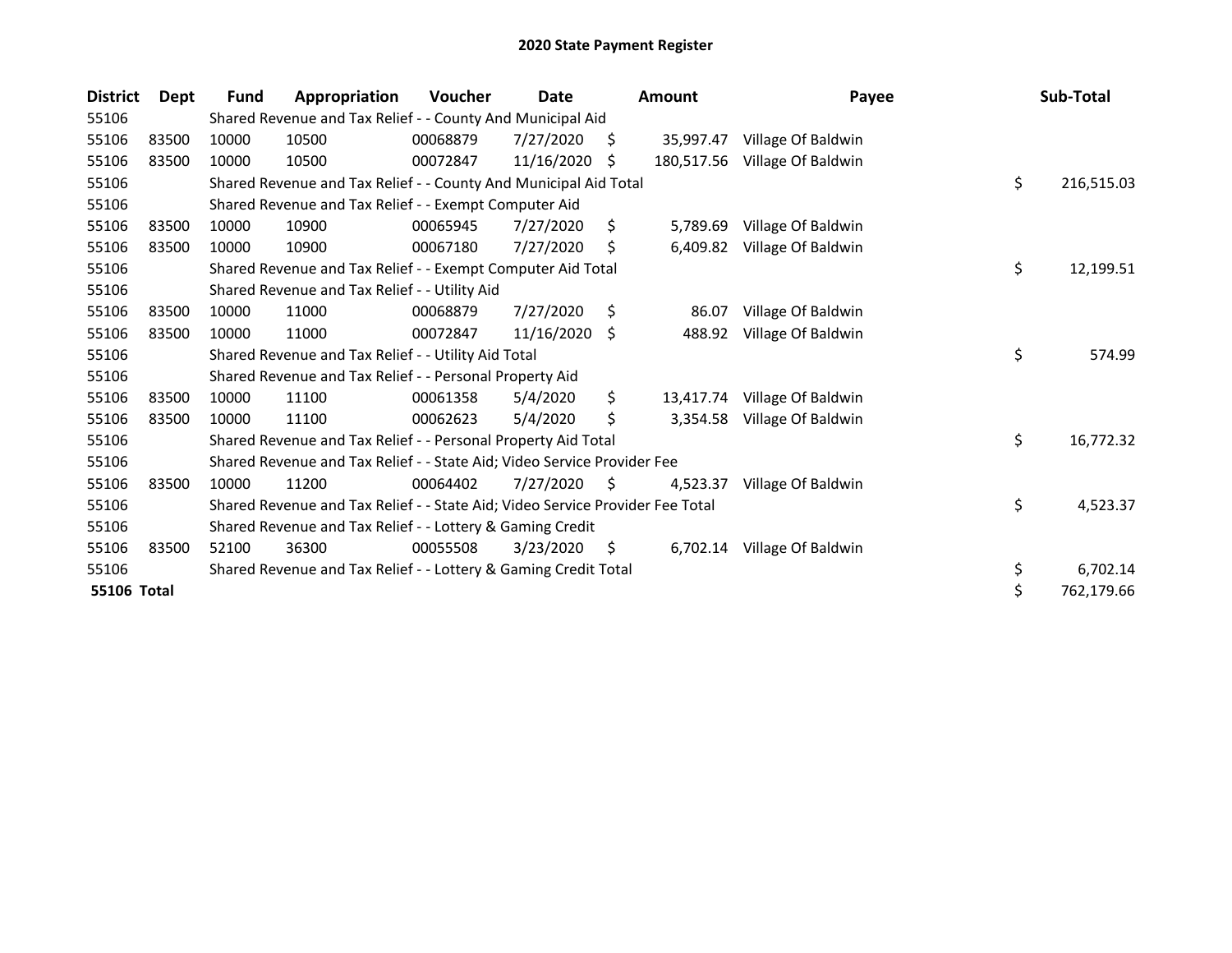# 2020 State Payment Register

| District | Dept | Fund | Appropriation | Voucher | Date | Amount | Payee | Sub-Total |
|---|---|---|---|---|---|---|---|---|
| 55106 | | Shared Revenue and Tax Relief - - County And Municipal Aid | | | | | | |
| 55106 | 83500 | 10000 | 10500 | 00068879 | 7/27/2020 | $ 35,997.47 | Village Of Baldwin | |
| 55106 | 83500 | 10000 | 10500 | 00072847 | 11/16/2020 | $ 180,517.56 | Village Of Baldwin | |
| 55106 | | Shared Revenue and Tax Relief - - County And Municipal Aid Total | | | | | | $ 216,515.03 |
| 55106 | | Shared Revenue and Tax Relief - - Exempt Computer Aid | | | | | | |
| 55106 | 83500 | 10000 | 10900 | 00065945 | 7/27/2020 | $ 5,789.69 | Village Of Baldwin | |
| 55106 | 83500 | 10000 | 10900 | 00067180 | 7/27/2020 | $ 6,409.82 | Village Of Baldwin | |
| 55106 | | Shared Revenue and Tax Relief - - Exempt Computer Aid Total | | | | | | $ 12,199.51 |
| 55106 | | Shared Revenue and Tax Relief - - Utility Aid | | | | | | |
| 55106 | 83500 | 10000 | 11000 | 00068879 | 7/27/2020 | $ 86.07 | Village Of Baldwin | |
| 55106 | 83500 | 10000 | 11000 | 00072847 | 11/16/2020 | $ 488.92 | Village Of Baldwin | |
| 55106 | | Shared Revenue and Tax Relief - - Utility Aid Total | | | | | | $ 574.99 |
| 55106 | | Shared Revenue and Tax Relief - - Personal Property Aid | | | | | | |
| 55106 | 83500 | 10000 | 11100 | 00061358 | 5/4/2020 | $ 13,417.74 | Village Of Baldwin | |
| 55106 | 83500 | 10000 | 11100 | 00062623 | 5/4/2020 | $ 3,354.58 | Village Of Baldwin | |
| 55106 | | Shared Revenue and Tax Relief - - Personal Property Aid Total | | | | | | $ 16,772.32 |
| 55106 | | Shared Revenue and Tax Relief - - State Aid; Video Service Provider Fee | | | | | | |
| 55106 | 83500 | 10000 | 11200 | 00064402 | 7/27/2020 | $ 4,523.37 | Village Of Baldwin | |
| 55106 | | Shared Revenue and Tax Relief - - State Aid; Video Service Provider Fee Total | | | | | | $ 4,523.37 |
| 55106 | | Shared Revenue and Tax Relief - - Lottery & Gaming Credit | | | | | | |
| 55106 | 83500 | 52100 | 36300 | 00055508 | 3/23/2020 | $ 6,702.14 | Village Of Baldwin | |
| 55106 | | Shared Revenue and Tax Relief - - Lottery & Gaming Credit Total | | | | | | $ 6,702.14 |
| **55106 Total** | | | | | | | | $ 762,179.66 |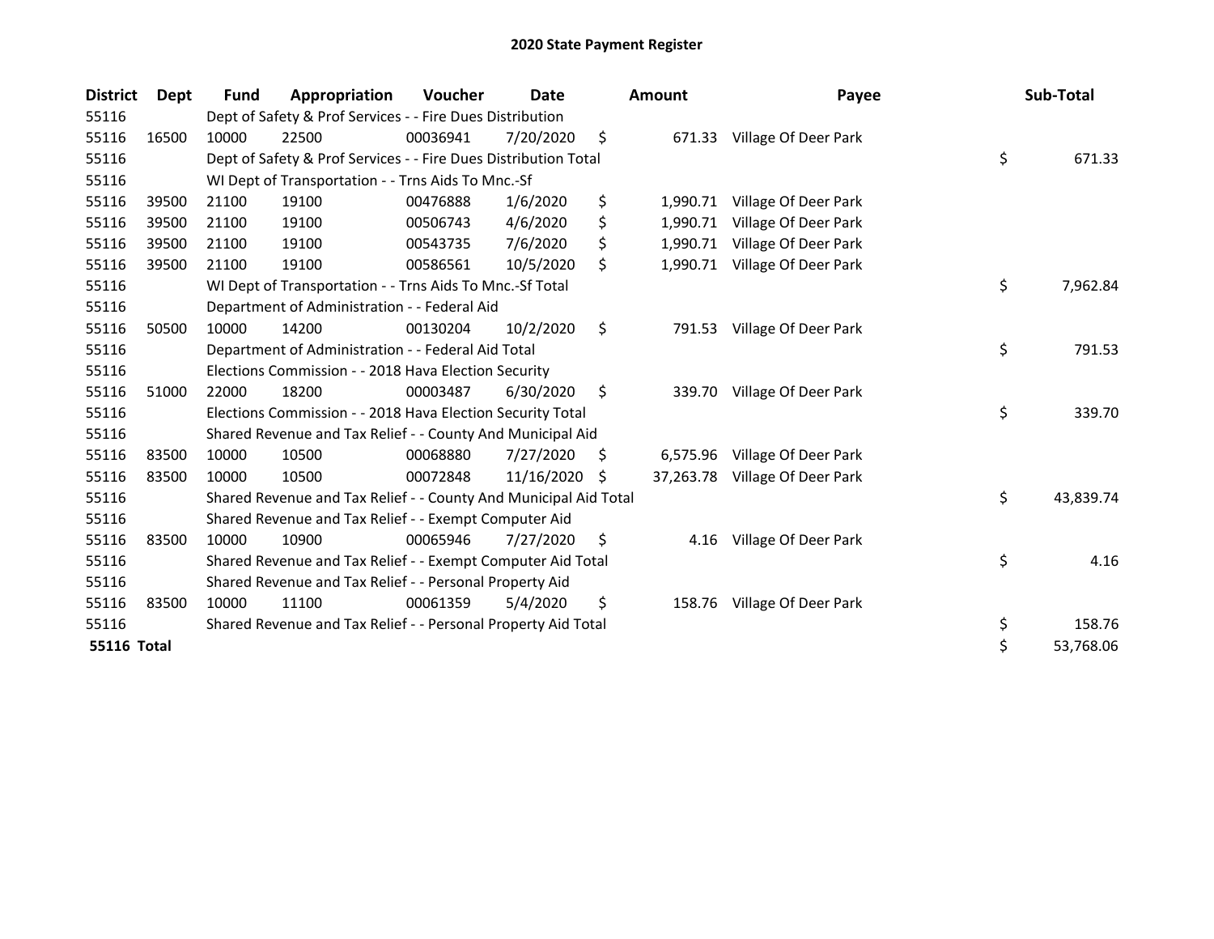# 2020 State Payment Register

| District | Dept | Fund | Appropriation | Voucher | Date | Amount | Payee | Sub-Total |
|---|---|---|---|---|---|---|---|---|
| 55116 | | Dept of Safety & Prof Services - - Fire Dues Distribution | | | | | | |
| 55116 | 16500 | 10000 | 22500 | 00036941 | 7/20/2020 | $ 671.33 | Village Of Deer Park | |
| 55116 | | Dept of Safety & Prof Services - - Fire Dues Distribution Total | | | | | | $ 671.33 |
| 55116 | | WI Dept of Transportation - - Trns Aids To Mnc.-Sf | | | | | | |
| 55116 | 39500 | 21100 | 19100 | 00476888 | 1/6/2020 | $ 1,990.71 | Village Of Deer Park | |
| 55116 | 39500 | 21100 | 19100 | 00506743 | 4/6/2020 | $ 1,990.71 | Village Of Deer Park | |
| 55116 | 39500 | 21100 | 19100 | 00543735 | 7/6/2020 | $ 1,990.71 | Village Of Deer Park | |
| 55116 | 39500 | 21100 | 19100 | 00586561 | 10/5/2020 | $ 1,990.71 | Village Of Deer Park | |
| 55116 | | WI Dept of Transportation - - Trns Aids To Mnc.-Sf Total | | | | | | $ 7,962.84 |
| 55116 | | Department of Administration - - Federal Aid | | | | | | |
| 55116 | 50500 | 10000 | 14200 | 00130204 | 10/2/2020 | $ 791.53 | Village Of Deer Park | |
| 55116 | | Department of Administration - - Federal Aid Total | | | | | | $ 791.53 |
| 55116 | | Elections Commission - - 2018 Hava Election Security | | | | | | |
| 55116 | 51000 | 22000 | 18200 | 00003487 | 6/30/2020 | $ 339.70 | Village Of Deer Park | |
| 55116 | | Elections Commission - - 2018 Hava Election Security Total | | | | | | $ 339.70 |
| 55116 | | Shared Revenue and Tax Relief - - County And Municipal Aid | | | | | | |
| 55116 | 83500 | 10000 | 10500 | 00068880 | 7/27/2020 | $ 6,575.96 | Village Of Deer Park | |
| 55116 | 83500 | 10000 | 10500 | 00072848 | 11/16/2020 | $ 37,263.78 | Village Of Deer Park | |
| 55116 | | Shared Revenue and Tax Relief - - County And Municipal Aid Total | | | | | | $ 43,839.74 |
| 55116 | | Shared Revenue and Tax Relief - - Exempt Computer Aid | | | | | | |
| 55116 | 83500 | 10000 | 10900 | 00065946 | 7/27/2020 | $ 4.16 | Village Of Deer Park | |
| 55116 | | Shared Revenue and Tax Relief - - Exempt Computer Aid Total | | | | | | $ 4.16 |
| 55116 | | Shared Revenue and Tax Relief - - Personal Property Aid | | | | | | |
| 55116 | 83500 | 10000 | 11100 | 00061359 | 5/4/2020 | $ 158.76 | Village Of Deer Park | |
| 55116 | | Shared Revenue and Tax Relief - - Personal Property Aid Total | | | | | | $ 158.76 |
| **55116 Total** | | | | | | | | $ 53,768.06 |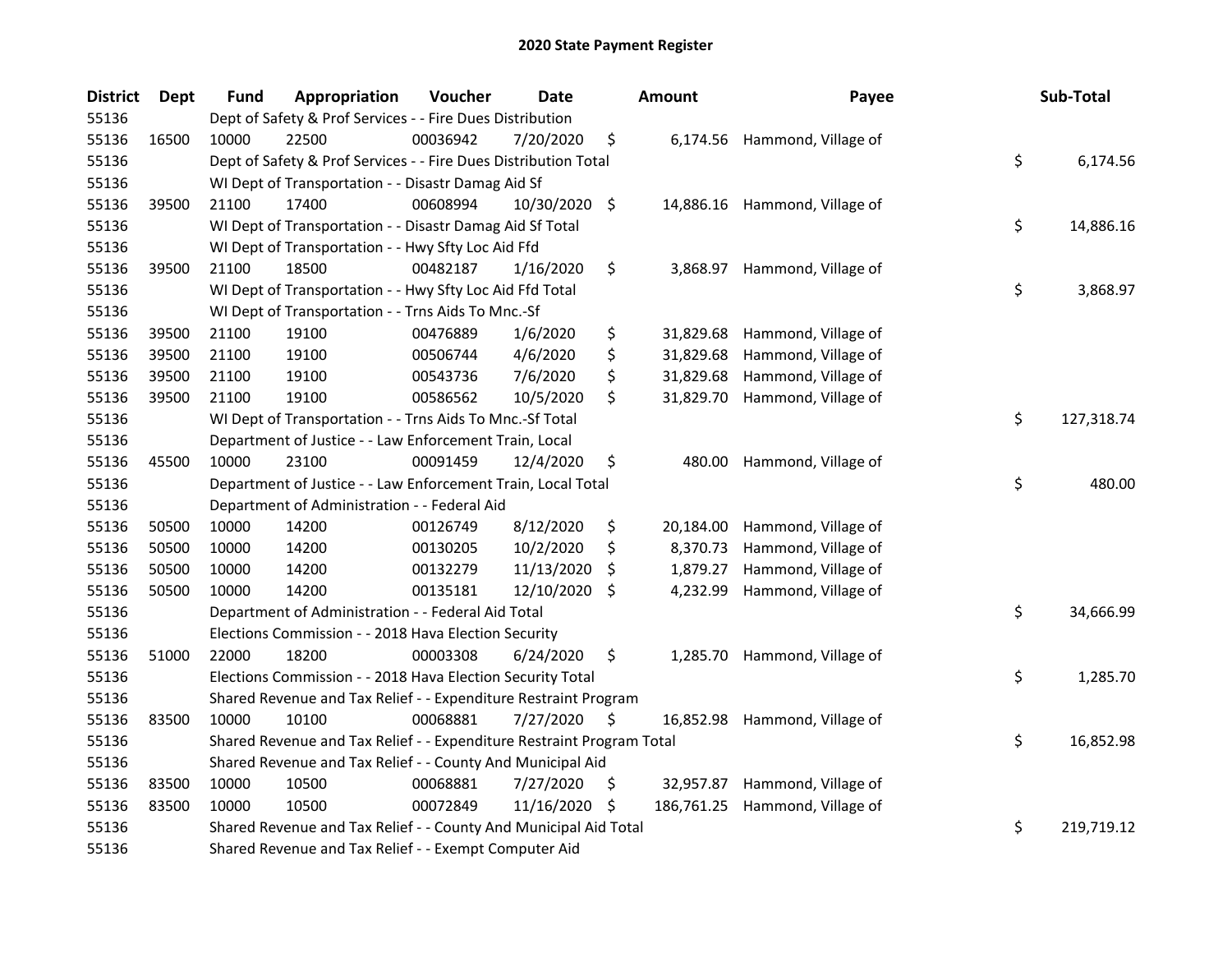# 2020 State Payment Register

| District | Dept | Fund | Appropriation | Voucher | Date | Amount | Payee | Sub-Total |
|---|---|---|---|---|---|---|---|---|
| 55136 | | Dept of Safety & Prof Services - - Fire Dues Distribution | | | | | | |
| 55136 | 16500 | 10000 | 22500 | 00036942 | 7/20/2020 | $ 6,174.56 | Hammond, Village of | |
| 55136 | | Dept of Safety & Prof Services - - Fire Dues Distribution Total | | | | | | $ 6,174.56 |
| 55136 | | WI Dept of Transportation - - Disastr Damag Aid Sf | | | | | | |
| 55136 | 39500 | 21100 | 17400 | 00608994 | 10/30/2020 | $ 14,886.16 | Hammond, Village of | |
| 55136 | | WI Dept of Transportation - - Disastr Damag Aid Sf Total | | | | | | $ 14,886.16 |
| 55136 | | WI Dept of Transportation - - Hwy Sfty Loc Aid Ffd | | | | | | |
| 55136 | 39500 | 21100 | 18500 | 00482187 | 1/16/2020 | $ 3,868.97 | Hammond, Village of | |
| 55136 | | WI Dept of Transportation - - Hwy Sfty Loc Aid Ffd Total | | | | | | $ 3,868.97 |
| 55136 | | WI Dept of Transportation - - Trns Aids To Mnc.-Sf | | | | | | |
| 55136 | 39500 | 21100 | 19100 | 00476889 | 1/6/2020 | $ 31,829.68 | Hammond, Village of | |
| 55136 | 39500 | 21100 | 19100 | 00506744 | 4/6/2020 | $ 31,829.68 | Hammond, Village of | |
| 55136 | 39500 | 21100 | 19100 | 00543736 | 7/6/2020 | $ 31,829.68 | Hammond, Village of | |
| 55136 | 39500 | 21100 | 19100 | 00586562 | 10/5/2020 | $ 31,829.70 | Hammond, Village of | |
| 55136 | | WI Dept of Transportation - - Trns Aids To Mnc.-Sf Total | | | | | | $ 127,318.74 |
| 55136 | | Department of Justice - - Law Enforcement Train, Local | | | | | | |
| 55136 | 45500 | 10000 | 23100 | 00091459 | 12/4/2020 | $ 480.00 | Hammond, Village of | |
| 55136 | | Department of Justice - - Law Enforcement Train, Local Total | | | | | | $ 480.00 |
| 55136 | | Department of Administration - - Federal Aid | | | | | | |
| 55136 | 50500 | 10000 | 14200 | 00126749 | 8/12/2020 | $ 20,184.00 | Hammond, Village of | |
| 55136 | 50500 | 10000 | 14200 | 00130205 | 10/2/2020 | $ 8,370.73 | Hammond, Village of | |
| 55136 | 50500 | 10000 | 14200 | 00132279 | 11/13/2020 | $ 1,879.27 | Hammond, Village of | |
| 55136 | 50500 | 10000 | 14200 | 00135181 | 12/10/2020 | $ 4,232.99 | Hammond, Village of | |
| 55136 | | Department of Administration - - Federal Aid Total | | | | | | $ 34,666.99 |
| 55136 | | Elections Commission - - 2018 Hava Election Security | | | | | | |
| 55136 | 51000 | 22000 | 18200 | 00003308 | 6/24/2020 | $ 1,285.70 | Hammond, Village of | |
| 55136 | | Elections Commission - - 2018 Hava Election Security Total | | | | | | $ 1,285.70 |
| 55136 | | Shared Revenue and Tax Relief - - Expenditure Restraint Program | | | | | | |
| 55136 | 83500 | 10000 | 10100 | 00068881 | 7/27/2020 | $ 16,852.98 | Hammond, Village of | |
| 55136 | | Shared Revenue and Tax Relief - - Expenditure Restraint Program Total | | | | | | $ 16,852.98 |
| 55136 | | Shared Revenue and Tax Relief - - County And Municipal Aid | | | | | | |
| 55136 | 83500 | 10000 | 10500 | 00068881 | 7/27/2020 | $ 32,957.87 | Hammond, Village of | |
| 55136 | 83500 | 10000 | 10500 | 00072849 | 11/16/2020 | $ 186,761.25 | Hammond, Village of | |
| 55136 | | Shared Revenue and Tax Relief - - County And Municipal Aid Total | | | | | | $ 219,719.12 |
| 55136 | | Shared Revenue and Tax Relief - - Exempt Computer Aid | | | | | | |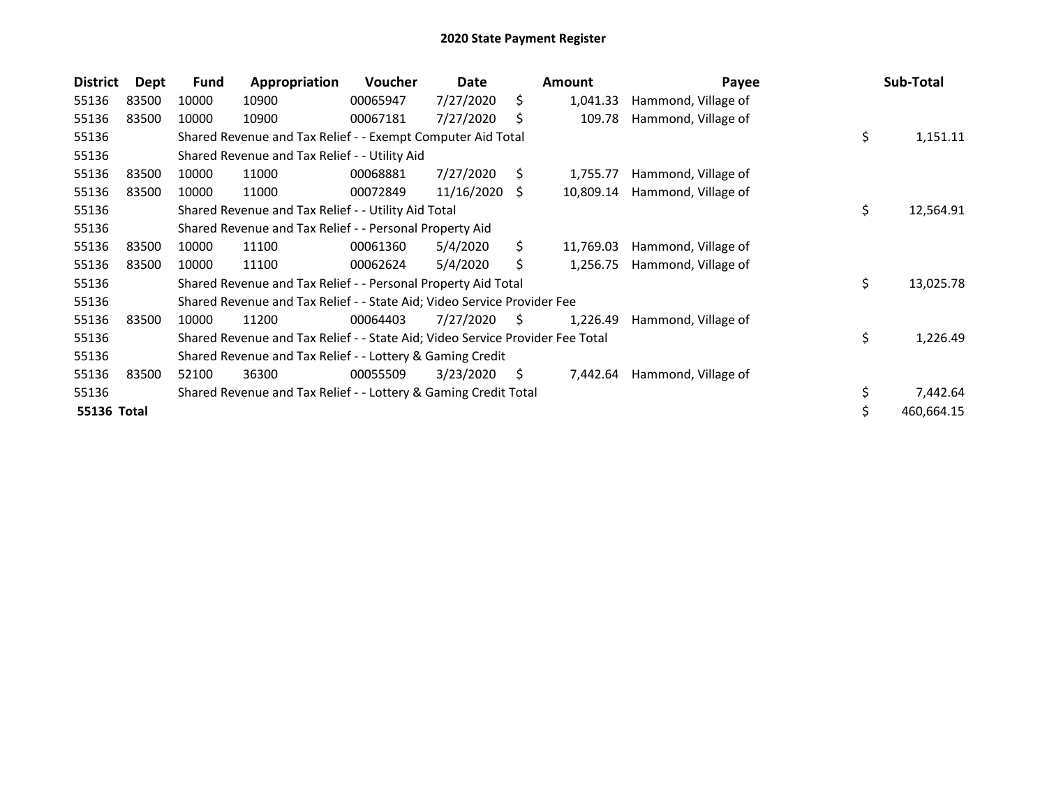# 2020 State Payment Register

| District | Dept | Fund | Appropriation | Voucher | Date | Amount | Payee | Sub-Total |
|---|---|---|---|---|---|---|---|---|
| 55136 | 83500 | 10000 | 10900 | 00065947 | 7/27/2020 | $ 1,041.33 | Hammond, Village of | |
| 55136 | 83500 | 10000 | 10900 | 00067181 | 7/27/2020 | $ 109.78 | Hammond, Village of | |
| 55136 | | Shared Revenue and Tax Relief - - Exempt Computer Aid Total | | | | | | $ 1,151.11 |
| 55136 | | Shared Revenue and Tax Relief - - Utility Aid | | | | | | |
| 55136 | 83500 | 10000 | 11000 | 00068881 | 7/27/2020 | $ 1,755.77 | Hammond, Village of | |
| 55136 | 83500 | 10000 | 11000 | 00072849 | 11/16/2020 | $ 10,809.14 | Hammond, Village of | |
| 55136 | | Shared Revenue and Tax Relief - - Utility Aid Total | | | | | | $ 12,564.91 |
| 55136 | | Shared Revenue and Tax Relief - - Personal Property Aid | | | | | | |
| 55136 | 83500 | 10000 | 11100 | 00061360 | 5/4/2020 | $ 11,769.03 | Hammond, Village of | |
| 55136 | 83500 | 10000 | 11100 | 00062624 | 5/4/2020 | $ 1,256.75 | Hammond, Village of | |
| 55136 | | Shared Revenue and Tax Relief - - Personal Property Aid Total | | | | | | $ 13,025.78 |
| 55136 | | Shared Revenue and Tax Relief - - State Aid; Video Service Provider Fee | | | | | | |
| 55136 | 83500 | 10000 | 11200 | 00064403 | 7/27/2020 | $ 1,226.49 | Hammond, Village of | |
| 55136 | | Shared Revenue and Tax Relief - - State Aid; Video Service Provider Fee Total | | | | | | $ 1,226.49 |
| 55136 | | Shared Revenue and Tax Relief - - Lottery & Gaming Credit | | | | | | |
| 55136 | 83500 | 52100 | 36300 | 00055509 | 3/23/2020 | $ 7,442.64 | Hammond, Village of | |
| 55136 | | Shared Revenue and Tax Relief - - Lottery & Gaming Credit Total | | | | | | $ 7,442.64 |
| **55136 Total** | | | | | | | | $ 460,664.15 |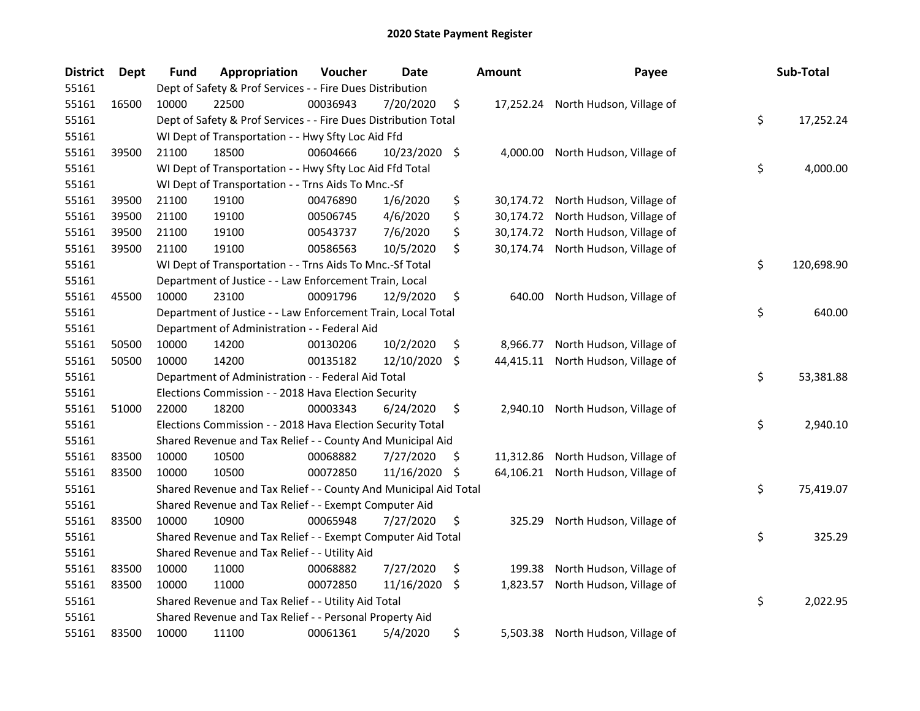## 2020 State Payment Register

| District | Dept | Fund | Appropriation | Voucher | Date | Amount | Payee | Sub-Total |
|---|---|---|---|---|---|---|---|---|
| 55161 | | Dept of Safety & Prof Services - - Fire Dues Distribution | | | | | | |
| 55161 | 16500 | 10000 | 22500 | 00036943 | 7/20/2020 | $ 17,252.24 | North Hudson, Village of | |
| 55161 | | Dept of Safety & Prof Services - - Fire Dues Distribution Total | | | | | | $ 17,252.24 |
| 55161 | | WI Dept of Transportation - - Hwy Sfty Loc Aid Ffd | | | | | | |
| 55161 | 39500 | 21100 | 18500 | 00604666 | 10/23/2020 | $ 4,000.00 | North Hudson, Village of | |
| 55161 | | WI Dept of Transportation - - Hwy Sfty Loc Aid Ffd Total | | | | | | $ 4,000.00 |
| 55161 | | WI Dept of Transportation - - Trns Aids To Mnc.-Sf | | | | | | |
| 55161 | 39500 | 21100 | 19100 | 00476890 | 1/6/2020 | $ 30,174.72 | North Hudson, Village of | |
| 55161 | 39500 | 21100 | 19100 | 00506745 | 4/6/2020 | $ 30,174.72 | North Hudson, Village of | |
| 55161 | 39500 | 21100 | 19100 | 00543737 | 7/6/2020 | $ 30,174.72 | North Hudson, Village of | |
| 55161 | 39500 | 21100 | 19100 | 00586563 | 10/5/2020 | $ 30,174.74 | North Hudson, Village of | |
| 55161 | | WI Dept of Transportation - - Trns Aids To Mnc.-Sf Total | | | | | | $ 120,698.90 |
| 55161 | | Department of Justice - - Law Enforcement Train, Local | | | | | | |
| 55161 | 45500 | 10000 | 23100 | 00091796 | 12/9/2020 | $ 640.00 | North Hudson, Village of | |
| 55161 | | Department of Justice - - Law Enforcement Train, Local Total | | | | | | $ 640.00 |
| 55161 | | Department of Administration - - Federal Aid | | | | | | |
| 55161 | 50500 | 10000 | 14200 | 00130206 | 10/2/2020 | $ 8,966.77 | North Hudson, Village of | |
| 55161 | 50500 | 10000 | 14200 | 00135182 | 12/10/2020 | $ 44,415.11 | North Hudson, Village of | |
| 55161 | | Department of Administration - - Federal Aid Total | | | | | | $ 53,381.88 |
| 55161 | | Elections Commission - - 2018 Hava Election Security | | | | | | |
| 55161 | 51000 | 22000 | 18200 | 00003343 | 6/24/2020 | $ 2,940.10 | North Hudson, Village of | |
| 55161 | | Elections Commission - - 2018 Hava Election Security Total | | | | | | $ 2,940.10 |
| 55161 | | Shared Revenue and Tax Relief - - County And Municipal Aid | | | | | | |
| 55161 | 83500 | 10000 | 10500 | 00068882 | 7/27/2020 | $ 11,312.86 | North Hudson, Village of | |
| 55161 | 83500 | 10000 | 10500 | 00072850 | 11/16/2020 | $ 64,106.21 | North Hudson, Village of | |
| 55161 | | Shared Revenue and Tax Relief - - County And Municipal Aid Total | | | | | | $ 75,419.07 |
| 55161 | | Shared Revenue and Tax Relief - - Exempt Computer Aid | | | | | | |
| 55161 | 83500 | 10000 | 10900 | 00065948 | 7/27/2020 | $ 325.29 | North Hudson, Village of | |
| 55161 | | Shared Revenue and Tax Relief - - Exempt Computer Aid Total | | | | | | $ 325.29 |
| 55161 | | Shared Revenue and Tax Relief - - Utility Aid | | | | | | |
| 55161 | 83500 | 10000 | 11000 | 00068882 | 7/27/2020 | $ 199.38 | North Hudson, Village of | |
| 55161 | 83500 | 10000 | 11000 | 00072850 | 11/16/2020 | $ 1,823.57 | North Hudson, Village of | |
| 55161 | | Shared Revenue and Tax Relief - - Utility Aid Total | | | | | | $ 2,022.95 |
| 55161 | | Shared Revenue and Tax Relief - - Personal Property Aid | | | | | | |
| 55161 | 83500 | 10000 | 11100 | 00061361 | 5/4/2020 | $ 5,503.38 | North Hudson, Village of | |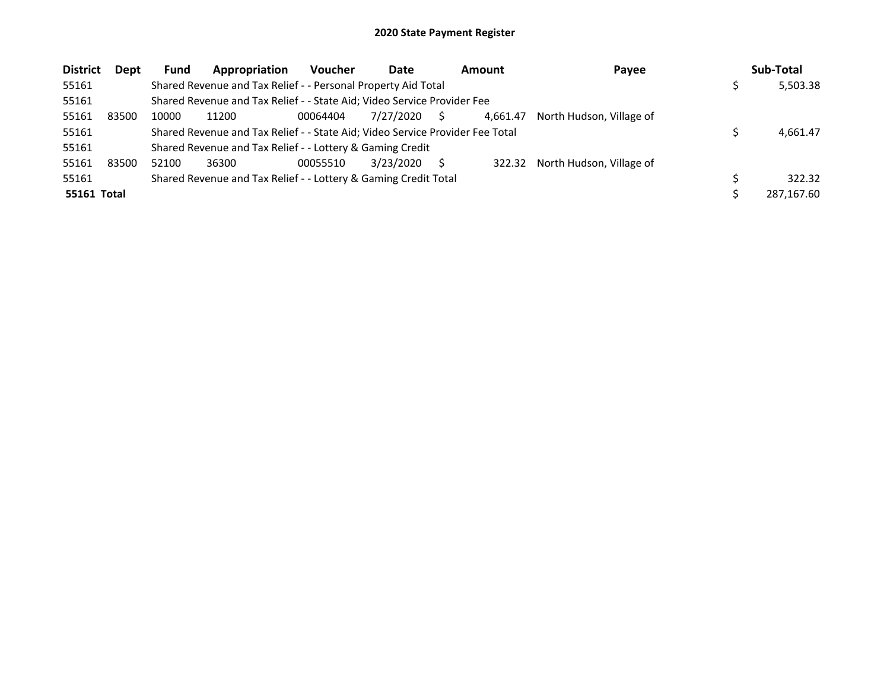## 2020 State Payment Register

| District | Dept | Fund | Appropriation | Voucher | Date | Amount | Payee | Sub-Total |
|---|---|---|---|---|---|---|---|---|
| 55161 | | Shared Revenue and Tax Relief - - Personal Property Aid Total | | | | | | $ 5,503.38 |
| 55161 | | Shared Revenue and Tax Relief - - State Aid; Video Service Provider Fee | | | | | | |
| 55161 | 83500 | 10000 | 11200 | 00064404 | 7/27/2020 | $ 4,661.47 | North Hudson, Village of | |
| 55161 | | Shared Revenue and Tax Relief - - State Aid; Video Service Provider Fee Total | | | | | | $ 4,661.47 |
| 55161 | | Shared Revenue and Tax Relief - - Lottery & Gaming Credit | | | | | | |
| 55161 | 83500 | 52100 | 36300 | 00055510 | 3/23/2020 | $ 322.32 | North Hudson, Village of | |
| 55161 | | Shared Revenue and Tax Relief - - Lottery & Gaming Credit Total | | | | | | $ 322.32 |
| **55161 Total** | | | | | | | | $ 287,167.60 |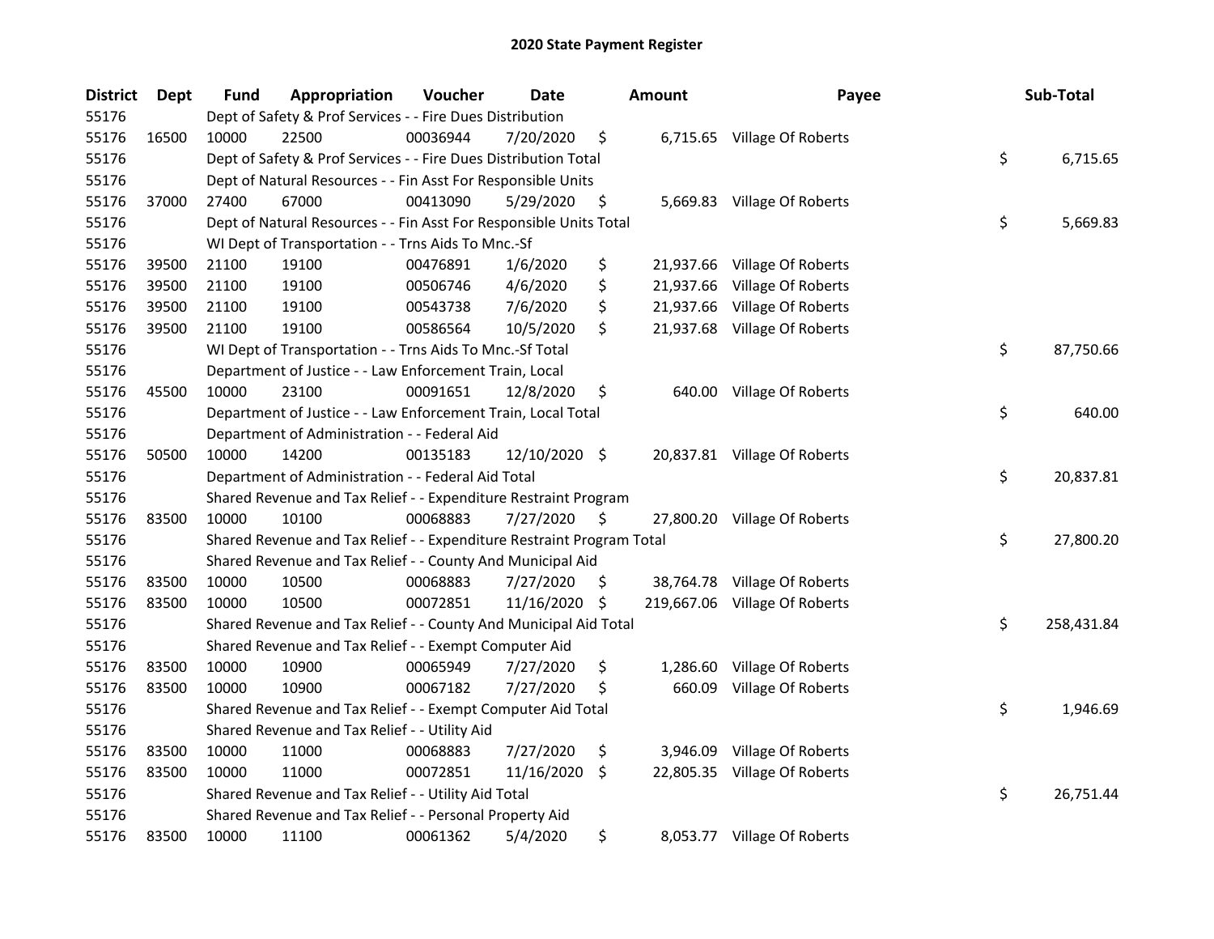# 2020 State Payment Register

| District | Dept | Fund | Appropriation | Voucher | Date | Amount | Payee | Sub-Total |
|---|---|---|---|---|---|---|---|---|
| 55176 | | Dept of Safety & Prof Services - - Fire Dues Distribution | | | | | | |
| 55176 | 16500 | 10000 | 22500 | 00036944 | 7/20/2020 | $ 6,715.65 | Village Of Roberts | |
| 55176 | | Dept of Safety & Prof Services - - Fire Dues Distribution Total | | | | | | $ 6,715.65 |
| 55176 | | Dept of Natural Resources - - Fin Asst For Responsible Units | | | | | | |
| 55176 | 37000 | 27400 | 67000 | 00413090 | 5/29/2020 | $ 5,669.83 | Village Of Roberts | |
| 55176 | | Dept of Natural Resources - - Fin Asst For Responsible Units Total | | | | | | $ 5,669.83 |
| 55176 | | WI Dept of Transportation - - Trns Aids To Mnc.-Sf | | | | | | |
| 55176 | 39500 | 21100 | 19100 | 00476891 | 1/6/2020 | $ 21,937.66 | Village Of Roberts | |
| 55176 | 39500 | 21100 | 19100 | 00506746 | 4/6/2020 | $ 21,937.66 | Village Of Roberts | |
| 55176 | 39500 | 21100 | 19100 | 00543738 | 7/6/2020 | $ 21,937.66 | Village Of Roberts | |
| 55176 | 39500 | 21100 | 19100 | 00586564 | 10/5/2020 | $ 21,937.68 | Village Of Roberts | |
| 55176 | | WI Dept of Transportation - - Trns Aids To Mnc.-Sf Total | | | | | | $ 87,750.66 |
| 55176 | | Department of Justice - - Law Enforcement Train, Local | | | | | | |
| 55176 | 45500 | 10000 | 23100 | 00091651 | 12/8/2020 | $ 640.00 | Village Of Roberts | |
| 55176 | | Department of Justice - - Law Enforcement Train, Local Total | | | | | | $ 640.00 |
| 55176 | | Department of Administration - - Federal Aid | | | | | | |
| 55176 | 50500 | 10000 | 14200 | 00135183 | 12/10/2020 | $ 20,837.81 | Village Of Roberts | |
| 55176 | | Department of Administration - - Federal Aid Total | | | | | | $ 20,837.81 |
| 55176 | | Shared Revenue and Tax Relief - - Expenditure Restraint Program | | | | | | |
| 55176 | 83500 | 10000 | 10100 | 00068883 | 7/27/2020 | $ 27,800.20 | Village Of Roberts | |
| 55176 | | Shared Revenue and Tax Relief - - Expenditure Restraint Program Total | | | | | | $ 27,800.20 |
| 55176 | | Shared Revenue and Tax Relief - - County And Municipal Aid | | | | | | |
| 55176 | 83500 | 10000 | 10500 | 00068883 | 7/27/2020 | $ 38,764.78 | Village Of Roberts | |
| 55176 | 83500 | 10000 | 10500 | 00072851 | 11/16/2020 | $ 219,667.06 | Village Of Roberts | |
| 55176 | | Shared Revenue and Tax Relief - - County And Municipal Aid Total | | | | | | $ 258,431.84 |
| 55176 | | Shared Revenue and Tax Relief - - Exempt Computer Aid | | | | | | |
| 55176 | 83500 | 10000 | 10900 | 00065949 | 7/27/2020 | $ 1,286.60 | Village Of Roberts | |
| 55176 | 83500 | 10000 | 10900 | 00067182 | 7/27/2020 | $ 660.09 | Village Of Roberts | |
| 55176 | | Shared Revenue and Tax Relief - - Exempt Computer Aid Total | | | | | | $ 1,946.69 |
| 55176 | | Shared Revenue and Tax Relief - - Utility Aid | | | | | | |
| 55176 | 83500 | 10000 | 11000 | 00068883 | 7/27/2020 | $ 3,946.09 | Village Of Roberts | |
| 55176 | 83500 | 10000 | 11000 | 00072851 | 11/16/2020 | $ 22,805.35 | Village Of Roberts | |
| 55176 | | Shared Revenue and Tax Relief - - Utility Aid Total | | | | | | $ 26,751.44 |
| 55176 | | Shared Revenue and Tax Relief - - Personal Property Aid | | | | | | |
| 55176 | 83500 | 10000 | 11100 | 00061362 | 5/4/2020 | $ 8,053.77 | Village Of Roberts | |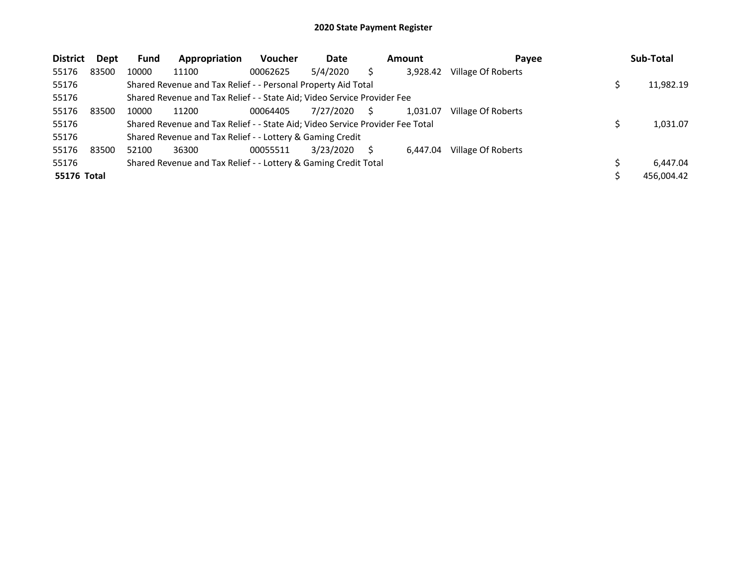# 2020 State Payment Register

| District | Dept | Fund | Appropriation | Voucher | Date | Amount | Payee | Sub-Total |
|---|---|---|---|---|---|---|---|---|
| 55176 | 83500 | 10000 | 11100 | 00062625 | 5/4/2020 | $ 3,928.42 | Village Of Roberts | |
| 55176 | | Shared Revenue and Tax Relief - - Personal Property Aid Total | | | | | | $ 11,982.19 |
| 55176 | | Shared Revenue and Tax Relief - - State Aid; Video Service Provider Fee | | | | | | |
| 55176 | 83500 | 10000 | 11200 | 00064405 | 7/27/2020 | $ 1,031.07 | Village Of Roberts | |
| 55176 | | Shared Revenue and Tax Relief - - State Aid; Video Service Provider Fee Total | | | | | | $ 1,031.07 |
| 55176 | | Shared Revenue and Tax Relief - - Lottery & Gaming Credit | | | | | | |
| 55176 | 83500 | 52100 | 36300 | 00055511 | 3/23/2020 | $ 6,447.04 | Village Of Roberts | |
| 55176 | | Shared Revenue and Tax Relief - - Lottery & Gaming Credit Total | | | | | | $ 6,447.04 |
| **55176 Total** | | | | | | | | $ 456,004.42 |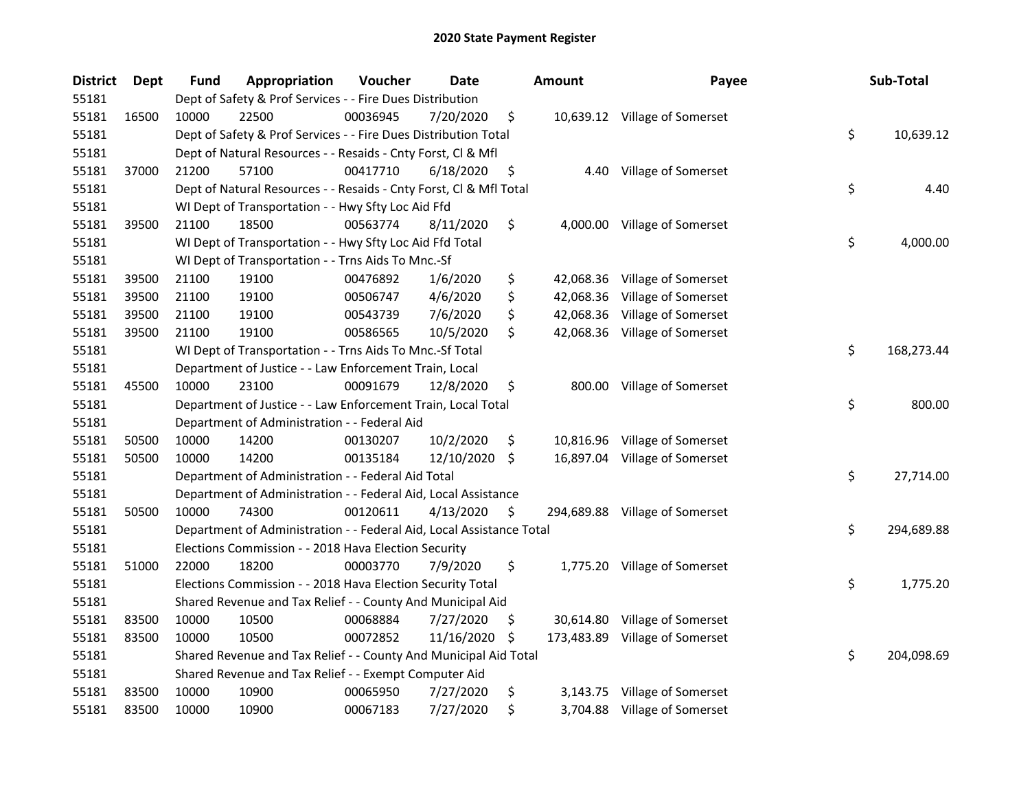# 2020 State Payment Register

| District | Dept | Fund | Appropriation | Voucher | Date | Amount | Payee | Sub-Total |
|---|---|---|---|---|---|---|---|---|
| 55181 | | Dept of Safety & Prof Services - - Fire Dues Distribution | | | | | | |
| 55181 | 16500 | 10000 | 22500 | 00036945 | 7/20/2020 | $ 10,639.12 | Village of Somerset | |
| 55181 | | Dept of Safety & Prof Services - - Fire Dues Distribution Total | | | | | | $ 10,639.12 |
| 55181 | | Dept of Natural Resources - - Resaids - Cnty Forst, Cl & Mfl | | | | | | |
| 55181 | 37000 | 21200 | 57100 | 00417710 | 6/18/2020 | $ 4.40 | Village of Somerset | |
| 55181 | | Dept of Natural Resources - - Resaids - Cnty Forst, Cl & Mfl Total | | | | | | $ 4.40 |
| 55181 | | WI Dept of Transportation - - Hwy Sfty Loc Aid Ffd | | | | | | |
| 55181 | 39500 | 21100 | 18500 | 00563774 | 8/11/2020 | $ 4,000.00 | Village of Somerset | |
| 55181 | | WI Dept of Transportation - - Hwy Sfty Loc Aid Ffd Total | | | | | | $ 4,000.00 |
| 55181 | | WI Dept of Transportation - - Trns Aids To Mnc.-Sf | | | | | | |
| 55181 | 39500 | 21100 | 19100 | 00476892 | 1/6/2020 | $ 42,068.36 | Village of Somerset | |
| 55181 | 39500 | 21100 | 19100 | 00506747 | 4/6/2020 | $ 42,068.36 | Village of Somerset | |
| 55181 | 39500 | 21100 | 19100 | 00543739 | 7/6/2020 | $ 42,068.36 | Village of Somerset | |
| 55181 | 39500 | 21100 | 19100 | 00586565 | 10/5/2020 | $ 42,068.36 | Village of Somerset | |
| 55181 | | WI Dept of Transportation - - Trns Aids To Mnc.-Sf Total | | | | | | $ 168,273.44 |
| 55181 | | Department of Justice - - Law Enforcement Train, Local | | | | | | |
| 55181 | 45500 | 10000 | 23100 | 00091679 | 12/8/2020 | $ 800.00 | Village of Somerset | |
| 55181 | | Department of Justice - - Law Enforcement Train, Local Total | | | | | | $ 800.00 |
| 55181 | | Department of Administration - - Federal Aid | | | | | | |
| 55181 | 50500 | 10000 | 14200 | 00130207 | 10/2/2020 | $ 10,816.96 | Village of Somerset | |
| 55181 | 50500 | 10000 | 14200 | 00135184 | 12/10/2020 | $ 16,897.04 | Village of Somerset | |
| 55181 | | Department of Administration - - Federal Aid Total | | | | | | $ 27,714.00 |
| 55181 | | Department of Administration - - Federal Aid, Local Assistance | | | | | | |
| 55181 | 50500 | 10000 | 74300 | 00120611 | 4/13/2020 | $ 294,689.88 | Village of Somerset | |
| 55181 | | Department of Administration - - Federal Aid, Local Assistance Total | | | | | | $ 294,689.88 |
| 55181 | | Elections Commission - - 2018 Hava Election Security | | | | | | |
| 55181 | 51000 | 22000 | 18200 | 00003770 | 7/9/2020 | $ 1,775.20 | Village of Somerset | |
| 55181 | | Elections Commission - - 2018 Hava Election Security Total | | | | | | $ 1,775.20 |
| 55181 | | Shared Revenue and Tax Relief - - County And Municipal Aid | | | | | | |
| 55181 | 83500 | 10000 | 10500 | 00068884 | 7/27/2020 | $ 30,614.80 | Village of Somerset | |
| 55181 | 83500 | 10000 | 10500 | 00072852 | 11/16/2020 | $ 173,483.89 | Village of Somerset | |
| 55181 | | Shared Revenue and Tax Relief - - County And Municipal Aid Total | | | | | | $ 204,098.69 |
| 55181 | | Shared Revenue and Tax Relief - - Exempt Computer Aid | | | | | | |
| 55181 | 83500 | 10000 | 10900 | 00065950 | 7/27/2020 | $ 3,143.75 | Village of Somerset | |
| 55181 | 83500 | 10000 | 10900 | 00067183 | 7/27/2020 | $ 3,704.88 | Village of Somerset | |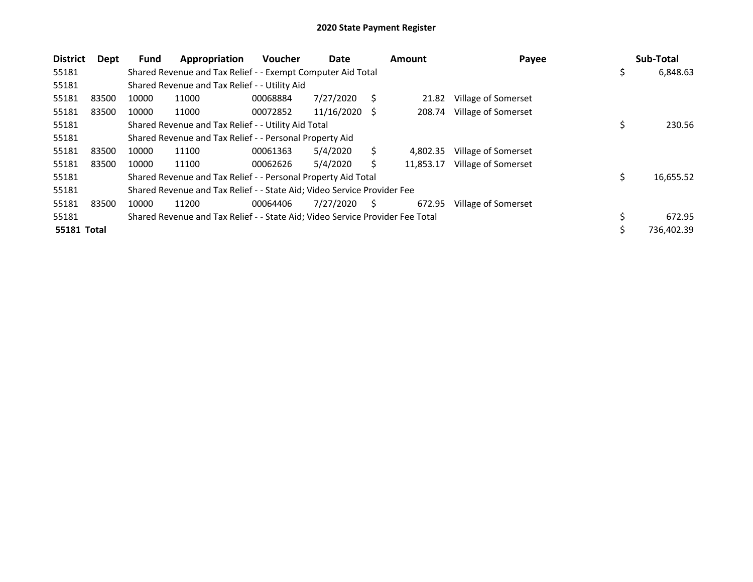# 2020 State Payment Register

| District | Dept | Fund | Appropriation | Voucher | Date | Amount | Payee | Sub-Total |
|---|---|---|---|---|---|---|---|---|
| 55181 | | Shared Revenue and Tax Relief - - Exempt Computer Aid Total | | | | | | $ 6,848.63 |
| 55181 | | Shared Revenue and Tax Relief - - Utility Aid | | | | | | |
| 55181 | 83500 | 10000 | 11000 | 00068884 | 7/27/2020 | $ 21.82 | Village of Somerset | |
| 55181 | 83500 | 10000 | 11000 | 00072852 | 11/16/2020 | $ 208.74 | Village of Somerset | |
| 55181 | | Shared Revenue and Tax Relief - - Utility Aid Total | | | | | | $ 230.56 |
| 55181 | | Shared Revenue and Tax Relief - - Personal Property Aid | | | | | | |
| 55181 | 83500 | 10000 | 11100 | 00061363 | 5/4/2020 | $ 4,802.35 | Village of Somerset | |
| 55181 | 83500 | 10000 | 11100 | 00062626 | 5/4/2020 | $ 11,853.17 | Village of Somerset | |
| 55181 | | Shared Revenue and Tax Relief - - Personal Property Aid Total | | | | | | $ 16,655.52 |
| 55181 | | Shared Revenue and Tax Relief - - State Aid; Video Service Provider Fee | | | | | | |
| 55181 | 83500 | 10000 | 11200 | 00064406 | 7/27/2020 | $ 672.95 | Village of Somerset | |
| 55181 | | Shared Revenue and Tax Relief - - State Aid; Video Service Provider Fee Total | | | | | | $ 672.95 |
| **55181 Total** | | | | | | | | $ 736,402.39 |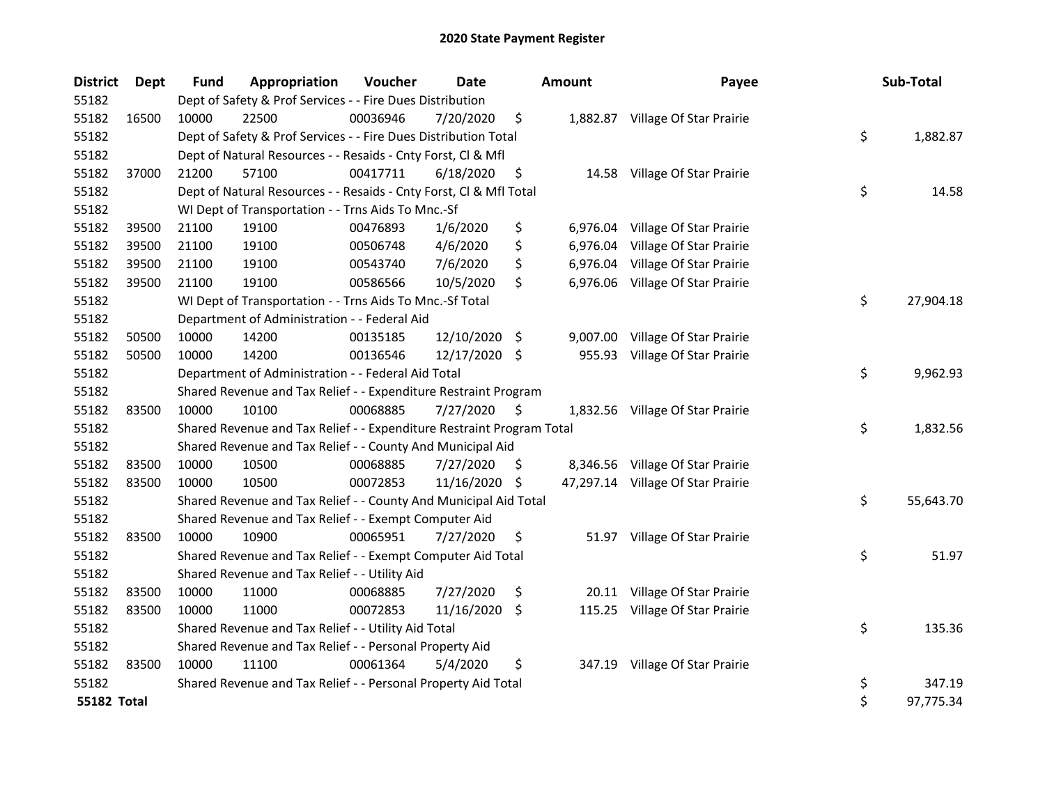# 2020 State Payment Register

| District | Dept | Fund | Appropriation | Voucher | Date | Amount | Payee | Sub-Total |
|---|---|---|---|---|---|---|---|---|
| 55182 | | Dept of Safety & Prof Services - - Fire Dues Distribution | | | | | | |
| 55182 | 16500 | 10000 | 22500 | 00036946 | 7/20/2020 | $ 1,882.87 | Village Of Star Prairie | |
| 55182 | | Dept of Safety & Prof Services - - Fire Dues Distribution Total | | | | | | $ 1,882.87 |
| 55182 | | Dept of Natural Resources - - Resaids - Cnty Forst, Cl & Mfl | | | | | | |
| 55182 | 37000 | 21200 | 57100 | 00417711 | 6/18/2020 | $ 14.58 | Village Of Star Prairie | |
| 55182 | | Dept of Natural Resources - - Resaids - Cnty Forst, Cl & Mfl Total | | | | | | $ 14.58 |
| 55182 | | WI Dept of Transportation - - Trns Aids To Mnc.-Sf | | | | | | |
| 55182 | 39500 | 21100 | 19100 | 00476893 | 1/6/2020 | $ 6,976.04 | Village Of Star Prairie | |
| 55182 | 39500 | 21100 | 19100 | 00506748 | 4/6/2020 | $ 6,976.04 | Village Of Star Prairie | |
| 55182 | 39500 | 21100 | 19100 | 00543740 | 7/6/2020 | $ 6,976.04 | Village Of Star Prairie | |
| 55182 | 39500 | 21100 | 19100 | 00586566 | 10/5/2020 | $ 6,976.06 | Village Of Star Prairie | |
| 55182 | | WI Dept of Transportation - - Trns Aids To Mnc.-Sf Total | | | | | | $ 27,904.18 |
| 55182 | | Department of Administration - - Federal Aid | | | | | | |
| 55182 | 50500 | 10000 | 14200 | 00135185 | 12/10/2020 | $ 9,007.00 | Village Of Star Prairie | |
| 55182 | 50500 | 10000 | 14200 | 00136546 | 12/17/2020 | $ 955.93 | Village Of Star Prairie | |
| 55182 | | Department of Administration - - Federal Aid Total | | | | | | $ 9,962.93 |
| 55182 | | Shared Revenue and Tax Relief - - Expenditure Restraint Program | | | | | | |
| 55182 | 83500 | 10000 | 10100 | 00068885 | 7/27/2020 | $ 1,832.56 | Village Of Star Prairie | |
| 55182 | | Shared Revenue and Tax Relief - - Expenditure Restraint Program Total | | | | | | $ 1,832.56 |
| 55182 | | Shared Revenue and Tax Relief - - County And Municipal Aid | | | | | | |
| 55182 | 83500 | 10000 | 10500 | 00068885 | 7/27/2020 | $ 8,346.56 | Village Of Star Prairie | |
| 55182 | 83500 | 10000 | 10500 | 00072853 | 11/16/2020 | $ 47,297.14 | Village Of Star Prairie | |
| 55182 | | Shared Revenue and Tax Relief - - County And Municipal Aid Total | | | | | | $ 55,643.70 |
| 55182 | | Shared Revenue and Tax Relief - - Exempt Computer Aid | | | | | | |
| 55182 | 83500 | 10000 | 10900 | 00065951 | 7/27/2020 | $ 51.97 | Village Of Star Prairie | |
| 55182 | | Shared Revenue and Tax Relief - - Exempt Computer Aid Total | | | | | | $ 51.97 |
| 55182 | | Shared Revenue and Tax Relief - - Utility Aid | | | | | | |
| 55182 | 83500 | 10000 | 11000 | 00068885 | 7/27/2020 | $ 20.11 | Village Of Star Prairie | |
| 55182 | 83500 | 10000 | 11000 | 00072853 | 11/16/2020 | $ 115.25 | Village Of Star Prairie | |
| 55182 | | Shared Revenue and Tax Relief - - Utility Aid Total | | | | | | $ 135.36 |
| 55182 | | Shared Revenue and Tax Relief - - Personal Property Aid | | | | | | |
| 55182 | 83500 | 10000 | 11100 | 00061364 | 5/4/2020 | $ 347.19 | Village Of Star Prairie | |
| 55182 | | Shared Revenue and Tax Relief - - Personal Property Aid Total | | | | | | $ 347.19 |
| **55182 Total** | | | | | | | | $ 97,775.34 |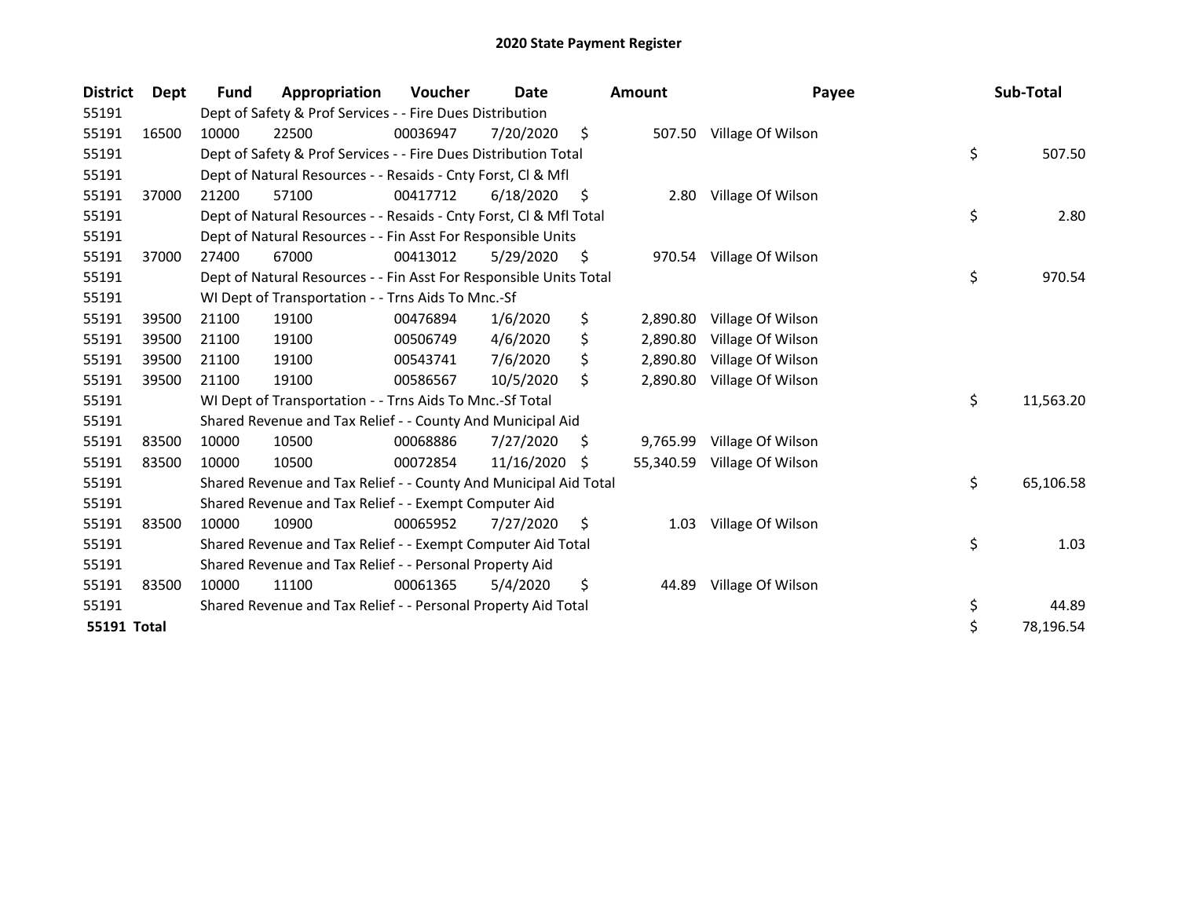# 2020 State Payment Register

| District | Dept | Fund | Appropriation | Voucher | Date | Amount | Payee | Sub-Total |
|---|---|---|---|---|---|---|---|---|
| 55191 | | Dept of Safety & Prof Services - - Fire Dues Distribution | | | | | | |
| 55191 | 16500 | 10000 | 22500 | 00036947 | 7/20/2020 | $ 507.50 | Village Of Wilson | |
| 55191 | | Dept of Safety & Prof Services - - Fire Dues Distribution Total | | | | | | $ 507.50 |
| 55191 | | Dept of Natural Resources - - Resaids - Cnty Forst, Cl & Mfl | | | | | | |
| 55191 | 37000 | 21200 | 57100 | 00417712 | 6/18/2020 | $ 2.80 | Village Of Wilson | |
| 55191 | | Dept of Natural Resources - - Resaids - Cnty Forst, Cl & Mfl Total | | | | | | $ 2.80 |
| 55191 | | Dept of Natural Resources - - Fin Asst For Responsible Units | | | | | | |
| 55191 | 37000 | 27400 | 67000 | 00413012 | 5/29/2020 | $ 970.54 | Village Of Wilson | |
| 55191 | | Dept of Natural Resources - - Fin Asst For Responsible Units Total | | | | | | $ 970.54 |
| 55191 | | WI Dept of Transportation - - Trns Aids To Mnc.-Sf | | | | | | |
| 55191 | 39500 | 21100 | 19100 | 00476894 | 1/6/2020 | $ 2,890.80 | Village Of Wilson | |
| 55191 | 39500 | 21100 | 19100 | 00506749 | 4/6/2020 | $ 2,890.80 | Village Of Wilson | |
| 55191 | 39500 | 21100 | 19100 | 00543741 | 7/6/2020 | $ 2,890.80 | Village Of Wilson | |
| 55191 | 39500 | 21100 | 19100 | 00586567 | 10/5/2020 | $ 2,890.80 | Village Of Wilson | |
| 55191 | | WI Dept of Transportation - - Trns Aids To Mnc.-Sf Total | | | | | | $ 11,563.20 |
| 55191 | | Shared Revenue and Tax Relief - - County And Municipal Aid | | | | | | |
| 55191 | 83500 | 10000 | 10500 | 00068886 | 7/27/2020 | $ 9,765.99 | Village Of Wilson | |
| 55191 | 83500 | 10000 | 10500 | 00072854 | 11/16/2020 | $ 55,340.59 | Village Of Wilson | |
| 55191 | | Shared Revenue and Tax Relief - - County And Municipal Aid Total | | | | | | $ 65,106.58 |
| 55191 | | Shared Revenue and Tax Relief - - Exempt Computer Aid | | | | | | |
| 55191 | 83500 | 10000 | 10900 | 00065952 | 7/27/2020 | $ 1.03 | Village Of Wilson | |
| 55191 | | Shared Revenue and Tax Relief - - Exempt Computer Aid Total | | | | | | $ 1.03 |
| 55191 | | Shared Revenue and Tax Relief - - Personal Property Aid | | | | | | |
| 55191 | 83500 | 10000 | 11100 | 00061365 | 5/4/2020 | $ 44.89 | Village Of Wilson | |
| 55191 | | Shared Revenue and Tax Relief - - Personal Property Aid Total | | | | | | $ 44.89 |
| **55191 Total** | | | | | | | | $ 78,196.54 |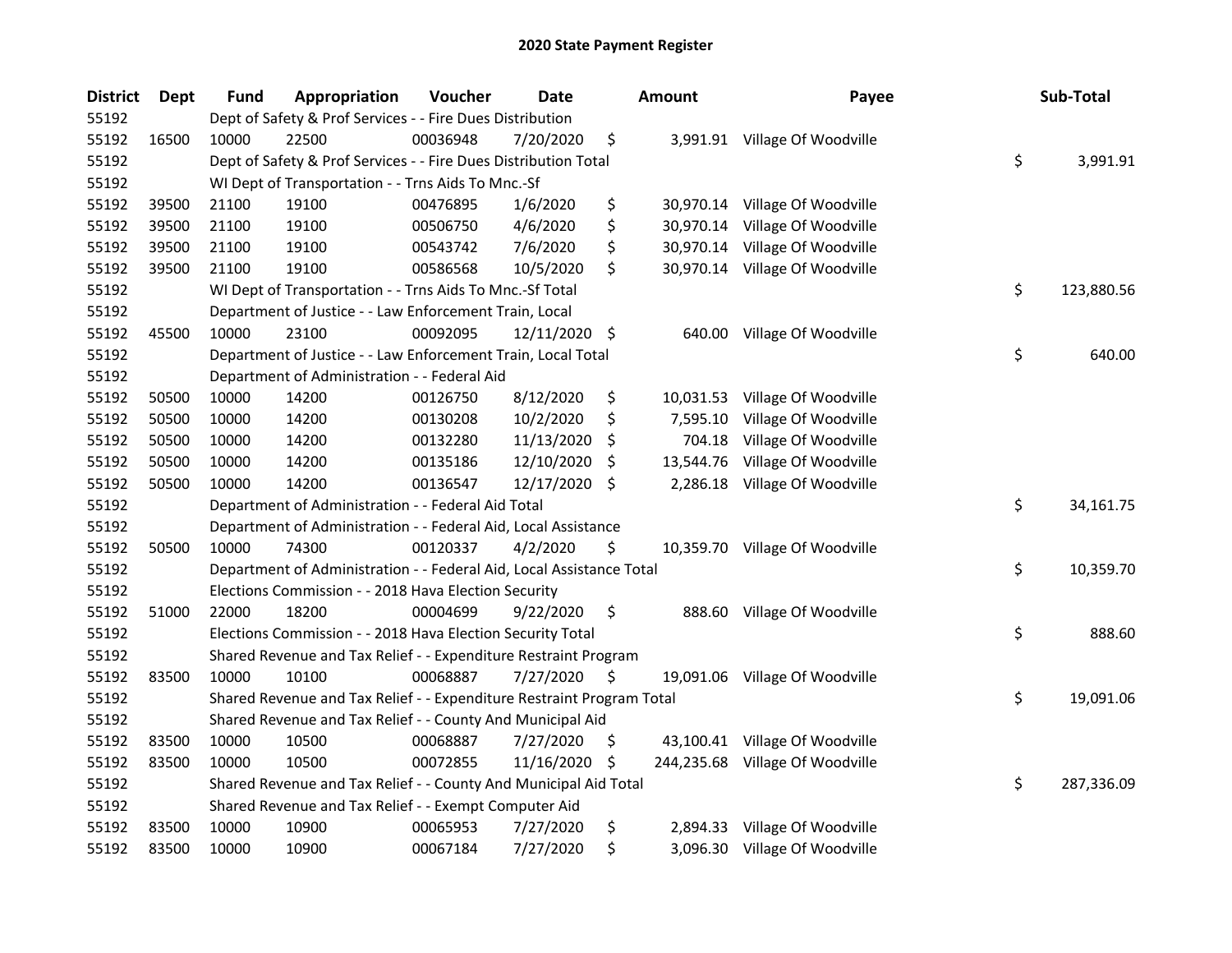# 2020 State Payment Register

| District | Dept | Fund | Appropriation | Voucher | Date | Amount | Payee | Sub-Total |
|---|---|---|---|---|---|---|---|---|
| 55192 | | Dept of Safety & Prof Services - - Fire Dues Distribution | | | | | | |
| 55192 | 16500 | 10000 | 22500 | 00036948 | 7/20/2020 | $ 3,991.91 | Village Of Woodville | |
| 55192 | | Dept of Safety & Prof Services - - Fire Dues Distribution Total | | | | | | $ 3,991.91 |
| 55192 | | WI Dept of Transportation - - Trns Aids To Mnc.-Sf | | | | | | |
| 55192 | 39500 | 21100 | 19100 | 00476895 | 1/6/2020 | $ 30,970.14 | Village Of Woodville | |
| 55192 | 39500 | 21100 | 19100 | 00506750 | 4/6/2020 | $ 30,970.14 | Village Of Woodville | |
| 55192 | 39500 | 21100 | 19100 | 00543742 | 7/6/2020 | $ 30,970.14 | Village Of Woodville | |
| 55192 | 39500 | 21100 | 19100 | 00586568 | 10/5/2020 | $ 30,970.14 | Village Of Woodville | |
| 55192 | | WI Dept of Transportation - - Trns Aids To Mnc.-Sf Total | | | | | | $ 123,880.56 |
| 55192 | | Department of Justice - - Law Enforcement Train, Local | | | | | | |
| 55192 | 45500 | 10000 | 23100 | 00092095 | 12/11/2020 | $ 640.00 | Village Of Woodville | |
| 55192 | | Department of Justice - - Law Enforcement Train, Local Total | | | | | | $ 640.00 |
| 55192 | | Department of Administration - - Federal Aid | | | | | | |
| 55192 | 50500 | 10000 | 14200 | 00126750 | 8/12/2020 | $ 10,031.53 | Village Of Woodville | |
| 55192 | 50500 | 10000 | 14200 | 00130208 | 10/2/2020 | $ 7,595.10 | Village Of Woodville | |
| 55192 | 50500 | 10000 | 14200 | 00132280 | 11/13/2020 | $ 704.18 | Village Of Woodville | |
| 55192 | 50500 | 10000 | 14200 | 00135186 | 12/10/2020 | $ 13,544.76 | Village Of Woodville | |
| 55192 | 50500 | 10000 | 14200 | 00136547 | 12/17/2020 | $ 2,286.18 | Village Of Woodville | |
| 55192 | | Department of Administration - - Federal Aid Total | | | | | | $ 34,161.75 |
| 55192 | | Department of Administration - - Federal Aid, Local Assistance | | | | | | |
| 55192 | 50500 | 10000 | 74300 | 00120337 | 4/2/2020 | $ 10,359.70 | Village Of Woodville | |
| 55192 | | Department of Administration - - Federal Aid, Local Assistance Total | | | | | | $ 10,359.70 |
| 55192 | | Elections Commission - - 2018 Hava Election Security | | | | | | |
| 55192 | 51000 | 22000 | 18200 | 00004699 | 9/22/2020 | $ 888.60 | Village Of Woodville | |
| 55192 | | Elections Commission - - 2018 Hava Election Security Total | | | | | | $ 888.60 |
| 55192 | | Shared Revenue and Tax Relief - - Expenditure Restraint Program | | | | | | |
| 55192 | 83500 | 10000 | 10100 | 00068887 | 7/27/2020 | $ 19,091.06 | Village Of Woodville | |
| 55192 | | Shared Revenue and Tax Relief - - Expenditure Restraint Program Total | | | | | | $ 19,091.06 |
| 55192 | | Shared Revenue and Tax Relief - - County And Municipal Aid | | | | | | |
| 55192 | 83500 | 10000 | 10500 | 00068887 | 7/27/2020 | $ 43,100.41 | Village Of Woodville | |
| 55192 | 83500 | 10000 | 10500 | 00072855 | 11/16/2020 | $ 244,235.68 | Village Of Woodville | |
| 55192 | | Shared Revenue and Tax Relief - - County And Municipal Aid Total | | | | | | $ 287,336.09 |
| 55192 | | Shared Revenue and Tax Relief - - Exempt Computer Aid | | | | | | |
| 55192 | 83500 | 10000 | 10900 | 00065953 | 7/27/2020 | $ 2,894.33 | Village Of Woodville | |
| 55192 | 83500 | 10000 | 10900 | 00067184 | 7/27/2020 | $ 3,096.30 | Village Of Woodville | |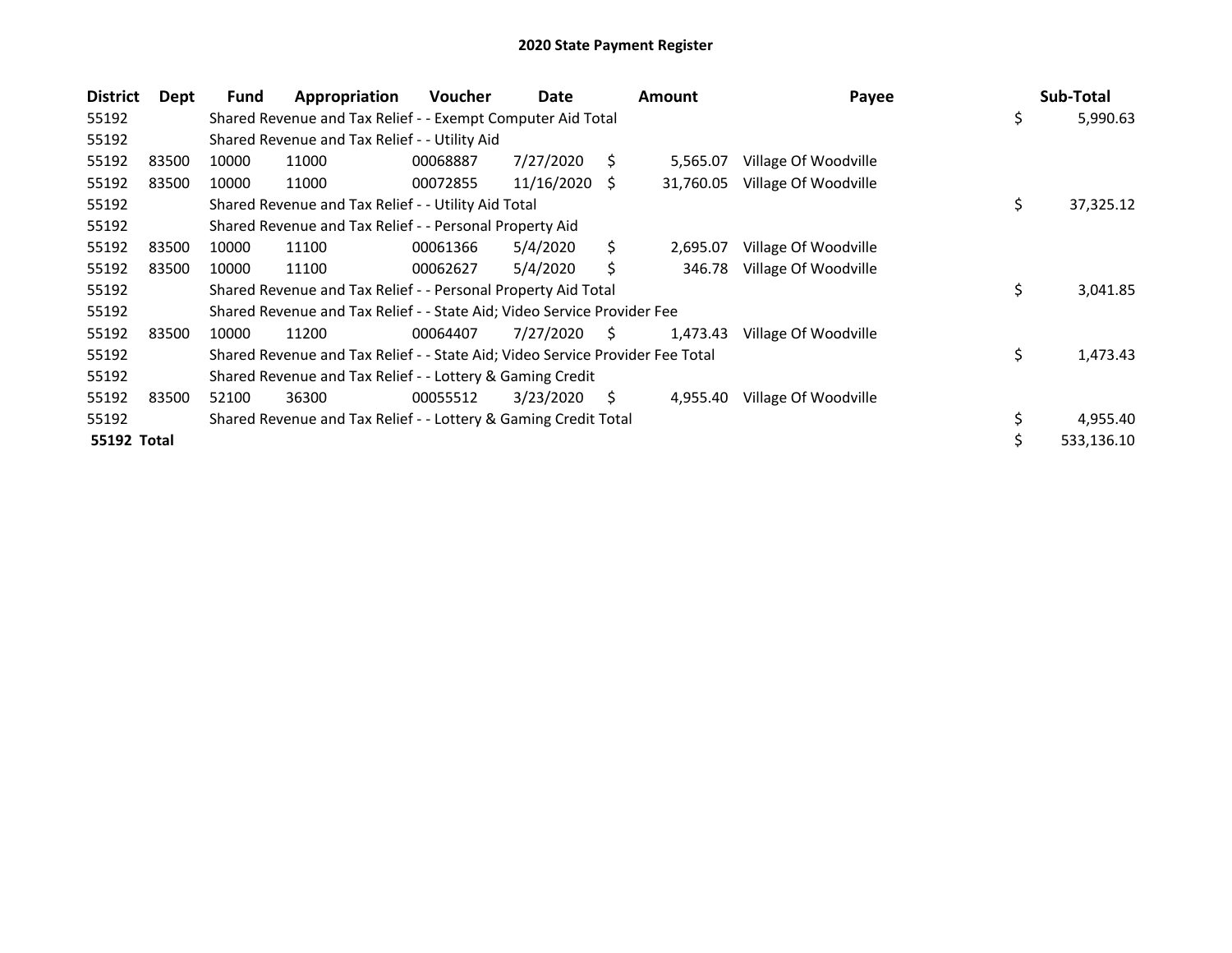# 2020 State Payment Register

| District | Dept | Fund | Appropriation | Voucher | Date | Amount | Payee | Sub-Total |
|---|---|---|---|---|---|---|---|---|
| 55192 | | Shared Revenue and Tax Relief - - Exempt Computer Aid Total | | | | | | $ 5,990.63 |
| 55192 | | Shared Revenue and Tax Relief - - Utility Aid | | | | | | |
| 55192 | 83500 | 10000 | 11000 | 00068887 | 7/27/2020 | $ 5,565.07 | Village Of Woodville | |
| 55192 | 83500 | 10000 | 11000 | 00072855 | 11/16/2020 | $ 31,760.05 | Village Of Woodville | |
| 55192 | | Shared Revenue and Tax Relief - - Utility Aid Total | | | | | | $ 37,325.12 |
| 55192 | | Shared Revenue and Tax Relief - - Personal Property Aid | | | | | | |
| 55192 | 83500 | 10000 | 11100 | 00061366 | 5/4/2020 | $ 2,695.07 | Village Of Woodville | |
| 55192 | 83500 | 10000 | 11100 | 00062627 | 5/4/2020 | $ 346.78 | Village Of Woodville | |
| 55192 | | Shared Revenue and Tax Relief - - Personal Property Aid Total | | | | | | $ 3,041.85 |
| 55192 | | Shared Revenue and Tax Relief - - State Aid; Video Service Provider Fee | | | | | | |
| 55192 | 83500 | 10000 | 11200 | 00064407 | 7/27/2020 | $ 1,473.43 | Village Of Woodville | |
| 55192 | | Shared Revenue and Tax Relief - - State Aid; Video Service Provider Fee Total | | | | | | $ 1,473.43 |
| 55192 | | Shared Revenue and Tax Relief - - Lottery & Gaming Credit | | | | | | |
| 55192 | 83500 | 52100 | 36300 | 00055512 | 3/23/2020 | $ 4,955.40 | Village Of Woodville | |
| 55192 | | Shared Revenue and Tax Relief - - Lottery & Gaming Credit Total | | | | | | $ 4,955.40 |
| **55192 Total** | | | | | | | | $ 533,136.10 |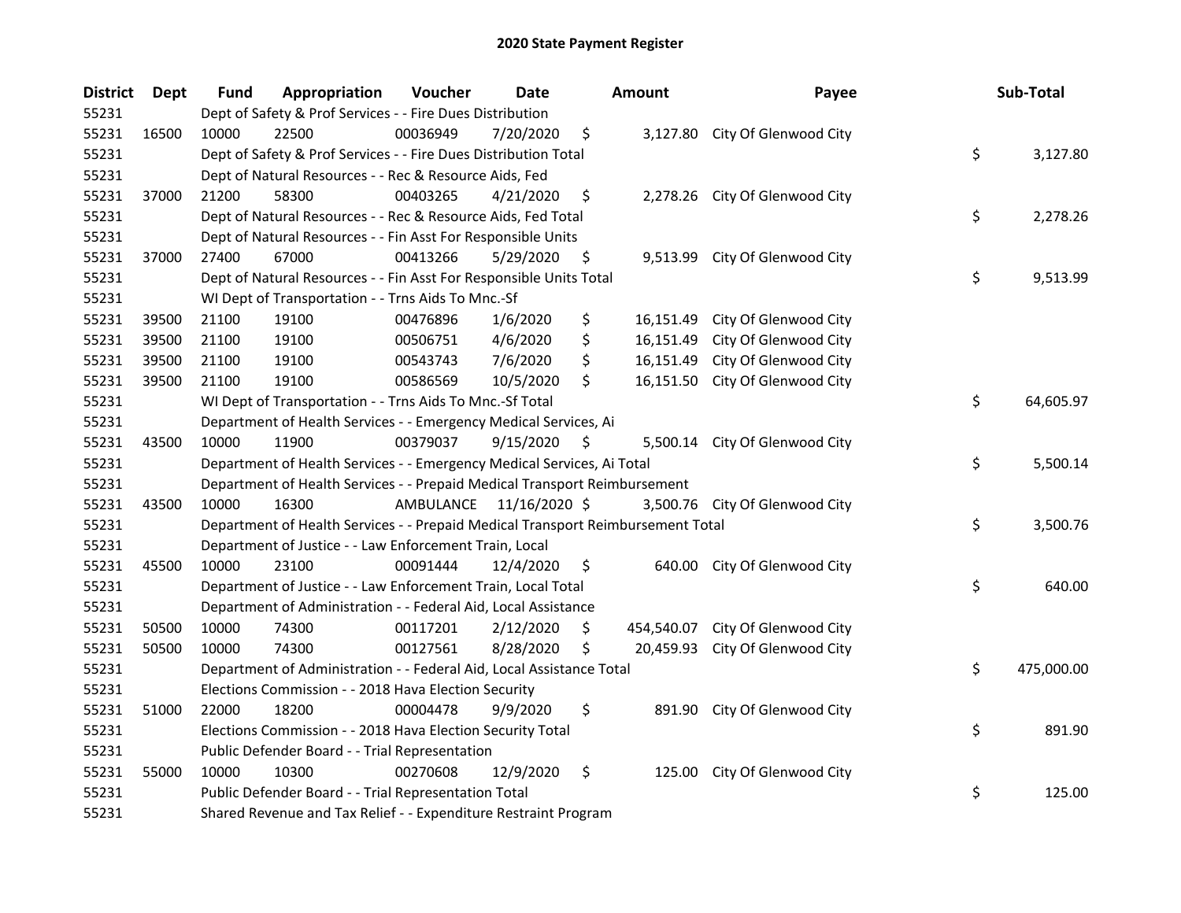## 2020 State Payment Register

| District | Dept | Fund | Appropriation | Voucher | Date | Amount | Payee | Sub-Total |
|---|---|---|---|---|---|---|---|---|
| 55231 | | Dept of Safety & Prof Services - - Fire Dues Distribution | | | | | | |
| 55231 | 16500 | 10000 | 22500 | 00036949 | 7/20/2020 | $ 3,127.80 | City Of Glenwood City | |
| 55231 | | Dept of Safety & Prof Services - - Fire Dues Distribution Total | | | | | | $ 3,127.80 |
| 55231 | | Dept of Natural Resources - - Rec & Resource Aids, Fed | | | | | | |
| 55231 | 37000 | 21200 | 58300 | 00403265 | 4/21/2020 | $ 2,278.26 | City Of Glenwood City | |
| 55231 | | Dept of Natural Resources - - Rec & Resource Aids, Fed Total | | | | | | $ 2,278.26 |
| 55231 | | Dept of Natural Resources - - Fin Asst For Responsible Units | | | | | | |
| 55231 | 37000 | 27400 | 67000 | 00413266 | 5/29/2020 | $ 9,513.99 | City Of Glenwood City | |
| 55231 | | Dept of Natural Resources - - Fin Asst For Responsible Units Total | | | | | | $ 9,513.99 |
| 55231 | | WI Dept of Transportation - - Trns Aids To Mnc.-Sf | | | | | | |
| 55231 | 39500 | 21100 | 19100 | 00476896 | 1/6/2020 | $ 16,151.49 | City Of Glenwood City | |
| 55231 | 39500 | 21100 | 19100 | 00506751 | 4/6/2020 | $ 16,151.49 | City Of Glenwood City | |
| 55231 | 39500 | 21100 | 19100 | 00543743 | 7/6/2020 | $ 16,151.49 | City Of Glenwood City | |
| 55231 | 39500 | 21100 | 19100 | 00586569 | 10/5/2020 | $ 16,151.50 | City Of Glenwood City | |
| 55231 | | WI Dept of Transportation - - Trns Aids To Mnc.-Sf Total | | | | | | $ 64,605.97 |
| 55231 | | Department of Health Services - - Emergency Medical Services, Ai | | | | | | |
| 55231 | 43500 | 10000 | 11900 | 00379037 | 9/15/2020 | $ 5,500.14 | City Of Glenwood City | |
| 55231 | | Department of Health Services - - Emergency Medical Services, Ai Total | | | | | | $ 5,500.14 |
| 55231 | | Department of Health Services - - Prepaid Medical Transport Reimbursement | | | | | | |
| 55231 | 43500 | 10000 | 16300 | AMBULANCE | 11/16/2020 | $ 3,500.76 | City Of Glenwood City | |
| 55231 | | Department of Health Services - - Prepaid Medical Transport Reimbursement Total | | | | | | $ 3,500.76 |
| 55231 | | Department of Justice - - Law Enforcement Train, Local | | | | | | |
| 55231 | 45500 | 10000 | 23100 | 00091444 | 12/4/2020 | $ 640.00 | City Of Glenwood City | |
| 55231 | | Department of Justice - - Law Enforcement Train, Local Total | | | | | | $ 640.00 |
| 55231 | | Department of Administration - - Federal Aid, Local Assistance | | | | | | |
| 55231 | 50500 | 10000 | 74300 | 00117201 | 2/12/2020 | $ 454,540.07 | City Of Glenwood City | |
| 55231 | 50500 | 10000 | 74300 | 00127561 | 8/28/2020 | $ 20,459.93 | City Of Glenwood City | |
| 55231 | | Department of Administration - - Federal Aid, Local Assistance Total | | | | | | $ 475,000.00 |
| 55231 | | Elections Commission - - 2018 Hava Election Security | | | | | | |
| 55231 | 51000 | 22000 | 18200 | 00004478 | 9/9/2020 | $ 891.90 | City Of Glenwood City | |
| 55231 | | Elections Commission - - 2018 Hava Election Security Total | | | | | | $ 891.90 |
| 55231 | | Public Defender Board - - Trial Representation | | | | | | |
| 55231 | 55000 | 10000 | 10300 | 00270608 | 12/9/2020 | $ 125.00 | City Of Glenwood City | |
| 55231 | | Public Defender Board - - Trial Representation Total | | | | | | $ 125.00 |
| 55231 | | Shared Revenue and Tax Relief - - Expenditure Restraint Program | | | | | | |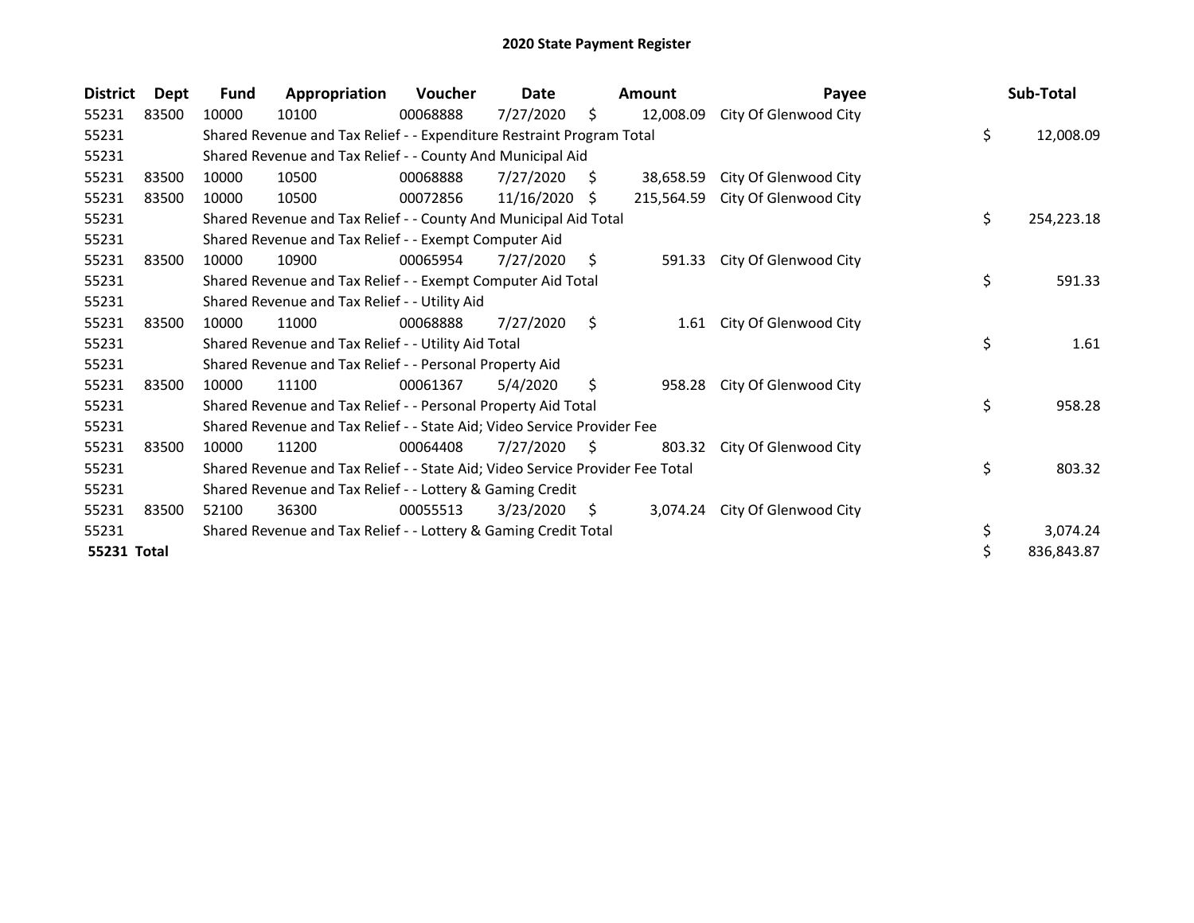# 2020 State Payment Register

| District | Dept | Fund | Appropriation | Voucher | Date | Amount | Payee | Sub-Total |
|---|---|---|---|---|---|---|---|---|
| 55231 | 83500 | 10000 | 10100 | 00068888 | 7/27/2020 | $ 12,008.09 | City Of Glenwood City | |
| 55231 | | Shared Revenue and Tax Relief - - Expenditure Restraint Program Total | | | | | | $ 12,008.09 |
| 55231 | | Shared Revenue and Tax Relief - - County And Municipal Aid | | | | | | |
| 55231 | 83500 | 10000 | 10500 | 00068888 | 7/27/2020 | $ 38,658.59 | City Of Glenwood City | |
| 55231 | 83500 | 10000 | 10500 | 00072856 | 11/16/2020 | $ 215,564.59 | City Of Glenwood City | |
| 55231 | | Shared Revenue and Tax Relief - - County And Municipal Aid Total | | | | | | $ 254,223.18 |
| 55231 | | Shared Revenue and Tax Relief - - Exempt Computer Aid | | | | | | |
| 55231 | 83500 | 10000 | 10900 | 00065954 | 7/27/2020 | $ 591.33 | City Of Glenwood City | |
| 55231 | | Shared Revenue and Tax Relief - - Exempt Computer Aid Total | | | | | | $ 591.33 |
| 55231 | | Shared Revenue and Tax Relief - - Utility Aid | | | | | | |
| 55231 | 83500 | 10000 | 11000 | 00068888 | 7/27/2020 | $ 1.61 | City Of Glenwood City | |
| 55231 | | Shared Revenue and Tax Relief - - Utility Aid Total | | | | | | $ 1.61 |
| 55231 | | Shared Revenue and Tax Relief - - Personal Property Aid | | | | | | |
| 55231 | 83500 | 10000 | 11100 | 00061367 | 5/4/2020 | $ 958.28 | City Of Glenwood City | |
| 55231 | | Shared Revenue and Tax Relief - - Personal Property Aid Total | | | | | | $ 958.28 |
| 55231 | | Shared Revenue and Tax Relief - - State Aid; Video Service Provider Fee | | | | | | |
| 55231 | 83500 | 10000 | 11200 | 00064408 | 7/27/2020 | $ 803.32 | City Of Glenwood City | |
| 55231 | | Shared Revenue and Tax Relief - - State Aid; Video Service Provider Fee Total | | | | | | $ 803.32 |
| 55231 | | Shared Revenue and Tax Relief - - Lottery & Gaming Credit | | | | | | |
| 55231 | 83500 | 52100 | 36300 | 00055513 | 3/23/2020 | $ 3,074.24 | City Of Glenwood City | |
| 55231 | | Shared Revenue and Tax Relief - - Lottery & Gaming Credit Total | | | | | | $ 3,074.24 |
| **55231 Total** | | | | | | | | $ 836,843.87 |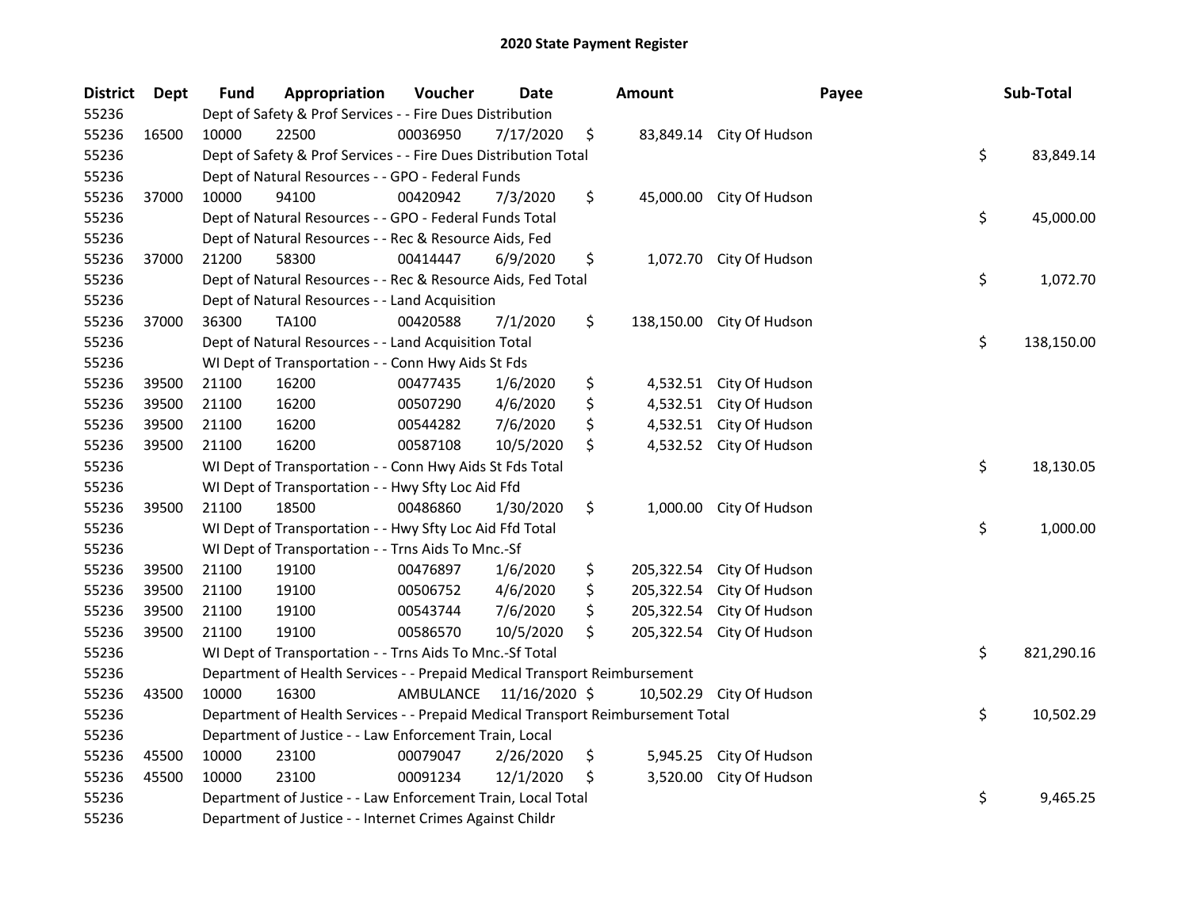# 2020 State Payment Register

| District | Dept | Fund | Appropriation | Voucher | Date | Amount | Payee | Sub-Total |
|---|---|---|---|---|---|---|---|---|
| 55236 | | Dept of Safety & Prof Services - - Fire Dues Distribution | | | | | | |
| 55236 | 16500 | 10000 | 22500 | 00036950 | 7/17/2020 | $ 83,849.14 | City Of Hudson | |
| 55236 | | Dept of Safety & Prof Services - - Fire Dues Distribution Total | | | | | | $ 83,849.14 |
| 55236 | | Dept of Natural Resources - - GPO - Federal Funds | | | | | | |
| 55236 | 37000 | 10000 | 94100 | 00420942 | 7/3/2020 | $ 45,000.00 | City Of Hudson | |
| 55236 | | Dept of Natural Resources - - GPO - Federal Funds Total | | | | | | $ 45,000.00 |
| 55236 | | Dept of Natural Resources - - Rec & Resource Aids, Fed | | | | | | |
| 55236 | 37000 | 21200 | 58300 | 00414447 | 6/9/2020 | $ 1,072.70 | City Of Hudson | |
| 55236 | | Dept of Natural Resources - - Rec & Resource Aids, Fed Total | | | | | | $ 1,072.70 |
| 55236 | | Dept of Natural Resources - - Land Acquisition | | | | | | |
| 55236 | 37000 | 36300 | TA100 | 00420588 | 7/1/2020 | $ 138,150.00 | City Of Hudson | |
| 55236 | | Dept of Natural Resources - - Land Acquisition Total | | | | | | $ 138,150.00 |
| 55236 | | WI Dept of Transportation - - Conn Hwy Aids St Fds | | | | | | |
| 55236 | 39500 | 21100 | 16200 | 00477435 | 1/6/2020 | $ 4,532.51 | City Of Hudson | |
| 55236 | 39500 | 21100 | 16200 | 00507290 | 4/6/2020 | $ 4,532.51 | City Of Hudson | |
| 55236 | 39500 | 21100 | 16200 | 00544282 | 7/6/2020 | $ 4,532.51 | City Of Hudson | |
| 55236 | 39500 | 21100 | 16200 | 00587108 | 10/5/2020 | $ 4,532.52 | City Of Hudson | |
| 55236 | | WI Dept of Transportation - - Conn Hwy Aids St Fds Total | | | | | | $ 18,130.05 |
| 55236 | | WI Dept of Transportation - - Hwy Sfty Loc Aid Ffd | | | | | | |
| 55236 | 39500 | 21100 | 18500 | 00486860 | 1/30/2020 | $ 1,000.00 | City Of Hudson | |
| 55236 | | WI Dept of Transportation - - Hwy Sfty Loc Aid Ffd Total | | | | | | $ 1,000.00 |
| 55236 | | WI Dept of Transportation - - Trns Aids To Mnc.-Sf | | | | | | |
| 55236 | 39500 | 21100 | 19100 | 00476897 | 1/6/2020 | $ 205,322.54 | City Of Hudson | |
| 55236 | 39500 | 21100 | 19100 | 00506752 | 4/6/2020 | $ 205,322.54 | City Of Hudson | |
| 55236 | 39500 | 21100 | 19100 | 00543744 | 7/6/2020 | $ 205,322.54 | City Of Hudson | |
| 55236 | 39500 | 21100 | 19100 | 00586570 | 10/5/2020 | $ 205,322.54 | City Of Hudson | |
| 55236 | | WI Dept of Transportation - - Trns Aids To Mnc.-Sf Total | | | | | | $ 821,290.16 |
| 55236 | | Department of Health Services - - Prepaid Medical Transport Reimbursement | | | | | | |
| 55236 | 43500 | 10000 | 16300 | AMBULANCE | 11/16/2020 | $ 10,502.29 | City Of Hudson | |
| 55236 | | Department of Health Services - - Prepaid Medical Transport Reimbursement Total | | | | | | $ 10,502.29 |
| 55236 | | Department of Justice - - Law Enforcement Train, Local | | | | | | |
| 55236 | 45500 | 10000 | 23100 | 00079047 | 2/26/2020 | $ 5,945.25 | City Of Hudson | |
| 55236 | 45500 | 10000 | 23100 | 00091234 | 12/1/2020 | $ 3,520.00 | City Of Hudson | |
| 55236 | | Department of Justice - - Law Enforcement Train, Local Total | | | | | | $ 9,465.25 |
| 55236 | | Department of Justice - - Internet Crimes Against Childr | | | | | | |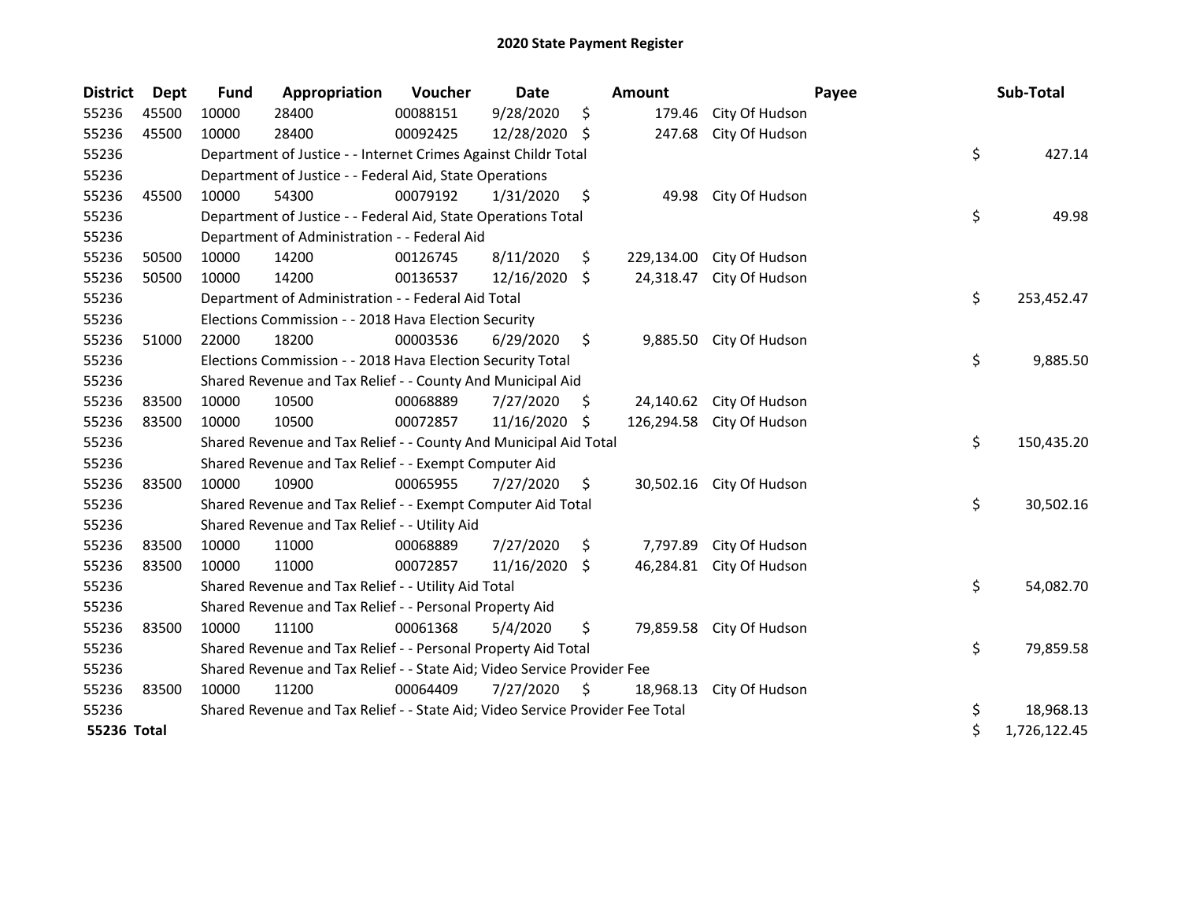# 2020 State Payment Register

| District | Dept | Fund | Appropriation | Voucher | Date | Amount | Payee | Sub-Total |
|---|---|---|---|---|---|---|---|---|
| 55236 | 45500 | 10000 | 28400 | 00088151 | 9/28/2020 | $ 179.46 | City Of Hudson | |
| 55236 | 45500 | 10000 | 28400 | 00092425 | 12/28/2020 | $ 247.68 | City Of Hudson | |
| 55236 | | Department of Justice - - Internet Crimes Against Childr Total | | | | | | $ 427.14 |
| 55236 | | Department of Justice - - Federal Aid, State Operations | | | | | | |
| 55236 | 45500 | 10000 | 54300 | 00079192 | 1/31/2020 | $ 49.98 | City Of Hudson | |
| 55236 | | Department of Justice - - Federal Aid, State Operations Total | | | | | | $ 49.98 |
| 55236 | | Department of Administration - - Federal Aid | | | | | | |
| 55236 | 50500 | 10000 | 14200 | 00126745 | 8/11/2020 | $ 229,134.00 | City Of Hudson | |
| 55236 | 50500 | 10000 | 14200 | 00136537 | 12/16/2020 | $ 24,318.47 | City Of Hudson | |
| 55236 | | Department of Administration - - Federal Aid Total | | | | | | $ 253,452.47 |
| 55236 | | Elections Commission - - 2018 Hava Election Security | | | | | | |
| 55236 | 51000 | 22000 | 18200 | 00003536 | 6/29/2020 | $ 9,885.50 | City Of Hudson | |
| 55236 | | Elections Commission - - 2018 Hava Election Security Total | | | | | | $ 9,885.50 |
| 55236 | | Shared Revenue and Tax Relief - - County And Municipal Aid | | | | | | |
| 55236 | 83500 | 10000 | 10500 | 00068889 | 7/27/2020 | $ 24,140.62 | City Of Hudson | |
| 55236 | 83500 | 10000 | 10500 | 00072857 | 11/16/2020 | $ 126,294.58 | City Of Hudson | |
| 55236 | | Shared Revenue and Tax Relief - - County And Municipal Aid Total | | | | | | $ 150,435.20 |
| 55236 | | Shared Revenue and Tax Relief - - Exempt Computer Aid | | | | | | |
| 55236 | 83500 | 10000 | 10900 | 00065955 | 7/27/2020 | $ 30,502.16 | City Of Hudson | |
| 55236 | | Shared Revenue and Tax Relief - - Exempt Computer Aid Total | | | | | | $ 30,502.16 |
| 55236 | | Shared Revenue and Tax Relief - - Utility Aid | | | | | | |
| 55236 | 83500 | 10000 | 11000 | 00068889 | 7/27/2020 | $ 7,797.89 | City Of Hudson | |
| 55236 | 83500 | 10000 | 11000 | 00072857 | 11/16/2020 | $ 46,284.81 | City Of Hudson | |
| 55236 | | Shared Revenue and Tax Relief - - Utility Aid Total | | | | | | $ 54,082.70 |
| 55236 | | Shared Revenue and Tax Relief - - Personal Property Aid | | | | | | |
| 55236 | 83500 | 10000 | 11100 | 00061368 | 5/4/2020 | $ 79,859.58 | City Of Hudson | |
| 55236 | | Shared Revenue and Tax Relief - - Personal Property Aid Total | | | | | | $ 79,859.58 |
| 55236 | | Shared Revenue and Tax Relief - - State Aid; Video Service Provider Fee | | | | | | |
| 55236 | 83500 | 10000 | 11200 | 00064409 | 7/27/2020 | $ 18,968.13 | City Of Hudson | |
| 55236 | | Shared Revenue and Tax Relief - - State Aid; Video Service Provider Fee Total | | | | | | $ 18,968.13 |
| **55236 Total** | | | | | | | | $ 1,726,122.45 |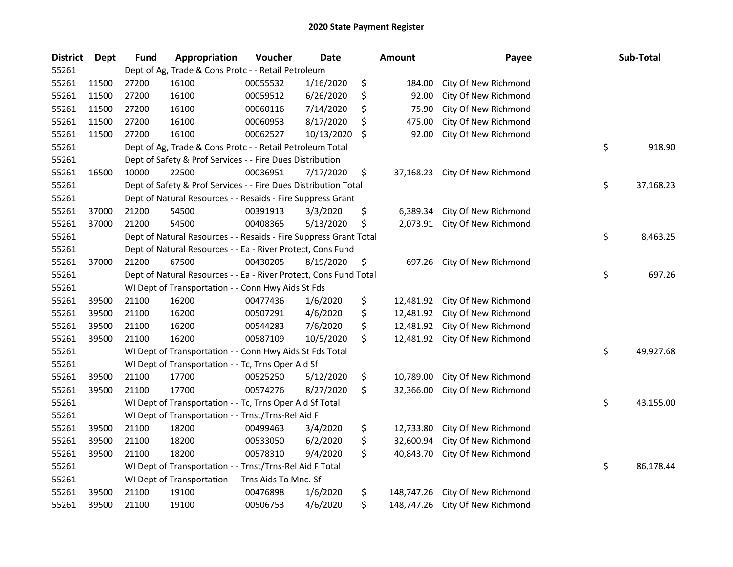## 2020 State Payment Register

| District | Dept | Fund | Appropriation | Voucher | Date | Amount | Payee | Sub-Total |
|---|---|---|---|---|---|---|---|---|
| 55261 | | Dept of Ag, Trade & Cons Protc - - Retail Petroleum | | | | | | |
| 55261 | 11500 | 27200 | 16100 | 00055532 | 1/16/2020 | $ 184.00 | City Of New Richmond | |
| 55261 | 11500 | 27200 | 16100 | 00059512 | 6/26/2020 | $ 92.00 | City Of New Richmond | |
| 55261 | 11500 | 27200 | 16100 | 00060116 | 7/14/2020 | $ 75.90 | City Of New Richmond | |
| 55261 | 11500 | 27200 | 16100 | 00060953 | 8/17/2020 | $ 475.00 | City Of New Richmond | |
| 55261 | 11500 | 27200 | 16100 | 00062527 | 10/13/2020 | $ 92.00 | City Of New Richmond | |
| 55261 | | Dept of Ag, Trade & Cons Protc - - Retail Petroleum Total | | | | | | $ 918.90 |
| 55261 | | Dept of Safety & Prof Services - - Fire Dues Distribution | | | | | | |
| 55261 | 16500 | 10000 | 22500 | 00036951 | 7/17/2020 | $ 37,168.23 | City Of New Richmond | |
| 55261 | | Dept of Safety & Prof Services - - Fire Dues Distribution Total | | | | | | $ 37,168.23 |
| 55261 | | Dept of Natural Resources - - Resaids - Fire Suppress Grant | | | | | | |
| 55261 | 37000 | 21200 | 54500 | 00391913 | 3/3/2020 | $ 6,389.34 | City Of New Richmond | |
| 55261 | 37000 | 21200 | 54500 | 00408365 | 5/13/2020 | $ 2,073.91 | City Of New Richmond | |
| 55261 | | Dept of Natural Resources - - Resaids - Fire Suppress Grant Total | | | | | | $ 8,463.25 |
| 55261 | | Dept of Natural Resources - - Ea - River Protect, Cons Fund | | | | | | |
| 55261 | 37000 | 21200 | 67500 | 00430205 | 8/19/2020 | $ 697.26 | City Of New Richmond | |
| 55261 | | Dept of Natural Resources - - Ea - River Protect, Cons Fund Total | | | | | | $ 697.26 |
| 55261 | | WI Dept of Transportation - - Conn Hwy Aids St Fds | | | | | | |
| 55261 | 39500 | 21100 | 16200 | 00477436 | 1/6/2020 | $ 12,481.92 | City Of New Richmond | |
| 55261 | 39500 | 21100 | 16200 | 00507291 | 4/6/2020 | $ 12,481.92 | City Of New Richmond | |
| 55261 | 39500 | 21100 | 16200 | 00544283 | 7/6/2020 | $ 12,481.92 | City Of New Richmond | |
| 55261 | 39500 | 21100 | 16200 | 00587109 | 10/5/2020 | $ 12,481.92 | City Of New Richmond | |
| 55261 | | WI Dept of Transportation - - Conn Hwy Aids St Fds Total | | | | | | $ 49,927.68 |
| 55261 | | WI Dept of Transportation - - Tc, Trns Oper Aid Sf | | | | | | |
| 55261 | 39500 | 21100 | 17700 | 00525250 | 5/12/2020 | $ 10,789.00 | City Of New Richmond | |
| 55261 | 39500 | 21100 | 17700 | 00574276 | 8/27/2020 | $ 32,366.00 | City Of New Richmond | |
| 55261 | | WI Dept of Transportation - - Tc, Trns Oper Aid Sf Total | | | | | | $ 43,155.00 |
| 55261 | | WI Dept of Transportation - - Trnst/Trns-Rel Aid F | | | | | | |
| 55261 | 39500 | 21100 | 18200 | 00499463 | 3/4/2020 | $ 12,733.80 | City Of New Richmond | |
| 55261 | 39500 | 21100 | 18200 | 00533050 | 6/2/2020 | $ 32,600.94 | City Of New Richmond | |
| 55261 | 39500 | 21100 | 18200 | 00578310 | 9/4/2020 | $ 40,843.70 | City Of New Richmond | |
| 55261 | | WI Dept of Transportation - - Trnst/Trns-Rel Aid F Total | | | | | | $ 86,178.44 |
| 55261 | | WI Dept of Transportation - - Trns Aids To Mnc.-Sf | | | | | | |
| 55261 | 39500 | 21100 | 19100 | 00476898 | 1/6/2020 | $ 148,747.26 | City Of New Richmond | |
| 55261 | 39500 | 21100 | 19100 | 00506753 | 4/6/2020 | $ 148,747.26 | City Of New Richmond | |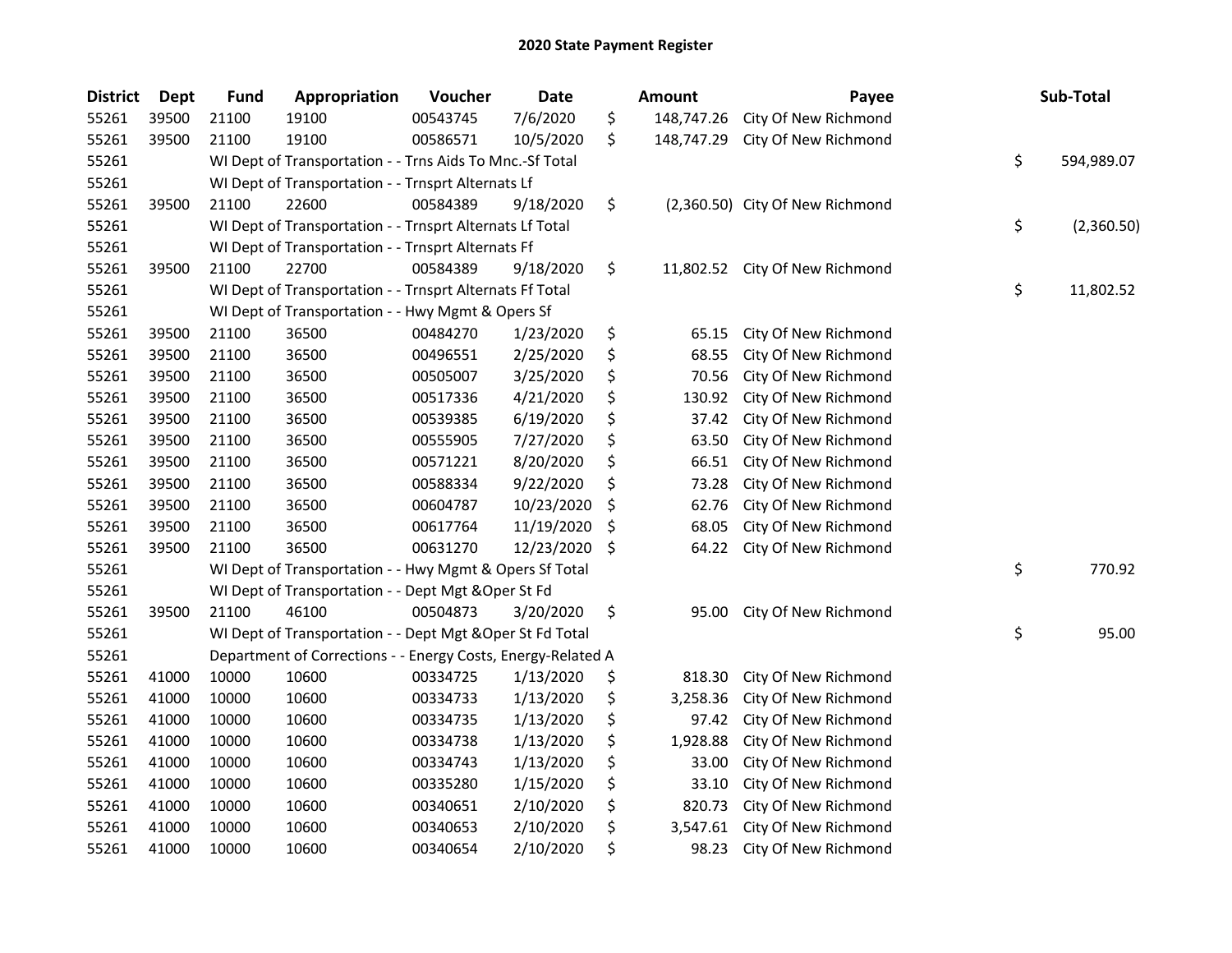## 2020 State Payment Register

| District | Dept | Fund | Appropriation | Voucher | Date | Amount | Payee | Sub-Total |
|---|---|---|---|---|---|---|---|---|
| 55261 | 39500 | 21100 | 19100 | 00543745 | 7/6/2020 | $ 148,747.26 | City Of New Richmond | |
| 55261 | 39500 | 21100 | 19100 | 00586571 | 10/5/2020 | $ 148,747.29 | City Of New Richmond | |
| 55261 | | WI Dept of Transportation - - Trns Aids To Mnc.-Sf Total | | | | | | $ 594,989.07 |
| 55261 | | WI Dept of Transportation - - Trnsprt Alternats Lf | | | | | | |
| 55261 | 39500 | 21100 | 22600 | 00584389 | 9/18/2020 | $ (2,360.50) | City Of New Richmond | |
| 55261 | | WI Dept of Transportation - - Trnsprt Alternats Lf Total | | | | | | $ (2,360.50) |
| 55261 | | WI Dept of Transportation - - Trnsprt Alternats Ff | | | | | | |
| 55261 | 39500 | 21100 | 22700 | 00584389 | 9/18/2020 | $ 11,802.52 | City Of New Richmond | |
| 55261 | | WI Dept of Transportation - - Trnsprt Alternats Ff Total | | | | | | $ 11,802.52 |
| 55261 | | WI Dept of Transportation - - Hwy Mgmt & Opers Sf | | | | | | |
| 55261 | 39500 | 21100 | 36500 | 00484270 | 1/23/2020 | $ 65.15 | City Of New Richmond | |
| 55261 | 39500 | 21100 | 36500 | 00496551 | 2/25/2020 | $ 68.55 | City Of New Richmond | |
| 55261 | 39500 | 21100 | 36500 | 00505007 | 3/25/2020 | $ 70.56 | City Of New Richmond | |
| 55261 | 39500 | 21100 | 36500 | 00517336 | 4/21/2020 | $ 130.92 | City Of New Richmond | |
| 55261 | 39500 | 21100 | 36500 | 00539385 | 6/19/2020 | $ 37.42 | City Of New Richmond | |
| 55261 | 39500 | 21100 | 36500 | 00555905 | 7/27/2020 | $ 63.50 | City Of New Richmond | |
| 55261 | 39500 | 21100 | 36500 | 00571221 | 8/20/2020 | $ 66.51 | City Of New Richmond | |
| 55261 | 39500 | 21100 | 36500 | 00588334 | 9/22/2020 | $ 73.28 | City Of New Richmond | |
| 55261 | 39500 | 21100 | 36500 | 00604787 | 10/23/2020 | $ 62.76 | City Of New Richmond | |
| 55261 | 39500 | 21100 | 36500 | 00617764 | 11/19/2020 | $ 68.05 | City Of New Richmond | |
| 55261 | 39500 | 21100 | 36500 | 00631270 | 12/23/2020 | $ 64.22 | City Of New Richmond | |
| 55261 | | WI Dept of Transportation - - Hwy Mgmt & Opers Sf Total | | | | | | $ 770.92 |
| 55261 | | WI Dept of Transportation - - Dept Mgt &Oper St Fd | | | | | | |
| 55261 | 39500 | 21100 | 46100 | 00504873 | 3/20/2020 | $ 95.00 | City Of New Richmond | |
| 55261 | | WI Dept of Transportation - - Dept Mgt &Oper St Fd Total | | | | | | $ 95.00 |
| 55261 | | Department of Corrections - - Energy Costs, Energy-Related A | | | | | | |
| 55261 | 41000 | 10000 | 10600 | 00334725 | 1/13/2020 | $ 818.30 | City Of New Richmond | |
| 55261 | 41000 | 10000 | 10600 | 00334733 | 1/13/2020 | $ 3,258.36 | City Of New Richmond | |
| 55261 | 41000 | 10000 | 10600 | 00334735 | 1/13/2020 | $ 97.42 | City Of New Richmond | |
| 55261 | 41000 | 10000 | 10600 | 00334738 | 1/13/2020 | $ 1,928.88 | City Of New Richmond | |
| 55261 | 41000 | 10000 | 10600 | 00334743 | 1/13/2020 | $ 33.00 | City Of New Richmond | |
| 55261 | 41000 | 10000 | 10600 | 00335280 | 1/15/2020 | $ 33.10 | City Of New Richmond | |
| 55261 | 41000 | 10000 | 10600 | 00340651 | 2/10/2020 | $ 820.73 | City Of New Richmond | |
| 55261 | 41000 | 10000 | 10600 | 00340653 | 2/10/2020 | $ 3,547.61 | City Of New Richmond | |
| 55261 | 41000 | 10000 | 10600 | 00340654 | 2/10/2020 | $ 98.23 | City Of New Richmond | |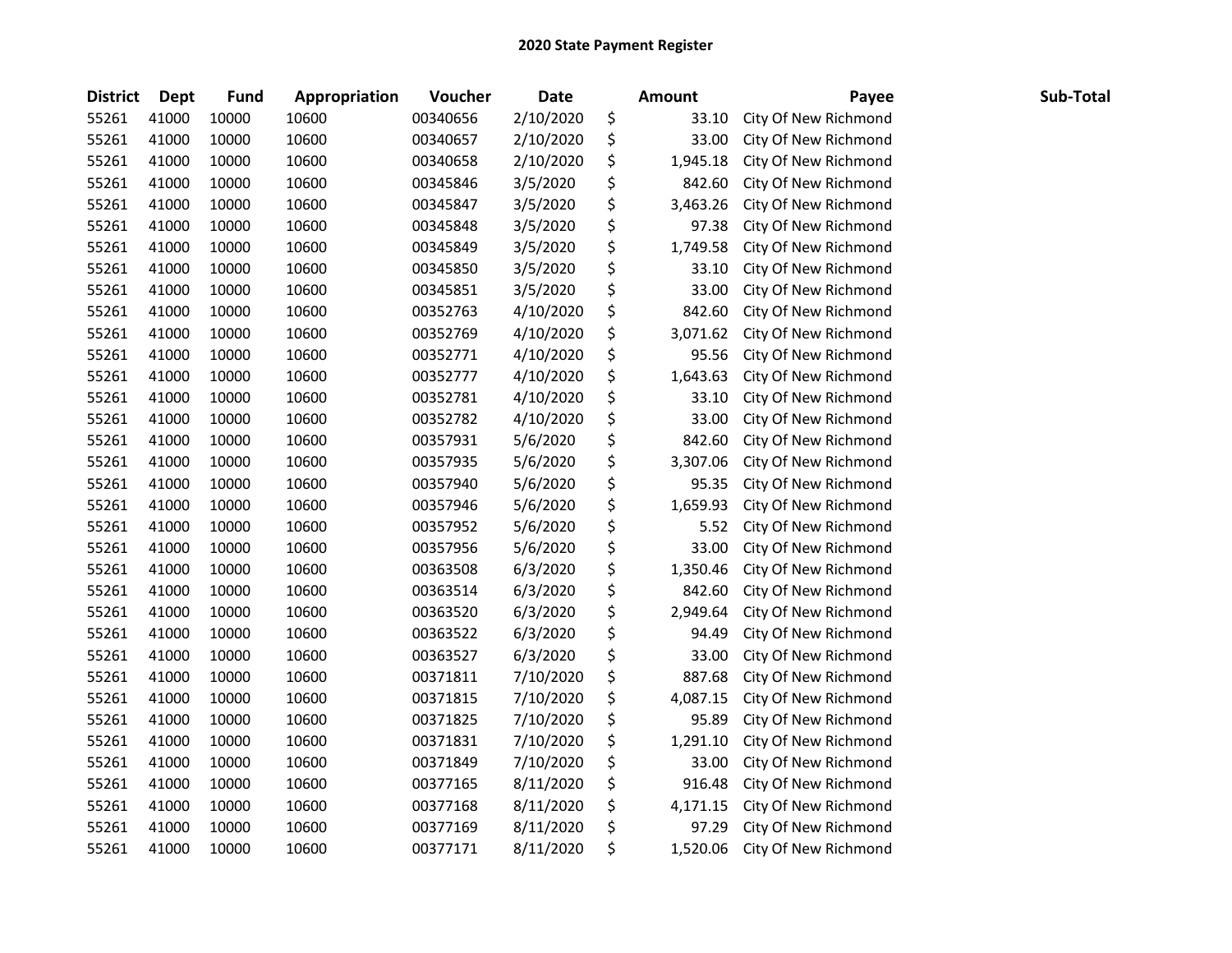# 2020 State Payment Register

| District | Dept | Fund | Appropriation | Voucher | Date | Amount | Payee | Sub-Total |
|---|---|---|---|---|---|---|---|---|
| 55261 | 41000 | 10000 | 10600 | 00340656 | 2/10/2020 | $ 33.10 | City Of New Richmond | |
| 55261 | 41000 | 10000 | 10600 | 00340657 | 2/10/2020 | $ 33.00 | City Of New Richmond | |
| 55261 | 41000 | 10000 | 10600 | 00340658 | 2/10/2020 | $ 1,945.18 | City Of New Richmond | |
| 55261 | 41000 | 10000 | 10600 | 00345846 | 3/5/2020 | $ 842.60 | City Of New Richmond | |
| 55261 | 41000 | 10000 | 10600 | 00345847 | 3/5/2020 | $ 3,463.26 | City Of New Richmond | |
| 55261 | 41000 | 10000 | 10600 | 00345848 | 3/5/2020 | $ 97.38 | City Of New Richmond | |
| 55261 | 41000 | 10000 | 10600 | 00345849 | 3/5/2020 | $ 1,749.58 | City Of New Richmond | |
| 55261 | 41000 | 10000 | 10600 | 00345850 | 3/5/2020 | $ 33.10 | City Of New Richmond | |
| 55261 | 41000 | 10000 | 10600 | 00345851 | 3/5/2020 | $ 33.00 | City Of New Richmond | |
| 55261 | 41000 | 10000 | 10600 | 00352763 | 4/10/2020 | $ 842.60 | City Of New Richmond | |
| 55261 | 41000 | 10000 | 10600 | 00352769 | 4/10/2020 | $ 3,071.62 | City Of New Richmond | |
| 55261 | 41000 | 10000 | 10600 | 00352771 | 4/10/2020 | $ 95.56 | City Of New Richmond | |
| 55261 | 41000 | 10000 | 10600 | 00352777 | 4/10/2020 | $ 1,643.63 | City Of New Richmond | |
| 55261 | 41000 | 10000 | 10600 | 00352781 | 4/10/2020 | $ 33.10 | City Of New Richmond | |
| 55261 | 41000 | 10000 | 10600 | 00352782 | 4/10/2020 | $ 33.00 | City Of New Richmond | |
| 55261 | 41000 | 10000 | 10600 | 00357931 | 5/6/2020 | $ 842.60 | City Of New Richmond | |
| 55261 | 41000 | 10000 | 10600 | 00357935 | 5/6/2020 | $ 3,307.06 | City Of New Richmond | |
| 55261 | 41000 | 10000 | 10600 | 00357940 | 5/6/2020 | $ 95.35 | City Of New Richmond | |
| 55261 | 41000 | 10000 | 10600 | 00357946 | 5/6/2020 | $ 1,659.93 | City Of New Richmond | |
| 55261 | 41000 | 10000 | 10600 | 00357952 | 5/6/2020 | $ 5.52 | City Of New Richmond | |
| 55261 | 41000 | 10000 | 10600 | 00357956 | 5/6/2020 | $ 33.00 | City Of New Richmond | |
| 55261 | 41000 | 10000 | 10600 | 00363508 | 6/3/2020 | $ 1,350.46 | City Of New Richmond | |
| 55261 | 41000 | 10000 | 10600 | 00363514 | 6/3/2020 | $ 842.60 | City Of New Richmond | |
| 55261 | 41000 | 10000 | 10600 | 00363520 | 6/3/2020 | $ 2,949.64 | City Of New Richmond | |
| 55261 | 41000 | 10000 | 10600 | 00363522 | 6/3/2020 | $ 94.49 | City Of New Richmond | |
| 55261 | 41000 | 10000 | 10600 | 00363527 | 6/3/2020 | $ 33.00 | City Of New Richmond | |
| 55261 | 41000 | 10000 | 10600 | 00371811 | 7/10/2020 | $ 887.68 | City Of New Richmond | |
| 55261 | 41000 | 10000 | 10600 | 00371815 | 7/10/2020 | $ 4,087.15 | City Of New Richmond | |
| 55261 | 41000 | 10000 | 10600 | 00371825 | 7/10/2020 | $ 95.89 | City Of New Richmond | |
| 55261 | 41000 | 10000 | 10600 | 00371831 | 7/10/2020 | $ 1,291.10 | City Of New Richmond | |
| 55261 | 41000 | 10000 | 10600 | 00371849 | 7/10/2020 | $ 33.00 | City Of New Richmond | |
| 55261 | 41000 | 10000 | 10600 | 00377165 | 8/11/2020 | $ 916.48 | City Of New Richmond | |
| 55261 | 41000 | 10000 | 10600 | 00377168 | 8/11/2020 | $ 4,171.15 | City Of New Richmond | |
| 55261 | 41000 | 10000 | 10600 | 00377169 | 8/11/2020 | $ 97.29 | City Of New Richmond | |
| 55261 | 41000 | 10000 | 10600 | 00377171 | 8/11/2020 | $ 1,520.06 | City Of New Richmond | |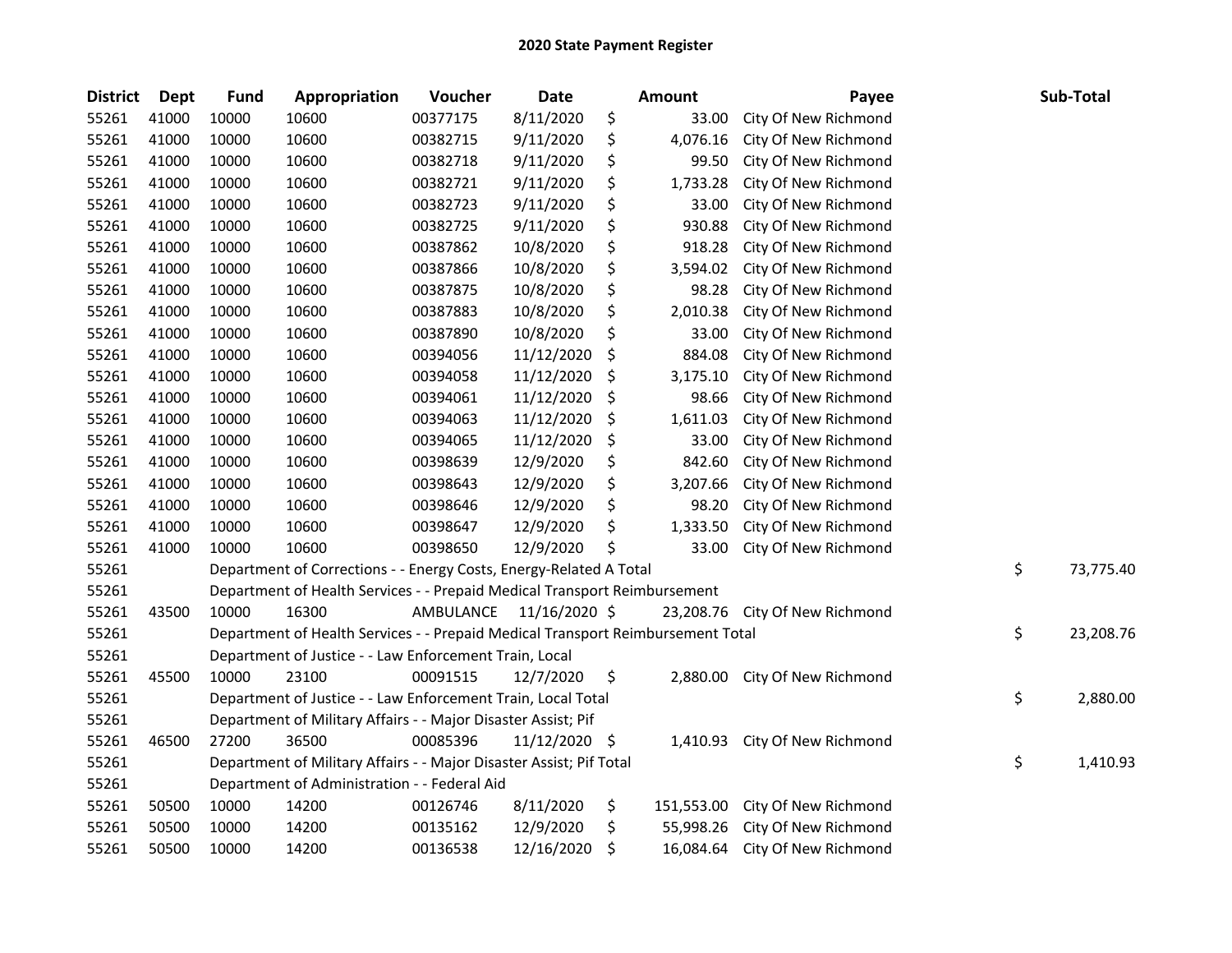# 2020 State Payment Register

| District | Dept | Fund | Appropriation | Voucher | Date | Amount | Payee | Sub-Total |
|---|---|---|---|---|---|---|---|---|
| 55261 | 41000 | 10000 | 10600 | 00377175 | 8/11/2020 | $ 33.00 | City Of New Richmond | |
| 55261 | 41000 | 10000 | 10600 | 00382715 | 9/11/2020 | $ 4,076.16 | City Of New Richmond | |
| 55261 | 41000 | 10000 | 10600 | 00382718 | 9/11/2020 | $ 99.50 | City Of New Richmond | |
| 55261 | 41000 | 10000 | 10600 | 00382721 | 9/11/2020 | $ 1,733.28 | City Of New Richmond | |
| 55261 | 41000 | 10000 | 10600 | 00382723 | 9/11/2020 | $ 33.00 | City Of New Richmond | |
| 55261 | 41000 | 10000 | 10600 | 00382725 | 9/11/2020 | $ 930.88 | City Of New Richmond | |
| 55261 | 41000 | 10000 | 10600 | 00387862 | 10/8/2020 | $ 918.28 | City Of New Richmond | |
| 55261 | 41000 | 10000 | 10600 | 00387866 | 10/8/2020 | $ 3,594.02 | City Of New Richmond | |
| 55261 | 41000 | 10000 | 10600 | 00387875 | 10/8/2020 | $ 98.28 | City Of New Richmond | |
| 55261 | 41000 | 10000 | 10600 | 00387883 | 10/8/2020 | $ 2,010.38 | City Of New Richmond | |
| 55261 | 41000 | 10000 | 10600 | 00387890 | 10/8/2020 | $ 33.00 | City Of New Richmond | |
| 55261 | 41000 | 10000 | 10600 | 00394056 | 11/12/2020 | $ 884.08 | City Of New Richmond | |
| 55261 | 41000 | 10000 | 10600 | 00394058 | 11/12/2020 | $ 3,175.10 | City Of New Richmond | |
| 55261 | 41000 | 10000 | 10600 | 00394061 | 11/12/2020 | $ 98.66 | City Of New Richmond | |
| 55261 | 41000 | 10000 | 10600 | 00394063 | 11/12/2020 | $ 1,611.03 | City Of New Richmond | |
| 55261 | 41000 | 10000 | 10600 | 00394065 | 11/12/2020 | $ 33.00 | City Of New Richmond | |
| 55261 | 41000 | 10000 | 10600 | 00398639 | 12/9/2020 | $ 842.60 | City Of New Richmond | |
| 55261 | 41000 | 10000 | 10600 | 00398643 | 12/9/2020 | $ 3,207.66 | City Of New Richmond | |
| 55261 | 41000 | 10000 | 10600 | 00398646 | 12/9/2020 | $ 98.20 | City Of New Richmond | |
| 55261 | 41000 | 10000 | 10600 | 00398647 | 12/9/2020 | $ 1,333.50 | City Of New Richmond | |
| 55261 | 41000 | 10000 | 10600 | 00398650 | 12/9/2020 | $ 33.00 | City Of New Richmond | |
| 55261 | | Department of Corrections - - Energy Costs, Energy-Related A Total | | | | | | $ 73,775.40 |
| 55261 | | Department of Health Services - - Prepaid Medical Transport Reimbursement | | | | | | |
| 55261 | 43500 | 10000 | 16300 | AMBULANCE | 11/16/2020 | $ 23,208.76 | City Of New Richmond | |
| 55261 | | Department of Health Services - - Prepaid Medical Transport Reimbursement Total | | | | | | $ 23,208.76 |
| 55261 | | Department of Justice - - Law Enforcement Train, Local | | | | | | |
| 55261 | 45500 | 10000 | 23100 | 00091515 | 12/7/2020 | $ 2,880.00 | City Of New Richmond | |
| 55261 | | Department of Justice - - Law Enforcement Train, Local Total | | | | | | $ 2,880.00 |
| 55261 | | Department of Military Affairs - - Major Disaster Assist; Pif | | | | | | |
| 55261 | 46500 | 27200 | 36500 | 00085396 | 11/12/2020 | $ 1,410.93 | City Of New Richmond | |
| 55261 | | Department of Military Affairs - - Major Disaster Assist; Pif Total | | | | | | $ 1,410.93 |
| 55261 | | Department of Administration - - Federal Aid | | | | | | |
| 55261 | 50500 | 10000 | 14200 | 00126746 | 8/11/2020 | $ 151,553.00 | City Of New Richmond | |
| 55261 | 50500 | 10000 | 14200 | 00135162 | 12/9/2020 | $ 55,998.26 | City Of New Richmond | |
| 55261 | 50500 | 10000 | 14200 | 00136538 | 12/16/2020 | $ 16,084.64 | City Of New Richmond | |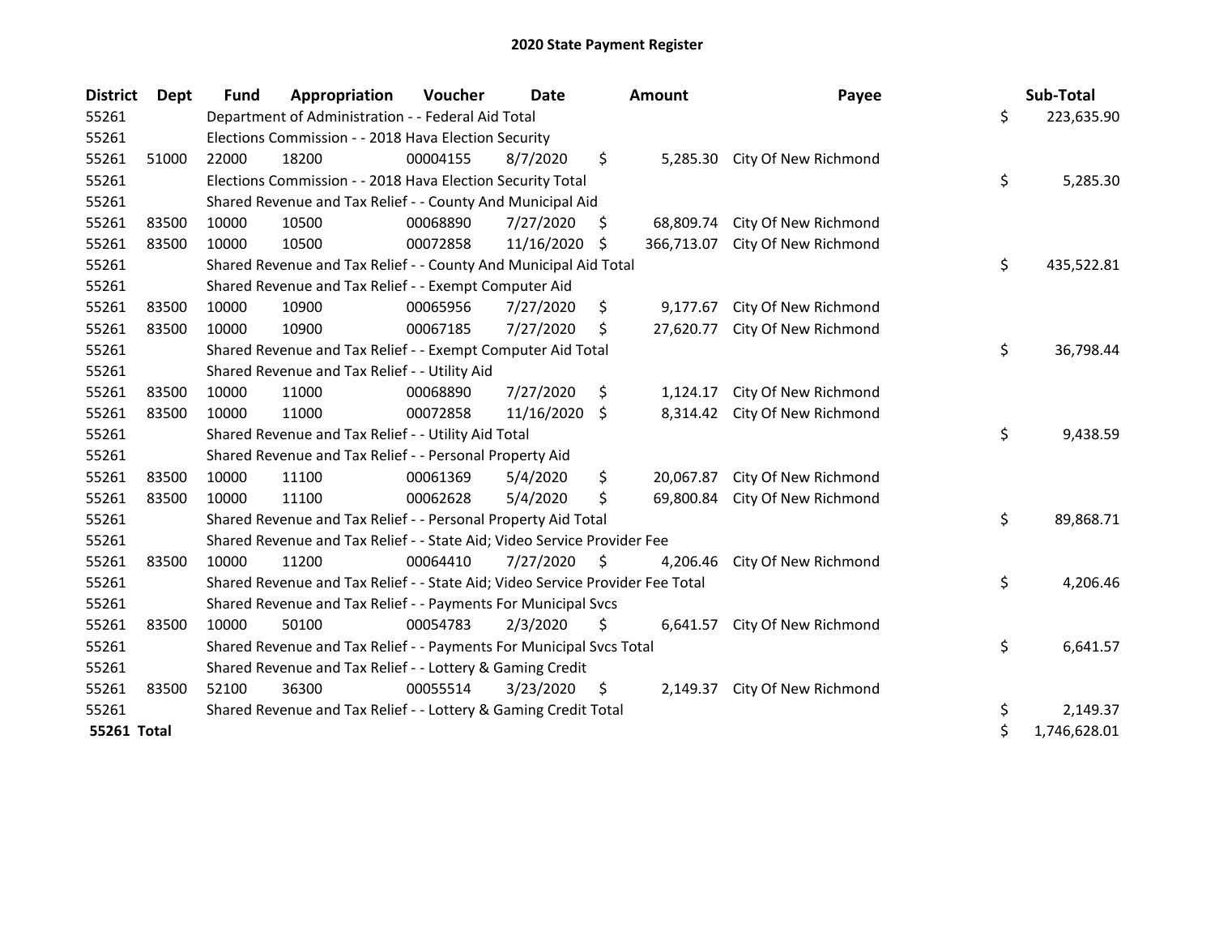# 2020 State Payment Register

| District | Dept | Fund | Appropriation | Voucher | Date | Amount | Payee | Sub-Total |
|---|---|---|---|---|---|---|---|---|
| 55261 | | Department of Administration - - Federal Aid Total | | | | | | $ 223,635.90 |
| 55261 | | Elections Commission - - 2018 Hava Election Security | | | | | | |
| 55261 | 51000 | 22000 | 18200 | 00004155 | 8/7/2020 | $ 5,285.30 | City Of New Richmond | |
| 55261 | | Elections Commission - - 2018 Hava Election Security Total | | | | | | $ 5,285.30 |
| 55261 | | Shared Revenue and Tax Relief - - County And Municipal Aid | | | | | | |
| 55261 | 83500 | 10000 | 10500 | 00068890 | 7/27/2020 | $ 68,809.74 | City Of New Richmond | |
| 55261 | 83500 | 10000 | 10500 | 00072858 | 11/16/2020 | $ 366,713.07 | City Of New Richmond | |
| 55261 | | Shared Revenue and Tax Relief - - County And Municipal Aid Total | | | | | | $ 435,522.81 |
| 55261 | | Shared Revenue and Tax Relief - - Exempt Computer Aid | | | | | | |
| 55261 | 83500 | 10000 | 10900 | 00065956 | 7/27/2020 | $ 9,177.67 | City Of New Richmond | |
| 55261 | 83500 | 10000 | 10900 | 00067185 | 7/27/2020 | $ 27,620.77 | City Of New Richmond | |
| 55261 | | Shared Revenue and Tax Relief - - Exempt Computer Aid Total | | | | | | $ 36,798.44 |
| 55261 | | Shared Revenue and Tax Relief - - Utility Aid | | | | | | |
| 55261 | 83500 | 10000 | 11000 | 00068890 | 7/27/2020 | $ 1,124.17 | City Of New Richmond | |
| 55261 | 83500 | 10000 | 11000 | 00072858 | 11/16/2020 | $ 8,314.42 | City Of New Richmond | |
| 55261 | | Shared Revenue and Tax Relief - - Utility Aid Total | | | | | | $ 9,438.59 |
| 55261 | | Shared Revenue and Tax Relief - - Personal Property Aid | | | | | | |
| 55261 | 83500 | 10000 | 11100 | 00061369 | 5/4/2020 | $ 20,067.87 | City Of New Richmond | |
| 55261 | 83500 | 10000 | 11100 | 00062628 | 5/4/2020 | $ 69,800.84 | City Of New Richmond | |
| 55261 | | Shared Revenue and Tax Relief - - Personal Property Aid Total | | | | | | $ 89,868.71 |
| 55261 | | Shared Revenue and Tax Relief - - State Aid; Video Service Provider Fee | | | | | | |
| 55261 | 83500 | 10000 | 11200 | 00064410 | 7/27/2020 | $ 4,206.46 | City Of New Richmond | |
| 55261 | | Shared Revenue and Tax Relief - - State Aid; Video Service Provider Fee Total | | | | | | $ 4,206.46 |
| 55261 | | Shared Revenue and Tax Relief - - Payments For Municipal Svcs | | | | | | |
| 55261 | 83500 | 10000 | 50100 | 00054783 | 2/3/2020 | $ 6,641.57 | City Of New Richmond | |
| 55261 | | Shared Revenue and Tax Relief - - Payments For Municipal Svcs Total | | | | | | $ 6,641.57 |
| 55261 | | Shared Revenue and Tax Relief - - Lottery & Gaming Credit | | | | | | |
| 55261 | 83500 | 52100 | 36300 | 00055514 | 3/23/2020 | $ 2,149.37 | City Of New Richmond | |
| 55261 | | Shared Revenue and Tax Relief - - Lottery & Gaming Credit Total | | | | | | $ 2,149.37 |
| **55261 Total** | | | | | | | | $ 1,746,628.01 |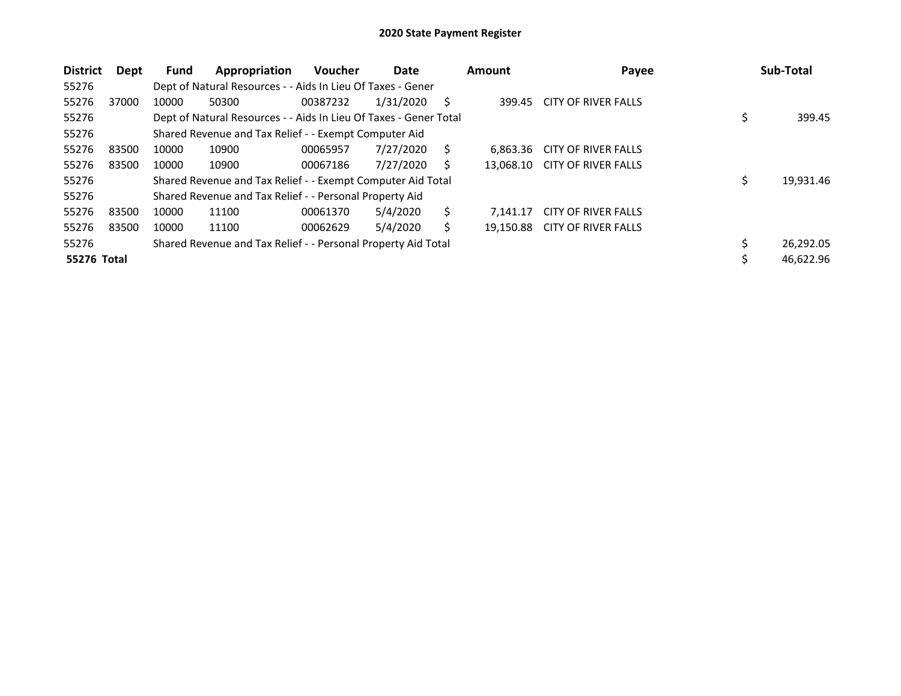# 2020 State Payment Register

| District | Dept | Fund | Appropriation | Voucher | Date | Amount | Payee | Sub-Total |
|---|---|---|---|---|---|---|---|---|
| 55276 | | Dept of Natural Resources - - Aids In Lieu Of Taxes - Gener | | | | | | |
| 55276 | 37000 | 10000 | 50300 | 00387232 | 1/31/2020 | $ 399.45 | CITY OF RIVER FALLS | |
| 55276 | | Dept of Natural Resources - - Aids In Lieu Of Taxes - Gener Total | | | | | | $ 399.45 |
| 55276 | | Shared Revenue and Tax Relief - - Exempt Computer Aid | | | | | | |
| 55276 | 83500 | 10000 | 10900 | 00065957 | 7/27/2020 | $ 6,863.36 | CITY OF RIVER FALLS | |
| 55276 | 83500 | 10000 | 10900 | 00067186 | 7/27/2020 | $ 13,068.10 | CITY OF RIVER FALLS | |
| 55276 | | Shared Revenue and Tax Relief - - Exempt Computer Aid Total | | | | | | $ 19,931.46 |
| 55276 | | Shared Revenue and Tax Relief - - Personal Property Aid | | | | | | |
| 55276 | 83500 | 10000 | 11100 | 00061370 | 5/4/2020 | $ 7,141.17 | CITY OF RIVER FALLS | |
| 55276 | 83500 | 10000 | 11100 | 00062629 | 5/4/2020 | $ 19,150.88 | CITY OF RIVER FALLS | |
| 55276 | | Shared Revenue and Tax Relief - - Personal Property Aid Total | | | | | | $ 26,292.05 |
| **55276 Total** | | | | | | | | $ 46,622.96 |